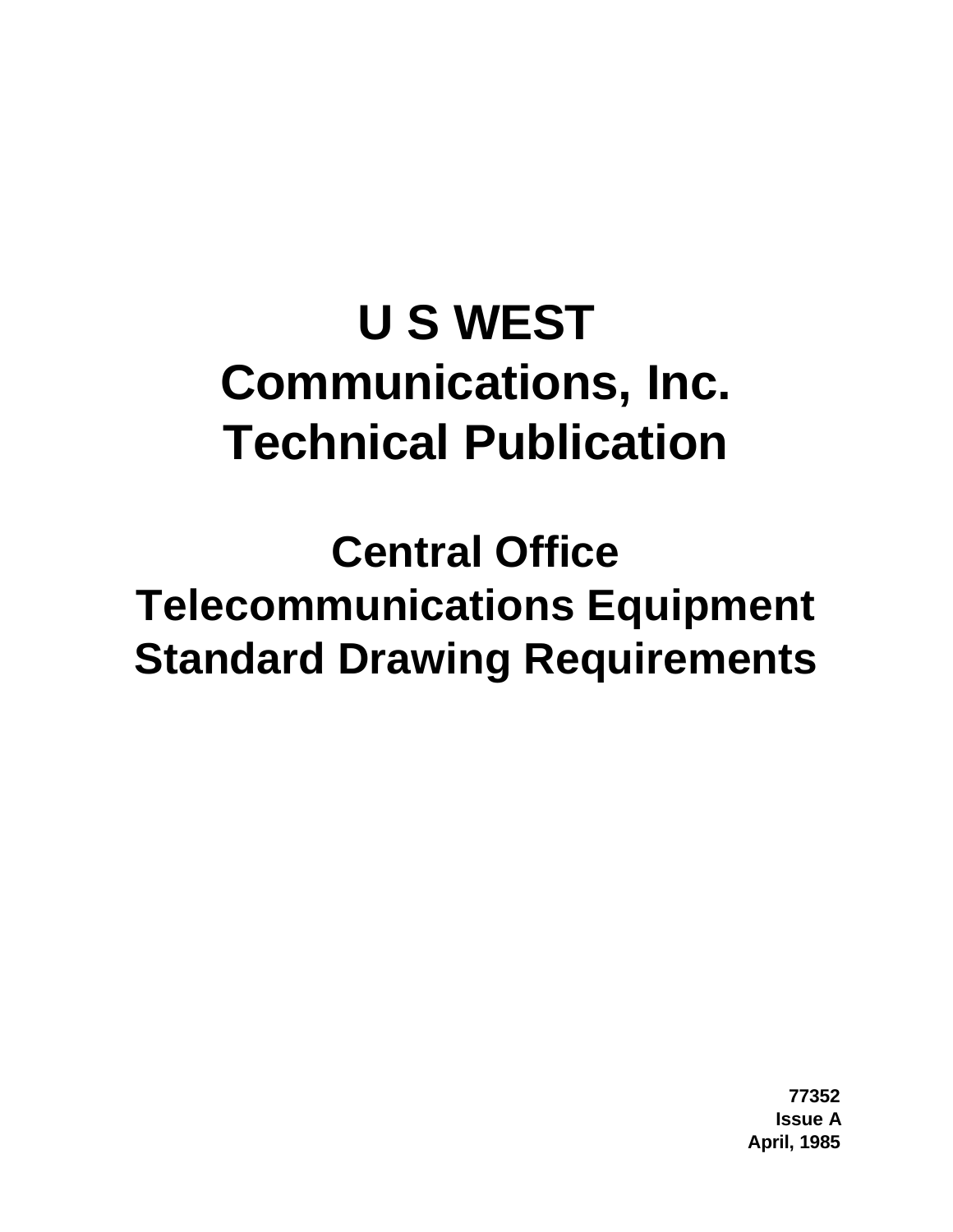# U S WEST
# Communications, Inc.
# Technical Publication

## Central Office
## Telecommunications Equipment
## Standard Drawing Requirements

**77352**
**Issue A**
**April, 1985**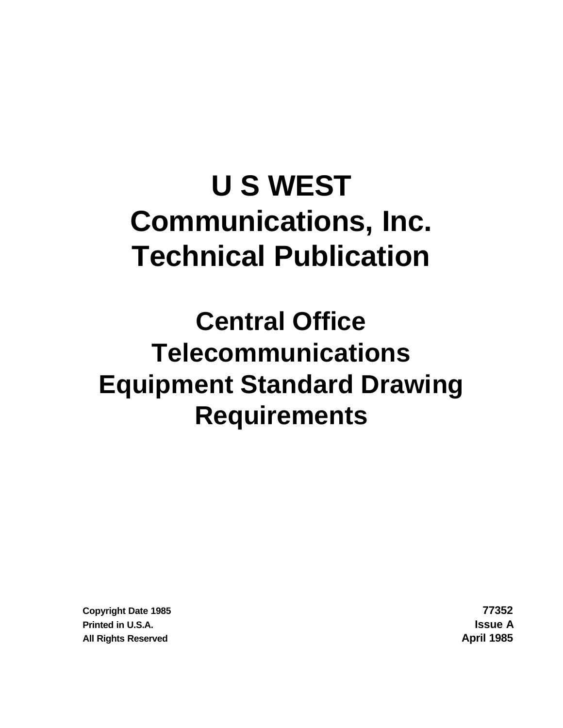# U S WEST Communications, Inc. Technical Publication

## Central Office Telecommunications Equipment Standard Drawing Requirements

Copyright Date 1985
Printed in U.S.A.
All Rights Reserved

77352
Issue A
April 1985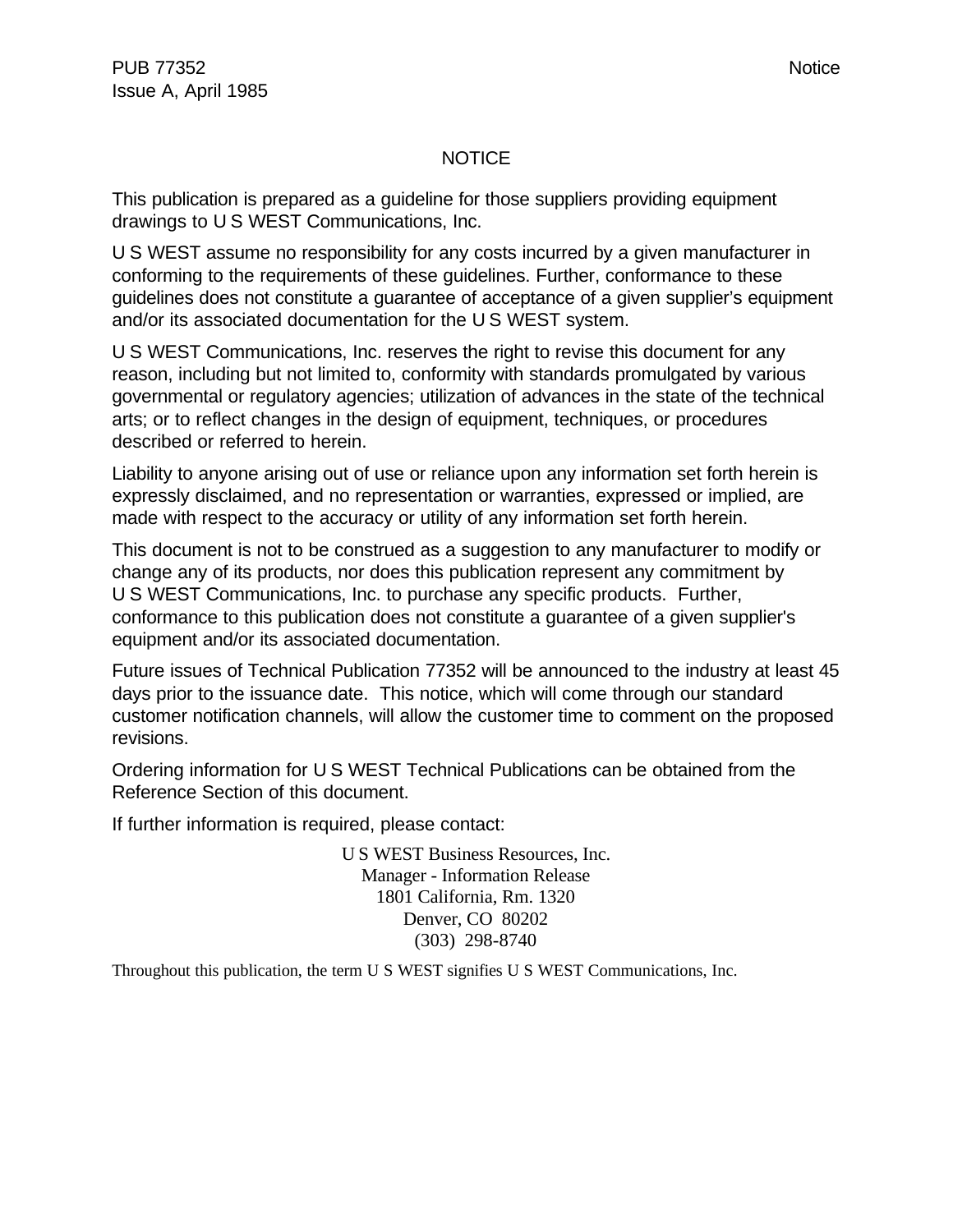# NOTICE

This publication is prepared as a guideline for those suppliers providing equipment drawings to U S WEST Communications, Inc.

U S WEST assume no responsibility for any costs incurred by a given manufacturer in conforming to the requirements of these guidelines. Further, conformance to these guidelines does not constitute a guarantee of acceptance of a given supplier's equipment and/or its associated documentation for the U S WEST system.

U S WEST Communications, Inc. reserves the right to revise this document for any reason, including but not limited to, conformity with standards promulgated by various governmental or regulatory agencies; utilization of advances in the state of the technical arts; or to reflect changes in the design of equipment, techniques, or procedures described or referred to herein.

Liability to anyone arising out of use or reliance upon any information set forth herein is expressly disclaimed, and no representation or warranties, expressed or implied, are made with respect to the accuracy or utility of any information set forth herein.

This document is not to be construed as a suggestion to any manufacturer to modify or change any of its products, nor does this publication represent any commitment by U S WEST Communications, Inc. to purchase any specific products. Further, conformance to this publication does not constitute a guarantee of a given supplier's equipment and/or its associated documentation.

Future issues of Technical Publication 77352 will be announced to the industry at least 45 days prior to the issuance date. This notice, which will come through our standard customer notification channels, will allow the customer time to comment on the proposed revisions.

Ordering information for U S WEST Technical Publications can be obtained from the Reference Section of this document.

If further information is required, please contact:

U S WEST Business Resources, Inc.
Manager - Information Release
1801 California, Rm. 1320
Denver, CO 80202
(303) 298-8740

Throughout this publication, the term U S WEST signifies U S WEST Communications, Inc.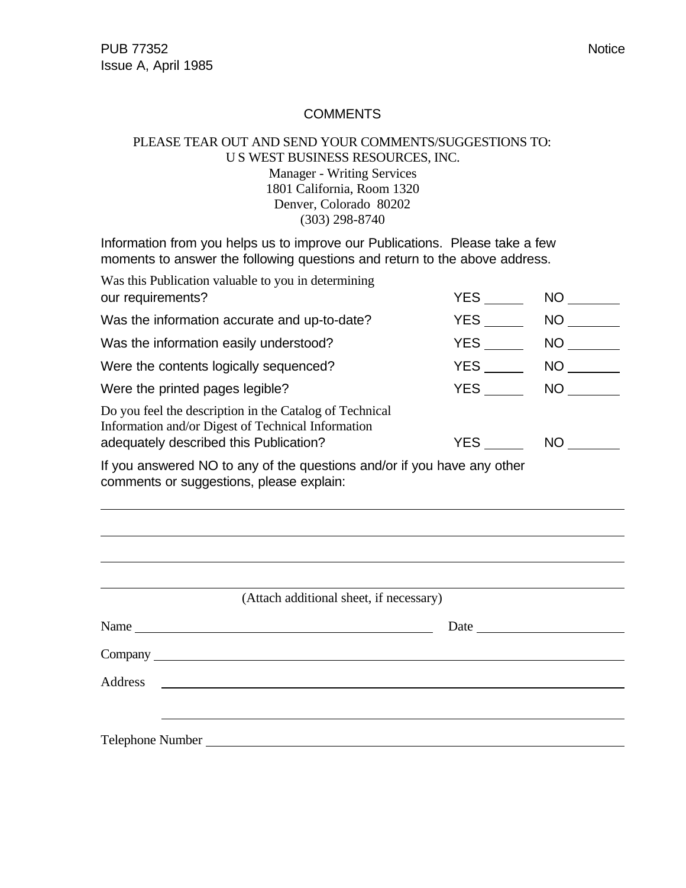# COMMENTS

PLEASE TEAR OUT AND SEND YOUR COMMENTS/SUGGESTIONS TO:
U S WEST BUSINESS RESOURCES, INC.
Manager - Writing Services
1801 California, Room 1320
Denver, Colorado 80202
(303) 298-8740

Information from you helps us to improve our Publications. Please take a few moments to answer the following questions and return to the above address.

| | | |
|---|---|---|
| Was this Publication valuable to you in determining our requirements? | YES ______ | NO ________ |
| Was the information accurate and up-to-date? | YES ______ | NO ________ |
| Was the information easily understood? | YES ______ | NO ________ |
| Were the contents logically sequenced? | YES ______ | NO ________ |
| Were the printed pages legible? | YES ______ | NO ________ |
| Do you feel the description in the Catalog of Technical Information and/or Digest of Technical Information adequately described this Publication? | YES ______ | NO ________ |

If you answered NO to any of the questions and/or if you have any other comments or suggestions, please explain:

_______________________________________________________________________________

_______________________________________________________________________________

_______________________________________________________________________________

_______________________________________________________________________________

(Attach additional sheet, if necessary)

Name ____________________________________________ Date ______________________

Company ________________________________________________________________

Address ________________________________________________________________

________________________________________________________________

Telephone Number ________________________________________________________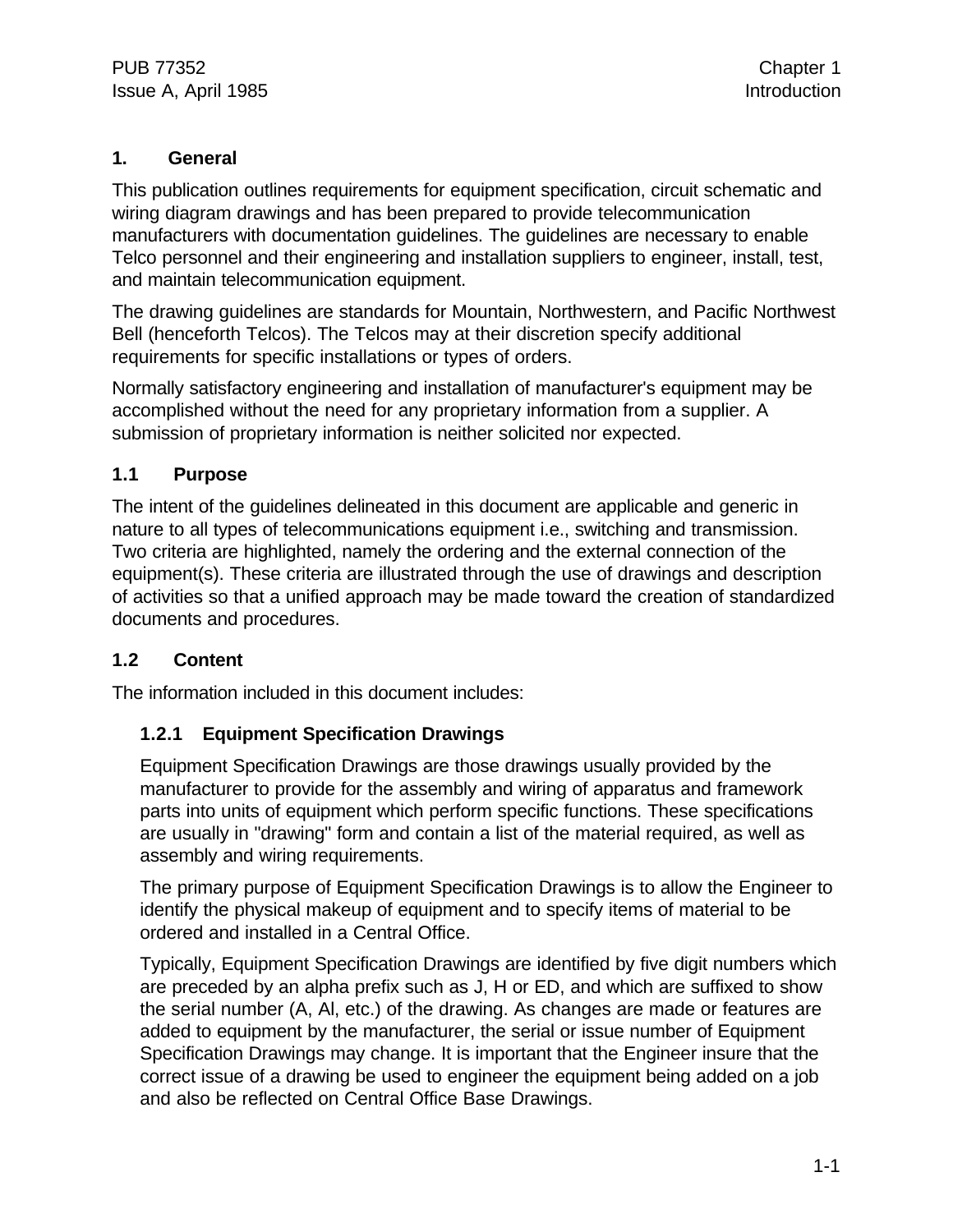## 1. General

This publication outlines requirements for equipment specification, circuit schematic and wiring diagram drawings and has been prepared to provide telecommunication manufacturers with documentation guidelines. The guidelines are necessary to enable Telco personnel and their engineering and installation suppliers to engineer, install, test, and maintain telecommunication equipment.

The drawing guidelines are standards for Mountain, Northwestern, and Pacific Northwest Bell (henceforth Telcos). The Telcos may at their discretion specify additional requirements for specific installations or types of orders.

Normally satisfactory engineering and installation of manufacturer's equipment may be accomplished without the need for any proprietary information from a supplier. A submission of proprietary information is neither solicited nor expected.

### 1.1 Purpose

The intent of the guidelines delineated in this document are applicable and generic in nature to all types of telecommunications equipment i.e., switching and transmission. Two criteria are highlighted, namely the ordering and the external connection of the equipment(s). These criteria are illustrated through the use of drawings and description of activities so that a unified approach may be made toward the creation of standardized documents and procedures.

### 1.2 Content

The information included in this document includes:

#### 1.2.1 Equipment Specification Drawings

Equipment Specification Drawings are those drawings usually provided by the manufacturer to provide for the assembly and wiring of apparatus and framework parts into units of equipment which perform specific functions. These specifications are usually in "drawing" form and contain a list of the material required, as well as assembly and wiring requirements.

The primary purpose of Equipment Specification Drawings is to allow the Engineer to identify the physical makeup of equipment and to specify items of material to be ordered and installed in a Central Office.

Typically, Equipment Specification Drawings are identified by five digit numbers which are preceded by an alpha prefix such as J, H or ED, and which are suffixed to show the serial number (A, Al, etc.) of the drawing. As changes are made or features are added to equipment by the manufacturer, the serial or issue number of Equipment Specification Drawings may change. It is important that the Engineer insure that the correct issue of a drawing be used to engineer the equipment being added on a job and also be reflected on Central Office Base Drawings.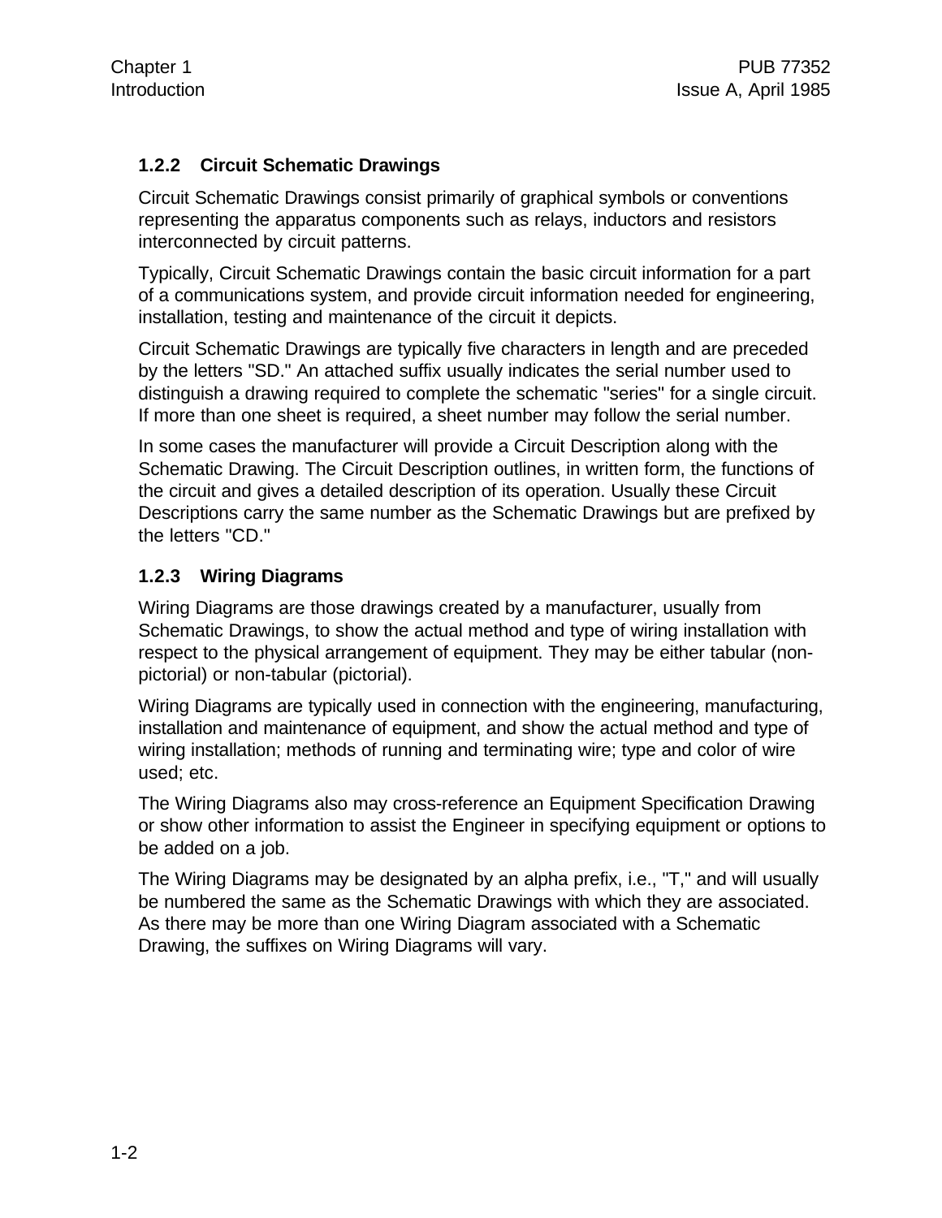### 1.2.2 Circuit Schematic Drawings

Circuit Schematic Drawings consist primarily of graphical symbols or conventions representing the apparatus components such as relays, inductors and resistors interconnected by circuit patterns.

Typically, Circuit Schematic Drawings contain the basic circuit information for a part of a communications system, and provide circuit information needed for engineering, installation, testing and maintenance of the circuit it depicts.

Circuit Schematic Drawings are typically five characters in length and are preceded by the letters "SD." An attached suffix usually indicates the serial number used to distinguish a drawing required to complete the schematic "series" for a single circuit. If more than one sheet is required, a sheet number may follow the serial number.

In some cases the manufacturer will provide a Circuit Description along with the Schematic Drawing. The Circuit Description outlines, in written form, the functions of the circuit and gives a detailed description of its operation. Usually these Circuit Descriptions carry the same number as the Schematic Drawings but are prefixed by the letters "CD."

### 1.2.3 Wiring Diagrams

Wiring Diagrams are those drawings created by a manufacturer, usually from Schematic Drawings, to show the actual method and type of wiring installation with respect to the physical arrangement of equipment. They may be either tabular (non-pictorial) or non-tabular (pictorial).

Wiring Diagrams are typically used in connection with the engineering, manufacturing, installation and maintenance of equipment, and show the actual method and type of wiring installation; methods of running and terminating wire; type and color of wire used; etc.

The Wiring Diagrams also may cross-reference an Equipment Specification Drawing or show other information to assist the Engineer in specifying equipment or options to be added on a job.

The Wiring Diagrams may be designated by an alpha prefix, i.e., "T," and will usually be numbered the same as the Schematic Drawings with which they are associated. As there may be more than one Wiring Diagram associated with a Schematic Drawing, the suffixes on Wiring Diagrams will vary.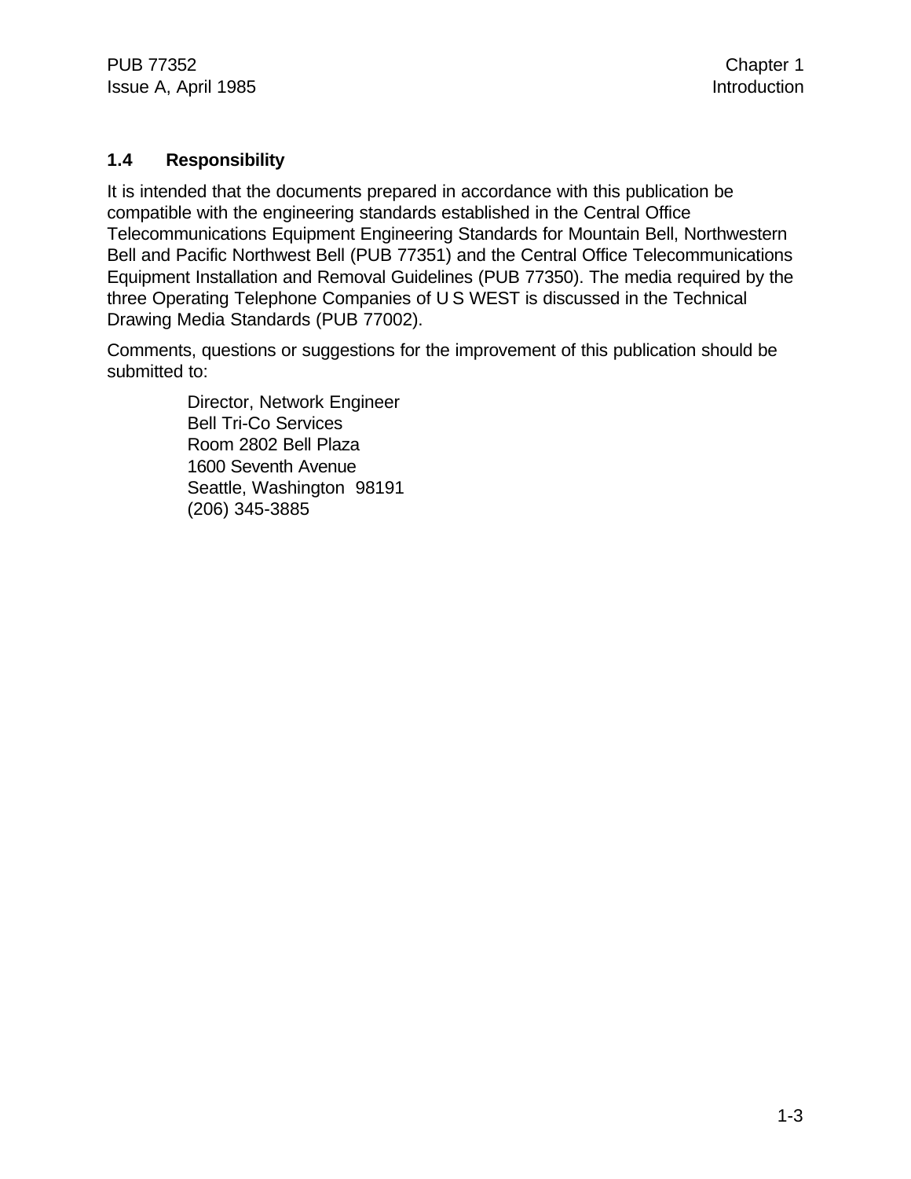## 1.4 Responsibility

It is intended that the documents prepared in accordance with this publication be compatible with the engineering standards established in the Central Office Telecommunications Equipment Engineering Standards for Mountain Bell, Northwestern Bell and Pacific Northwest Bell (PUB 77351) and the Central Office Telecommunications Equipment Installation and Removal Guidelines (PUB 77350). The media required by the three Operating Telephone Companies of U S WEST is discussed in the Technical Drawing Media Standards (PUB 77002).

Comments, questions or suggestions for the improvement of this publication should be submitted to:

> Director, Network Engineer
> Bell Tri-Co Services
> Room 2802 Bell Plaza
> 1600 Seventh Avenue
> Seattle, Washington 98191
> (206) 345-3885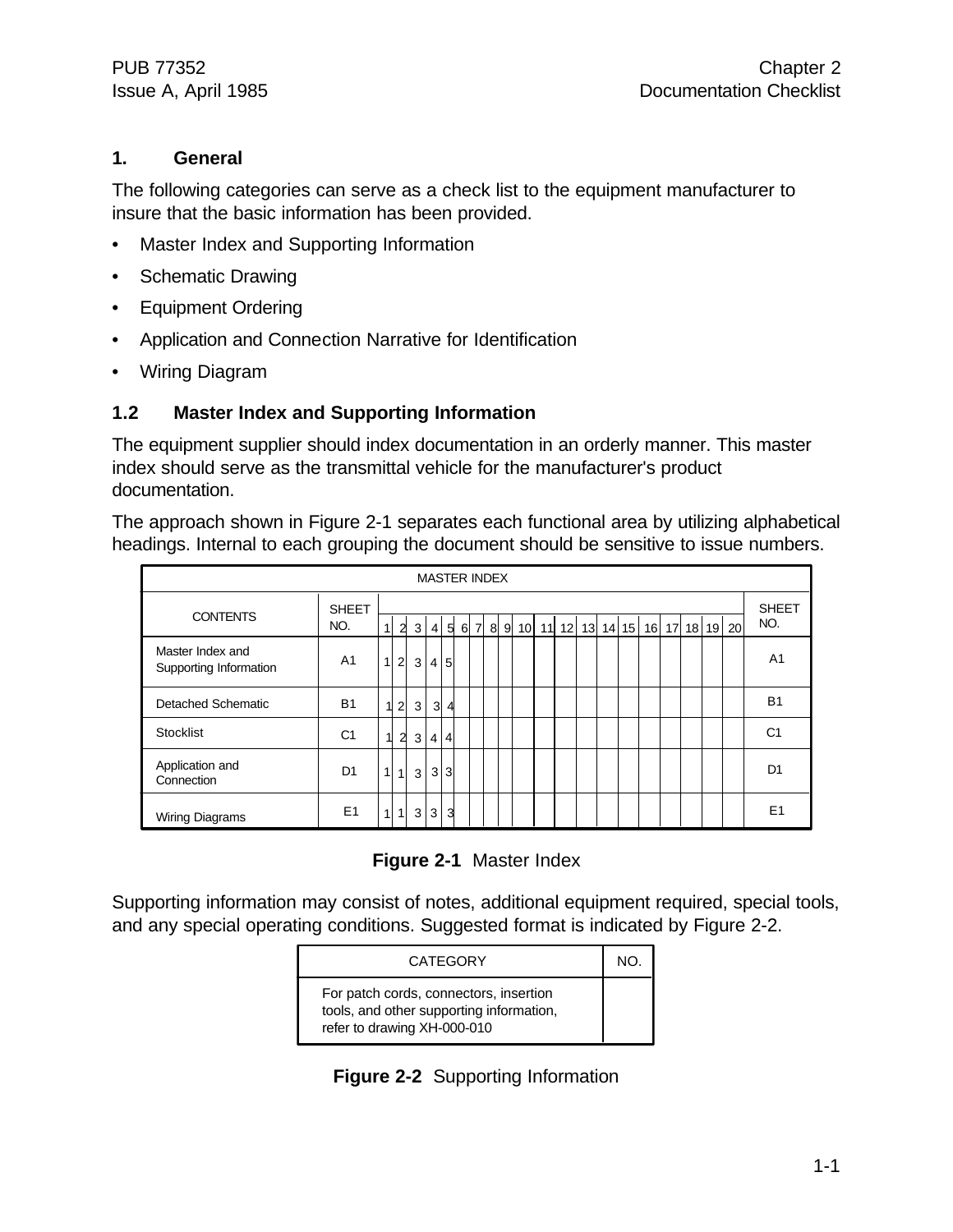## 1. General

The following categories can serve as a check list to the equipment manufacturer to insure that the basic information has been provided.

- Master Index and Supporting Information
- Schematic Drawing
- Equipment Ordering
- Application and Connection Narrative for Identification
- Wiring Diagram

## 1.2 Master Index and Supporting Information

The equipment supplier should index documentation in an orderly manner. This master index should serve as the transmittal vehicle for the manufacturer's product documentation.

The approach shown in Figure 2-1 separates each functional area by utilizing alphabetical headings. Internal to each grouping the document should be sensitive to issue numbers.

| MASTER INDEX | | | | | | | | | | | | | | | | | | | | | | |
|---|---|---|---|---|---|---|---|---|---|---|---|---|---|---|---|---|---|---|---|---|---|---|
| CONTENTS | SHEET NO. | 1 | 2 | 3 | 4 | 5 | 6 | 7 | 8 | 9 | 10 | 11 | 12 | 13 | 14 | 15 | 16 | 17 | 18 | 19 | 20 | SHEET NO. |
| Master Index and Supporting Information | A1 | 1 | 2 | 3 | 4 | 5 | | | | | | | | | | | | | | | | A1 |
| Detached Schematic | B1 | 1 | 2 | 3 | 3 | 4 | | | | | | | | | | | | | | | | B1 |
| Stocklist | C1 | 1 | 2 | 3 | 4 | 4 | | | | | | | | | | | | | | | | C1 |
| Application and Connection | D1 | 1 | 1 | 3 | 3 | 3 | | | | | | | | | | | | | | | | D1 |
| Wiring Diagrams | E1 | 1 | 1 | 3 | 3 | 3 | | | | | | | | | | | | | | | | E1 |

**Figure 2-1** Master Index

Supporting information may consist of notes, additional equipment required, special tools, and any special operating conditions. Suggested format is indicated by Figure 2-2.

| CATEGORY | NO. |
|---|---|
| For patch cords, connectors, insertion tools, and other supporting information, refer to drawing XH-000-010 | |

**Figure 2-2** Supporting Information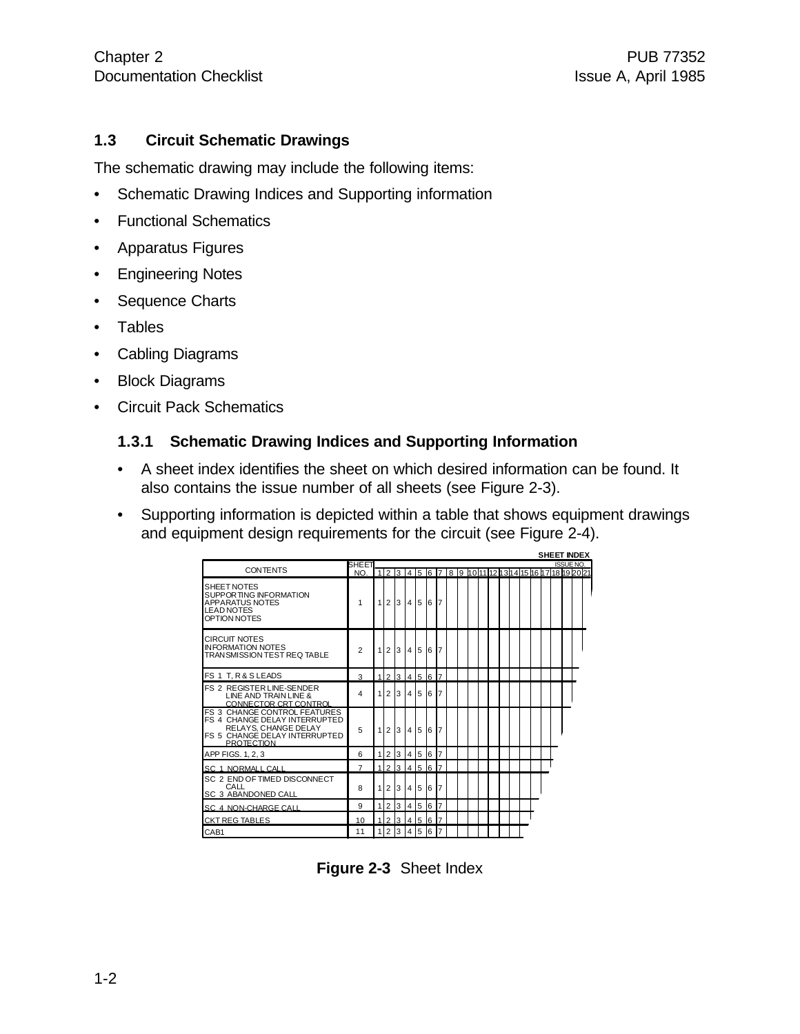### 1.3 Circuit Schematic Drawings

The schematic drawing may include the following items:

- Schematic Drawing Indices and Supporting information
- Functional Schematics
- Apparatus Figures
- Engineering Notes
- Sequence Charts
- Tables
- Cabling Diagrams
- Block Diagrams
- Circuit Pack Schematics

#### 1.3.1 Schematic Drawing Indices and Supporting Information

- A sheet index identifies the sheet on which desired information can be found. It also contains the issue number of all sheets (see Figure 2-3).
- Supporting information is depicted within a table that shows equipment drawings and equipment design requirements for the circuit (see Figure 2-4).

**SHEET INDEX**

| CONTENTS | SHEET NO. | ISSUE NO. 1 | 2 | 3 | 4 | 5 | 6 | 7 | 8 | 9 | 10 | 11 | 12 | 13 | 14 | 15 | 16 | 17 | 18 | 19 | 20 | 21 |
|---|---|---|---|---|---|---|---|---|---|---|---|---|---|---|---|---|---|---|---|---|---|---|
| SHEET NOTES<br>SUPPORTING INFORMATION<br>APPARATUS NOTES<br>LEAD NOTES<br>OPTION NOTES | 1 | 1 | 2 | 3 | 4 | 5 | 6 | 7 | | | | | | | | | | | | | | |
| CIRCUIT NOTES<br>INFORMATION NOTES<br>TRANSMISSION TEST REQ TABLE | 2 | 1 | 2 | 3 | 4 | 5 | 6 | 7 | | | | | | | | | | | | | | |
| FS 1 T, R & S LEADS | 3 | 1 | 2 | 3 | 4 | 5 | 6 | 7 | | | | | | | | | | | | | | |
| FS 2 REGISTER LINE-SENDER LINE AND TRAIN LINE & CONNECTOR CRT CONTROL | 4 | 1 | 2 | 3 | 4 | 5 | 6 | 7 | | | | | | | | | | | | | | |
| FS 3 CHANGE CONTROL FEATURES<br>FS 4 CHANGE DELAY INTERRUPTED RELAYS, CHANGE DELAY<br>FS 5 CHANGE DELAY INTERRUPTED PROTECTION | 5 | 1 | 2 | 3 | 4 | 5 | 6 | 7 | | | | | | | | | | | | | | |
| APP FIGS. 1, 2, 3 | 6 | 1 | 2 | 3 | 4 | 5 | 6 | 7 | | | | | | | | | | | | | | |
| SC 1 NORMALL CALL | 7 | 1 | 2 | 3 | 4 | 5 | 6 | 7 | | | | | | | | | | | | | | |
| SC 2 END OF TIMED DISCONNECT CALL<br>SC 3 ABANDONED CALL | 8 | 1 | 2 | 3 | 4 | 5 | 6 | 7 | | | | | | | | | | | | | | |
| SC 4 NON-CHARGE CALL | 9 | 1 | 2 | 3 | 4 | 5 | 6 | 7 | | | | | | | | | | | | | | |
| CKT REG TABLES | 10 | 1 | 2 | 3 | 4 | 5 | 6 | 7 | | | | | | | | | | | | | | |
| CAB1 | 11 | 1 | 2 | 3 | 4 | 5 | 6 | 7 | | | | | | | | | | | | | | |

**Figure 2-3** Sheet Index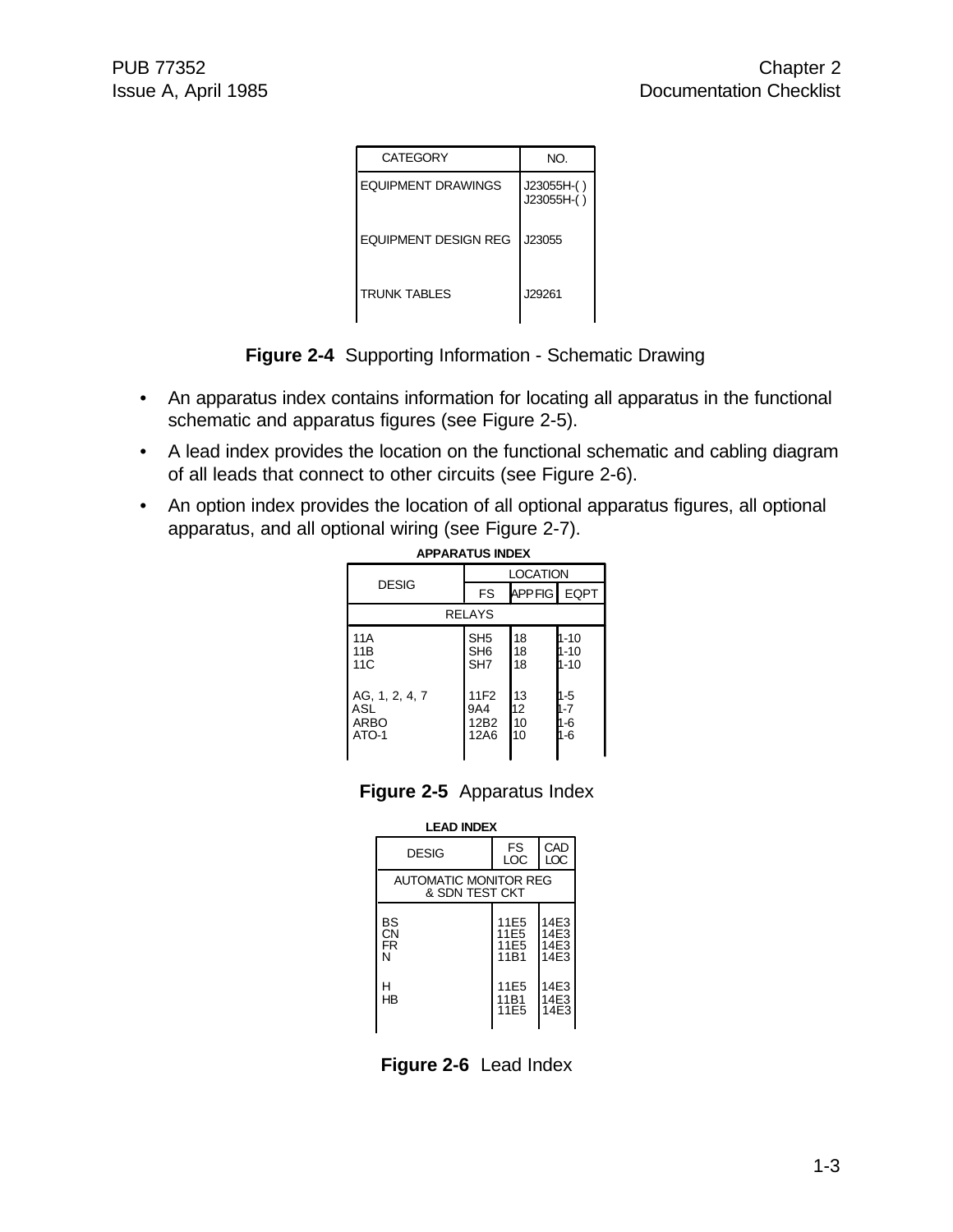| CATEGORY | NO. |
|---|---|
| EQUIPMENT DRAWINGS | J23055H-( )<br>J23055H-( ) |
| EQUIPMENT DESIGN REG | J23055 |
| TRUNK TABLES | J29261 |

**Figure 2-4** Supporting Information - Schematic Drawing

- An apparatus index contains information for locating all apparatus in the functional schematic and apparatus figures (see Figure 2-5).
- A lead index provides the location on the functional schematic and cabling diagram of all leads that connect to other circuits (see Figure 2-6).
- An option index provides the location of all optional apparatus figures, all optional apparatus, and all optional wiring (see Figure 2-7).

**APPARATUS INDEX**

| DESIG | LOCATION | | |
|---|---|---|---|
| | FS | APP FIG | EQPT |
| RELAYS | | | |
| 11A | SH5 | 18 | 1-10 |
| 11B | SH6 | 18 | 1-10 |
| 11C | SH7 | 18 | 1-10 |
| AG, 1, 2, 4, 7 | 11F2 | 13 | 1-5 |
| ASL | 9A4 | 12 | 1-7 |
| ARBO | 12B2 | 10 | 1-6 |
| ATO-1 | 12A6 | 10 | 1-6 |

**Figure 2-5** Apparatus Index

**LEAD INDEX**

| DESIG | FS LOC | CAD LOC |
|---|---|---|
| AUTOMATIC MONITOR REG & SDN TEST CKT | | |
| BS | 11E5 | 14E3 |
| CN | 11E5 | 14E3 |
| FR | 11E5 | 14E3 |
| N | 11B1 | 14E3 |
| H | 11E5 | 14E3 |
| HB | 11B1 | 14E3 |
| | 11E5 | 14E3 |

**Figure 2-6** Lead Index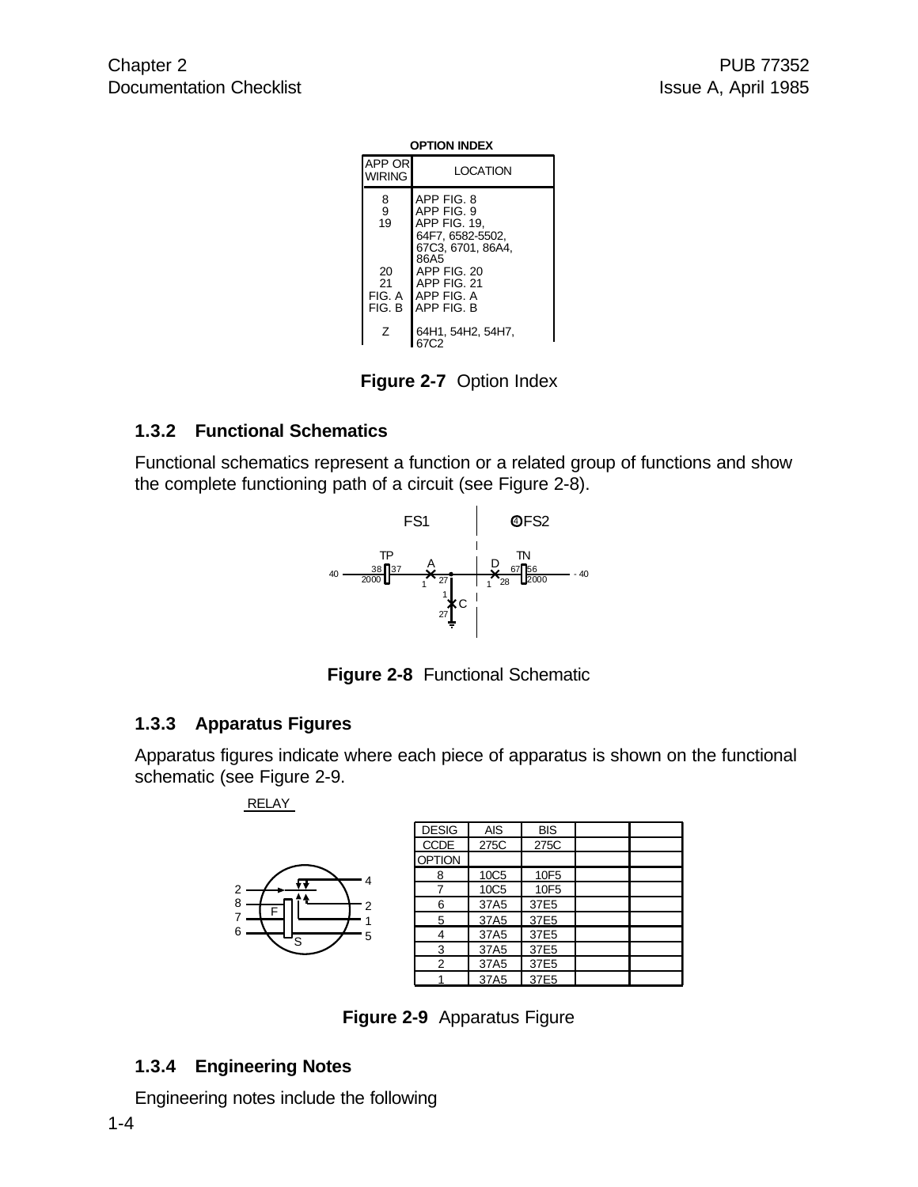**OPTION INDEX**

| APP OR WIRING | LOCATION |
|---|---|
| 8 | APP FIG. 8 |
| 9 | APP FIG. 9 |
| 19 | APP FIG. 19, 64F7, 6582-5502, 67C3, 6701, 86A4, 86A5 |
| 20 | APP FIG. 20 |
| 21 | APP FIG. 21 |
| FIG. A | APP FIG. A |
| FIG. B | APP FIG. B |
| Z | 64H1, 54H2, 54H7, 67C2 |

**Figure 2-7** Option Index

### 1.3.2 Functional Schematics

Functional schematics represent a function or a related group of functions and show the complete functioning path of a circuit (see Figure 2-8).

**Figure 2-8** Functional Schematic

### 1.3.3 Apparatus Figures

Apparatus figures indicate where each piece of apparatus is shown on the functional schematic (see Figure 2-9.

RELAY

| DESIG | AIS | BIS | | |
|---|---|---|---|---|
| CCDE | 275C | 275C | | |
| OPTION | | | | |
| 8 | 10C5 | 10F5 | | |
| 7 | 10C5 | 10F5 | | |
| 6 | 37A5 | 37E5 | | |
| 5 | 37A5 | 37E5 | | |
| 4 | 37A5 | 37E5 | | |
| 3 | 37A5 | 37E5 | | |
| 2 | 37A5 | 37E5 | | |
| 1 | 37A5 | 37E5 | | |

**Figure 2-9** Apparatus Figure

### 1.3.4 Engineering Notes

Engineering notes include the following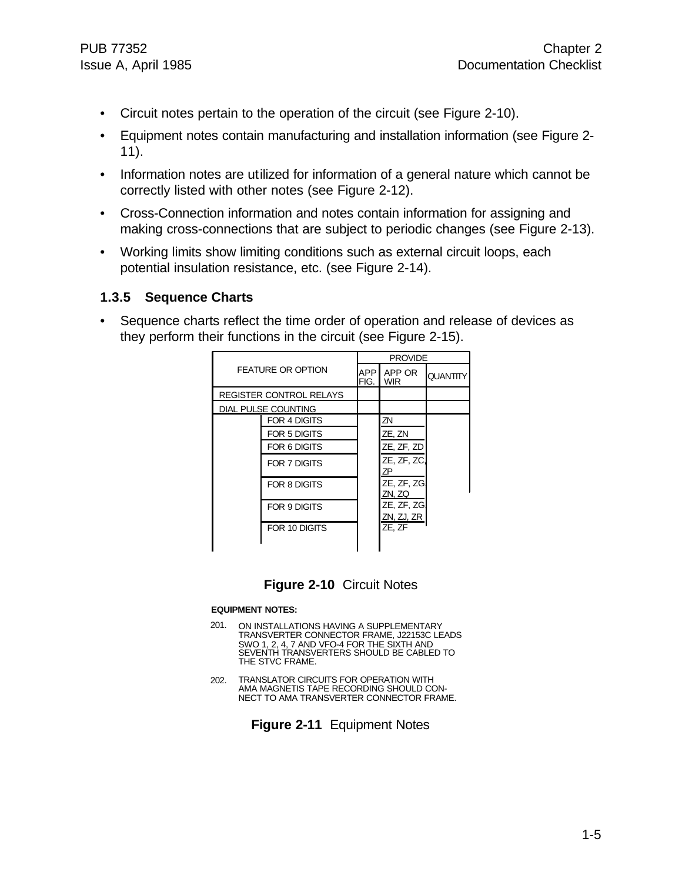- Circuit notes pertain to the operation of the circuit (see Figure 2-10).
- Equipment notes contain manufacturing and installation information (see Figure 2-11).
- Information notes are utilized for information of a general nature which cannot be correctly listed with other notes (see Figure 2-12).
- Cross-Connection information and notes contain information for assigning and making cross-connections that are subject to periodic changes (see Figure 2-13).
- Working limits show limiting conditions such as external circuit loops, each potential insulation resistance, etc. (see Figure 2-14).

### 1.3.5 Sequence Charts

- Sequence charts reflect the time order of operation and release of devices as they perform their functions in the circuit (see Figure 2-15).

| FEATURE OR OPTION | | PROVIDE | | |
|---|---|---|---|---|
| | | APP FIG. | APP OR WIR | QUANTITY |
| REGISTER CONTROL RELAYS | | | | |
| DIAL PULSE COUNTING | | | | |
| | FOR 4 DIGITS | | ZN | |
| | FOR 5 DIGITS | | ZE, ZN | |
| | FOR 6 DIGITS | | ZE, ZF, ZD | |
| | FOR 7 DIGITS | | ZE, ZF, ZC, ZP | |
| | FOR 8 DIGITS | | ZE, ZF, ZG ZN, ZQ | |
| | FOR 9 DIGITS | | ZE, ZF, ZG ZN, ZJ, ZR | |
| | FOR 10 DIGITS | | ZE, ZF | |

**Figure 2-10** Circuit Notes

**EQUIPMENT NOTES:**

201. ON INSTALLATIONS HAVING A SUPPLEMENTARY TRANSVERTER CONNECTOR FRAME, J22153C LEADS SWO 1, 2, 4, 7 AND VFO-4 FOR THE SIXTH AND SEVENTH TRANSVERTERS SHOULD BE CABLED TO THE STVC FRAME.

202. TRANSLATOR CIRCUITS FOR OPERATION WITH AMA MAGNETIS TAPE RECORDING SHOULD CONNECT TO AMA TRANSVERTER CONNECTOR FRAME.

**Figure 2-11** Equipment Notes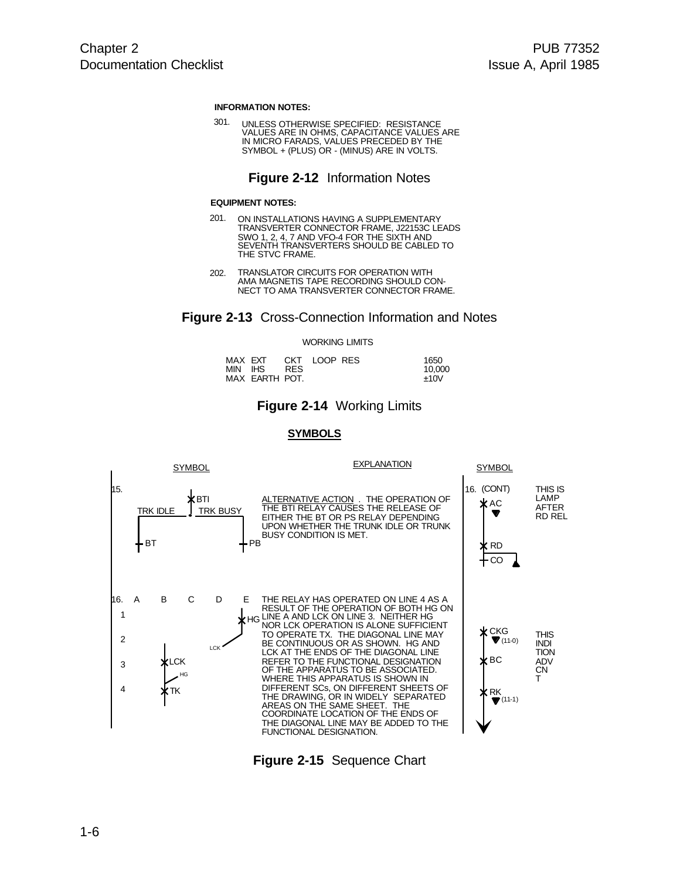**INFORMATION NOTES:**

301. UNLESS OTHERWISE SPECIFIED: RESISTANCE VALUES ARE IN OHMS, CAPACITANCE VALUES ARE IN MICRO FARADS, VALUES PRECEDED BY THE SYMBOL + (PLUS) OR - (MINUS) ARE IN VOLTS.

**Figure 2-12** Information Notes

**EQUIPMENT NOTES:**

201. ON INSTALLATIONS HAVING A SUPPLEMENTARY TRANSVERTER CONNECTOR FRAME, J22153C LEADS SWO 1, 2, 4, 7 AND VFO-4 FOR THE SIXTH AND SEVENTH TRANSVERTERS SHOULD BE CABLED TO THE STVC FRAME.

202. TRANSLATOR CIRCUITS FOR OPERATION WITH AMA MAGNETIS TAPE RECORDING SHOULD CONNECT TO AMA TRANSVERTER CONNECTOR FRAME.

**Figure 2-13** Cross-Connection Information and Notes

WORKING LIMITS

| | |
|---|---|
| MAX EXT CKT LOOP RES | 1650 |
| MIN IHS RES | 10,000 |
| MAX EARTH POT. | ±10V |

**Figure 2-14** Working Limits

**SYMBOLS**

| SYMBOL | EXPLANATION |
|---|---|
| 15. BTI; TRK IDLE; TRK BUSY; BT; PB | ALTERNATIVE ACTION . THE OPERATION OF THE BTI RELAY CAUSES THE RELEASE OF EITHER THE BT OR PS RELAY DEPENDING UPON WHETHER THE TRUNK IDLE OR TRUNK BUSY CONDITION IS MET. |
| 16. A B C D E; 1 HG; 2 LCK; 3 LCK HG; 4 TK | THE RELAY HAS OPERATED ON LINE 4 AS A RESULT OF THE OPERATION OF BOTH HG ON LINE A AND LCK ON LINE 3. NEITHER HG NOR LCK OPERATION IS ALONE SUFFICIENT TO OPERATE TX. THE DIAGONAL LINE MAY BE CONTINUOUS OR AS SHOWN. HG AND LCK AT THE ENDS OF THE DIAGONAL LINE REFER TO THE FUNCTIONAL DESIGNATION OF THE APPARATUS TO BE ASSOCIATED. WHERE THIS APPARATUS IS SHOWN IN DIFFERENT SCs, ON DIFFERENT SHEETS OF THE DRAWING, OR IN WIDELY SEPARATED AREAS ON THE SAME SHEET. THE COORDINATE LOCATION OF THE ENDS OF THE DIAGONAL LINE MAY BE ADDED TO THE FUNCTIONAL DESIGNATION. |

| SYMBOL | |
|---|---|
| 16. (CONT) AC; RD; CO | THIS IS LAMP AFTER RD REL |
| CKG (11-0); BC; RK (11-1) | THIS INDI TION ADV CN T |

**Figure 2-15** Sequence Chart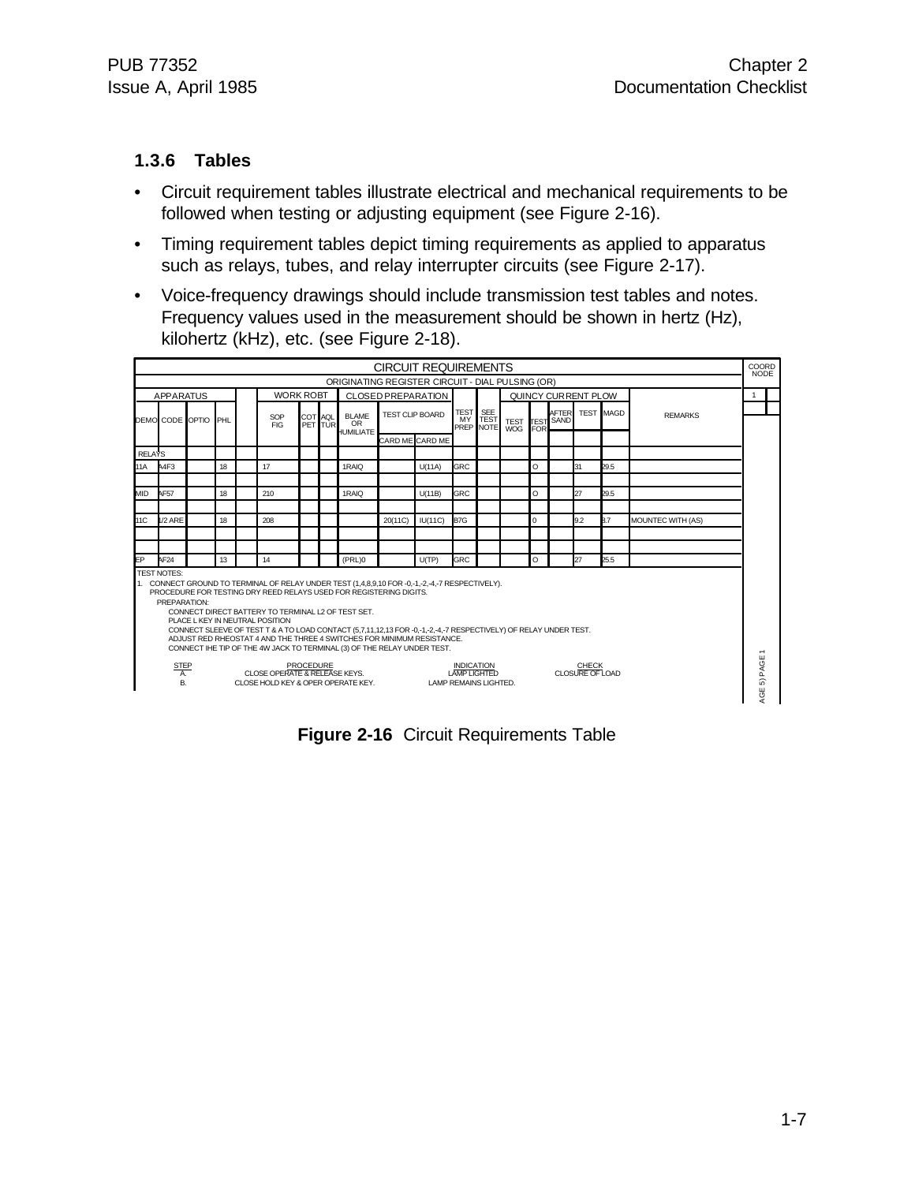### 1.3.6 Tables

- Circuit requirement tables illustrate electrical and mechanical requirements to be followed when testing or adjusting equipment (see Figure 2-16).
- Timing requirement tables depict timing requirements as applied to apparatus such as relays, tubes, and relay interrupter circuits (see Figure 2-17).
- Voice-frequency drawings should include transmission test tables and notes. Frequency values used in the measurement should be shown in hertz (Hz), kilohertz (kHz), etc. (see Figure 2-18).

| CIRCUIT REQUIREMENTS | | | | | | | | | | | | | | | | | | | | |
|---|---|---|---|---|---|---|---|---|---|---|---|---|---|---|---|---|---|---|---|---|
| ORIGINATING REGISTER CIRCUIT - DIAL PULSING (OR) | | | | | | | | | | | | | | | | | | | | |
| APPARATUS | | | | | WORK ROBT | | | CLOSED PREPARATION | | | | | QUINCY CURRENT PLOW | | | | | | | |
| DEMO | CODE | OPTIO | PHL | | SOP FIG | COT PET | AQL TUR | BLAME OR HUMILIATE | TEST CLIP BOARD | | TEST MY PREP | SEE TEST NOTE | TEST WOG | TEST FOR | AFTER SAND | TEST | MAGD | | REMARKS | |
| | | | | | | | | | CARD ME | CARD ME | | | | | | | | | | |
| RELAYS | | | | | | | | | | | | | | | | | | | | |
| 11A | A4F3 | | 18 | | 17 | | | 1RAIQ | | U(11A) | GRC | | | O | | 31 | 29.5 | | | |
| MID | AF57 | | 18 | | 210 | | | 1RAIQ | | U(11B) | GRC | | | O | | 27 | 29.5 | | | |
| 11C | U2 ARE | | 18 | | 208 | | | | 20(11C) | IU(11C) | B7G | | | 0 | | 9.2 | 8.7 | | MOUNTEC WITH (AS) | |
| EP | AF24 | | 13 | | 14 | | | (PRL)0 | | U(TP) | GRC | | | O | | 27 | 25.5 | | | |

COORD NODE: 1

TEST NOTES:

1. CONNECT GROUND TO TERMINAL OF RELAY UNDER TEST (1,4,8,9,10 FOR -0,-1,-2,-4,-7 RESPECTIVELY). PROCEDURE FOR TESTING DRY REED RELAYS USED FOR REGISTERING DIGITS.

   PREPARATION:

   CONNECT DIRECT BATTERY TO TERMINAL L2 OF TEST SET.
   PLACE L KEY IN NEUTRAL POSITION
   CONNECT SLEEVE OF TEST T & A TO LOAD CONTACT (5,7,11,12,13 FOR -0,-1,-2,-4,-7 RESPECTIVELY) OF RELAY UNDER TEST.
   ADJUST RED RHEOSTAT 4 AND THE THREE 4 SWITCHES FOR MINIMUM RESISTANCE.
   CONNECT IHE TIP OF THE 4W JACK TO TERMINAL (3) OF THE RELAY UNDER TEST.

| STEP | PROCEDURE | INDICATION | CHECK |
|---|---|---|---|
| A. | CLOSE OPERATE & RELEASE KEYS. | LAMP LIGHTED | CLOSURE OF LOAD |
| B. | CLOSE HOLD KEY & OPER OPERATE KEY. | LAMP REMAINS LIGHTED. | |

AGE 5) PAGE 1

**Figure 2-16** Circuit Requirements Table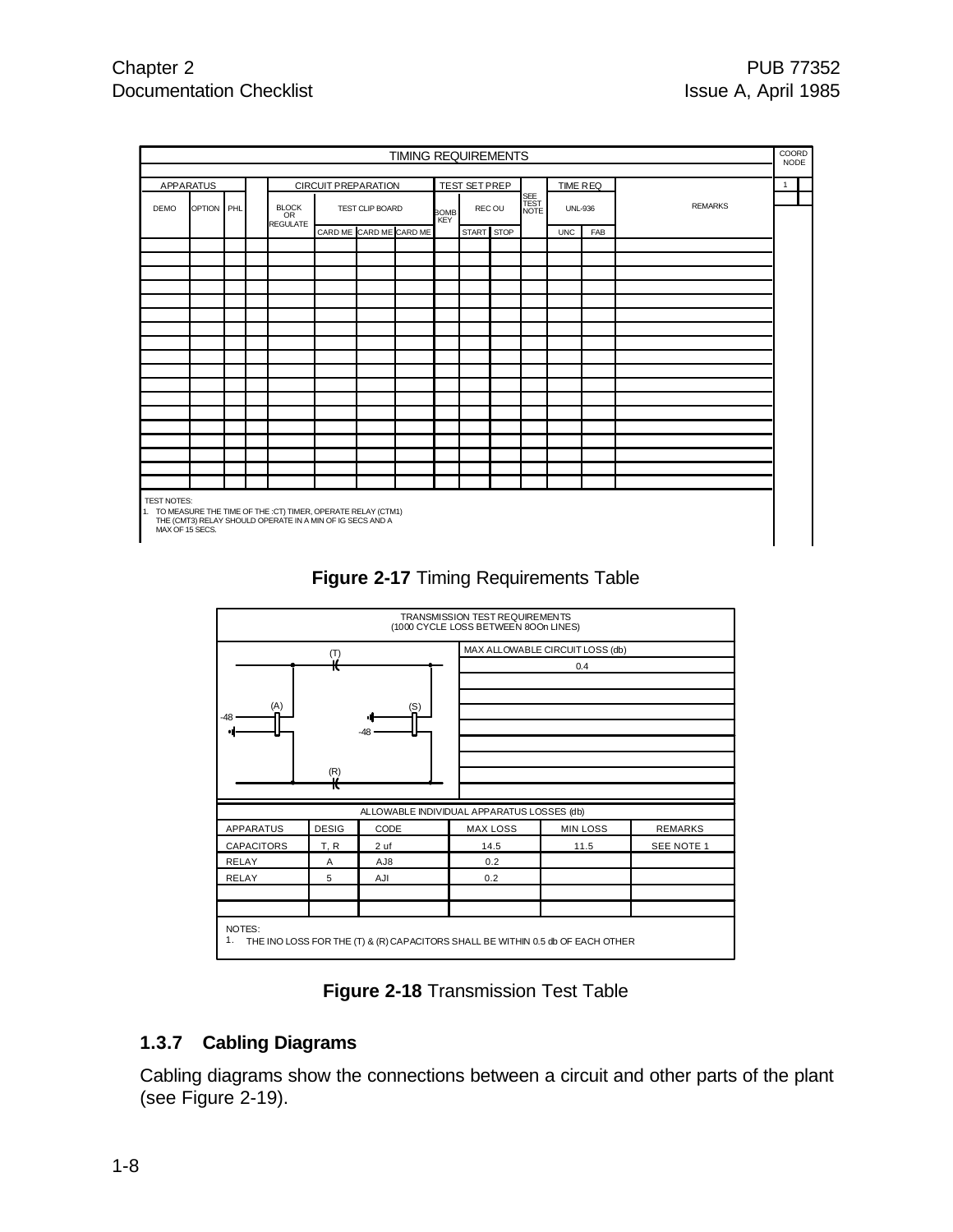| TIMING REQUIREMENTS | | | | | | | | | | | | | | | | COORD NODE |
|---|---|---|---|---|---|---|---|---|---|---|---|---|---|---|---|---|
| APPARATUS | | | | CIRCUIT PREPARATION | | | | TEST SET PREP | | | | TIME REQ | | | | 1 |
| DEMO | OPTION | PHL | | BLOCK OR REGULATE | TEST CLIP BOARD | | | BOMB KEY | REC OU | | SEE TEST NOTE | UNL-936 | | REMARKS | | |
| | | | | | CARD ME | CARD ME | CARD ME | | START | STOP | | UNC | FAB | | | |
| | | | | | | | | | | | | | | | | |

TEST NOTES:
1. TO MEASURE THE TIME OF THE :CT) TIMER, OPERATE RELAY (CTM1) THE (CMT3) RELAY SHOULD OPERATE IN A MIN OF IG SECS AND A MAX OF 15 SECS.

**Figure 2-17** Timing Requirements Table

TRANSMISSION TEST REQUIREMENTS
(1000 CYCLE LOSS BETWEEN 8OOn LINES)

| MAX ALLOWABLE CIRCUIT LOSS (db) |
|---|
| 0.4 |

ALLOWABLE INDIVIDUAL APPARATUS LOSSES (db)

| APPARATUS | DESIG | CODE | MAX LOSS | MIN LOSS | REMARKS |
|---|---|---|---|---|---|
| CAPACITORS | T, R | 2 uf | 14.5 | 11.5 | SEE NOTE 1 |
| RELAY | A | AJ8 | 0.2 | | |
| RELAY | 5 | AJI | 0.2 | | |

NOTES:
1. THE INO LOSS FOR THE (T) & (R) CAPACITORS SHALL BE WITHIN 0.5 db OF EACH OTHER

**Figure 2-18** Transmission Test Table

### 1.3.7 Cabling Diagrams

Cabling diagrams show the connections between a circuit and other parts of the plant (see Figure 2-19).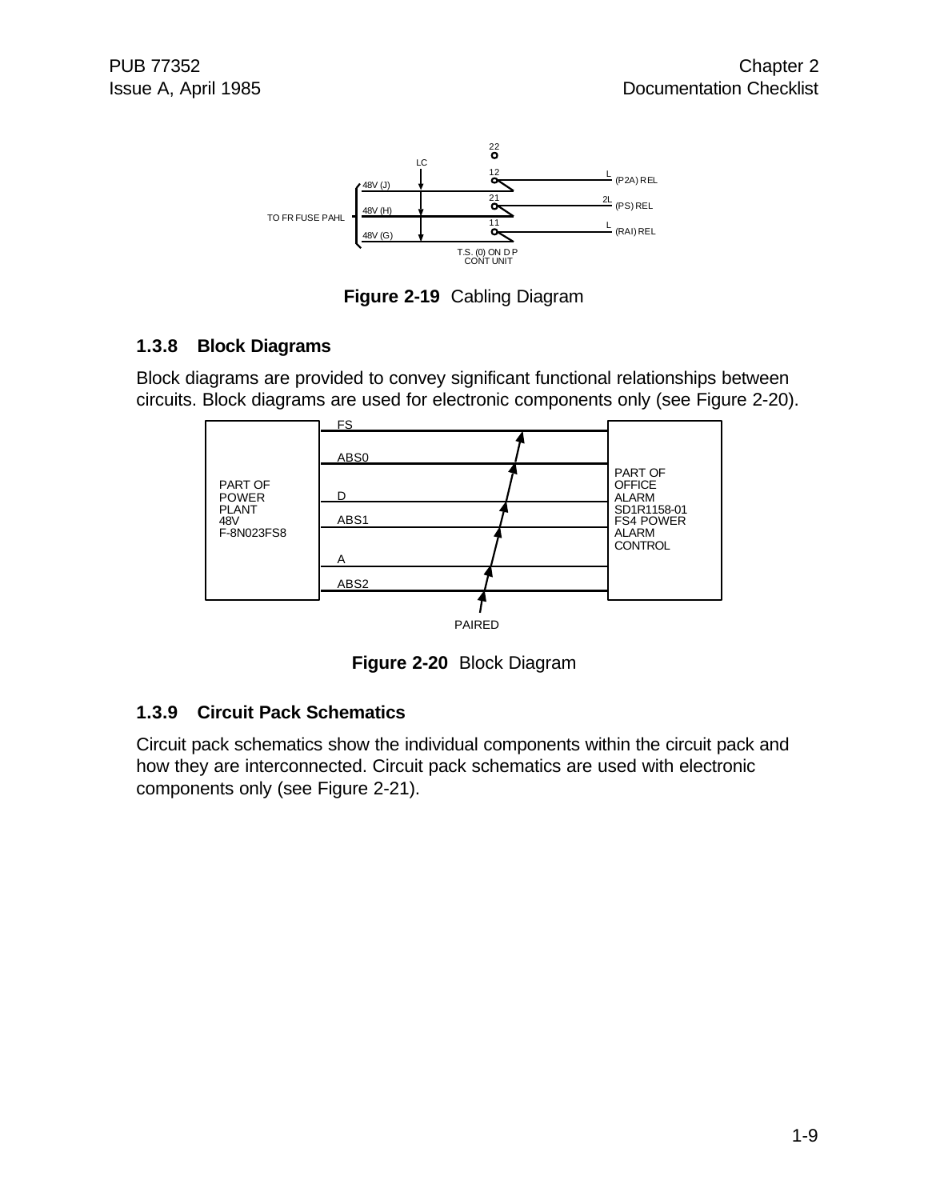Figure 2-19 Cabling Diagram

### 1.3.8 Block Diagrams

Block diagrams are provided to convey significant functional relationships between circuits. Block diagrams are used for electronic components only (see Figure 2-20).

Figure 2-20 Block Diagram

### 1.3.9 Circuit Pack Schematics

Circuit pack schematics show the individual components within the circuit pack and how they are interconnected. Circuit pack schematics are used with electronic components only (see Figure 2-21).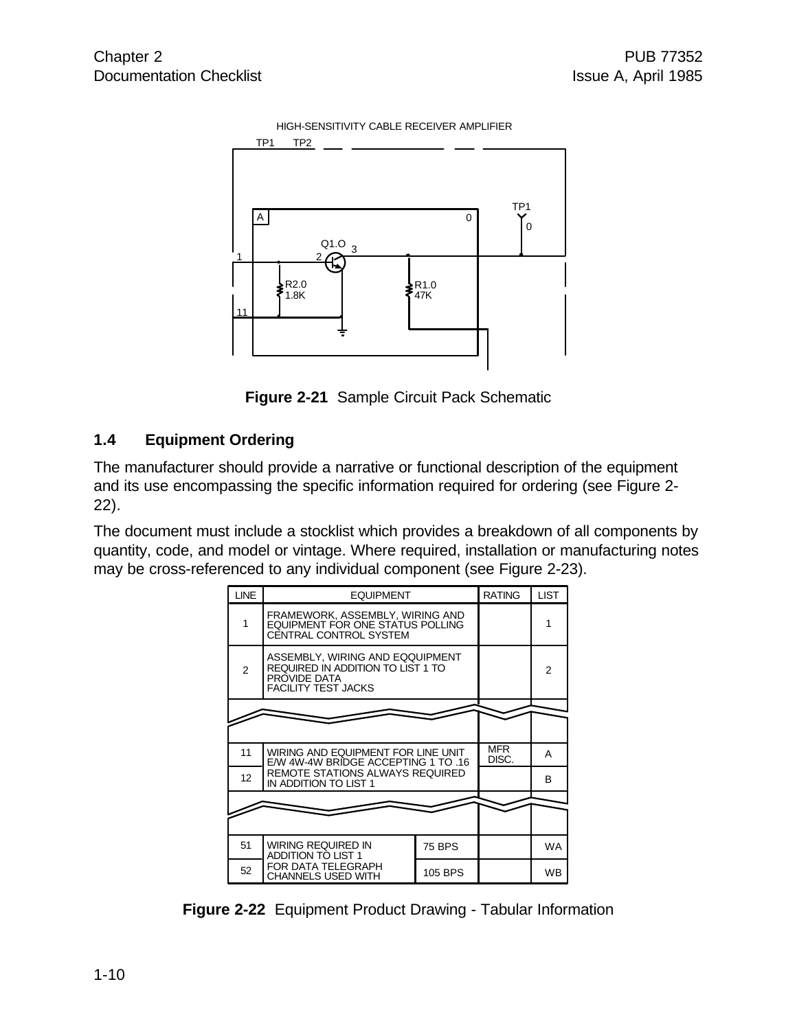HIGH-SENSITIVITY CABLE RECEIVER AMPLIFIER

Figure 2-21 Sample Circuit Pack Schematic

### 1.4 Equipment Ordering

The manufacturer should provide a narrative or functional description of the equipment and its use encompassing the specific information required for ordering (see Figure 2-22).

The document must include a stocklist which provides a breakdown of all components by quantity, code, and model or vintage. Where required, installation or manufacturing notes may be cross-referenced to any individual component (see Figure 2-23).

| LINE | EQUIPMENT | | RATING | LIST |
|---|---|---|---|---|
| 1 | FRAMEWORK, ASSEMBLY, WIRING AND EQUIPMENT FOR ONE STATUS POLLING CENTRAL CONTROL SYSTEM | | | 1 |
| 2 | ASSEMBLY, WIRING AND EQQUIPMENT REQUIRED IN ADDITION TO LIST 1 TO PROVIDE DATA FACILITY TEST JACKS | | | 2 |
| 11 | WIRING AND EQUIPMENT FOR LINE UNIT E/W 4W-4W BRIDGE ACCEPTING 1 TO .16 | | MFR DISC. | A |
| 12 | REMOTE STATIONS ALWAYS REQUIRED IN ADDITION TO LIST 1 | | | B |
| 51 | WIRING REQUIRED IN ADDITION TO LIST 1 | 75 BPS | | WA |
| 52 | FOR DATA TELEGRAPH CHANNELS USED WITH | 105 BPS | | WB |

Figure 2-22 Equipment Product Drawing - Tabular Information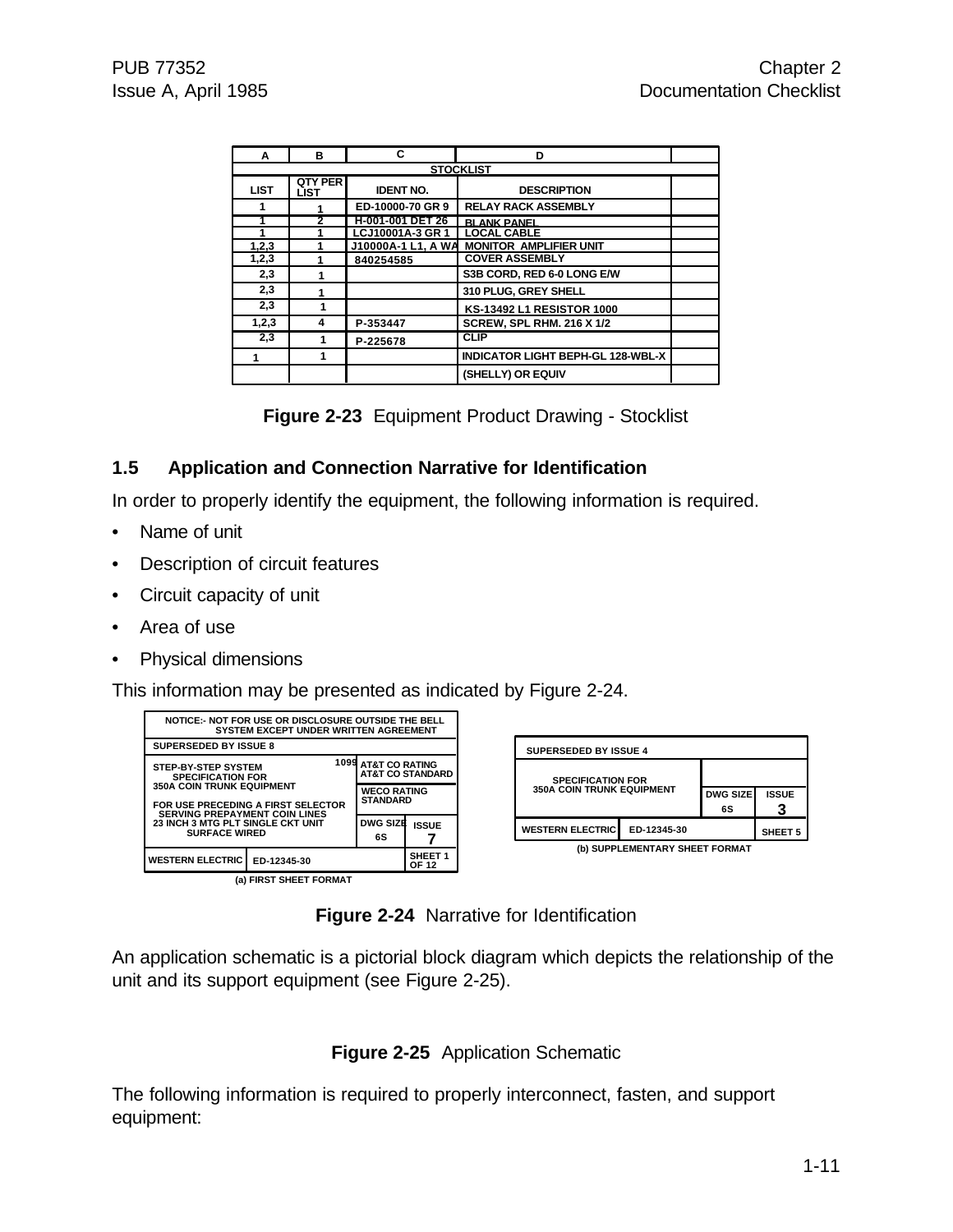| A | B | C | D | |
|---|---|---|---|---|
| STOCKLIST | | | | |
| LIST | QTY PER LIST | IDENT NO. | DESCRIPTION | |
| 1 | 1 | ED-10000-70 GR 9 | RELAY RACK ASSEMBLY | |
| 1 | 2 | H-001-001 DET 26 | BLANK PANEL | |
| 1 | 1 | LCJ10001A-3 GR 1 | LOCAL CABLE | |
| 1,2,3 | 1 | J10000A-1 L1, A WA | MONITOR AMPLIFIER UNIT | |
| 1,2,3 | 1 | 840254585 | COVER ASSEMBLY | |
| 2,3 | 1 | | S3B CORD, RED 6-0 LONG E/W | |
| 2,3 | 1 | | 310 PLUG, GREY SHELL | |
| 2,3 | 1 | | KS-13492 L1 RESISTOR 1000 | |
| 1,2,3 | 4 | P-353447 | SCREW, SPL RHM. 216 X 1/2 | |
| 2,3 | 1 | P-225678 | CLIP | |
| 1 | 1 | | INDICATOR LIGHT BEPH-GL 128-WBL-X | |
| | | | (SHELLY) OR EQUIV | |

**Figure 2-23** Equipment Product Drawing - Stocklist

## 1.5 Application and Connection Narrative for Identification

In order to properly identify the equipment, the following information is required.

- Name of unit
- Description of circuit features
- Circuit capacity of unit
- Area of use
- Physical dimensions

This information may be presented as indicated by Figure 2-24.

| NOTICE:- NOT FOR USE OR DISCLOSURE OUTSIDE THE BELL SYSTEM EXCEPT UNDER WRITTEN AGREEMENT | | | |
|---|---|---|---|
| SUPERSEDED BY ISSUE 8 | | | |
| STEP-BY-STEP SYSTEM SPECIFICATION FOR 350A COIN TRUNK EQUIPMENT FOR USE PRECEDING A FIRST SELECTOR SERVING PREPAYMENT COIN LINES 23 INCH 3 MTG PLT SINGLE CKT UNIT SURFACE WIRED | 1099 | AT&T CO RATING AT&T CO STANDARD | |
| | | WECO RATING STANDARD | |
| | | DWG SIZE 6S | ISSUE 7 |
| WESTERN ELECTRIC | ED-12345-30 | | SHEET 1 OF 12 |

(a) FIRST SHEET FORMAT

| SUPERSEDED BY ISSUE 4 | | | |
|---|---|---|---|
| SPECIFICATION FOR 350A COIN TRUNK EQUIPMENT | | DWG SIZE 6S | ISSUE 3 |
| WESTERN ELECTRIC | ED-12345-30 | | SHEET 5 |

(b) SUPPLEMENTARY SHEET FORMAT

**Figure 2-24** Narrative for Identification

An application schematic is a pictorial block diagram which depicts the relationship of the unit and its support equipment (see Figure 2-25).

**Figure 2-25** Application Schematic

The following information is required to properly interconnect, fasten, and support equipment: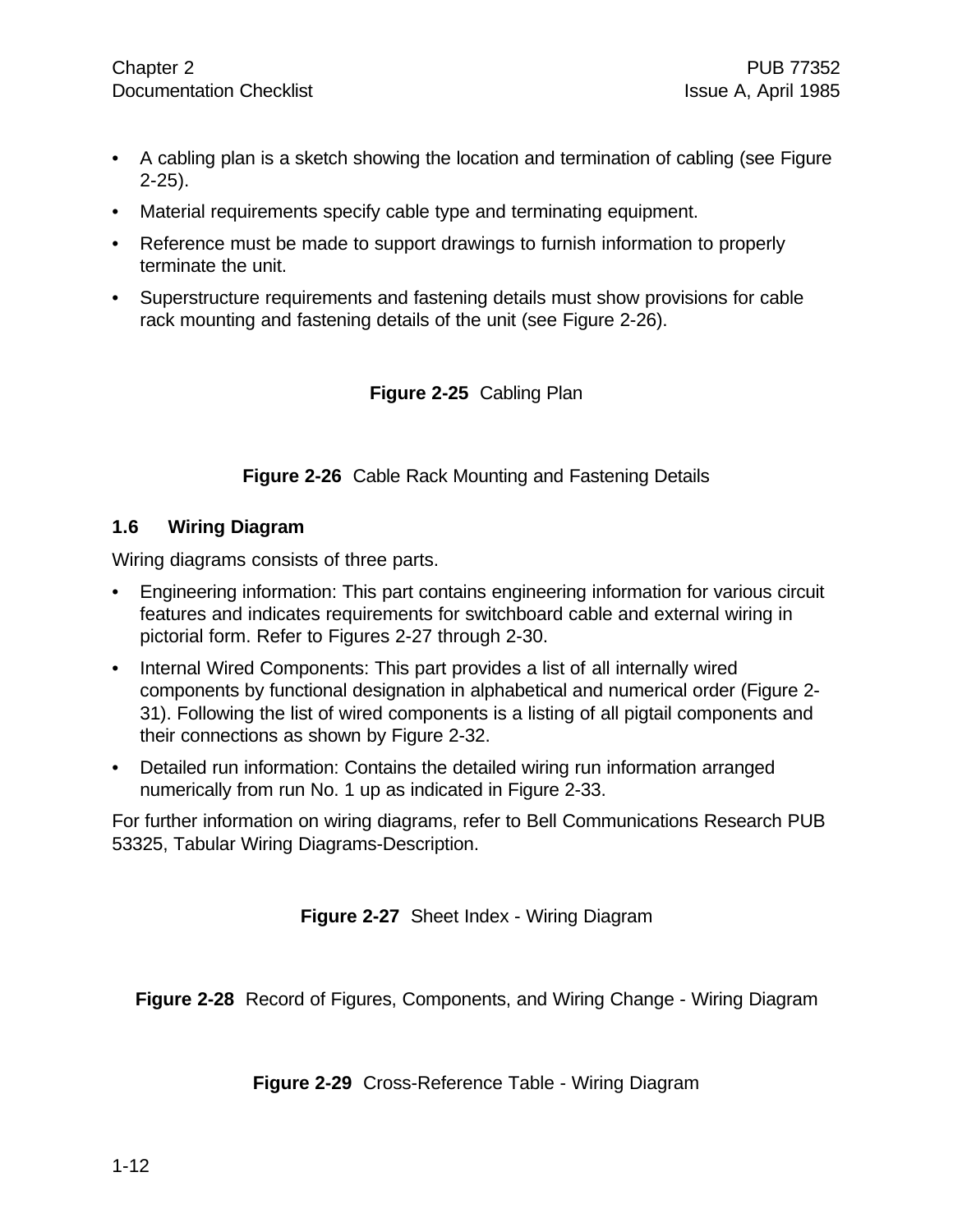- A cabling plan is a sketch showing the location and termination of cabling (see Figure 2-25).
- Material requirements specify cable type and terminating equipment.
- Reference must be made to support drawings to furnish information to properly terminate the unit.
- Superstructure requirements and fastening details must show provisions for cable rack mounting and fastening details of the unit (see Figure 2-26).

**Figure 2-25** Cabling Plan

**Figure 2-26** Cable Rack Mounting and Fastening Details

### 1.6 Wiring Diagram

Wiring diagrams consists of three parts.

- Engineering information: This part contains engineering information for various circuit features and indicates requirements for switchboard cable and external wiring in pictorial form. Refer to Figures 2-27 through 2-30.
- Internal Wired Components: This part provides a list of all internally wired components by functional designation in alphabetical and numerical order (Figure 2-31). Following the list of wired components is a listing of all pigtail components and their connections as shown by Figure 2-32.
- Detailed run information: Contains the detailed wiring run information arranged numerically from run No. 1 up as indicated in Figure 2-33.

For further information on wiring diagrams, refer to Bell Communications Research PUB 53325, Tabular Wiring Diagrams-Description.

**Figure 2-27** Sheet Index - Wiring Diagram

**Figure 2-28** Record of Figures, Components, and Wiring Change - Wiring Diagram

**Figure 2-29** Cross-Reference Table - Wiring Diagram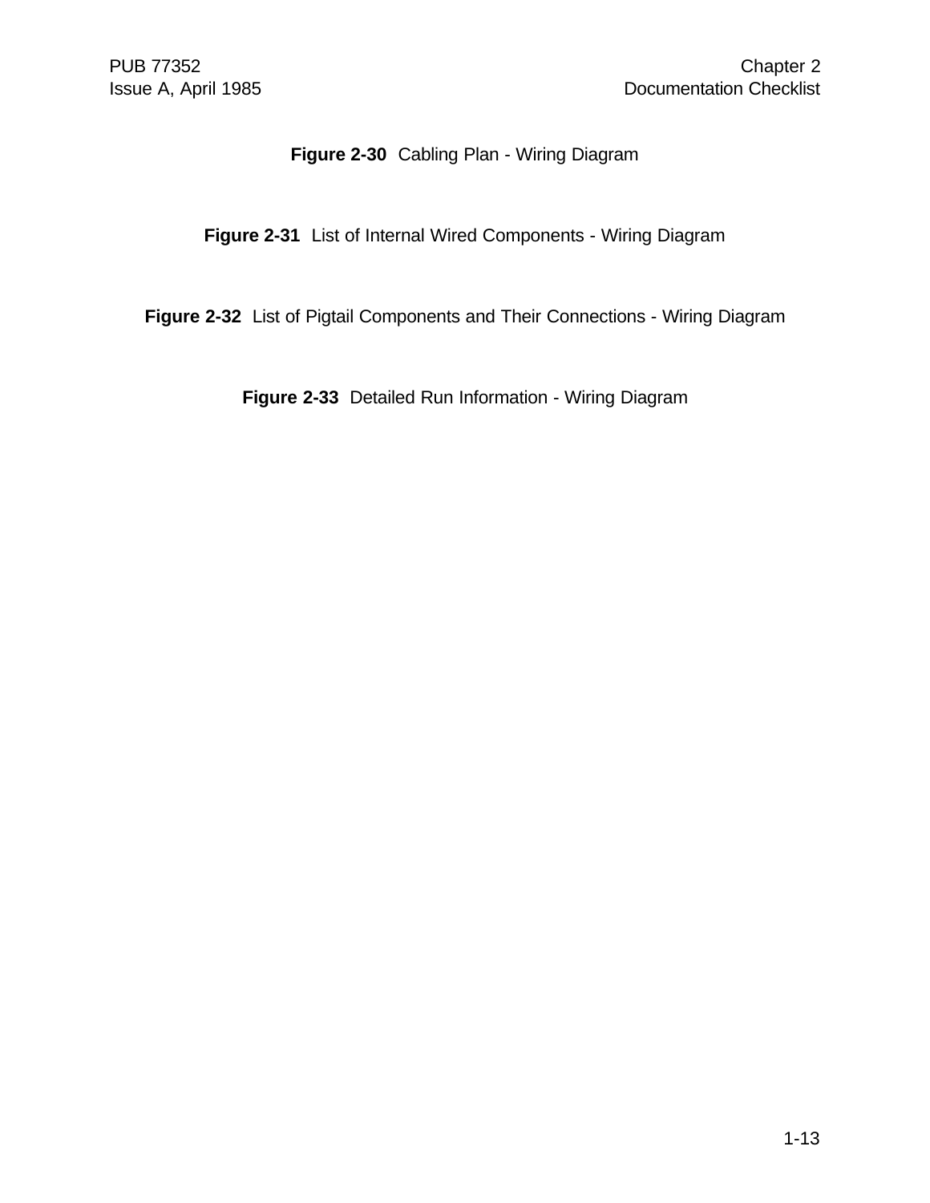**Figure 2-30** Cabling Plan - Wiring Diagram

**Figure 2-31** List of Internal Wired Components - Wiring Diagram

**Figure 2-32** List of Pigtail Components and Their Connections - Wiring Diagram

**Figure 2-33** Detailed Run Information - Wiring Diagram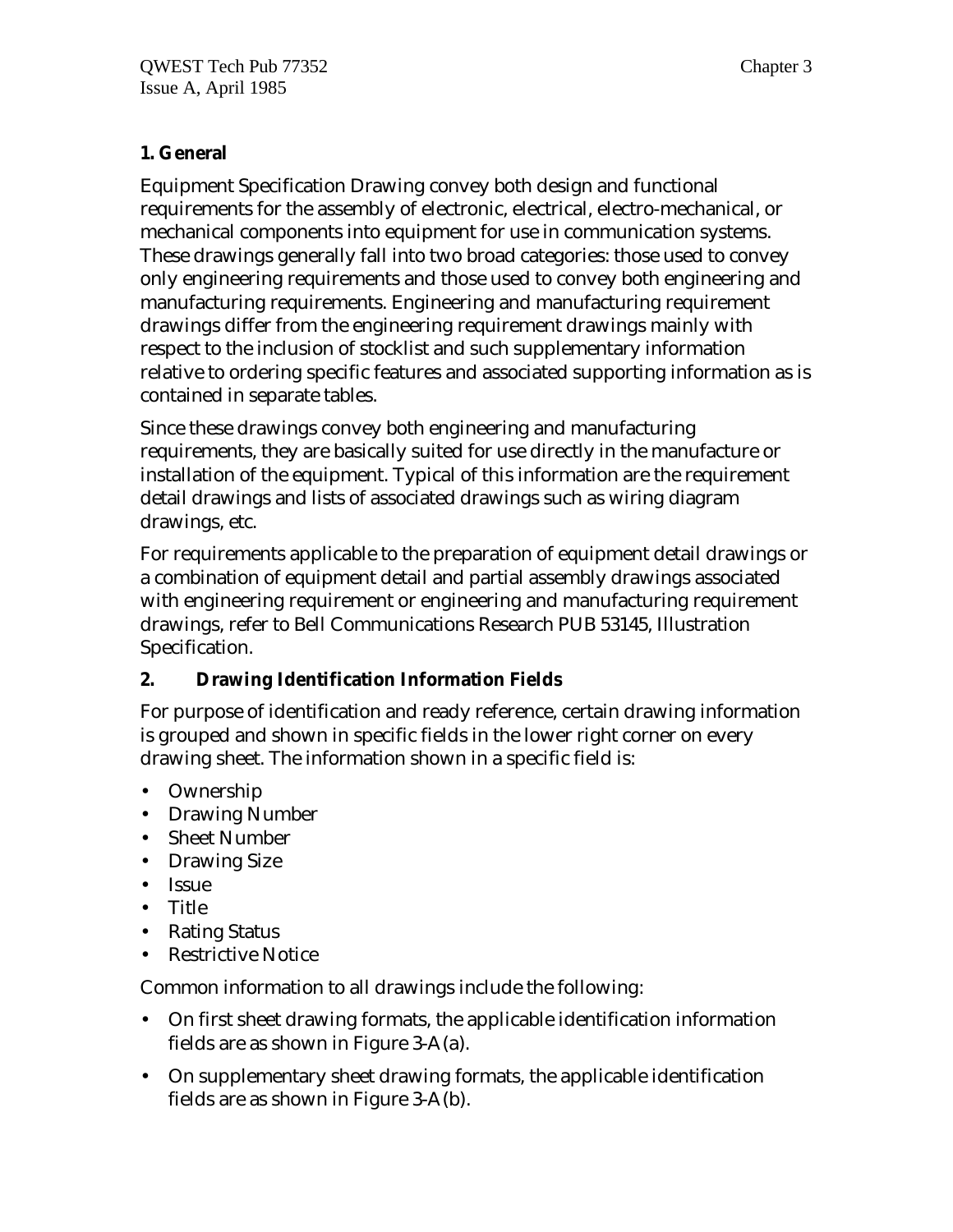## 1. General

Equipment Specification Drawing convey both design and functional requirements for the assembly of electronic, electrical, electro-mechanical, or mechanical components into equipment for use in communication systems. These drawings generally fall into two broad categories: those used to convey only engineering requirements and those used to convey both engineering and manufacturing requirements. Engineering and manufacturing requirement drawings differ from the engineering requirement drawings mainly with respect to the inclusion of stocklist and such supplementary information relative to ordering specific features and associated supporting information as is contained in separate tables.

Since these drawings convey both engineering and manufacturing requirements, they are basically suited for use directly in the manufacture or installation of the equipment. Typical of this information are the requirement detail drawings and lists of associated drawings such as wiring diagram drawings, etc.

For requirements applicable to the preparation of equipment detail drawings or a combination of equipment detail and partial assembly drawings associated with engineering requirement or engineering and manufacturing requirement drawings, refer to Bell Communications Research PUB 53145, Illustration Specification.

## 2. Drawing Identification Information Fields

For purpose of identification and ready reference, certain drawing information is grouped and shown in specific fields in the lower right corner on every drawing sheet. The information shown in a specific field is:

- Ownership
- Drawing Number
- Sheet Number
- Drawing Size
- Issue
- Title
- Rating Status
- Restrictive Notice

Common information to all drawings include the following:

- On first sheet drawing formats, the applicable identification information fields are as shown in Figure 3-A (a).
- On supplementary sheet drawing formats, the applicable identification fields are as shown in Figure 3-A (b).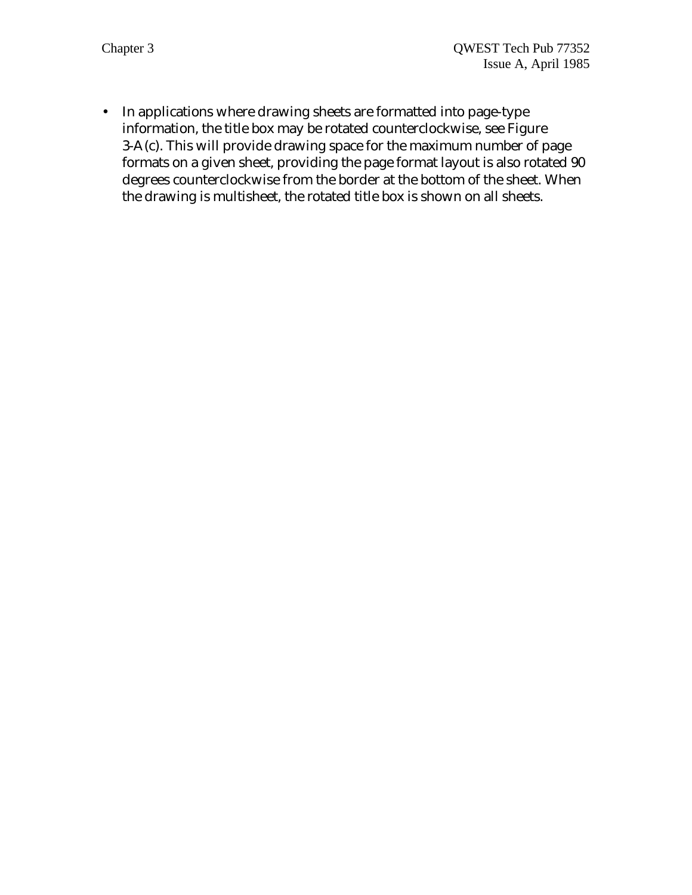- In applications where drawing sheets are formatted into page-type information, the title box may be rotated counterclockwise, see Figure 3-A (c). This will provide drawing space for the maximum number of page formats on a given sheet, providing the page format layout is also rotated 90 degrees counterclockwise from the border at the bottom of the sheet. When the drawing is multisheet, the rotated title box is shown on all sheets.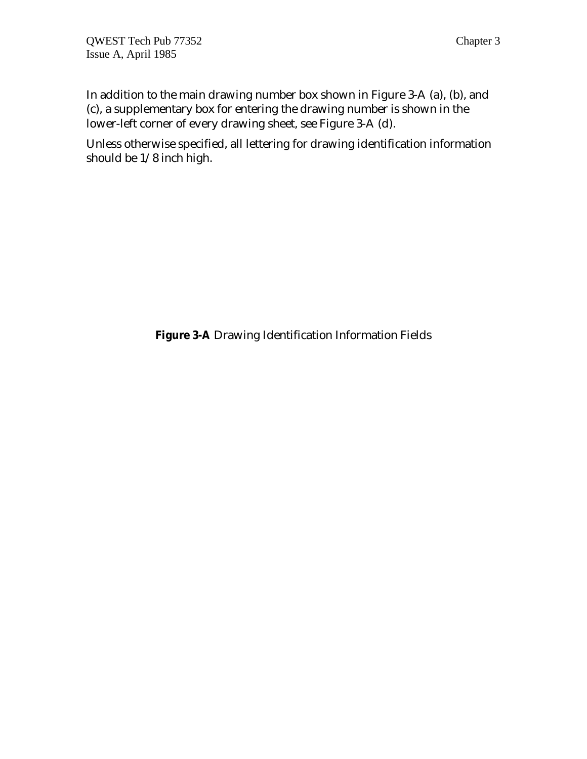In addition to the main drawing number box shown in Figure 3-A (a), (b), and (c), a supplementary box for entering the drawing number is shown in the lower-left corner of every drawing sheet, see Figure 3-A (d).

Unless otherwise specified, all lettering for drawing identification information should be 1/8 inch high.

**Figure 3-A** Drawing Identification Information Fields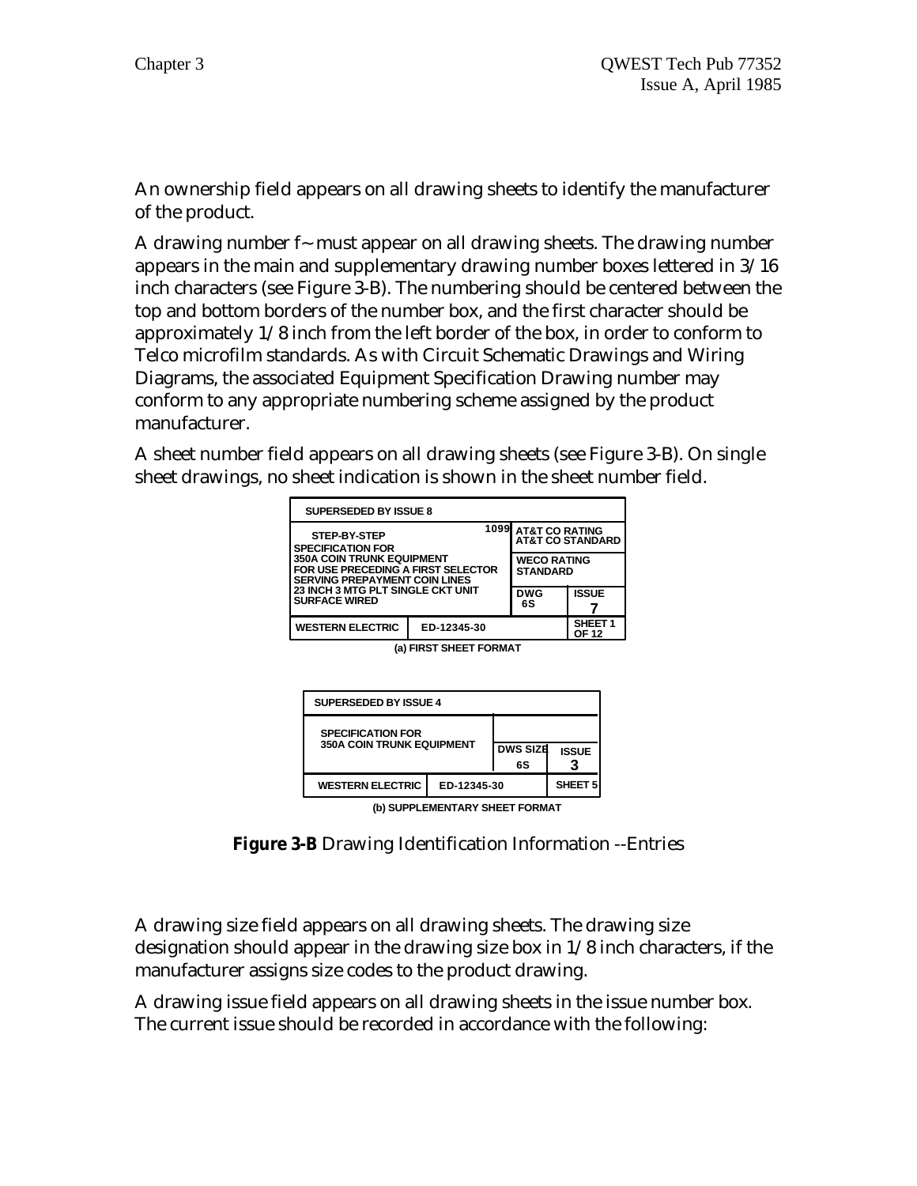An ownership field appears on all drawing sheets to identify the manufacturer of the product.

A drawing number f~ must appear on all drawing sheets. The drawing number appears in the main and supplementary drawing number boxes lettered in 3/16 inch characters (see Figure 3-B). The numbering should be centered between the top and bottom borders of the number box, and the first character should be approximately 1/8 inch from the left border of the box, in order to conform to Telco microfilm standards. As with Circuit Schematic Drawings and Wiring Diagrams, the associated Equipment Specification Drawing number may conform to any appropriate numbering scheme assigned by the product manufacturer.

A sheet number field appears on all drawing sheets (see Figure 3-B). On single sheet drawings, no sheet indication is shown in the sheet number field.

| SUPERSEDED BY ISSUE 8 | | | |
|---|---|---|---|
| STEP-BY-STEP SPECIFICATION FOR 350A COIN TRUNK EQUIPMENT FOR USE PRECEDING A FIRST SELECTOR SERVING PREPAYMENT COIN LINES 23 INCH 3 MTG PLT SINGLE CKT UNIT SURFACE WIRED | 1099 | AT&T CO RATING AT&T CO STANDARD | |
| | | WECO RATING STANDARD | |
| | | DWG 6S | ISSUE 7 |
| WESTERN ELECTRIC | ED-12345-30 | | SHEET 1 OF 12 |

(a) FIRST SHEET FORMAT

| SUPERSEDED BY ISSUE 4 | | | |
|---|---|---|---|
| SPECIFICATION FOR 350A COIN TRUNK EQUIPMENT | | | |
| | | DWS SIZE 6S | ISSUE 3 |
| WESTERN ELECTRIC | ED-12345-30 | | SHEET 5 |

(b) SUPPLEMENTARY SHEET FORMAT

**Figure 3-B** Drawing Identification Information --Entries

A drawing size field appears on all drawing sheets. The drawing size designation should appear in the drawing size box in 1/8 inch characters, if the manufacturer assigns size codes to the product drawing.

A drawing issue field appears on all drawing sheets in the issue number box. The current issue should be recorded in accordance with the following: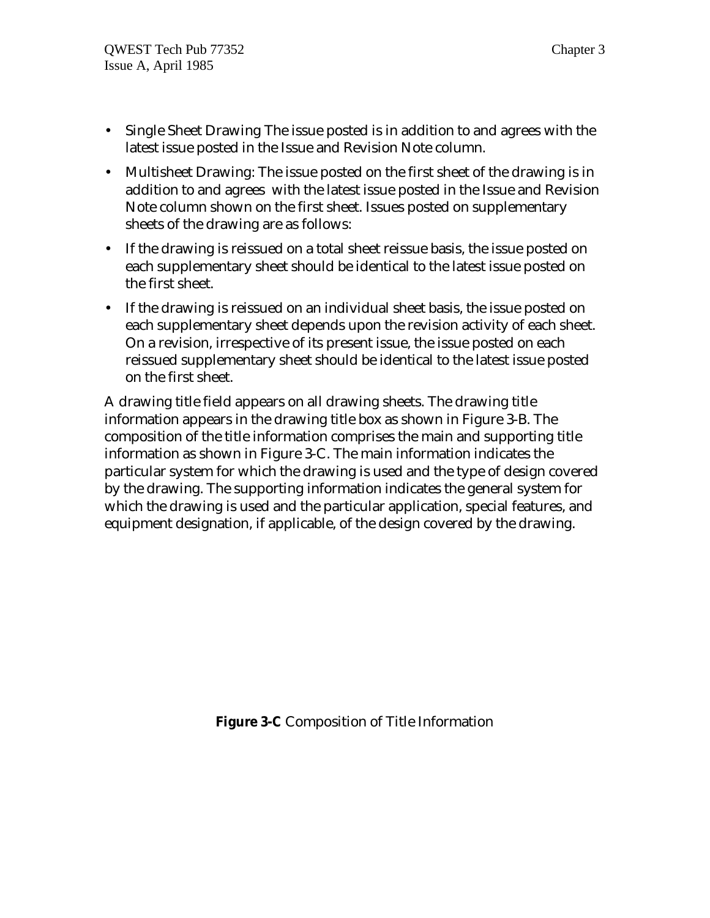- Single Sheet Drawing The issue posted is in addition to and agrees with the latest issue posted in the Issue and Revision Note column.
- Multisheet Drawing: The issue posted on the first sheet of the drawing is in addition to and agrees with the latest issue posted in the Issue and Revision Note column shown on the first sheet. Issues posted on supplementary sheets of the drawing are as follows:
- If the drawing is reissued on a total sheet reissue basis, the issue posted on each supplementary sheet should be identical to the latest issue posted on the first sheet.
- If the drawing is reissued on an individual sheet basis, the issue posted on each supplementary sheet depends upon the revision activity of each sheet. On a revision, irrespective of its present issue, the issue posted on each reissued supplementary sheet should be identical to the latest issue posted on the first sheet.

A drawing title field appears on all drawing sheets. The drawing title information appears in the drawing title box as shown in Figure 3-B. The composition of the title information comprises the main and supporting title information as shown in Figure 3-C. The main information indicates the particular system for which the drawing is used and the type of design covered by the drawing. The supporting information indicates the general system for which the drawing is used and the particular application, special features, and equipment designation, if applicable, of the design covered by the drawing.

**Figure 3-C** Composition of Title Information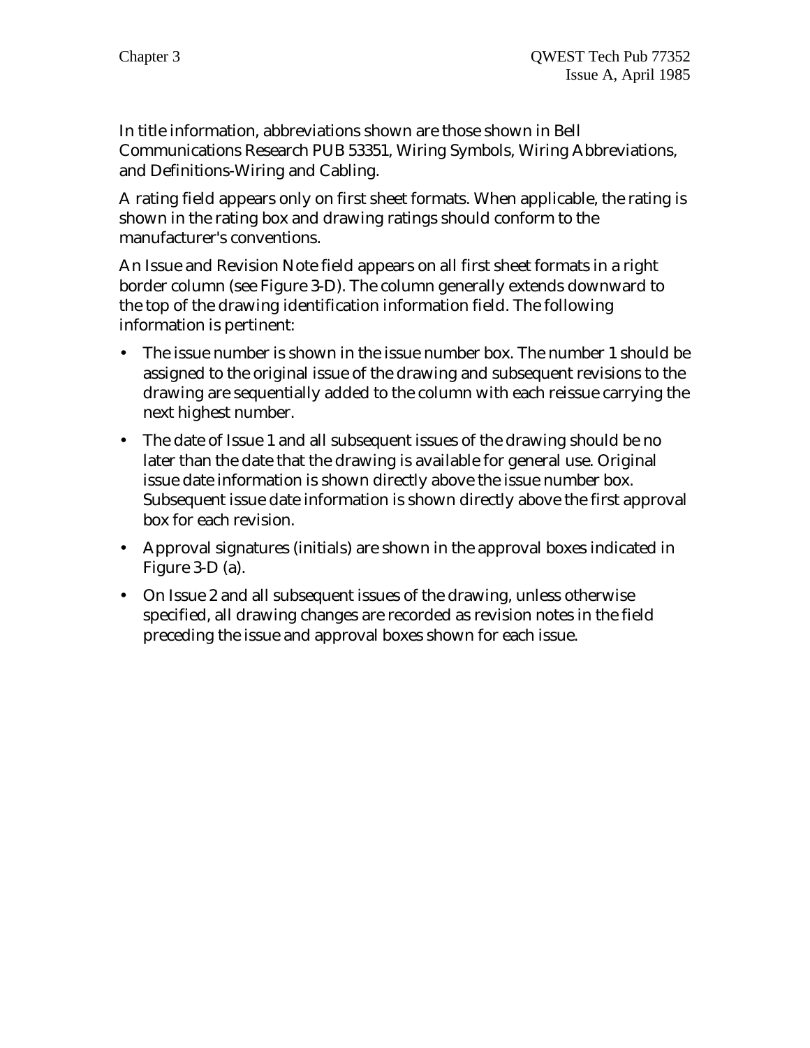In title information, abbreviations shown are those shown in Bell Communications Research PUB 53351, Wiring Symbols, Wiring Abbreviations, and Definitions-Wiring and Cabling.

A rating field appears only on first sheet formats. When applicable, the rating is shown in the rating box and drawing ratings should conform to the manufacturer's conventions.

An Issue and Revision Note field appears on all first sheet formats in a right border column (see Figure 3-D). The column generally extends downward to the top of the drawing identification information field. The following information is pertinent:

- The issue number is shown in the issue number box. The number 1 should be assigned to the original issue of the drawing and subsequent revisions to the drawing are sequentially added to the column with each reissue carrying the next highest number.
- The date of Issue 1 and all subsequent issues of the drawing should be no later than the date that the drawing is available for general use. Original issue date information is shown directly above the issue number box. Subsequent issue date information is shown directly above the first approval box for each revision.
- Approval signatures (initials) are shown in the approval boxes indicated in Figure 3-D (a).
- On Issue 2 and all subsequent issues of the drawing, unless otherwise specified, all drawing changes are recorded as revision notes in the field preceding the issue and approval boxes shown for each issue.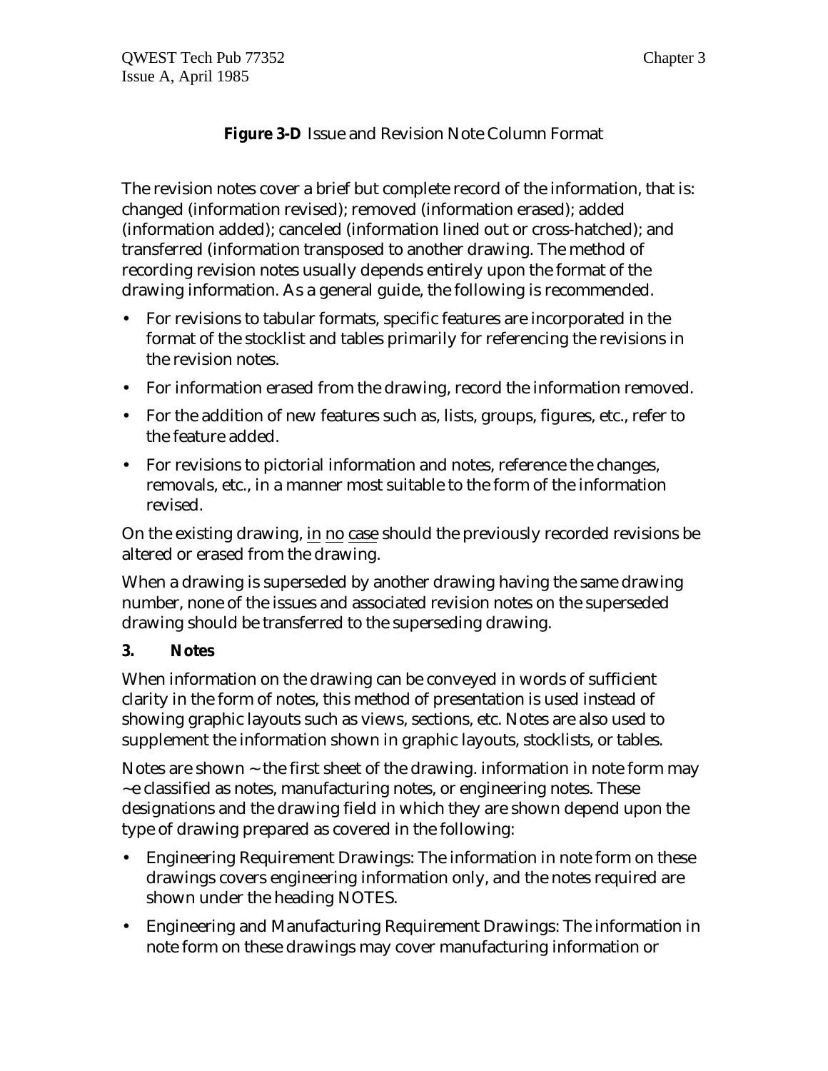**Figure 3-D** Issue and Revision Note Column Format

The revision notes cover a brief but complete record of the information, that is: changed (information revised); removed (information erased); added (information added); canceled (information lined out or cross-hatched); and transferred (information transposed to another drawing. The method of recording revision notes usually depends entirely upon the format of the drawing information. As a general guide, the following is recommended.

- For revisions to tabular formats, specific features are incorporated in the format of the stocklist and tables primarily for referencing the revisions in the revision notes.
- For information erased from the drawing, record the information removed.
- For the addition of new features such as, lists, groups, figures, etc., refer to the feature added.
- For revisions to pictorial information and notes, reference the changes, removals, etc., in a manner most suitable to the form of the information revised.

On the existing drawing, in no case should the previously recorded revisions be altered or erased from the drawing.

When a drawing is superseded by another drawing having the same drawing number, none of the issues and associated revision notes on the superseded drawing should be transferred to the superseding drawing.

**3. Notes**

When information on the drawing can be conveyed in words of sufficient clarity in the form of notes, this method of presentation is used instead of showing graphic layouts such as views, sections, etc. Notes are also used to supplement the information shown in graphic layouts, stocklists, or tables.

Notes are shown ~ the first sheet of the drawing. information in note form may ~e classified as notes, manufacturing notes, or engineering notes. These designations and the drawing field in which they are shown depend upon the type of drawing prepared as covered in the following:

- Engineering Requirement Drawings: The information in note form on these drawings covers engineering information only, and the notes required are shown under the heading NOTES.
- Engineering and Manufacturing Requirement Drawings: The information in note form on these drawings may cover manufacturing information or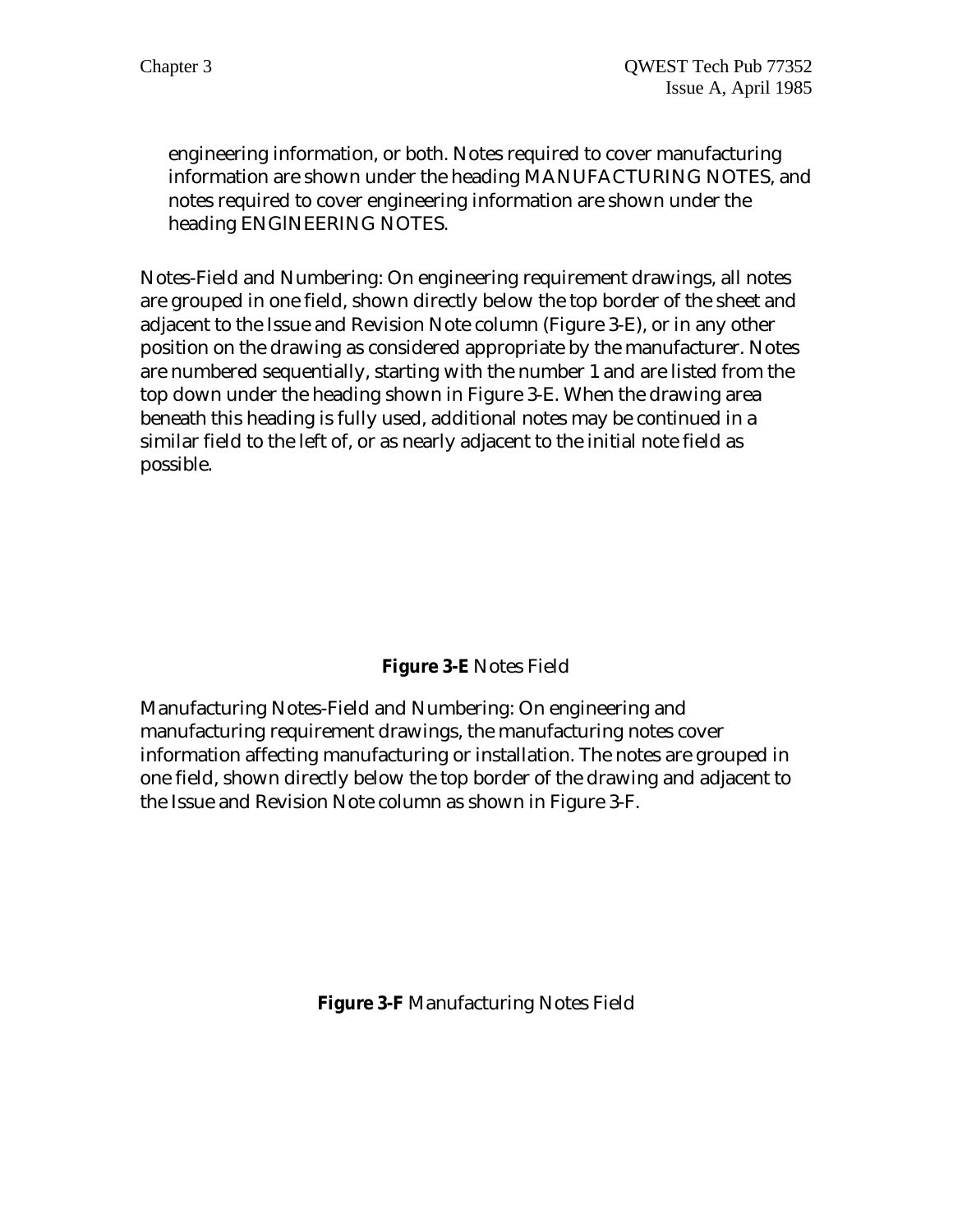engineering information, or both. Notes required to cover manufacturing information are shown under the heading MANUFACTURING NOTES, and notes required to cover engineering information are shown under the heading ENGlNEERING NOTES.

Notes-Field and Numbering: On engineering requirement drawings, all notes are grouped in one field, shown directly below the top border of the sheet and adjacent to the Issue and Revision Note column (Figure 3-E), or in any other position on the drawing as considered appropriate by the manufacturer. Notes are numbered sequentially, starting with the number 1 and are listed from the top down under the heading shown in Figure 3-E. When the drawing area beneath this heading is fully used, additional notes may be continued in a similar field to the left of, or as nearly adjacent to the initial note field as possible.

**Figure 3-E** Notes Field

Manufacturing Notes-Field and Numbering: On engineering and manufacturing requirement drawings, the manufacturing notes cover information affecting manufacturing or installation. The notes are grouped in one field, shown directly below the top border of the drawing and adjacent to the Issue and Revision Note column as shown in Figure 3-F.

**Figure 3-F** Manufacturing Notes Field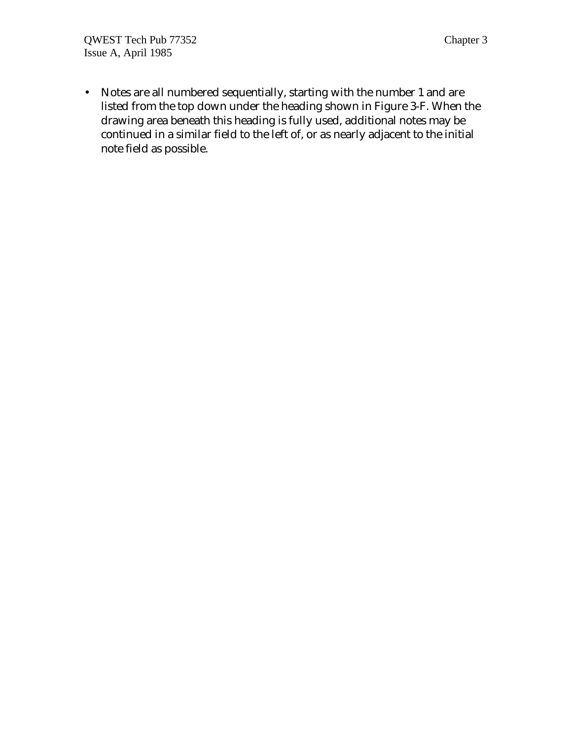- Notes are all numbered sequentially, starting with the number 1 and are listed from the top down under the heading shown in Figure 3-F. When the drawing area beneath this heading is fully used, additional notes may be continued in a similar field to the left of, or as nearly adjacent to the initial note field as possible.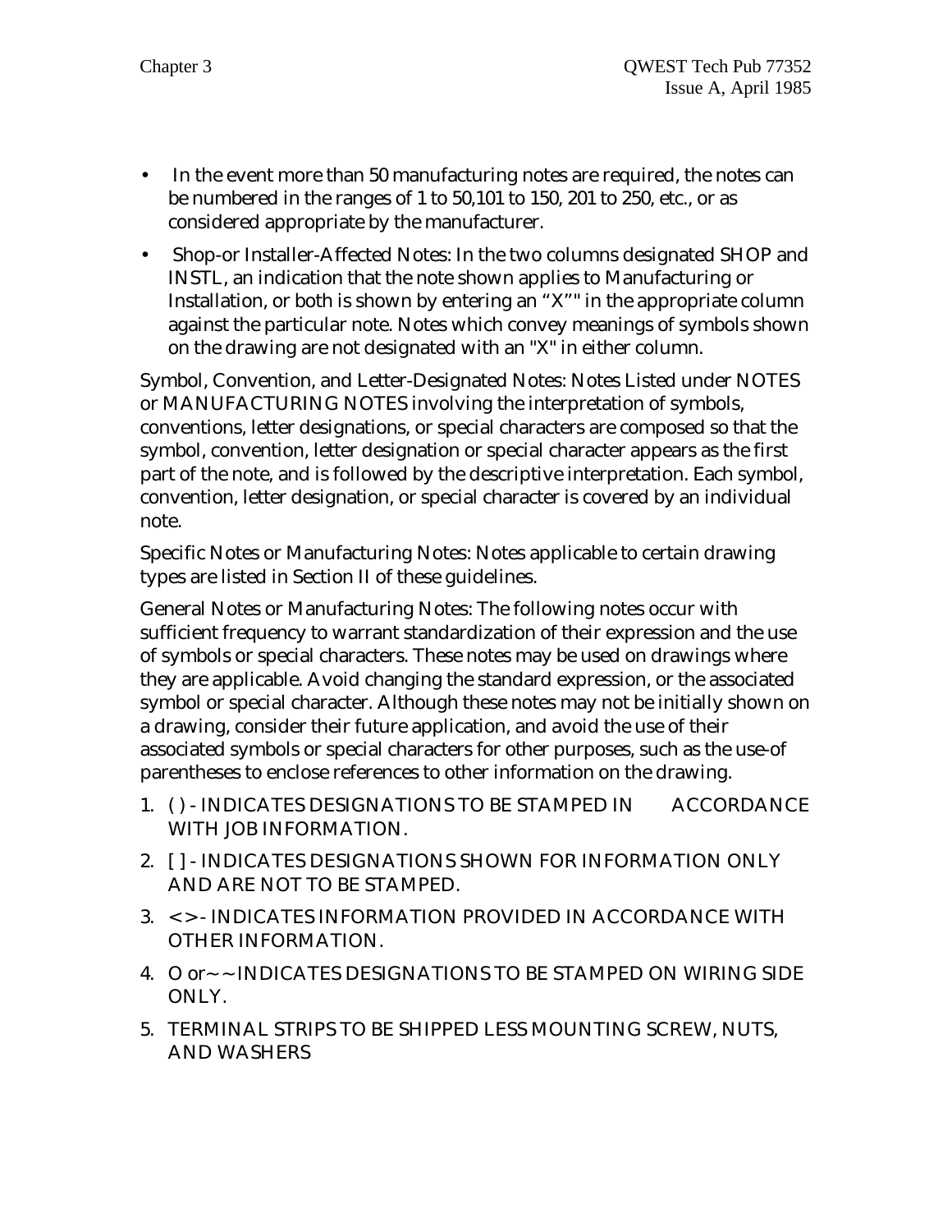- In the event more than 50 manufacturing notes are required, the notes can be numbered in the ranges of 1 to 50,101 to 150, 201 to 250, etc., or as considered appropriate by the manufacturer.
- Shop-or Installer-Affected Notes: In the two columns designated SHOP and INSTL, an indication that the note shown applies to Manufacturing or Installation, or both is shown by entering an "X"" in the appropriate column against the particular note. Notes which convey meanings of symbols shown on the drawing are not designated with an "X" in either column.

Symbol, Convention, and Letter-Designated Notes: Notes Listed under NOTES or MANUFACTURING NOTES involving the interpretation of symbols, conventions, letter designations, or special characters are composed so that the symbol, convention, letter designation or special character appears as the first part of the note, and is followed by the descriptive interpretation. Each symbol, convention, letter designation, or special character is covered by an individual note.

Specific Notes or Manufacturing Notes: Notes applicable to certain drawing types are listed in Section II of these guidelines.

General Notes or Manufacturing Notes: The following notes occur with sufficient frequency to warrant standardization of their expression and the use of symbols or special characters. These notes may be used on drawings where they are applicable. Avoid changing the standard expression, or the associated symbol or special character. Although these notes may not be initially shown on a drawing, consider their future application, and avoid the use of their associated symbols or special characters for other purposes, such as the use-of parentheses to enclose references to other information on the drawing.

1. ( ) - INDICATES DESIGNATIONS TO BE STAMPED IN ACCORDANCE WITH JOB INFORMATION.
2. [ ] - INDICATES DESIGNATIONS SHOWN FOR INFORMATION ONLY AND ARE NOT TO BE STAMPED.
3. < > - INDICATES INFORMATION PROVIDED IN ACCORDANCE WITH OTHER INFORMATION.
4. O or~~ INDICATES DESIGNATIONS TO BE STAMPED ON WIRING SIDE ONLY.
5. TERMINAL STRIPS TO BE SHIPPED LESS MOUNTING SCREW, NUTS, AND WASHERS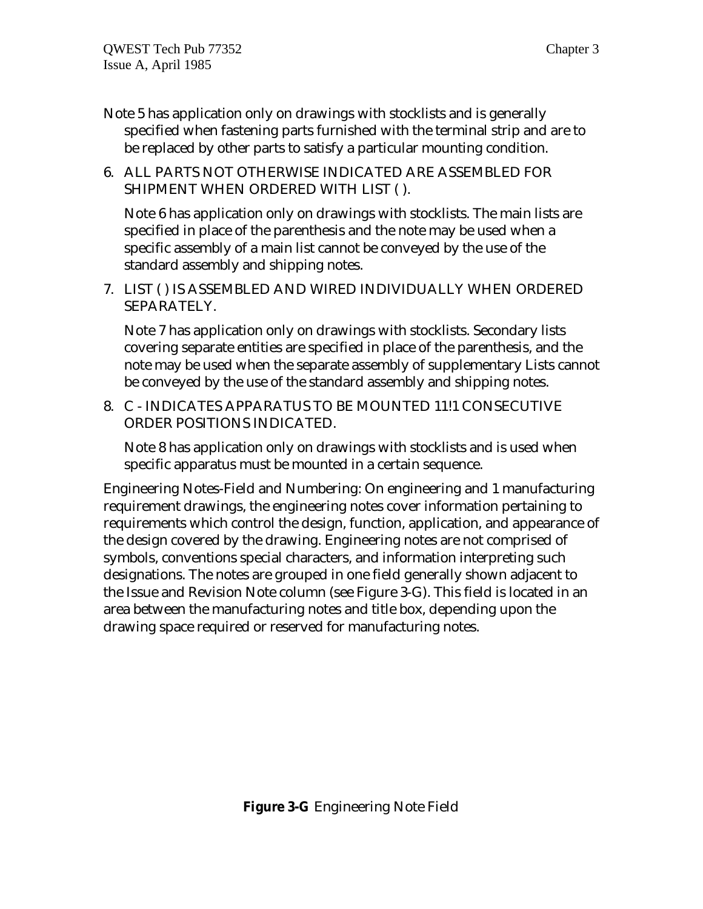Note 5 has application only on drawings with stocklists and is generally specified when fastening parts furnished with the terminal strip and are to be replaced by other parts to satisfy a particular mounting condition.

6. ALL PARTS NOT OTHERWISE INDICATED ARE ASSEMBLED FOR SHIPMENT WHEN ORDERED WITH LIST ( ).

   Note 6 has application only on drawings with stocklists. The main lists are specified in place of the parenthesis and the note may be used when a specific assembly of a main list cannot be conveyed by the use of the standard assembly and shipping notes.

7. LIST ( ) IS ASSEMBLED AND WIRED INDIVIDUALLY WHEN ORDERED SEPARATELY.

   Note 7 has application only on drawings with stocklists. Secondary lists covering separate entities are specified in place of the parenthesis, and the note may be used when the separate assembly of supplementary Lists cannot be conveyed by the use of the standard assembly and shipping notes.

8. C - INDICATES APPARATUS TO BE MOUNTED 11!1 CONSECUTIVE ORDER POSITIONS INDICATED.

   Note 8 has application only on drawings with stocklists and is used when specific apparatus must be mounted in a certain sequence.

Engineering Notes-Field and Numbering: On engineering and 1 manufacturing requirement drawings, the engineering notes cover information pertaining to requirements which control the design, function, application, and appearance of the design covered by the drawing. Engineering notes are not comprised of symbols, conventions special characters, and information interpreting such designations. The notes are grouped in one field generally shown adjacent to the Issue and Revision Note column (see Figure 3-G). This field is located in an area between the manufacturing notes and title box, depending upon the drawing space required or reserved for manufacturing notes.

**Figure 3-G** Engineering Note Field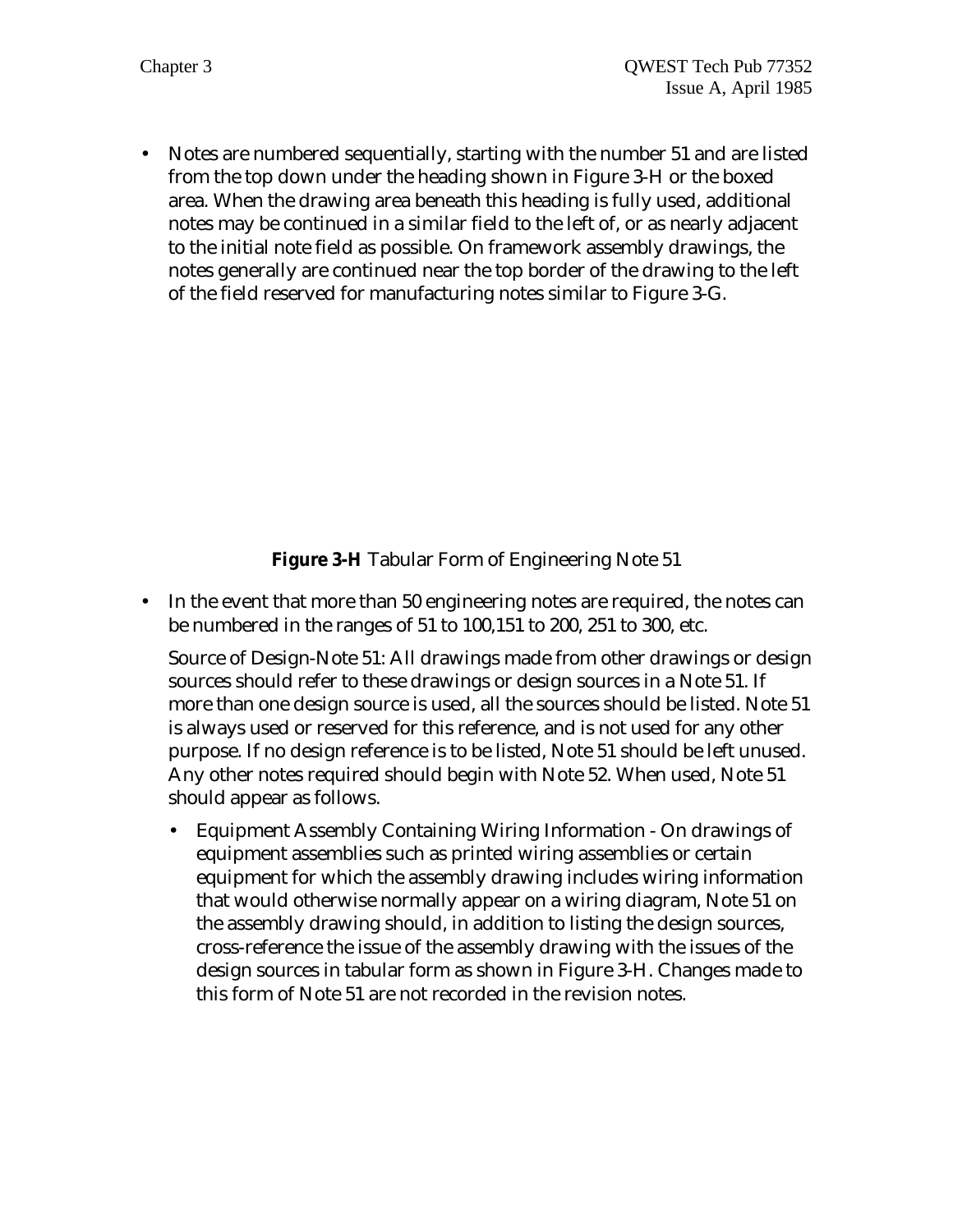- Notes are numbered sequentially, starting with the number 51 and are listed from the top down under the heading shown in Figure 3-H or the boxed area. When the drawing area beneath this heading is fully used, additional notes may be continued in a similar field to the left of, or as nearly adjacent to the initial note field as possible. On framework assembly drawings, the notes generally are continued near the top border of the drawing to the left of the field reserved for manufacturing notes similar to Figure 3-G.

**Figure 3-H** Tabular Form of Engineering Note 51

- In the event that more than 50 engineering notes are required, the notes can be numbered in the ranges of 51 to 100,151 to 200, 251 to 300, etc.

  Source of Design-Note 51: All drawings made from other drawings or design sources should refer to these drawings or design sources in a Note 51. If more than one design source is used, all the sources should be listed. Note 51 is always used or reserved for this reference, and is not used for any other purpose. If no design reference is to be listed, Note 51 should be left unused. Any other notes required should begin with Note 52. When used, Note 51 should appear as follows.

  - Equipment Assembly Containing Wiring Information - On drawings of equipment assemblies such as printed wiring assemblies or certain equipment for which the assembly drawing includes wiring information that would otherwise normally appear on a wiring diagram, Note 51 on the assembly drawing should, in addition to listing the design sources, cross-reference the issue of the assembly drawing with the issues of the design sources in tabular form as shown in Figure 3-H. Changes made to this form of Note 51 are not recorded in the revision notes.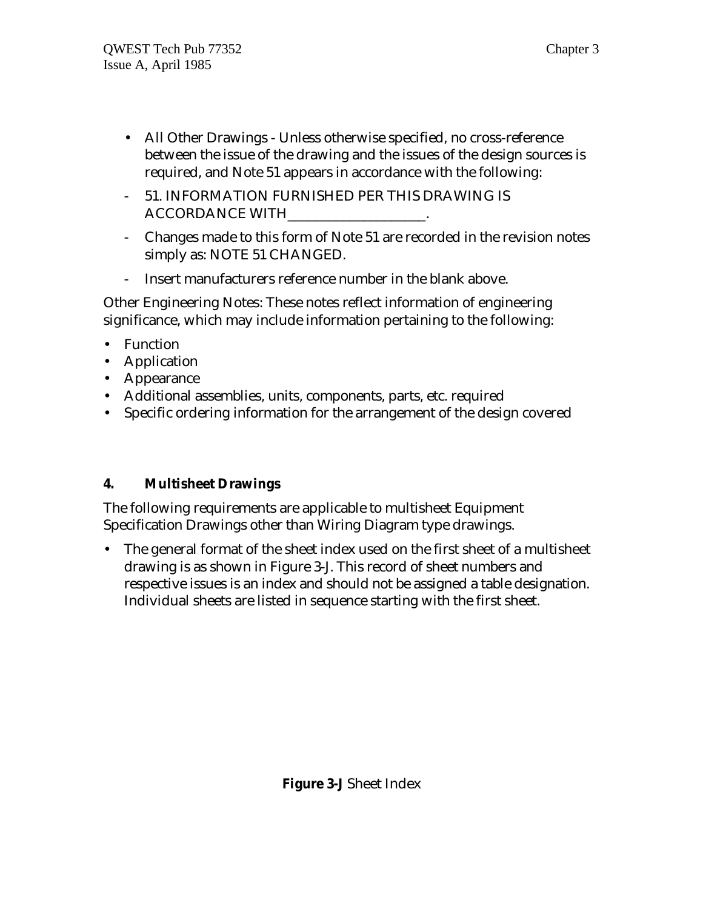- All Other Drawings - Unless otherwise specified, no cross-reference between the issue of the drawing and the issues of the design sources is required, and Note 51 appears in accordance with the following:
  - 51. INFORMATION FURNISHED PER THIS DRAWING IS ACCORDANCE WITH____________________.
  - Changes made to this form of Note 51 are recorded in the revision notes simply as: NOTE 51 CHANGED.
  - Insert manufacturers reference number in the blank above.

Other Engineering Notes: These notes reflect information of engineering significance, which may include information pertaining to the following:

- Function
- Application
- Appearance
- Additional assemblies, units, components, parts, etc. required
- Specific ordering information for the arrangement of the design covered

## 4. Multisheet Drawings

The following requirements are applicable to multisheet Equipment Specification Drawings other than Wiring Diagram type drawings.

- The general format of the sheet index used on the first sheet of a multisheet drawing is as shown in Figure 3-J. This record of sheet numbers and respective issues is an index and should not be assigned a table designation. Individual sheets are listed in sequence starting with the first sheet.

**Figure 3-J** Sheet Index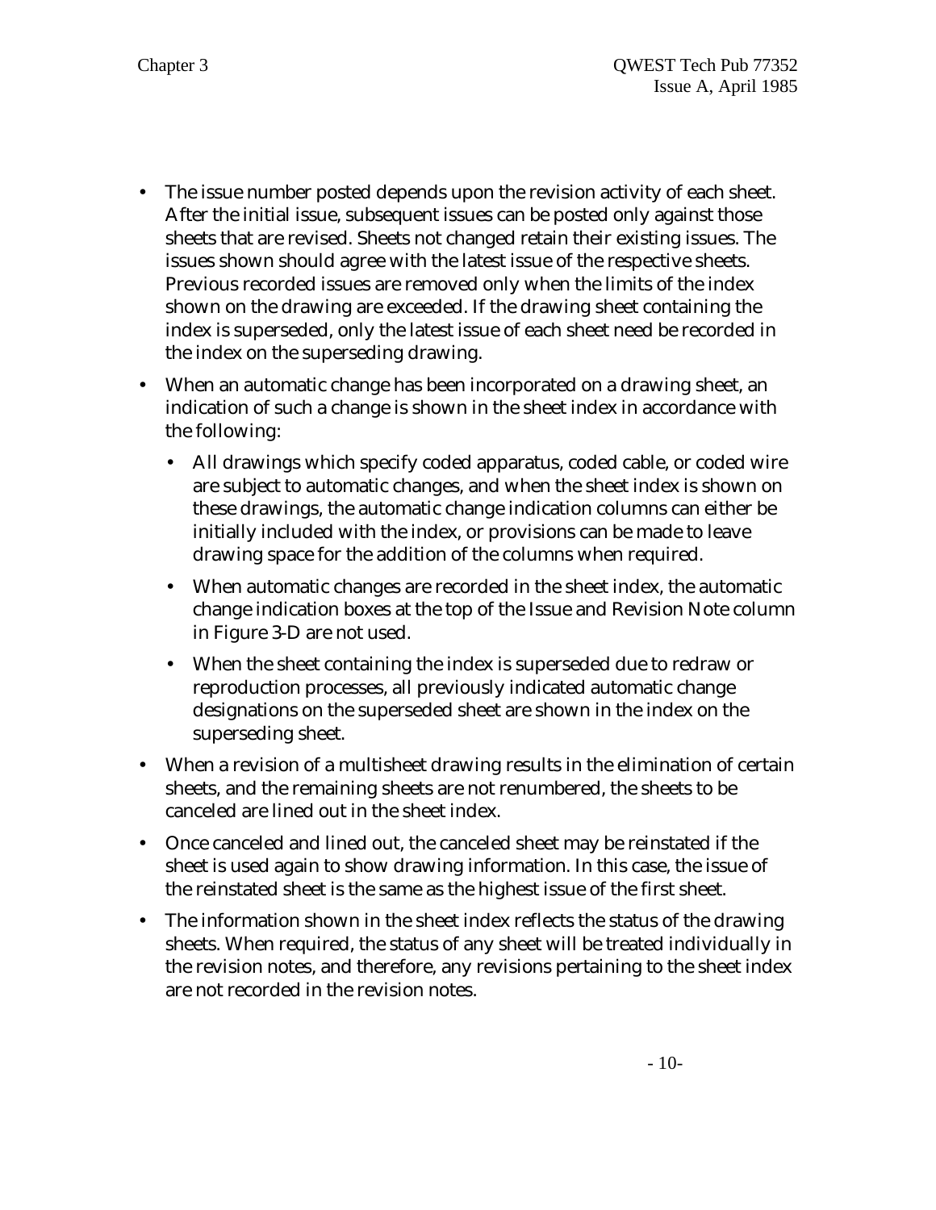- The issue number posted depends upon the revision activity of each sheet. After the initial issue, subsequent issues can be posted only against those sheets that are revised. Sheets not changed retain their existing issues. The issues shown should agree with the latest issue of the respective sheets. Previous recorded issues are removed only when the limits of the index shown on the drawing are exceeded. If the drawing sheet containing the index is superseded, only the latest issue of each sheet need be recorded in the index on the superseding drawing.
- When an automatic change has been incorporated on a drawing sheet, an indication of such a change is shown in the sheet index in accordance with the following:
  - All drawings which specify coded apparatus, coded cable, or coded wire are subject to automatic changes, and when the sheet index is shown on these drawings, the automatic change indication columns can either be initially included with the index, or provisions can be made to leave drawing space for the addition of the columns when required.
  - When automatic changes are recorded in the sheet index, the automatic change indication boxes at the top of the Issue and Revision Note column in Figure 3-D are not used.
  - When the sheet containing the index is superseded due to redraw or reproduction processes, all previously indicated automatic change designations on the superseded sheet are shown in the index on the superseding sheet.
- When a revision of a multisheet drawing results in the elimination of certain sheets, and the remaining sheets are not renumbered, the sheets to be canceled are lined out in the sheet index.
- Once canceled and lined out, the canceled sheet may be reinstated if the sheet is used again to show drawing information. In this case, the issue of the reinstated sheet is the same as the highest issue of the first sheet.
- The information shown in the sheet index reflects the status of the drawing sheets. When required, the status of any sheet will be treated individually in the revision notes, and therefore, any revisions pertaining to the sheet index are not recorded in the revision notes.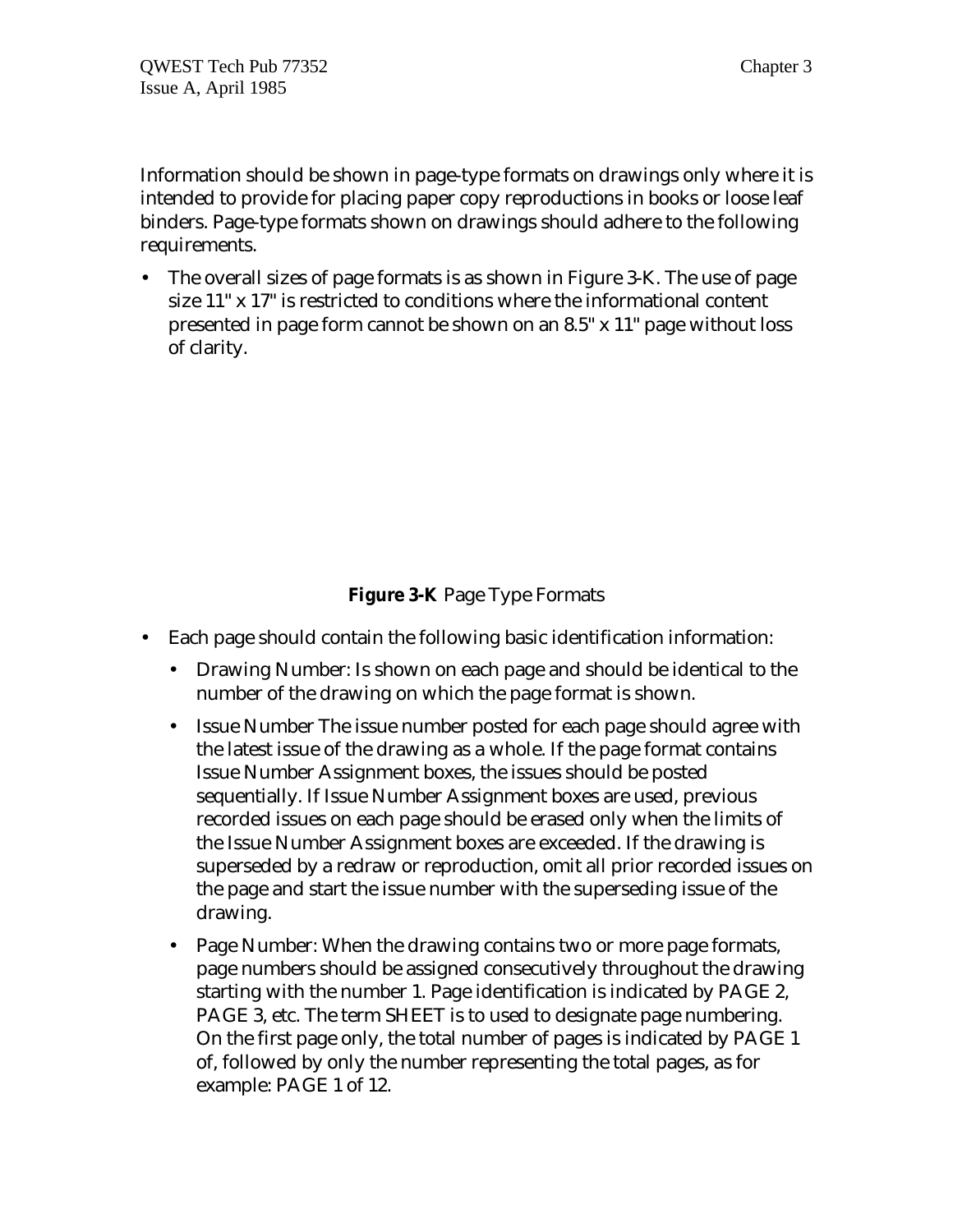Information should be shown in page-type formats on drawings only where it is intended to provide for placing paper copy reproductions in books or loose leaf binders. Page-type formats shown on drawings should adhere to the following requirements.

- The overall sizes of page formats is as shown in Figure 3-K. The use of page size 11" x 17" is restricted to conditions where the informational content presented in page form cannot be shown on an 8.5" x 11" page without loss of clarity.

**Figure 3-K** Page Type Formats

- Each page should contain the following basic identification information:
  - Drawing Number: Is shown on each page and should be identical to the number of the drawing on which the page format is shown.
  - Issue Number The issue number posted for each page should agree with the latest issue of the drawing as a whole. If the page format contains Issue Number Assignment boxes, the issues should be posted sequentially. If Issue Number Assignment boxes are used, previous recorded issues on each page should be erased only when the limits of the Issue Number Assignment boxes are exceeded. If the drawing is superseded by a redraw or reproduction, omit all prior recorded issues on the page and start the issue number with the superseding issue of the drawing.
  - Page Number: When the drawing contains two or more page formats, page numbers should be assigned consecutively throughout the drawing starting with the number 1. Page identification is indicated by PAGE 2, PAGE 3, etc. The term SHEET is to used to designate page numbering. On the first page only, the total number of pages is indicated by PAGE 1 of, followed by only the number representing the total pages, as for example: PAGE 1 of 12.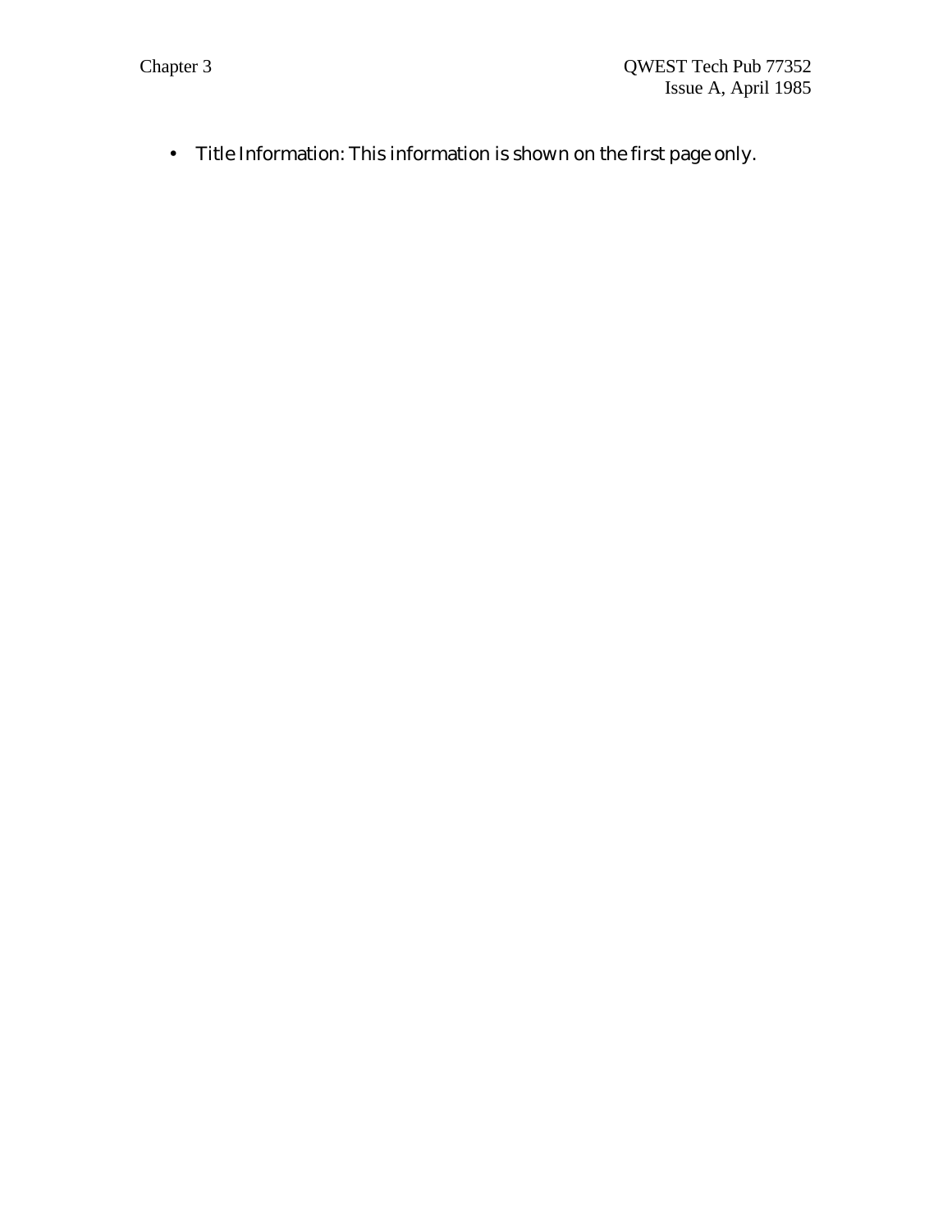- Title Information: This information is shown on the first page only.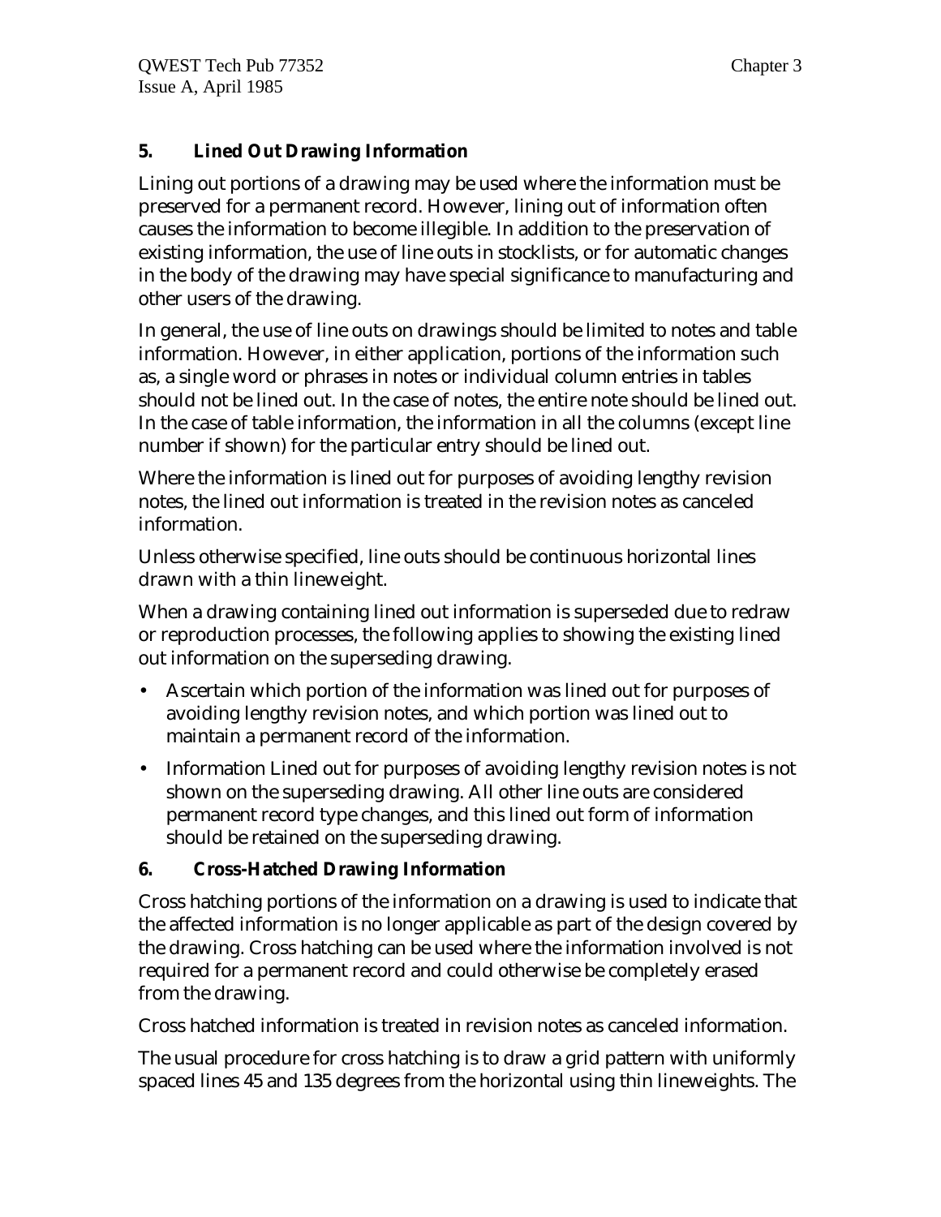## 5. Lined Out Drawing Information

Lining out portions of a drawing may be used where the information must be preserved for a permanent record. However, lining out of information often causes the information to become illegible. In addition to the preservation of existing information, the use of line outs in stocklists, or for automatic changes in the body of the drawing may have special significance to manufacturing and other users of the drawing.

In general, the use of line outs on drawings should be limited to notes and table information. However, in either application, portions of the information such as, a single word or phrases in notes or individual column entries in tables should not be lined out. In the case of notes, the entire note should be lined out. In the case of table information, the information in all the columns (except line number if shown) for the particular entry should be lined out.

Where the information is lined out for purposes of avoiding lengthy revision notes, the lined out information is treated in the revision notes as canceled information.

Unless otherwise specified, line outs should be continuous horizontal lines drawn with a thin lineweight.

When a drawing containing lined out information is superseded due to redraw or reproduction processes, the following applies to showing the existing lined out information on the superseding drawing.

- Ascertain which portion of the information was lined out for purposes of avoiding lengthy revision notes, and which portion was lined out to maintain a permanent record of the information.
- Information Lined out for purposes of avoiding lengthy revision notes is not shown on the superseding drawing. All other line outs are considered permanent record type changes, and this lined out form of information should be retained on the superseding drawing.

## 6. Cross-Hatched Drawing Information

Cross hatching portions of the information on a drawing is used to indicate that the affected information is no longer applicable as part of the design covered by the drawing. Cross hatching can be used where the information involved is not required for a permanent record and could otherwise be completely erased from the drawing.

Cross hatched information is treated in revision notes as canceled information.

The usual procedure for cross hatching is to draw a grid pattern with uniformly spaced lines 45 and 135 degrees from the horizontal using thin lineweights. The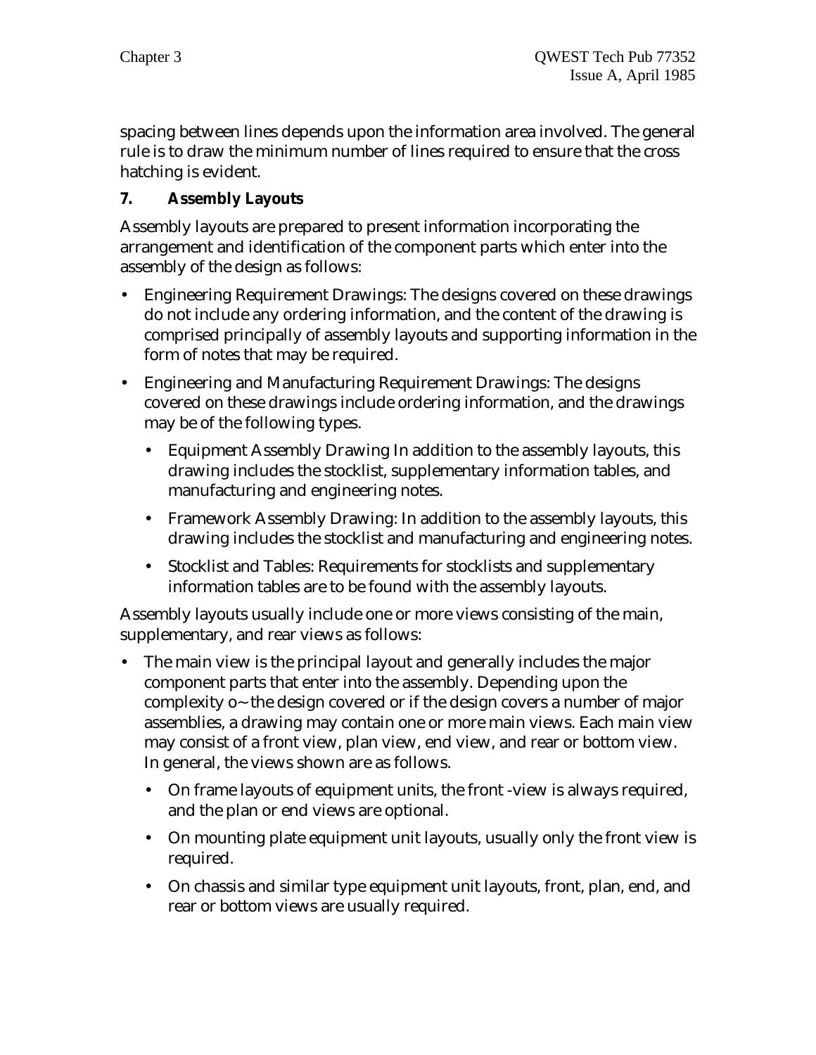spacing between lines depends upon the information area involved. The general rule is to draw the minimum number of lines required to ensure that the cross hatching is evident.

**7. Assembly Layouts**

Assembly layouts are prepared to present information incorporating the arrangement and identification of the component parts which enter into the assembly of the design as follows:

- Engineering Requirement Drawings: The designs covered on these drawings do not include any ordering information, and the content of the drawing is comprised principally of assembly layouts and supporting information in the form of notes that may be required.
- Engineering and Manufacturing Requirement Drawings: The designs covered on these drawings include ordering information, and the drawings may be of the following types.
  - Equipment Assembly Drawing In addition to the assembly layouts, this drawing includes the stocklist, supplementary information tables, and manufacturing and engineering notes.
  - Framework Assembly Drawing: In addition to the assembly layouts, this drawing includes the stocklist and manufacturing and engineering notes.
  - Stocklist and Tables: Requirements for stocklists and supplementary information tables are to be found with the assembly layouts.

Assembly layouts usually include one or more views consisting of the main, supplementary, and rear views as follows:

- The main view is the principal layout and generally includes the major component parts that enter into the assembly. Depending upon the complexity o~ the design covered or if the design covers a number of major assemblies, a drawing may contain one or more main views. Each main view may consist of a front view, plan view, end view, and rear or bottom view. In general, the views shown are as follows.
  - On frame layouts of equipment units, the front -view is always required, and the plan or end views are optional.
  - On mounting plate equipment unit layouts, usually only the front view is required.
  - On chassis and similar type equipment unit layouts, front, plan, end, and rear or bottom views are usually required.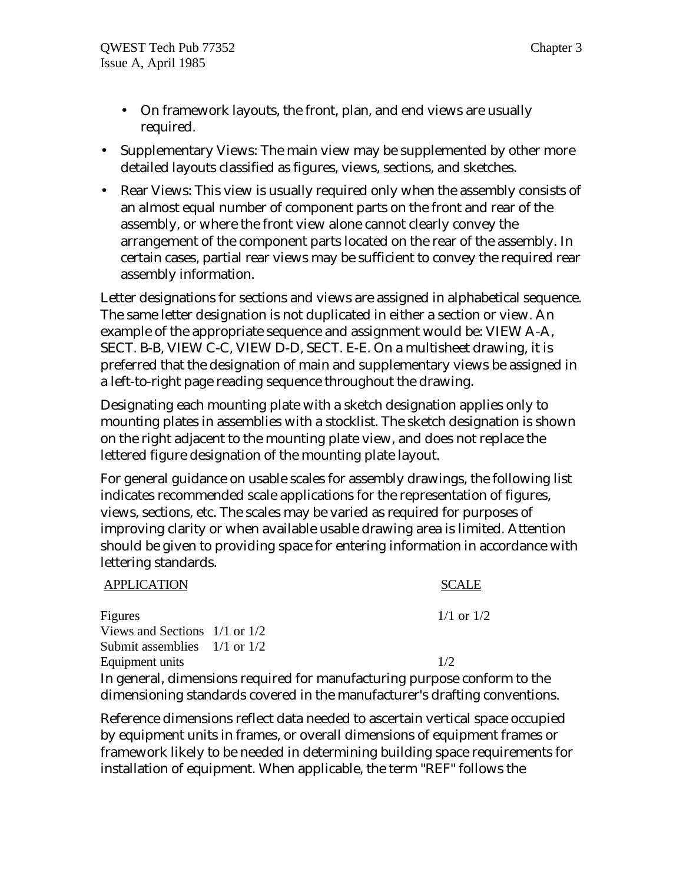- On framework layouts, the front, plan, and end views are usually required.

- Supplementary Views: The main view may be supplemented by other more detailed layouts classified as figures, views, sections, and sketches.
- Rear Views: This view is usually required only when the assembly consists of an almost equal number of component parts on the front and rear of the assembly, or where the front view alone cannot clearly convey the arrangement of the component parts located on the rear of the assembly. In certain cases, partial rear views may be sufficient to convey the required rear assembly information.

Letter designations for sections and views are assigned in alphabetical sequence. The same letter designation is not duplicated in either a section or view. An example of the appropriate sequence and assignment would be: VIEW A-A, SECT. B-B, VIEW C-C, VIEW D-D, SECT. E-E. On a multisheet drawing, it is preferred that the designation of main and supplementary views be assigned in a left-to-right page reading sequence throughout the drawing.

Designating each mounting plate with a sketch designation applies only to mounting plates in assemblies with a stocklist. The sketch designation is shown on the right adjacent to the mounting plate view, and does not replace the lettered figure designation of the mounting plate layout.

For general guidance on usable scales for assembly drawings, the following list indicates recommended scale applications for the representation of figures, views, sections, etc. The scales may be varied as required for purposes of improving clarity or when available usable drawing area is limited. Attention should be given to providing space for entering information in accordance with lettering standards.

| APPLICATION | SCALE |
|---|---|
| Figures | 1/1 or 1/2 |
| Views and Sections | 1/1 or 1/2 |
| Submit assemblies | 1/1 or 1/2 |
| Equipment units | 1/2 |

In general, dimensions required for manufacturing purpose conform to the dimensioning standards covered in the manufacturer's drafting conventions.

Reference dimensions reflect data needed to ascertain vertical space occupied by equipment units in frames, or overall dimensions of equipment frames or framework likely to be needed in determining building space requirements for installation of equipment. When applicable, the term "REF" follows the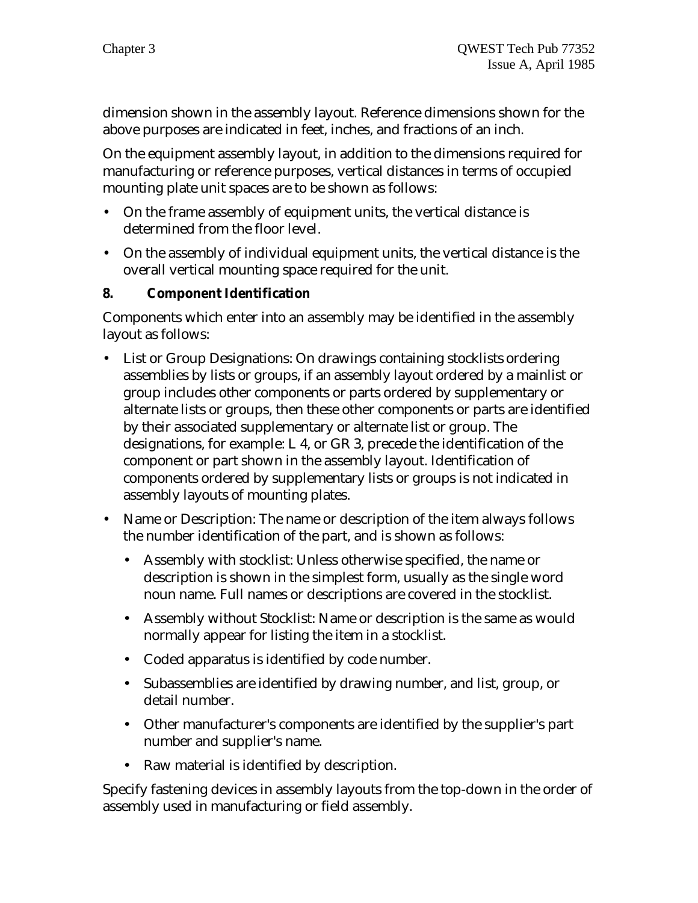dimension shown in the assembly layout. Reference dimensions shown for the above purposes are indicated in feet, inches, and fractions of an inch.

On the equipment assembly layout, in addition to the dimensions required for manufacturing or reference purposes, vertical distances in terms of occupied mounting plate unit spaces are to be shown as follows:

- On the frame assembly of equipment units, the vertical distance is determined from the floor level.
- On the assembly of individual equipment units, the vertical distance is the overall vertical mounting space required for the unit.

## 8. Component Identification

Components which enter into an assembly may be identified in the assembly layout as follows:

- List or Group Designations: On drawings containing stocklists ordering assemblies by lists or groups, if an assembly layout ordered by a mainlist or group includes other components or parts ordered by supplementary or alternate lists or groups, then these other components or parts are identified by their associated supplementary or alternate list or group. The designations, for example: L 4, or GR 3, precede the identification of the component or part shown in the assembly layout. Identification of components ordered by supplementary lists or groups is not indicated in assembly layouts of mounting plates.
- Name or Description: The name or description of the item always follows the number identification of the part, and is shown as follows:
  - Assembly with stocklist: Unless otherwise specified, the name or description is shown in the simplest form, usually as the single word noun name. Full names or descriptions are covered in the stocklist.
  - Assembly without Stocklist: Name or description is the same as would normally appear for listing the item in a stocklist.
  - Coded apparatus is identified by code number.
  - Subassemblies are identified by drawing number, and list, group, or detail number.
  - Other manufacturer's components are identified by the supplier's part number and supplier's name.
  - Raw material is identified by description.

Specify fastening devices in assembly layouts from the top-down in the order of assembly used in manufacturing or field assembly.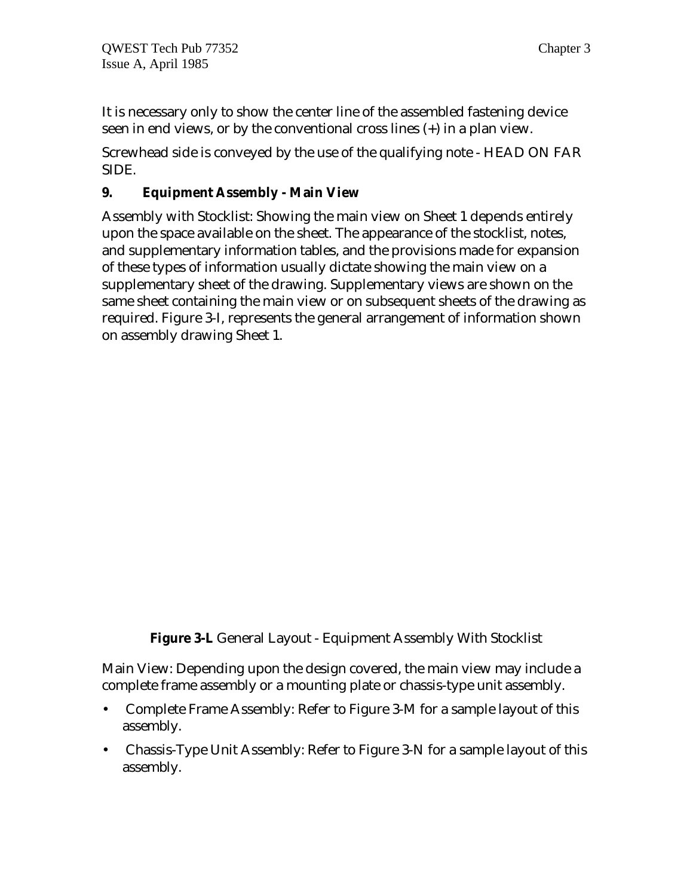It is necessary only to show the center line of the assembled fastening device seen in end views, or by the conventional cross lines (+) in a plan view.

Screwhead side is conveyed by the use of the qualifying note - HEAD ON FAR SIDE.

### 9. Equipment Assembly - Main View

Assembly with Stocklist: Showing the main view on Sheet 1 depends entirely upon the space available on the sheet. The appearance of the stocklist, notes, and supplementary information tables, and the provisions made for expansion of these types of information usually dictate showing the main view on a supplementary sheet of the drawing. Supplementary views are shown on the same sheet containing the main view or on subsequent sheets of the drawing as required. Figure 3-I, represents the general arrangement of information shown on assembly drawing Sheet 1.

**Figure 3-L** General Layout - Equipment Assembly With Stocklist

Main View: Depending upon the design covered, the main view may include a complete frame assembly or a mounting plate or chassis-type unit assembly.

- Complete Frame Assembly: Refer to Figure 3-M for a sample layout of this assembly.
- Chassis-Type Unit Assembly: Refer to Figure 3-N for a sample layout of this assembly.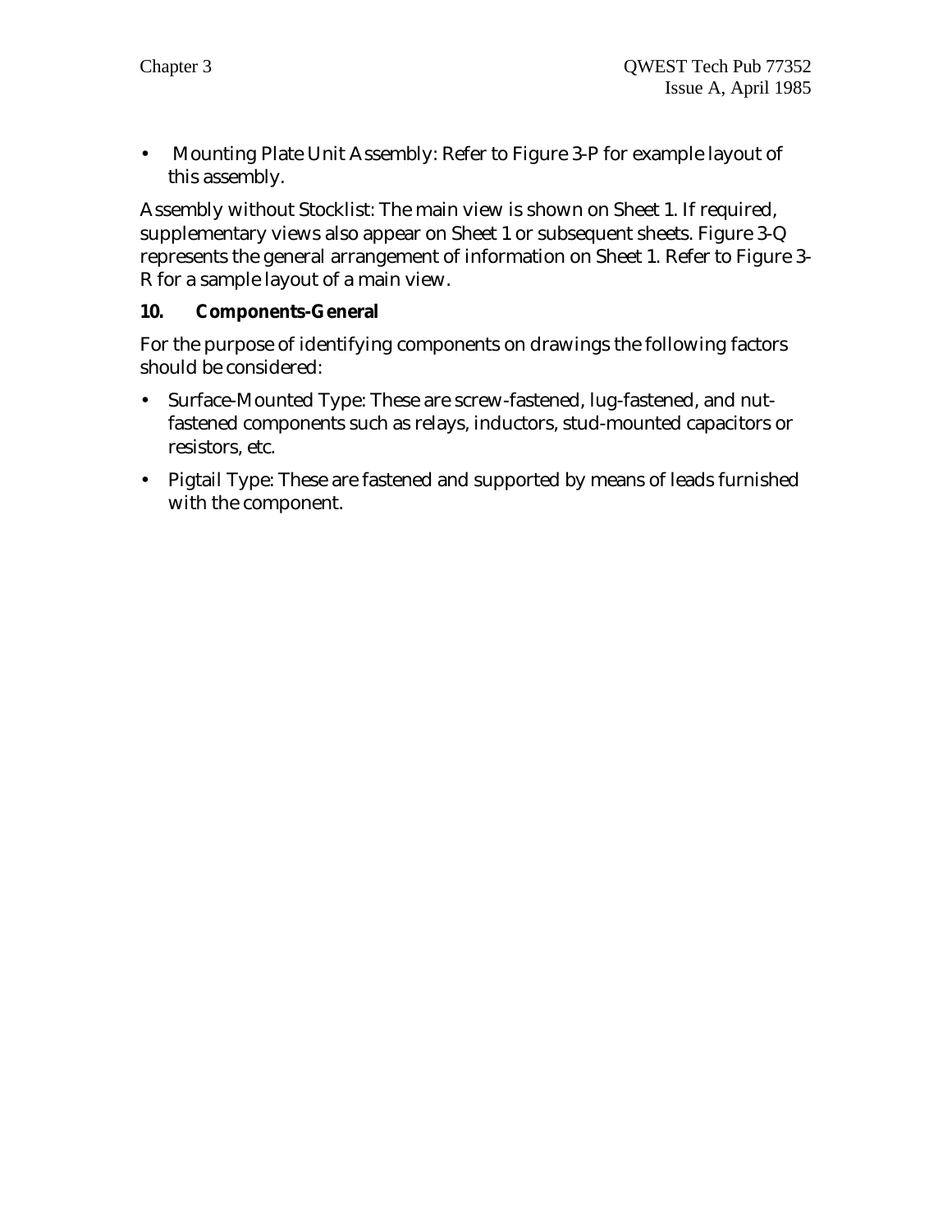- Mounting Plate Unit Assembly: Refer to Figure 3-P for example layout of this assembly.

Assembly without Stocklist: The main view is shown on Sheet 1. If required, supplementary views also appear on Sheet 1 or subsequent sheets. Figure 3-Q represents the general arrangement of information on Sheet 1. Refer to Figure 3-R for a sample layout of a main view.

## 10. Components-General

For the purpose of identifying components on drawings the following factors should be considered:

- Surface-Mounted Type: These are screw-fastened, lug-fastened, and nut-fastened components such as relays, inductors, stud-mounted capacitors or resistors, etc.
- Pigtail Type: These are fastened and supported by means of leads furnished with the component.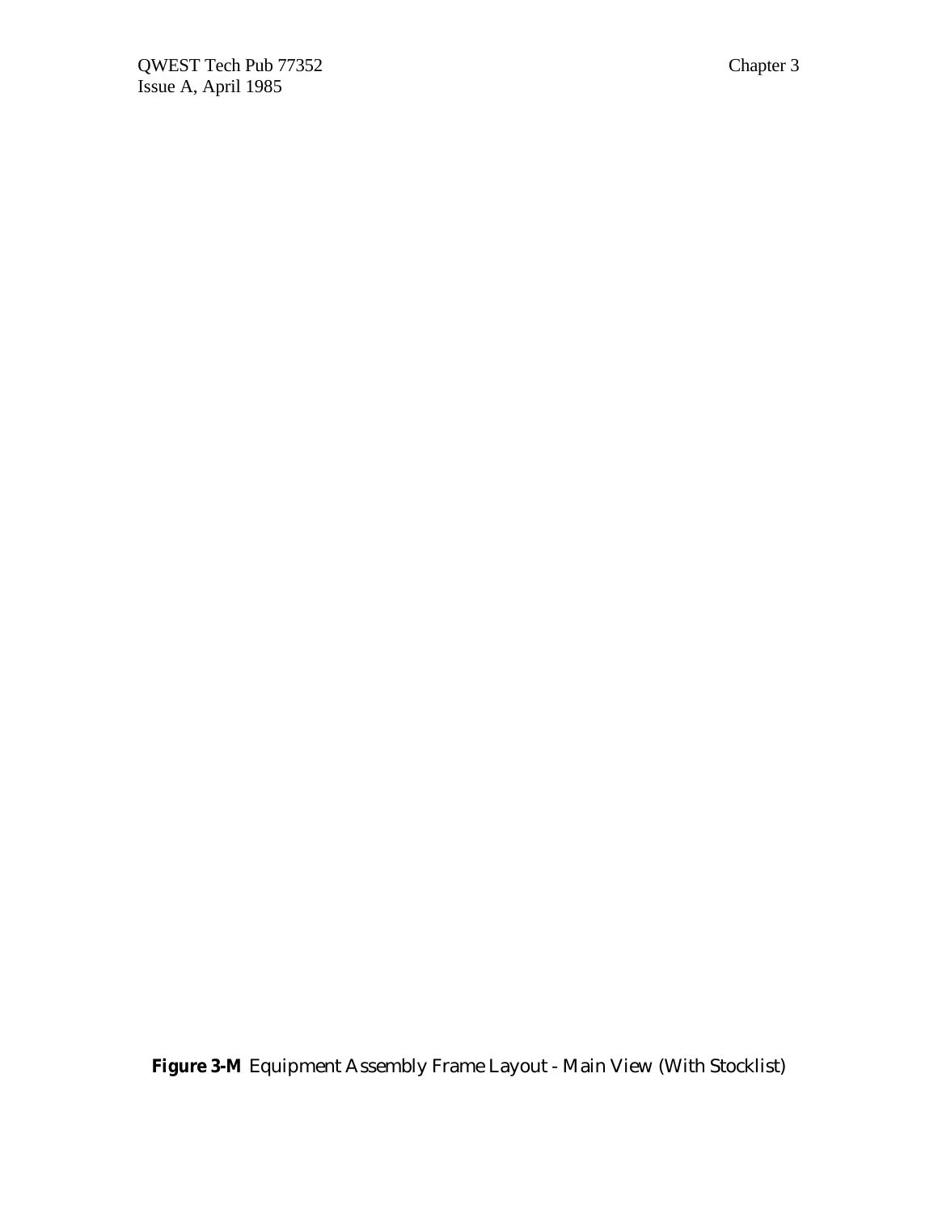**Figure 3-M** Equipment Assembly Frame Layout - Main View (With Stocklist)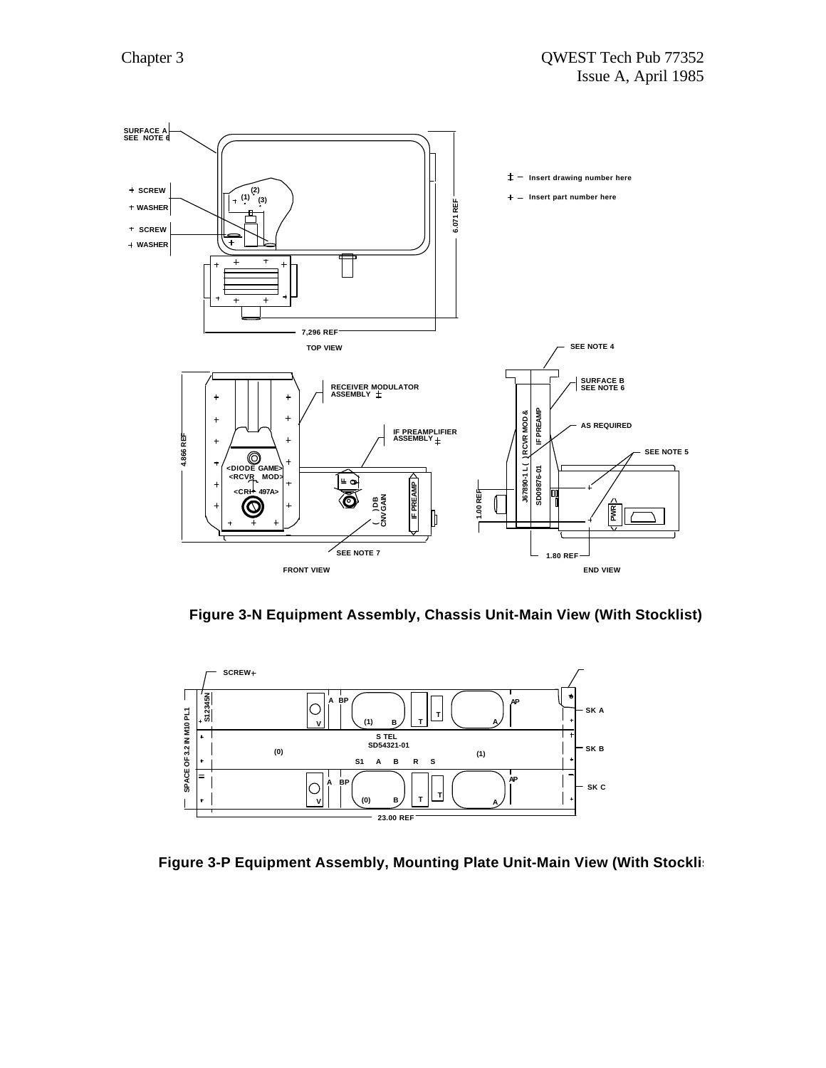**Figure 3-N Equipment Assembly, Chassis Unit-Main View (With Stocklist)**

**Figure 3-P Equipment Assembly, Mounting Plate Unit-Main View (With Stockli**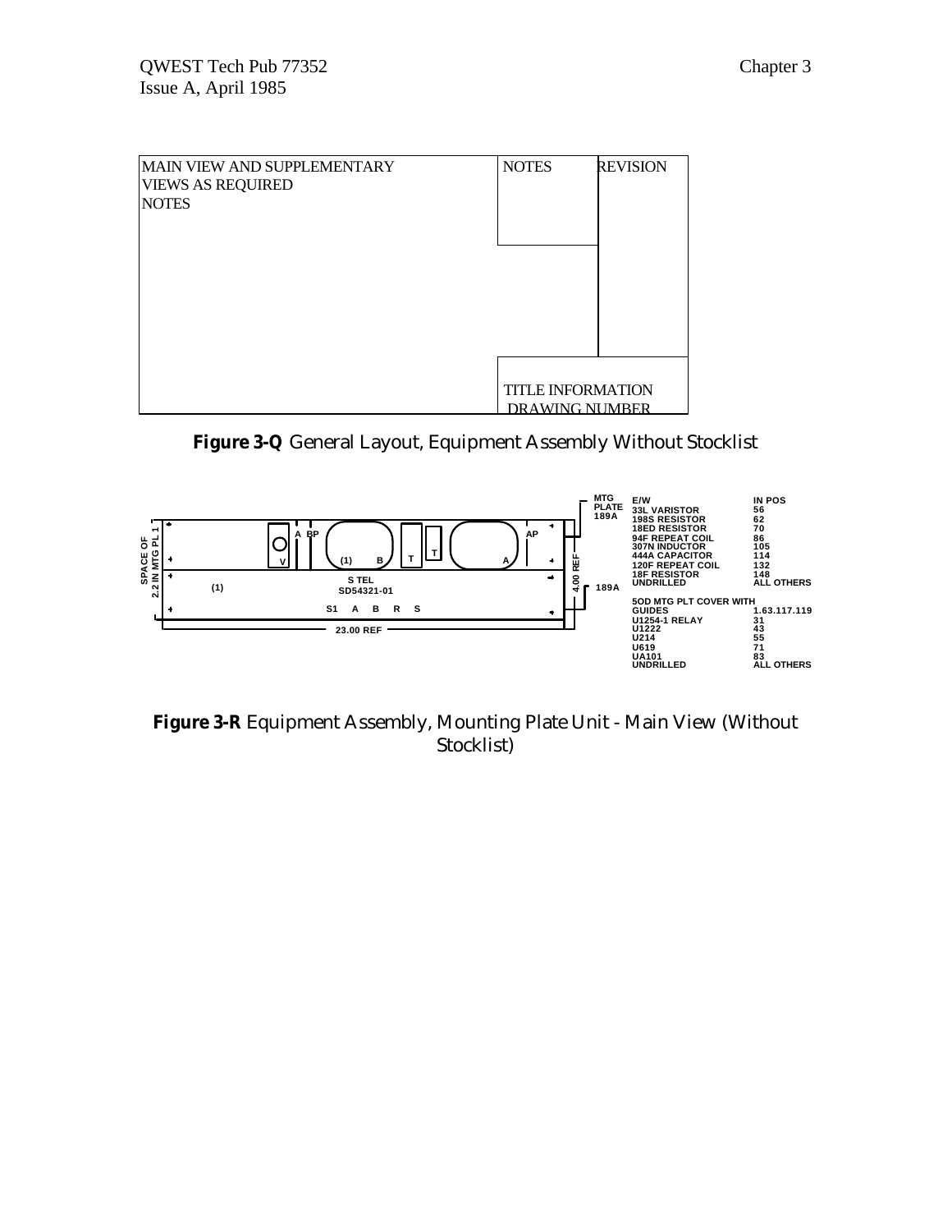| MAIN VIEW AND SUPPLEMENTARY VIEWS AS REQUIRED NOTES | NOTES | REVISION |
| --- | --- | --- |
| | | |
| | TITLE INFORMATION DRAWING NUMBER | |

**Figure 3-Q** General Layout, Equipment Assembly Without Stocklist

SPACE OF 2.2 IN MTG PL 1

A BP (1) B T T AP A V

(1) S TEL SD54321-01

S1 A B R S

23.00 REF

4.00 REF

MTG PLATE 189A

189A

| E/W | IN POS |
| --- | --- |
| 33L VARISTOR | 56 |
| 198S RESISTOR | 62 |
| 18ED RESISTOR | 70 |
| 94F REPEAT COIL | 86 |
| 307N INDUCTOR | 105 |
| 444A CAPACITOR | 114 |
| 120F REPEAT COIL | 132 |
| 18F RESISTOR | 148 |
| UNDRILLED | ALL OTHERS |
| 5OD MTG PLT COVER WITH GUIDES | 1.63.117.119 |
| U1254-1 RELAY | 31 |
| U1222 | 43 |
| U214 | 55 |
| U619 | 71 |
| UA101 | 83 |
| UNDRILLED | ALL OTHERS |

**Figure 3-R** Equipment Assembly, Mounting Plate Unit - Main View (Without Stocklist)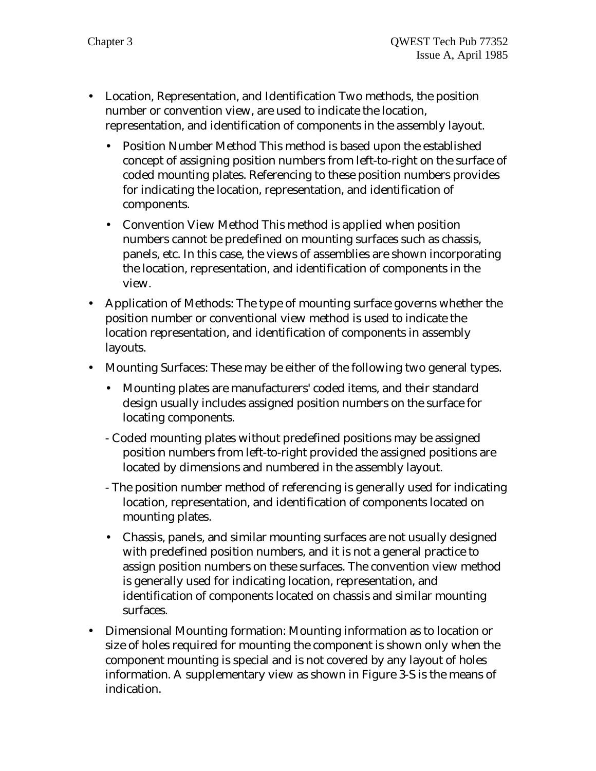- Location, Representation, and Identification Two methods, the position number or convention view, are used to indicate the location, representation, and identification of components in the assembly layout.
  - Position Number Method This method is based upon the established concept of assigning position numbers from left-to-right on the surface of coded mounting plates. Referencing to these position numbers provides for indicating the location, representation, and identification of components.
  - Convention View Method This method is applied when position numbers cannot be predefined on mounting surfaces such as chassis, panels, etc. In this case, the views of assemblies are shown incorporating the location, representation, and identification of components in the view.
- Application of Methods: The type of mounting surface governs whether the position number or conventional view method is used to indicate the location representation, and identification of components in assembly layouts.
- Mounting Surfaces: These may be either of the following two general types.
  - Mounting plates are manufacturers' coded items, and their standard design usually includes assigned position numbers on the surface for locating components.

    - Coded mounting plates without predefined positions may be assigned position numbers from left-to-right provided the assigned positions are located by dimensions and numbered in the assembly layout.

    - The position number method of referencing is generally used for indicating location, representation, and identification of components located on mounting plates.
  - Chassis, panels, and similar mounting surfaces are not usually designed with predefined position numbers, and it is not a general practice to assign position numbers on these surfaces. The convention view method is generally used for indicating location, representation, and identification of components located on chassis and similar mounting surfaces.
- Dimensional Mounting formation: Mounting information as to location or size of holes required for mounting the component is shown only when the component mounting is special and is not covered by any layout of holes information. A supplementary view as shown in Figure 3-S is the means of indication.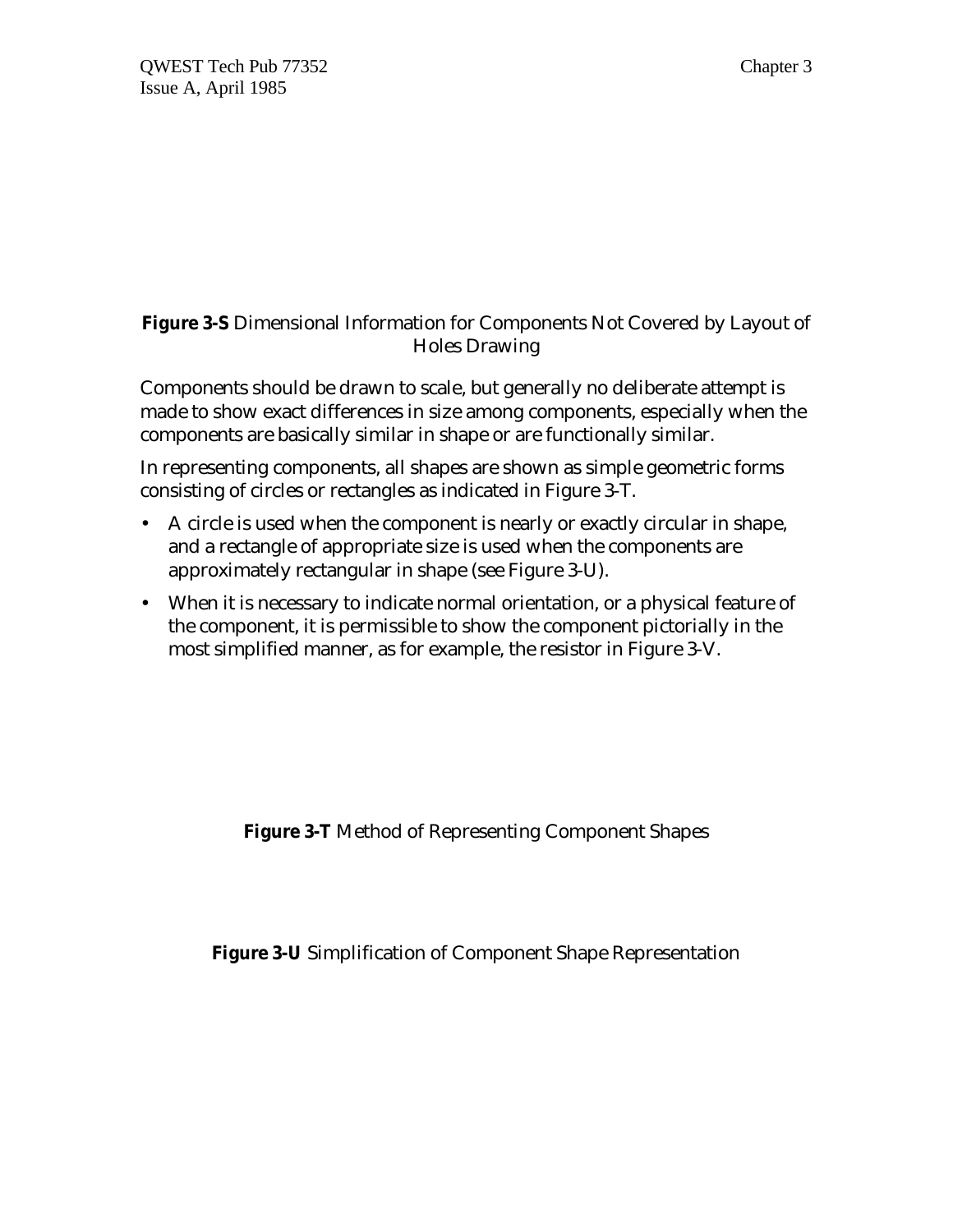**Figure 3-S** Dimensional Information for Components Not Covered by Layout of Holes Drawing

Components should be drawn to scale, but generally no deliberate attempt is made to show exact differences in size among components, especially when the components are basically similar in shape or are functionally similar.

In representing components, all shapes are shown as simple geometric forms consisting of circles or rectangles as indicated in Figure 3-T.

- A circle is used when the component is nearly or exactly circular in shape, and a rectangle of appropriate size is used when the components are approximately rectangular in shape (see Figure 3-U).
- When it is necessary to indicate normal orientation, or a physical feature of the component, it is permissible to show the component pictorially in the most simplified manner, as for example, the resistor in Figure 3-V.

**Figure 3-T** Method of Representing Component Shapes

**Figure 3-U** Simplification of Component Shape Representation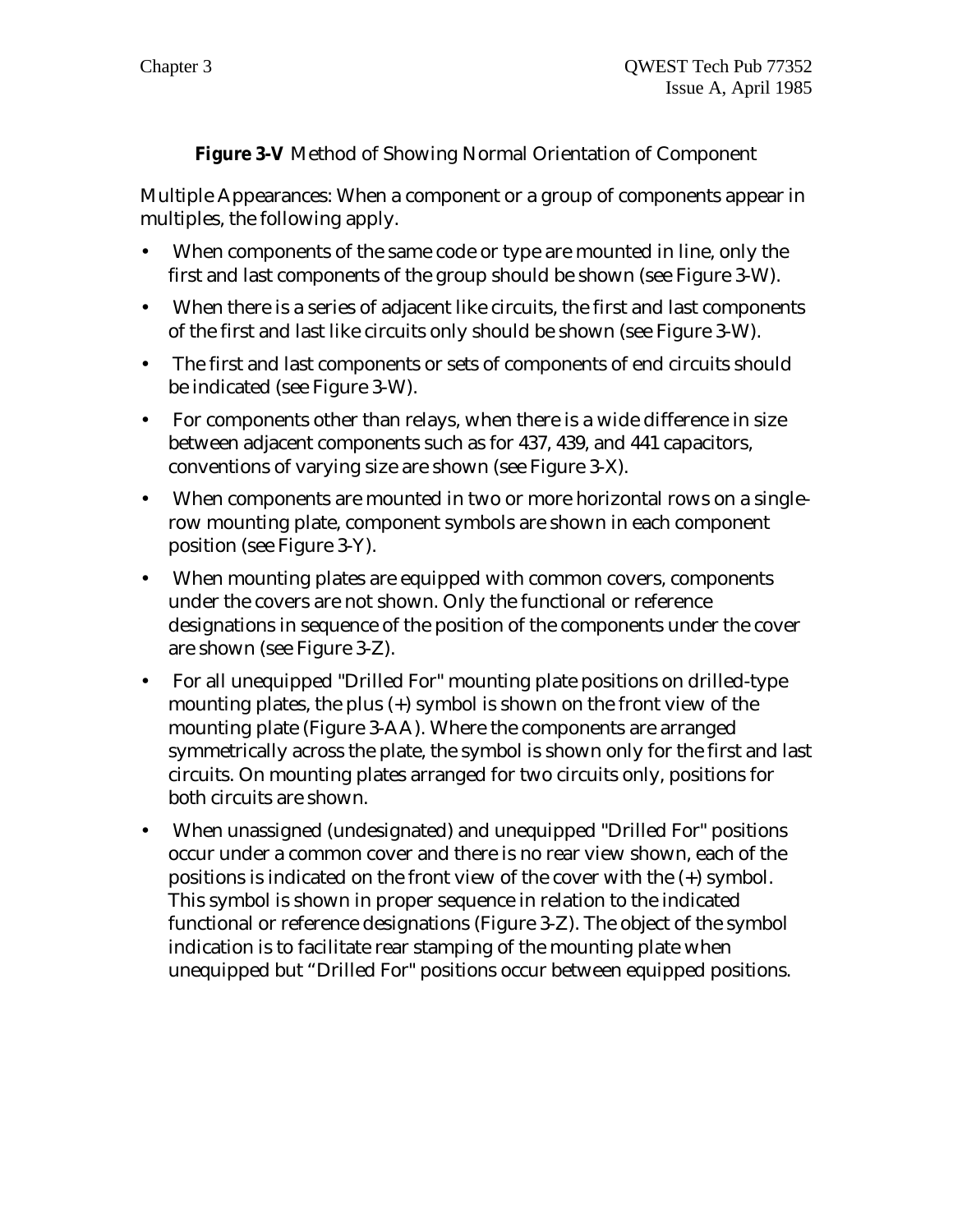**Figure 3-V** Method of Showing Normal Orientation of Component

Multiple Appearances: When a component or a group of components appear in multiples, the following apply.

- When components of the same code or type are mounted in line, only the first and last components of the group should be shown (see Figure 3-W).
- When there is a series of adjacent like circuits, the first and last components of the first and last like circuits only should be shown (see Figure 3-W).
- The first and last components or sets of components of end circuits should be indicated (see Figure 3-W).
- For components other than relays, when there is a wide difference in size between adjacent components such as for 437, 439, and 441 capacitors, conventions of varying size are shown (see Figure 3-X).
- When components are mounted in two or more horizontal rows on a single-row mounting plate, component symbols are shown in each component position (see Figure 3-Y).
- When mounting plates are equipped with common covers, components under the covers are not shown. Only the functional or reference designations in sequence of the position of the components under the cover are shown (see Figure 3-Z).
- For all unequipped "Drilled For" mounting plate positions on drilled-type mounting plates, the plus (+) symbol is shown on the front view of the mounting plate (Figure 3-AA). Where the components are arranged symmetrically across the plate, the symbol is shown only for the first and last circuits. On mounting plates arranged for two circuits only, positions for both circuits are shown.
- When unassigned (undesignated) and unequipped "Drilled For" positions occur under a common cover and there is no rear view shown, each of the positions is indicated on the front view of the cover with the (+) symbol. This symbol is shown in proper sequence in relation to the indicated functional or reference designations (Figure 3-Z). The object of the symbol indication is to facilitate rear stamping of the mounting plate when unequipped but "Drilled For" positions occur between equipped positions.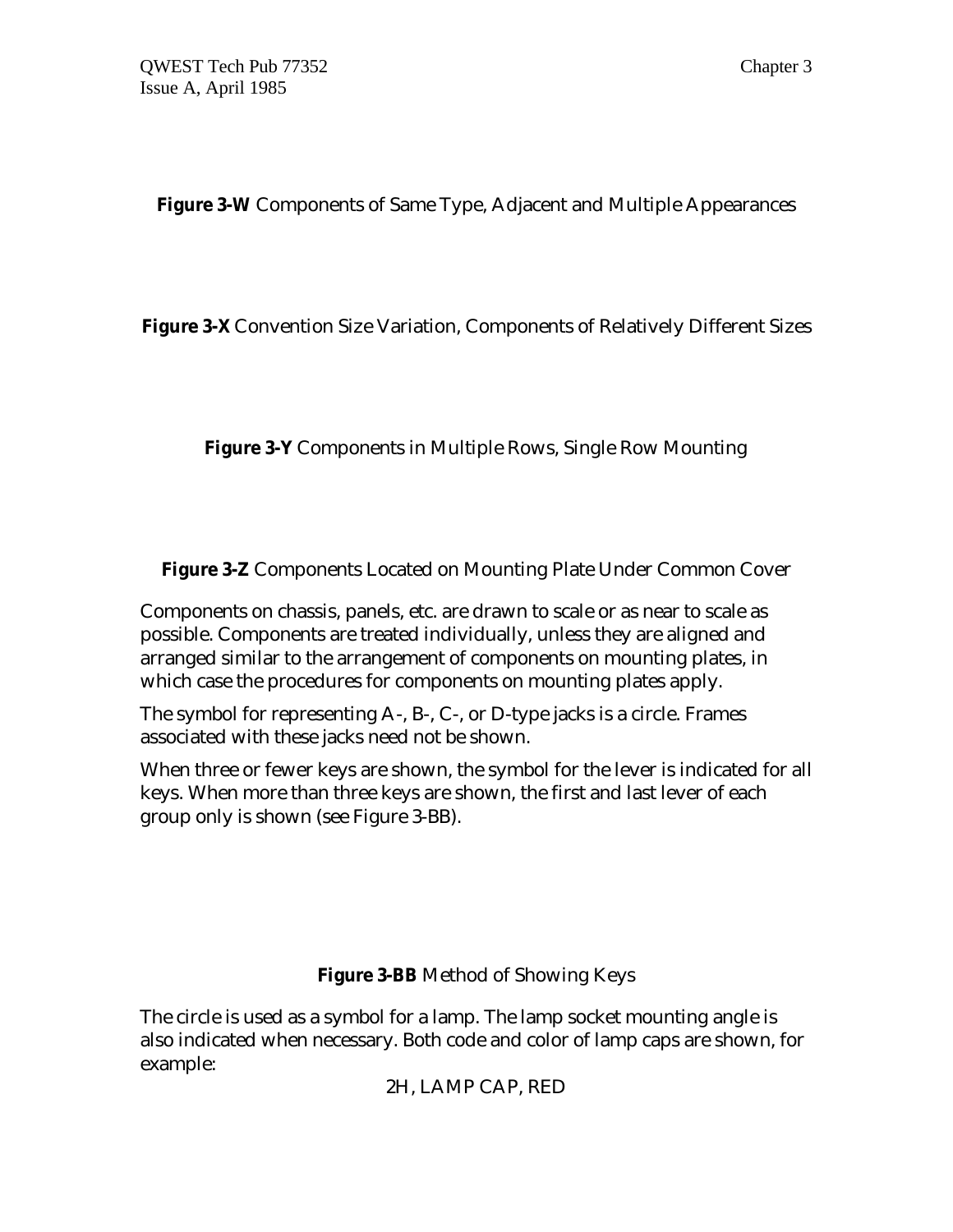**Figure 3-W** Components of Same Type, Adjacent and Multiple Appearances

**Figure 3-X** Convention Size Variation, Components of Relatively Different Sizes

**Figure 3-Y** Components in Multiple Rows, Single Row Mounting

**Figure 3-Z** Components Located on Mounting Plate Under Common Cover

Components on chassis, panels, etc. are drawn to scale or as near to scale as possible. Components are treated individually, unless they are aligned and arranged similar to the arrangement of components on mounting plates, in which case the procedures for components on mounting plates apply.

The symbol for representing A-, B-, C-, or D-type jacks is a circle. Frames associated with these jacks need not be shown.

When three or fewer keys are shown, the symbol for the lever is indicated for all keys. When more than three keys are shown, the first and last lever of each group only is shown (see Figure 3-BB).

**Figure 3-BB** Method of Showing Keys

The circle is used as a symbol for a lamp. The lamp socket mounting angle is also indicated when necessary. Both code and color of lamp caps are shown, for example:

2H, LAMP CAP, RED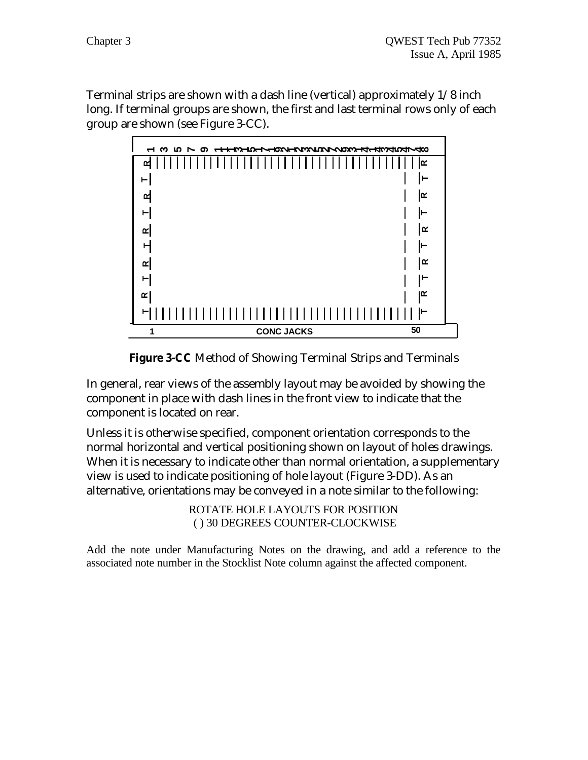Terminal strips are shown with a dash line (vertical) approximately 1/8 inch long. If terminal groups are shown, the first and last terminal rows only of each group are shown (see Figure 3-CC).

**Figure 3-CC** Method of Showing Terminal Strips and Terminals

In general, rear views of the assembly layout may be avoided by showing the component in place with dash lines in the front view to indicate that the component is located on rear.

Unless it is otherwise specified, component orientation corresponds to the normal horizontal and vertical positioning shown on layout of holes drawings. When it is necessary to indicate other than normal orientation, a supplementary view is used to indicate positioning of hole layout (Figure 3-DD). As an alternative, orientations may be conveyed in a note similar to the following:

ROTATE HOLE LAYOUTS FOR POSITION
( ) 30 DEGREES COUNTER-CLOCKWISE

Add the note under Manufacturing Notes on the drawing, and add a reference to the associated note number in the Stocklist Note column against the affected component.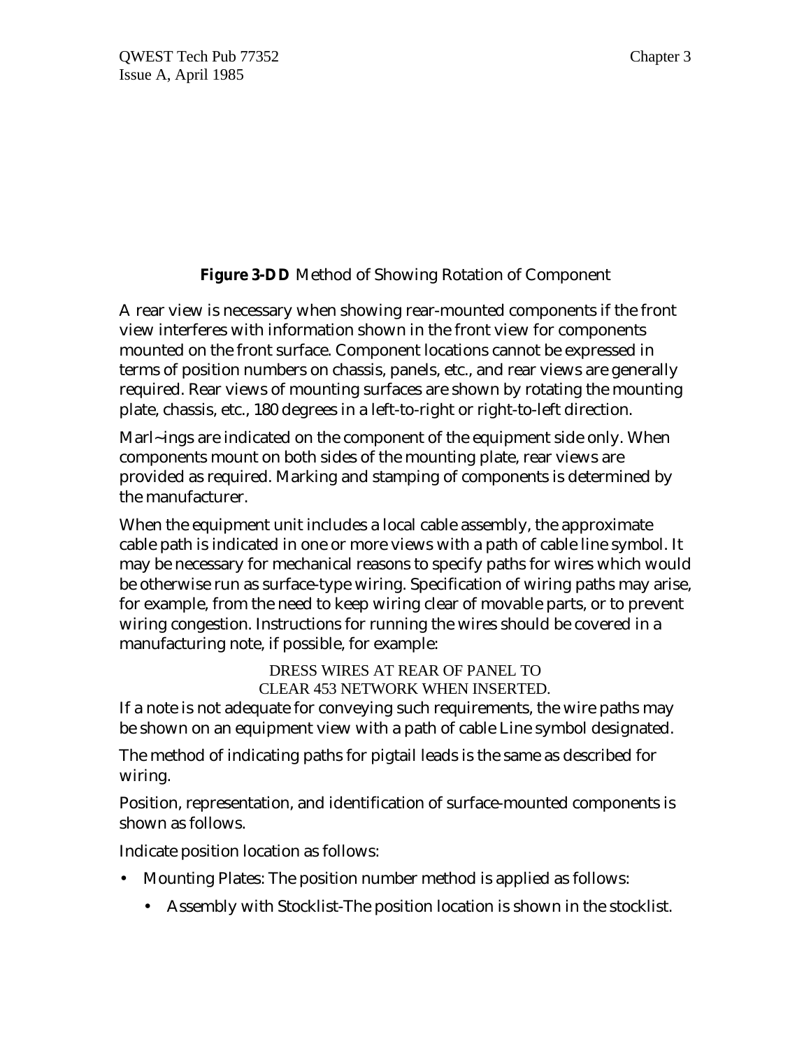**Figure 3-DD** Method of Showing Rotation of Component

A rear view is necessary when showing rear-mounted components if the front view interferes with information shown in the front view for components mounted on the front surface. Component locations cannot be expressed in terms of position numbers on chassis, panels, etc., and rear views are generally required. Rear views of mounting surfaces are shown by rotating the mounting plate, chassis, etc., 180 degrees in a left-to-right or right-to-left direction.

Marl~ings are indicated on the component of the equipment side only. When components mount on both sides of the mounting plate, rear views are provided as required. Marking and stamping of components is determined by the manufacturer.

When the equipment unit includes a local cable assembly, the approximate cable path is indicated in one or more views with a path of cable line symbol. It may be necessary for mechanical reasons to specify paths for wires which would be otherwise run as surface-type wiring. Specification of wiring paths may arise, for example, from the need to keep wiring clear of movable parts, or to prevent wiring congestion. Instructions for running the wires should be covered in a manufacturing note, if possible, for example:

DRESS WIRES AT REAR OF PANEL TO
CLEAR 453 NETWORK WHEN INSERTED.

If a note is not adequate for conveying such requirements, the wire paths may be shown on an equipment view with a path of cable Line symbol designated.

The method of indicating paths for pigtail leads is the same as described for wiring.

Position, representation, and identification of surface-mounted components is shown as follows.

Indicate position location as follows:

- Mounting Plates: The position number method is applied as follows:
  - Assembly with Stocklist-The position location is shown in the stocklist.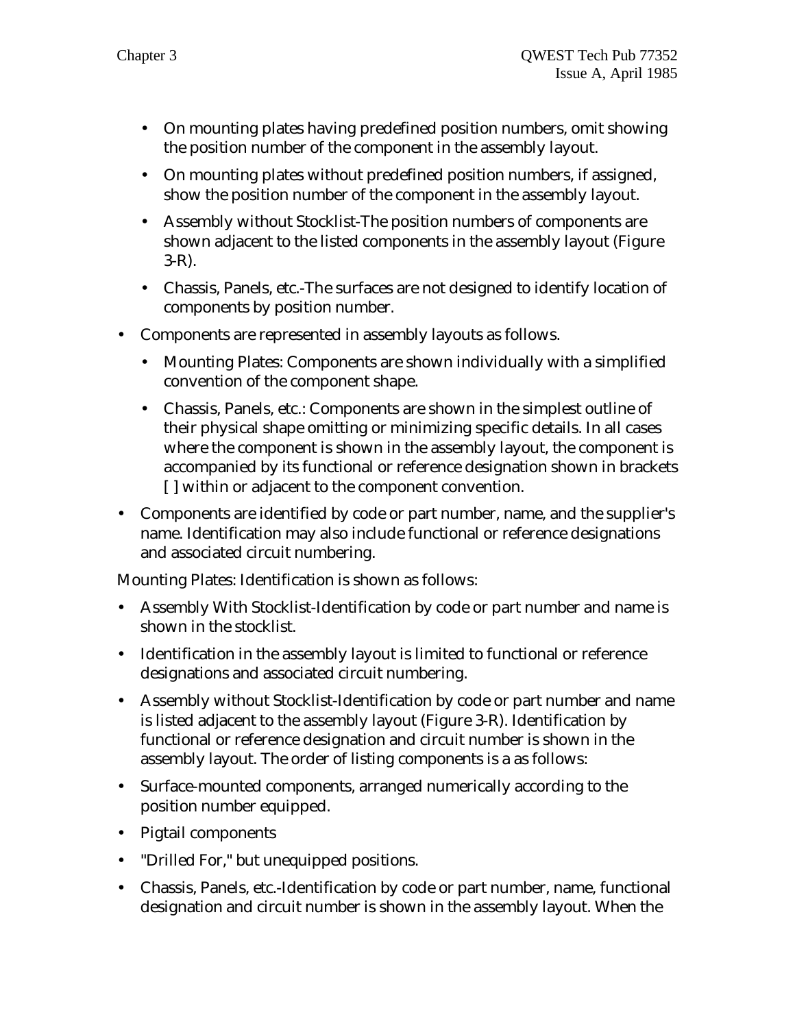- On mounting plates having predefined position numbers, omit showing the position number of the component in the assembly layout.
- On mounting plates without predefined position numbers, if assigned, show the position number of the component in the assembly layout.
- Assembly without Stocklist-The position numbers of components are shown adjacent to the listed components in the assembly layout (Figure 3-R).
- Chassis, Panels, etc.-The surfaces are not designed to identify location of components by position number.

- Components are represented in assembly layouts as follows.
  - Mounting Plates: Components are shown individually with a simplified convention of the component shape.
  - Chassis, Panels, etc.: Components are shown in the simplest outline of their physical shape omitting or minimizing specific details. In all cases where the component is shown in the assembly layout, the component is accompanied by its functional or reference designation shown in brackets [ ] within or adjacent to the component convention.
- Components are identified by code or part number, name, and the supplier's name. Identification may also include functional or reference designations and associated circuit numbering.

Mounting Plates: Identification is shown as follows:

- Assembly With Stocklist-Identification by code or part number and name is shown in the stocklist.
- Identification in the assembly layout is limited to functional or reference designations and associated circuit numbering.
- Assembly without Stocklist-Identification by code or part number and name is listed adjacent to the assembly layout (Figure 3-R). Identification by functional or reference designation and circuit number is shown in the assembly layout. The order of listing components is a as follows:
- Surface-mounted components, arranged numerically according to the position number equipped.
- Pigtail components
- "Drilled For," but unequipped positions.
- Chassis, Panels, etc.-Identification by code or part number, name, functional designation and circuit number is shown in the assembly layout. When the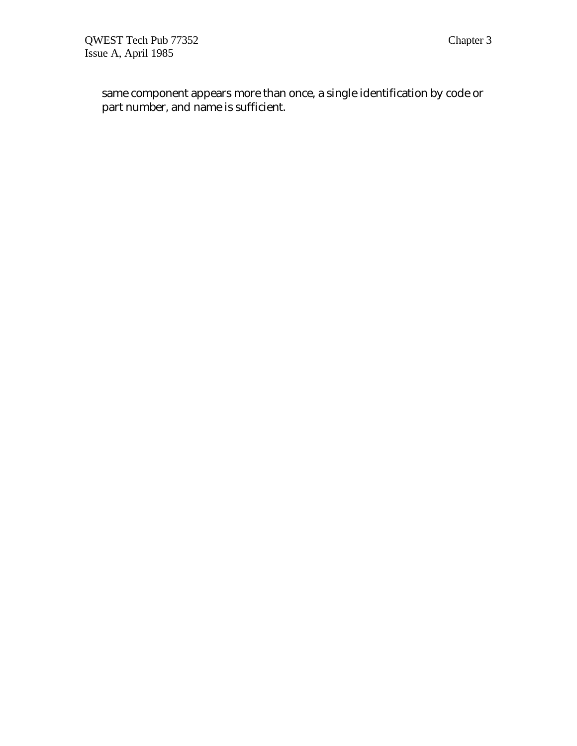same component appears more than once, a single identification by code or part number, and name is sufficient.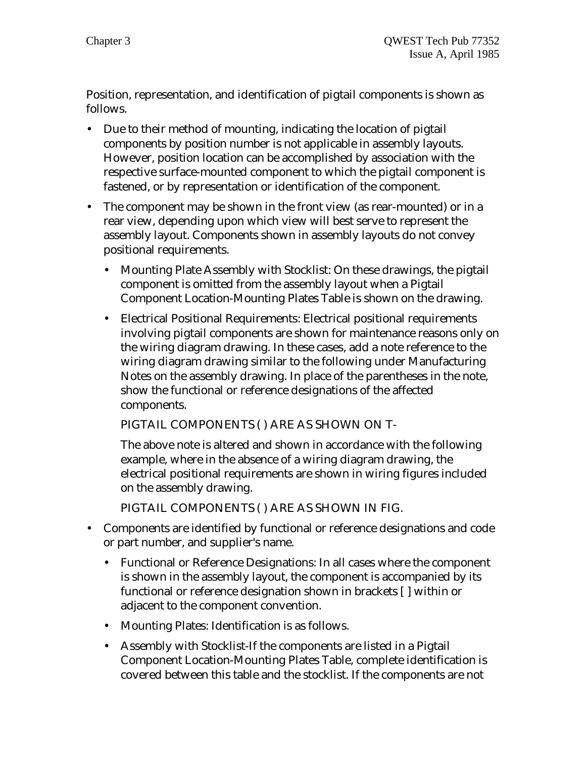Position, representation, and identification of pigtail components is shown as follows.

- Due to their method of mounting, indicating the location of pigtail components by position number is not applicable in assembly layouts. However, position location can be accomplished by association with the respective surface-mounted component to which the pigtail component is fastened, or by representation or identification of the component.
- The component may be shown in the front view (as rear-mounted) or in a rear view, depending upon which view will best serve to represent the assembly layout. Components shown in assembly layouts do not convey positional requirements.
  - Mounting Plate Assembly with Stocklist: On these drawings, the pigtail component is omitted from the assembly layout when a Pigtail Component Location-Mounting Plates Table is shown on the drawing.
  - Electrical Positional Requirements: Electrical positional requirements involving pigtail components are shown for maintenance reasons only on the wiring diagram drawing. In these cases, add a note reference to the wiring diagram drawing similar to the following under Manufacturing Notes on the assembly drawing. In place of the parentheses in the note, show the functional or reference designations of the affected components.

    PIGTAIL COMPONENTS ( ) ARE AS SHOWN ON T-

    The above note is altered and shown in accordance with the following example, where in the absence of a wiring diagram drawing, the electrical positional requirements are shown in wiring figures included on the assembly drawing.

    PIGTAIL COMPONENTS ( ) ARE AS SHOWN IN FIG.
- Components are identified by functional or reference designations and code or part number, and supplier's name.
  - Functional or Reference Designations: In all cases where the component is shown in the assembly layout, the component is accompanied by its functional or reference designation shown in brackets [ ] within or adjacent to the component convention.
  - Mounting Plates: Identification is as follows.
  - Assembly with Stocklist-If the components are listed in a Pigtail Component Location-Mounting Plates Table, complete identification is covered between this table and the stocklist. If the components are not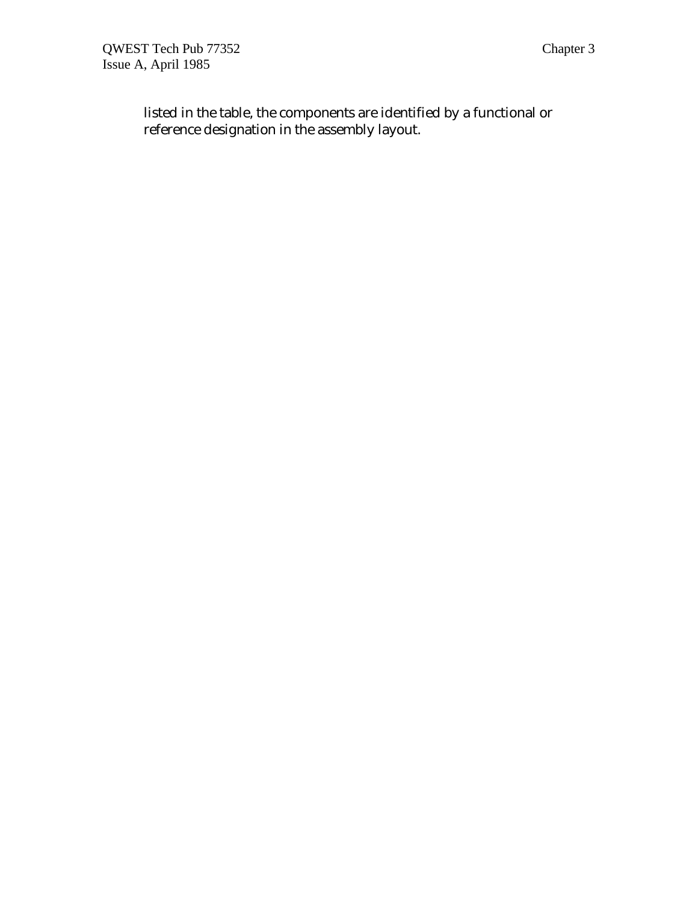listed in the table, the components are identified by a functional or reference designation in the assembly layout.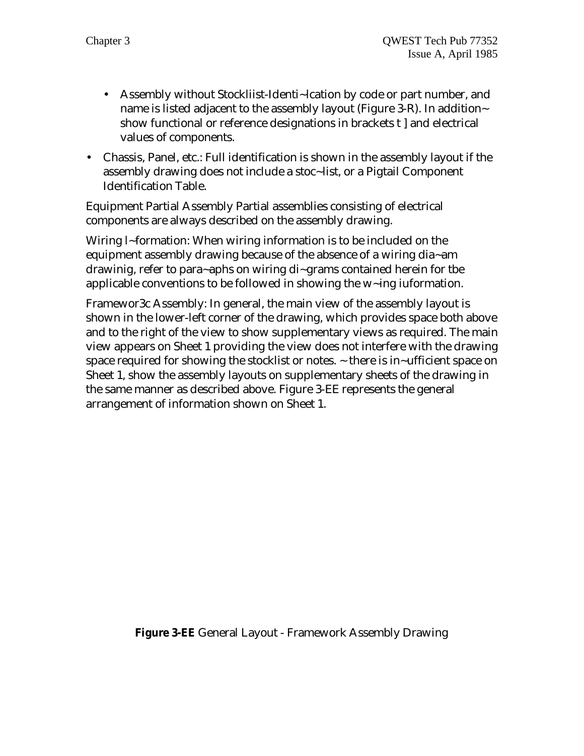- Assembly without Stockliist-Identi~lcation by code or part number, and name is listed adjacent to the assembly layout (Figure 3-R). In addition~ show functional or reference designations in brackets t ] and electrical values of components.

- Chassis, Panel, etc.: Full identification is shown in the assembly layout if the assembly drawing does not include a stoc~list, or a Pigtail Component Identification Table.

Equipment Partial Assembly Partial assemblies consisting of electrical components are always described on the assembly drawing.

Wiring I~formation: When wiring information is to be included on the equipment assembly drawing because of the absence of a wiring dia~am drawinig, refer to para~aphs on wiring di~grams contained herein for tbe applicable conventions to be followed in showing the w~ing iuformation.

Framewor3c Assembly: In general, the main view of the assembly layout is shown in the lower-left corner of the drawing, which provides space both above and to the right of the view to show supplementary views as required. The main view appears on Sheet 1 providing the view does not interfere with the drawing space required for showing the stocklist or notes. ~ there is in~ufficient space on Sheet 1, show the assembly layouts on supplementary sheets of the drawing in the same manner as described above. Figure 3-EE represents the general arrangement of information shown on Sheet 1.

**Figure 3-EE** General Layout - Framework Assembly Drawing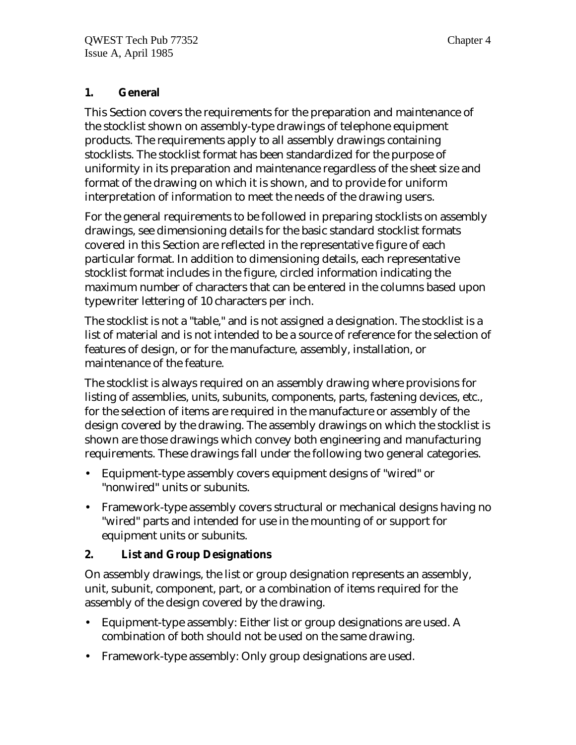## 1. General

This Section covers the requirements for the preparation and maintenance of the stocklist shown on assembly-type drawings of telephone equipment products. The requirements apply to all assembly drawings containing stocklists. The stocklist format has been standardized for the purpose of uniformity in its preparation and maintenance regardless of the sheet size and format of the drawing on which it is shown, and to provide for uniform interpretation of information to meet the needs of the drawing users.

For the general requirements to be followed in preparing stocklists on assembly drawings, see dimensioning details for the basic standard stocklist formats covered in this Section are reflected in the representative figure of each particular format. In addition to dimensioning details, each representative stocklist format includes in the figure, circled information indicating the maximum number of characters that can be entered in the columns based upon typewriter lettering of 10 characters per inch.

The stocklist is not a "table," and is not assigned a designation. The stocklist is a list of material and is not intended to be a source of reference for the selection of features of design, or for the manufacture, assembly, installation, or maintenance of the feature.

The stocklist is always required on an assembly drawing where provisions for listing of assemblies, units, subunits, components, parts, fastening devices, etc., for the selection of items are required in the manufacture or assembly of the design covered by the drawing. The assembly drawings on which the stocklist is shown are those drawings which convey both engineering and manufacturing requirements. These drawings fall under the following two general categories.

- Equipment-type assembly covers equipment designs of "wired" or "nonwired" units or subunits.
- Framework-type assembly covers structural or mechanical designs having no "wired" parts and intended for use in the mounting of or support for equipment units or subunits.

## 2. List and Group Designations

On assembly drawings, the list or group designation represents an assembly, unit, subunit, component, part, or a combination of items required for the assembly of the design covered by the drawing.

- Equipment-type assembly: Either list or group designations are used. A combination of both should not be used on the same drawing.
- Framework-type assembly: Only group designations are used.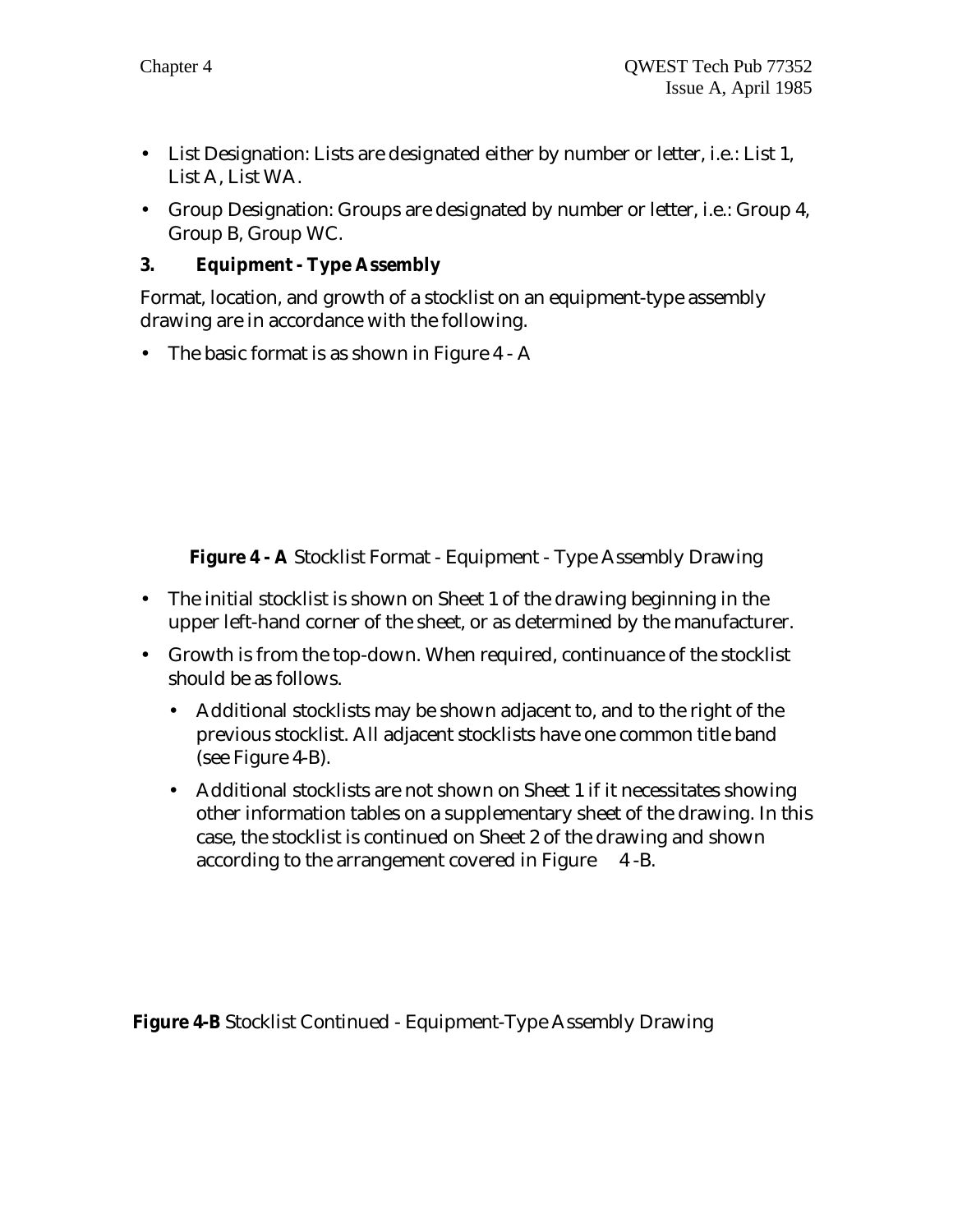- List Designation: Lists are designated either by number or letter, i.e.: List 1, List A, List WA.
- Group Designation: Groups are designated by number or letter, i.e.: Group 4, Group B, Group WC.

### 3. Equipment - Type Assembly

Format, location, and growth of a stocklist on an equipment-type assembly drawing are in accordance with the following.

- The basic format is as shown in Figure 4 - A

**Figure 4 - A** Stocklist Format - Equipment - Type Assembly Drawing

- The initial stocklist is shown on Sheet 1 of the drawing beginning in the upper left-hand corner of the sheet, or as determined by the manufacturer.
- Growth is from the top-down. When required, continuance of the stocklist should be as follows.
  - Additional stocklists may be shown adjacent to, and to the right of the previous stocklist. All adjacent stocklists have one common title band (see Figure 4-B).
  - Additional stocklists are not shown on Sheet 1 if it necessitates showing other information tables on a supplementary sheet of the drawing. In this case, the stocklist is continued on Sheet 2 of the drawing and shown according to the arrangement covered in Figure 4 -B.

**Figure 4-B** Stocklist Continued - Equipment-Type Assembly Drawing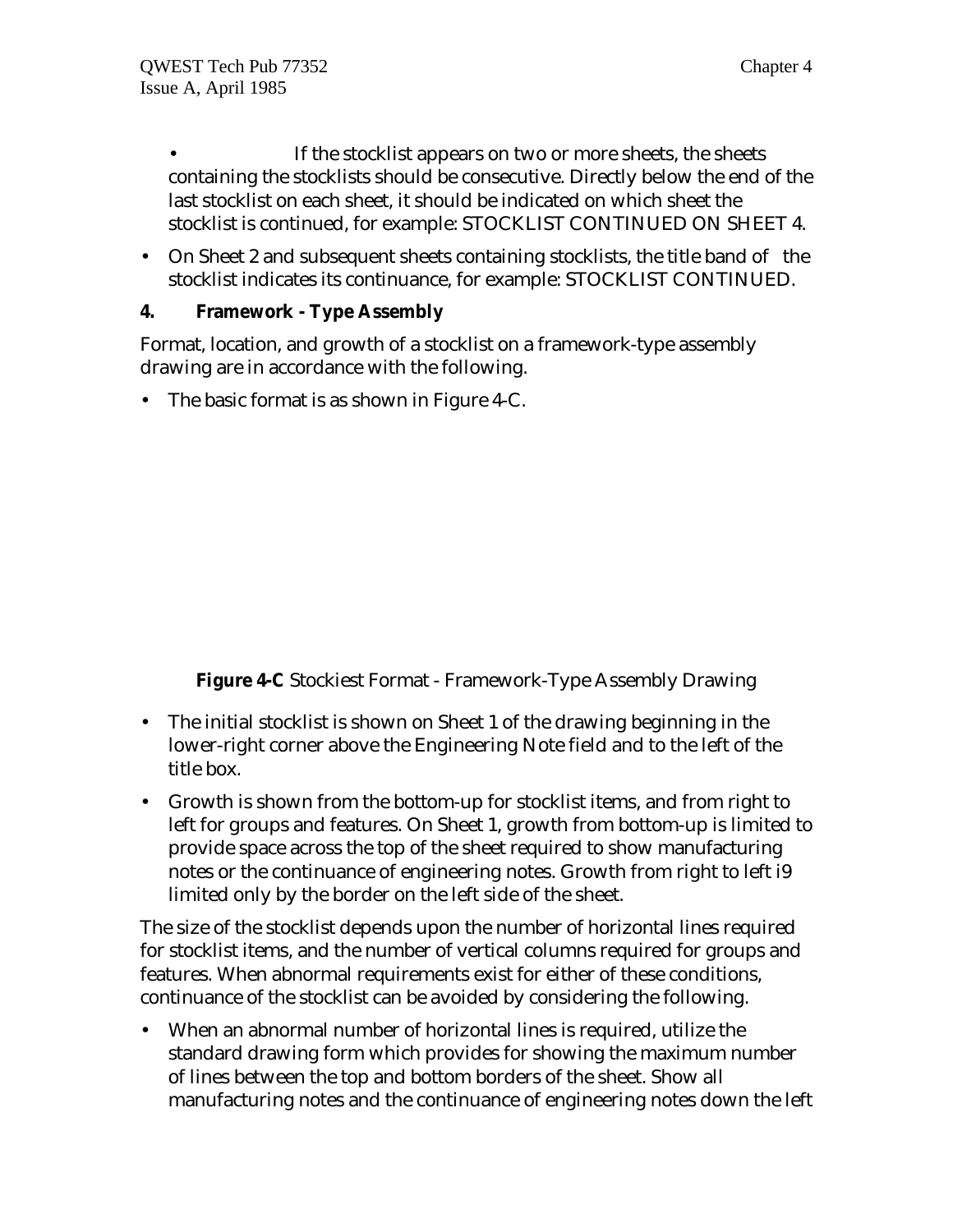- If the stocklist appears on two or more sheets, the sheets containing the stocklists should be consecutive. Directly below the end of the last stocklist on each sheet, it should be indicated on which sheet the stocklist is continued, for example: STOCKLIST CONTINUED ON SHEET 4.
- On Sheet 2 and subsequent sheets containing stocklists, the title band of the stocklist indicates its continuance, for example: STOCKLIST CONTINUED.

**4. Framework - Type Assembly**

Format, location, and growth of a stocklist on a framework-type assembly drawing are in accordance with the following.

- The basic format is as shown in Figure 4-C.

**Figure 4-C** Stockiest Format - Framework-Type Assembly Drawing

- The initial stocklist is shown on Sheet 1 of the drawing beginning in the lower-right corner above the Engineering Note field and to the left of the title box.
- Growth is shown from the bottom-up for stocklist items, and from right to left for groups and features. On Sheet 1, growth from bottom-up is limited to provide space across the top of the sheet required to show manufacturing notes or the continuance of engineering notes. Growth from right to left i9 limited only by the border on the left side of the sheet.

The size of the stocklist depends upon the number of horizontal lines required for stocklist items, and the number of vertical columns required for groups and features. When abnormal requirements exist for either of these conditions, continuance of the stocklist can be avoided by considering the following.

- When an abnormal number of horizontal lines is required, utilize the standard drawing form which provides for showing the maximum number of lines between the top and bottom borders of the sheet. Show all manufacturing notes and the continuance of engineering notes down the left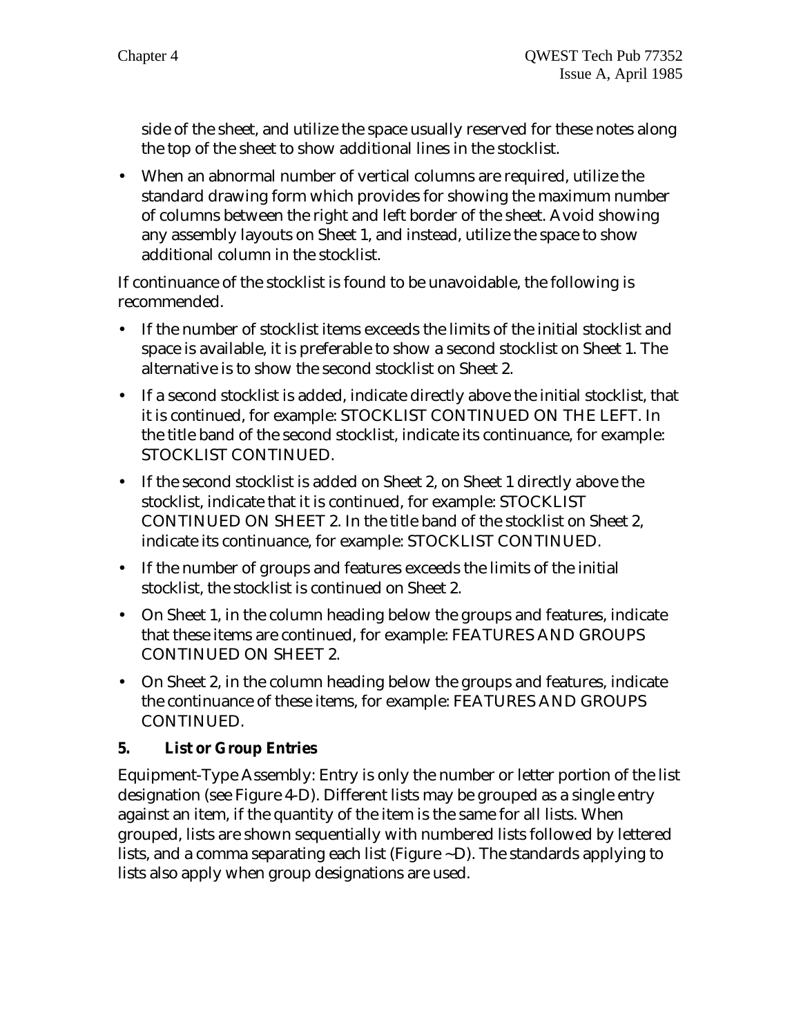side of the sheet, and utilize the space usually reserved for these notes along the top of the sheet to show additional lines in the stocklist.

- When an abnormal number of vertical columns are required, utilize the standard drawing form which provides for showing the maximum number of columns between the right and left border of the sheet. Avoid showing any assembly layouts on Sheet 1, and instead, utilize the space to show additional column in the stocklist.

If continuance of the stocklist is found to be unavoidable, the following is recommended.

- If the number of stocklist items exceeds the limits of the initial stocklist and space is available, it is preferable to show a second stocklist on Sheet 1. The alternative is to show the second stocklist on Sheet 2.
- If a second stocklist is added, indicate directly above the initial stocklist, that it is continued, for example: STOCKLIST CONTINUED ON THE LEFT. In the title band of the second stocklist, indicate its continuance, for example: STOCKLIST CONTINUED.
- If the second stocklist is added on Sheet 2, on Sheet 1 directly above the stocklist, indicate that it is continued, for example: STOCKLIST CONTINUED ON SHEET 2. In the title band of the stocklist on Sheet 2, indicate its continuance, for example: STOCKLIST CONTINUED.
- If the number of groups and features exceeds the limits of the initial stocklist, the stocklist is continued on Sheet 2.
- On Sheet 1, in the column heading below the groups and features, indicate that these items are continued, for example: FEATURES AND GROUPS CONTINUED ON SHEET 2.
- On Sheet 2, in the column heading below the groups and features, indicate the continuance of these items, for example: FEATURES AND GROUPS CONTINUED.

### 5. List or Group Entries

Equipment-Type Assembly: Entry is only the number or letter portion of the list designation (see Figure 4-D). Different lists may be grouped as a single entry against an item, if the quantity of the item is the same for all lists. When grouped, lists are shown sequentially with numbered lists followed by lettered lists, and a comma separating each list (Figure ~D). The standards applying to lists also apply when group designations are used.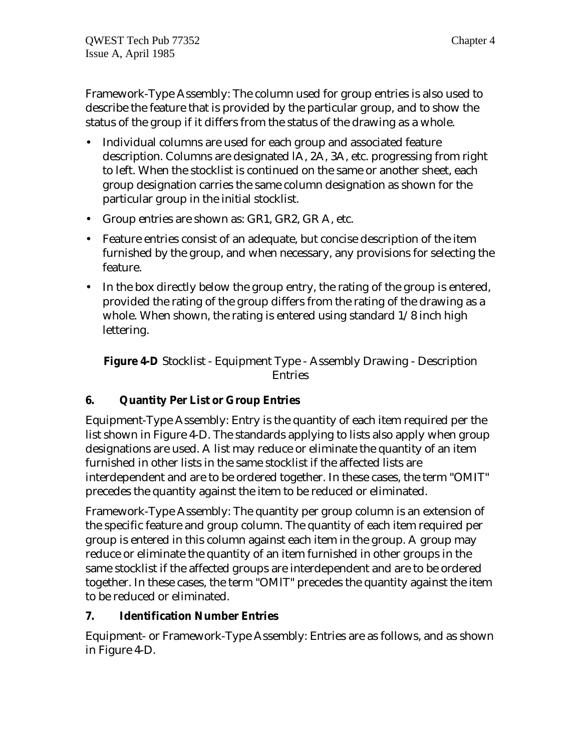Framework-Type Assembly: The column used for group entries is also used to describe the feature that is provided by the particular group, and to show the status of the group if it differs from the status of the drawing as a whole.

- Individual columns are used for each group and associated feature description. Columns are designated lA, 2A, 3A, etc. progressing from right to left. When the stocklist is continued on the same or another sheet, each group designation carries the same column designation as shown for the particular group in the initial stocklist.
- Group entries are shown as: GR1, GR2, GR A, etc.
- Feature entries consist of an adequate, but concise description of the item furnished by the group, and when necessary, any provisions for selecting the feature.
- In the box directly below the group entry, the rating of the group is entered, provided the rating of the group differs from the rating of the drawing as a whole. When shown, the rating is entered using standard 1/8 inch high lettering.

**Figure 4-D** Stocklist - Equipment Type - Assembly Drawing - Description Entries

### 6. Quantity Per List or Group Entries

Equipment-Type Assembly: Entry is the quantity of each item required per the list shown in Figure 4-D. The standards applying to lists also apply when group designations are used. A list may reduce or eliminate the quantity of an item furnished in other lists in the same stocklist if the affected lists are interdependent and are to be ordered together. In these cases, the term "OMIT" precedes the quantity against the item to be reduced or eliminated.

Framework-Type Assembly: The quantity per group column is an extension of the specific feature and group column. The quantity of each item required per group is entered in this column against each item in the group. A group may reduce or eliminate the quantity of an item furnished in other groups in the same stocklist if the affected groups are interdependent and are to be ordered together. In these cases, the term "OMIT" precedes the quantity against the item to be reduced or eliminated.

### 7. Identification Number Entries

Equipment- or Framework-Type Assembly: Entries are as follows, and as shown in Figure 4-D.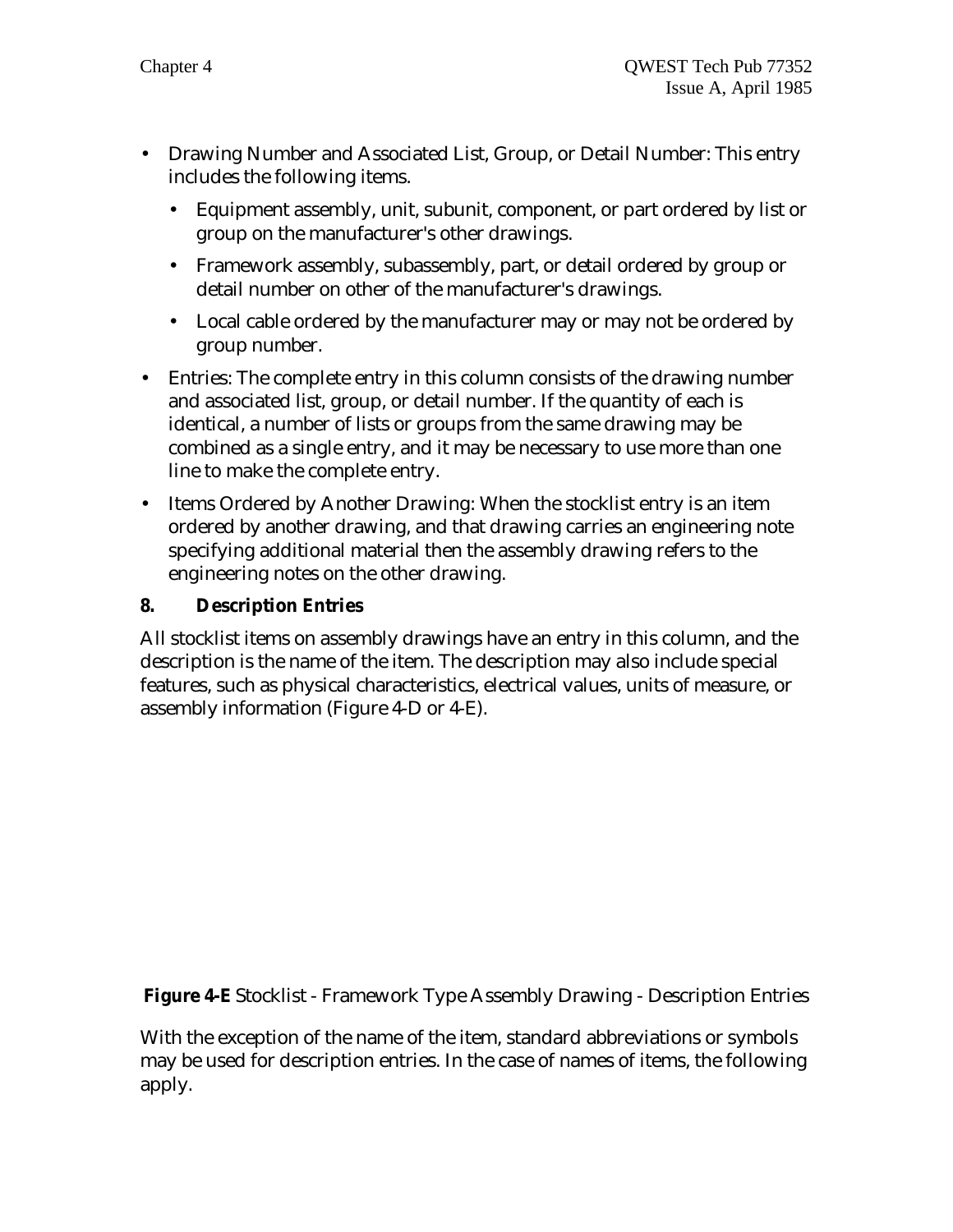- Drawing Number and Associated List, Group, or Detail Number: This entry includes the following items.
  - Equipment assembly, unit, subunit, component, or part ordered by list or group on the manufacturer's other drawings.
  - Framework assembly, subassembly, part, or detail ordered by group or detail number on other of the manufacturer's drawings.
  - Local cable ordered by the manufacturer may or may not be ordered by group number.
- Entries: The complete entry in this column consists of the drawing number and associated list, group, or detail number. If the quantity of each is identical, a number of lists or groups from the same drawing may be combined as a single entry, and it may be necessary to use more than one line to make the complete entry.
- Items Ordered by Another Drawing: When the stocklist entry is an item ordered by another drawing, and that drawing carries an engineering note specifying additional material then the assembly drawing refers to the engineering notes on the other drawing.

### 8. Description Entries

All stocklist items on assembly drawings have an entry in this column, and the description is the name of the item. The description may also include special features, such as physical characteristics, electrical values, units of measure, or assembly information (Figure 4-D or 4-E).

**Figure 4-E** Stocklist - Framework Type Assembly Drawing - Description Entries

With the exception of the name of the item, standard abbreviations or symbols may be used for description entries. In the case of names of items, the following apply.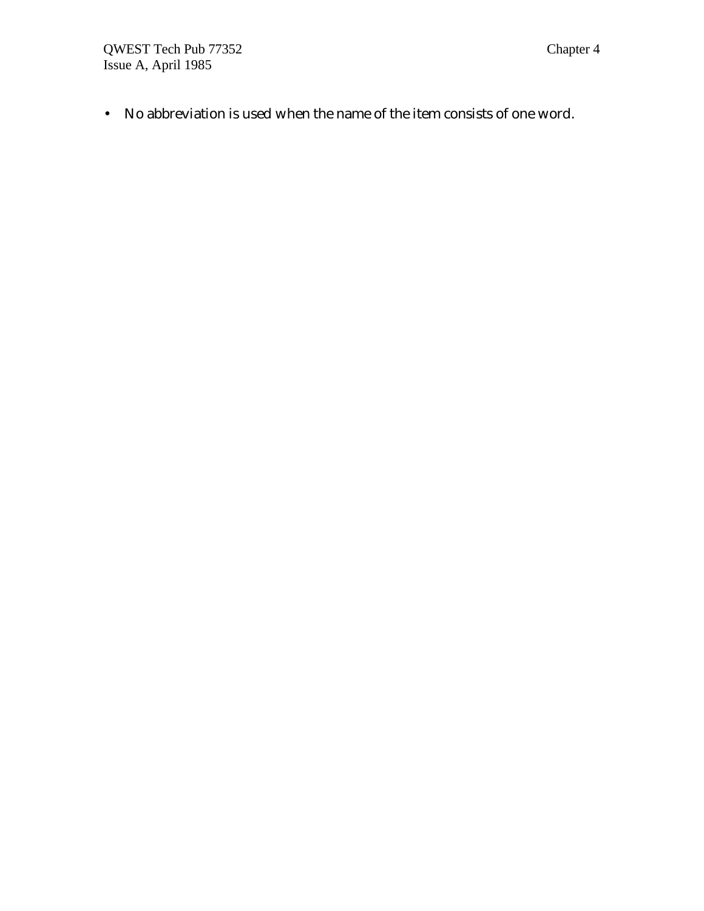- No abbreviation is used when the name of the item consists of one word.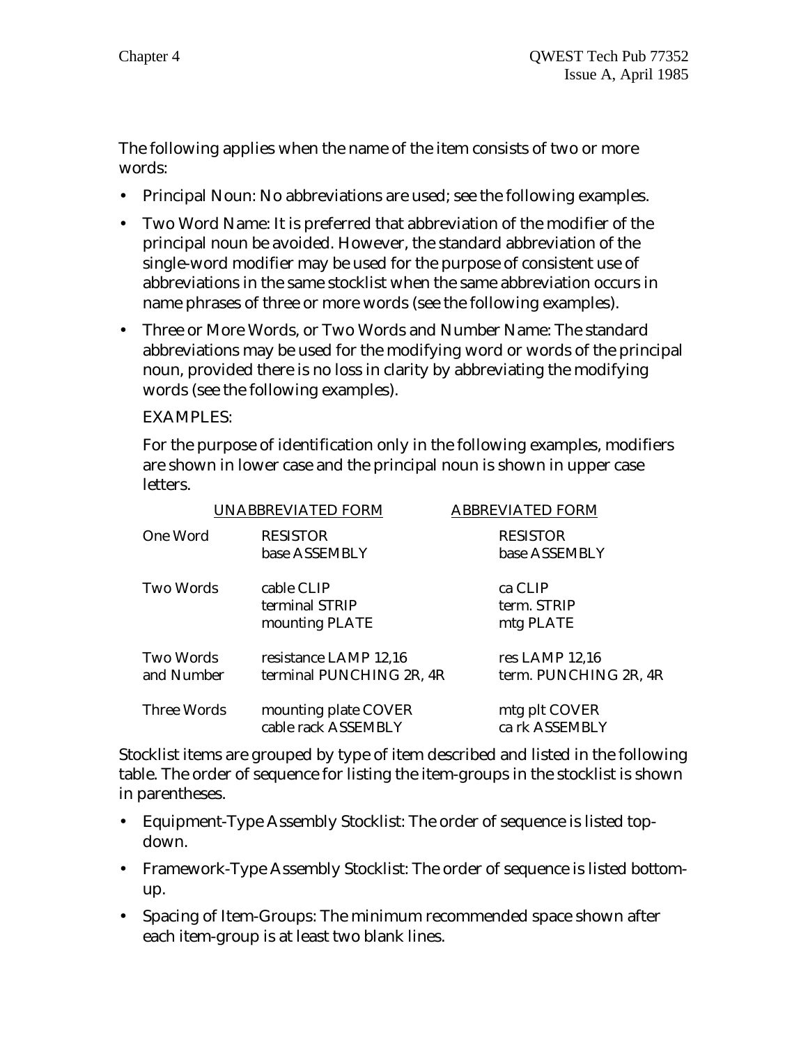The following applies when the name of the item consists of two or more words:

- Principal Noun: No abbreviations are used; see the following examples.
- Two Word Name: It is preferred that abbreviation of the modifier of the principal noun be avoided. However, the standard abbreviation of the single-word modifier may be used for the purpose of consistent use of abbreviations in the same stocklist when the same abbreviation occurs in name phrases of three or more words (see the following examples).
- Three or More Words, or Two Words and Number Name: The standard abbreviations may be used for the modifying word or words of the principal noun, provided there is no loss in clarity by abbreviating the modifying words (see the following examples).

  EXAMPLES:

  For the purpose of identification only in the following examples, modifiers are shown in lower case and the principal noun is shown in upper case letters.

| | UNABBREVIATED FORM | ABBREVIATED FORM |
|---|---|---|
| One Word | RESISTOR | RESISTOR |
| | base ASSEMBLY | base ASSEMBLY |
| Two Words | cable CLIP | ca CLIP |
| | terminal STRIP | term. STRIP |
| | mounting PLATE | mtg PLATE |
| Two Words and Number | resistance LAMP 12,16 | res LAMP 12,16 |
| | terminal PUNCHING 2R, 4R | term. PUNCHING 2R, 4R |
| Three Words | mounting plate COVER | mtg plt COVER |
| | cable rack ASSEMBLY | ca rk ASSEMBLY |

Stocklist items are grouped by type of item described and listed in the following table. The order of sequence for listing the item-groups in the stocklist is shown in parentheses.

- Equipment-Type Assembly Stocklist: The order of sequence is listed top-down.
- Framework-Type Assembly Stocklist: The order of sequence is listed bottom-up.
- Spacing of Item-Groups: The minimum recommended space shown after each item-group is at least two blank lines.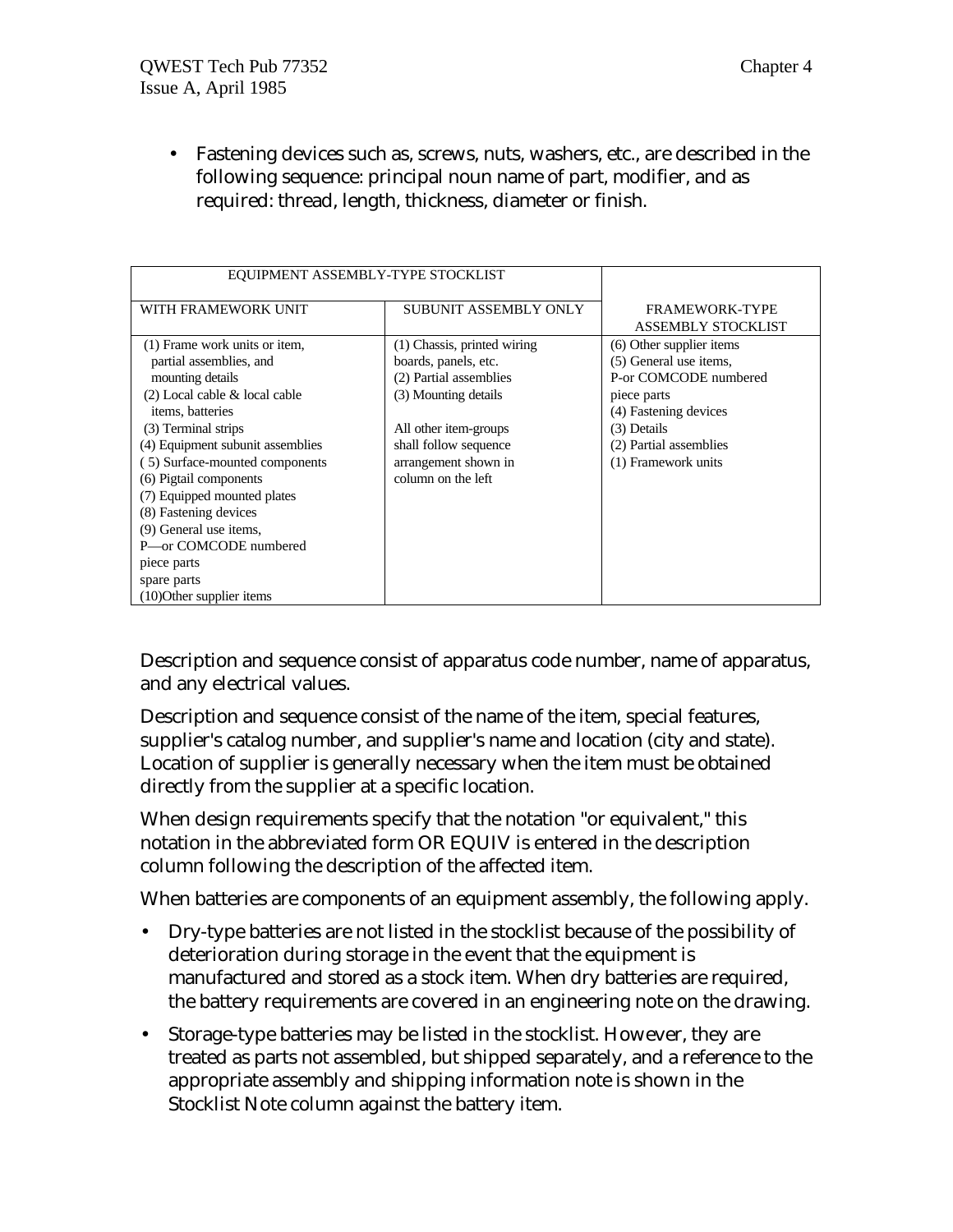- Fastening devices such as, screws, nuts, washers, etc., are described in the following sequence: principal noun name of part, modifier, and as required: thread, length, thickness, diameter or finish.

| EQUIPMENT ASSEMBLY-TYPE STOCKLIST | | |
|---|---|---|
| WITH FRAMEWORK UNIT | SUBUNIT ASSEMBLY ONLY | FRAMEWORK-TYPE ASSEMBLY STOCKLIST |
| (1) Frame work units or item, partial assemblies, and mounting details<br>(2) Local cable & local cable items, batteries<br>(3) Terminal strips<br>(4) Equipment subunit assemblies<br>( 5) Surface-mounted components<br>(6) Pigtail components<br>(7) Equipped mounted plates<br>(8) Fastening devices<br>(9) General use items, P—or COMCODE numbered piece parts spare parts<br>(10)Other supplier items | (1) Chassis, printed wiring boards, panels, etc.<br>(2) Partial assemblies<br>(3) Mounting details<br><br>All other item-groups shall follow sequence arrangement shown in column on the left | (6) Other supplier items<br>(5) General use items, P-or COMCODE numbered piece parts<br>(4) Fastening devices<br>(3) Details<br>(2) Partial assemblies<br>(1) Framework units |

Description and sequence consist of apparatus code number, name of apparatus, and any electrical values.

Description and sequence consist of the name of the item, special features, supplier's catalog number, and supplier's name and location (city and state). Location of supplier is generally necessary when the item must be obtained directly from the supplier at a specific location.

When design requirements specify that the notation "or equivalent," this notation in the abbreviated form OR EQUIV is entered in the description column following the description of the affected item.

When batteries are components of an equipment assembly, the following apply.

- Dry-type batteries are not listed in the stocklist because of the possibility of deterioration during storage in the event that the equipment is manufactured and stored as a stock item. When dry batteries are required, the battery requirements are covered in an engineering note on the drawing.
- Storage-type batteries may be listed in the stocklist. However, they are treated as parts not assembled, but shipped separately, and a reference to the appropriate assembly and shipping information note is shown in the Stocklist Note column against the battery item.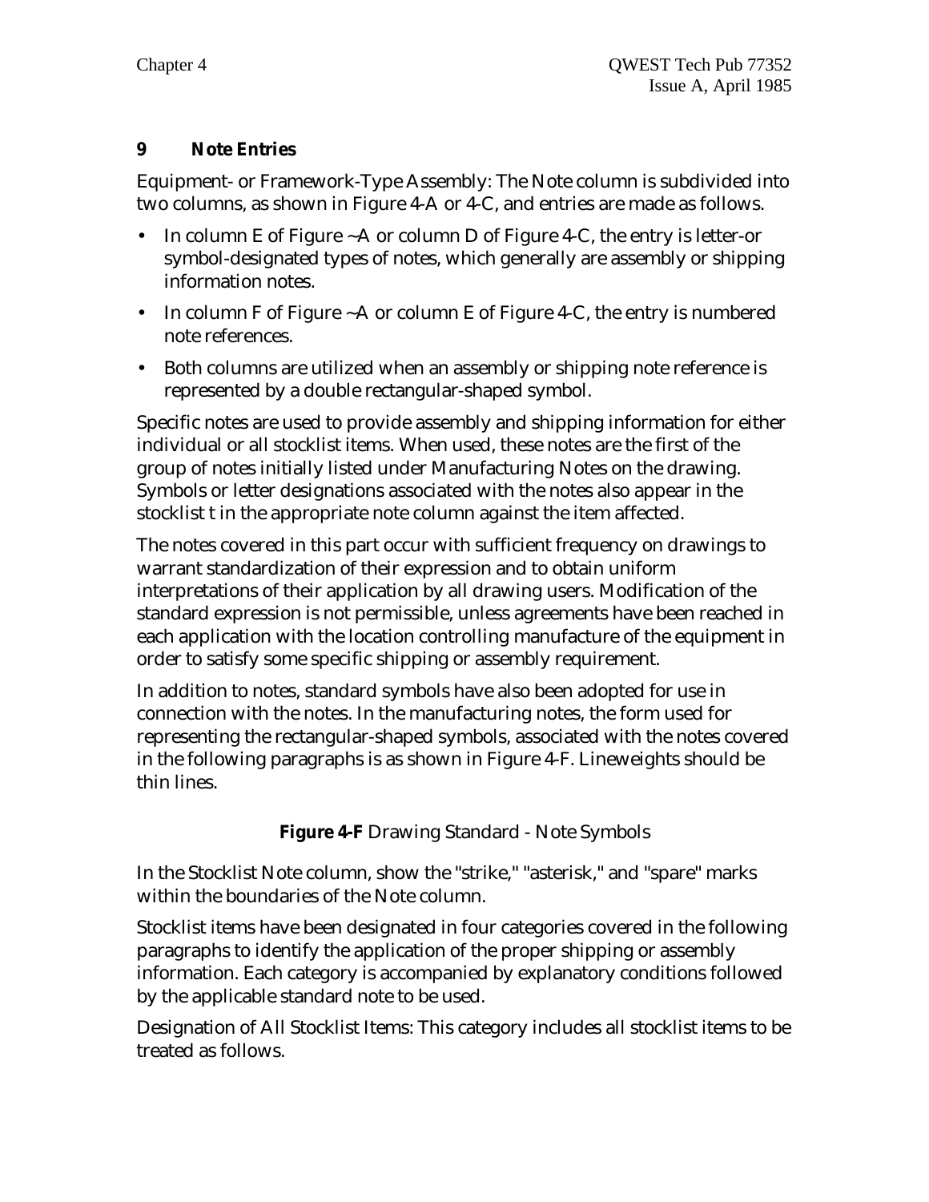## 9 Note Entries

Equipment- or Framework-Type Assembly: The Note column is subdivided into two columns, as shown in Figure 4-A or 4-C, and entries are made as follows.

- In column E of Figure ~A or column D of Figure 4-C, the entry is letter-or symbol-designated types of notes, which generally are assembly or shipping information notes.
- In column F of Figure ~A or column E of Figure 4-C, the entry is numbered note references.
- Both columns are utilized when an assembly or shipping note reference is represented by a double rectangular-shaped symbol.

Specific notes are used to provide assembly and shipping information for either individual or all stocklist items. When used, these notes are the first of the group of notes initially listed under Manufacturing Notes on the drawing. Symbols or letter designations associated with the notes also appear in the stocklist t in the appropriate note column against the item affected.

The notes covered in this part occur with sufficient frequency on drawings to warrant standardization of their expression and to obtain uniform interpretations of their application by all drawing users. Modification of the standard expression is not permissible, unless agreements have been reached in each application with the location controlling manufacture of the equipment in order to satisfy some specific shipping or assembly requirement.

In addition to notes, standard symbols have also been adopted for use in connection with the notes. In the manufacturing notes, the form used for representing the rectangular-shaped symbols, associated with the notes covered in the following paragraphs is as shown in Figure 4-F. Lineweights should be thin lines.

**Figure 4-F** Drawing Standard - Note Symbols

In the Stocklist Note column, show the "strike," "asterisk," and "spare" marks within the boundaries of the Note column.

Stocklist items have been designated in four categories covered in the following paragraphs to identify the application of the proper shipping or assembly information. Each category is accompanied by explanatory conditions followed by the applicable standard note to be used.

Designation of All Stocklist Items: This category includes all stocklist items to be treated as follows.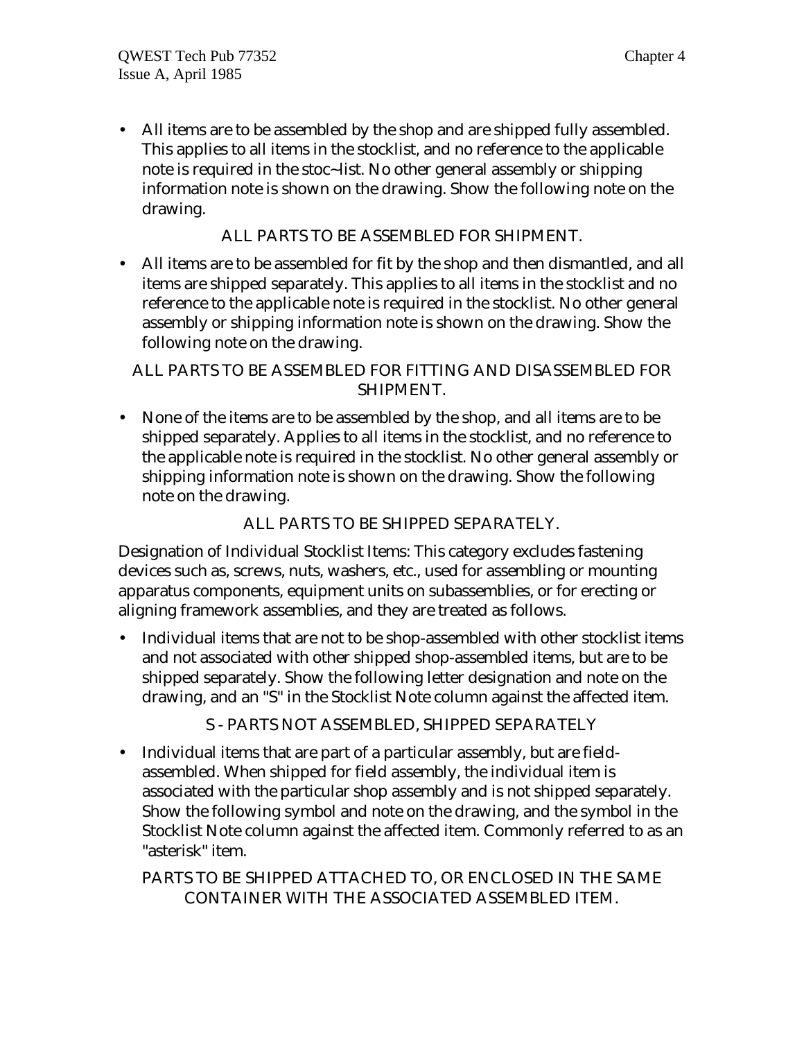- All items are to be assembled by the shop and are shipped fully assembled. This applies to all items in the stocklist, and no reference to the applicable note is required in the stoc~list. No other general assembly or shipping information note is shown on the drawing. Show the following note on the drawing.

  ALL PARTS TO BE ASSEMBLED FOR SHIPMENT.

- All items are to be assembled for fit by the shop and then dismantled, and all items are shipped separately. This applies to all items in the stocklist and no reference to the applicable note is required in the stocklist. No other general assembly or shipping information note is shown on the drawing. Show the following note on the drawing.

  ALL PARTS TO BE ASSEMBLED FOR FITTING AND DISASSEMBLED FOR SHIPMENT.

- None of the items are to be assembled by the shop, and all items are to be shipped separately. Applies to all items in the stocklist, and no reference to the applicable note is required in the stocklist. No other general assembly or shipping information note is shown on the drawing. Show the following note on the drawing.

  ALL PARTS TO BE SHIPPED SEPARATELY.

Designation of Individual Stocklist Items: This category excludes fastening devices such as, screws, nuts, washers, etc., used for assembling or mounting apparatus components, equipment units on subassemblies, or for erecting or aligning framework assemblies, and they are treated as follows.

- Individual items that are not to be shop-assembled with other stocklist items and not associated with other shipped shop-assembled items, but are to be shipped separately. Show the following letter designation and note on the drawing, and an "S" in the Stocklist Note column against the affected item.

  S - PARTS NOT ASSEMBLED, SHIPPED SEPARATELY

- Individual items that are part of a particular assembly, but are field-assembled. When shipped for field assembly, the individual item is associated with the particular shop assembly and is not shipped separately. Show the following symbol and note on the drawing, and the symbol in the Stocklist Note column against the affected item. Commonly referred to as an "asterisk" item.

  PARTS TO BE SHIPPED ATTACHED TO, OR ENCLOSED IN THE SAME CONTAINER WITH THE ASSOCIATED ASSEMBLED ITEM.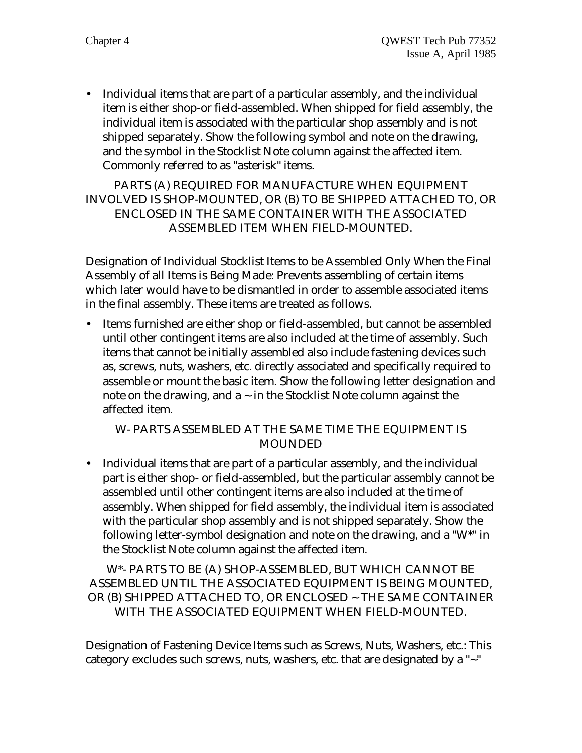- Individual items that are part of a particular assembly, and the individual item is either shop-or field-assembled. When shipped for field assembly, the individual item is associated with the particular shop assembly and is not shipped separately. Show the following symbol and note on the drawing, and the symbol in the Stocklist Note column against the affected item. Commonly referred to as "asterisk" items.

PARTS (A) REQUIRED FOR MANUFACTURE WHEN EQUIPMENT INVOLVED IS SHOP-MOUNTED, OR (B) TO BE SHIPPED ATTACHED TO, OR ENCLOSED IN THE SAME CONTAINER WITH THE ASSOCIATED ASSEMBLED ITEM WHEN FIELD-MOUNTED.

Designation of Individual Stocklist Items to be Assembled Only When the Final Assembly of all Items is Being Made: Prevents assembling of certain items which later would have to be dismantled in order to assemble associated items in the final assembly. These items are treated as follows.

- Items furnished are either shop or field-assembled, but cannot be assembled until other contingent items are also included at the time of assembly. Such items that cannot be initially assembled also include fastening devices such as, screws, nuts, washers, etc. directly associated and specifically required to assemble or mount the basic item. Show the following letter designation and note on the drawing, and a ~ in the Stocklist Note column against the affected item.

W- PARTS ASSEMBLED AT THE SAME TIME THE EQUIPMENT IS MOUNDED

- Individual items that are part of a particular assembly, and the individual part is either shop- or field-assembled, but the particular assembly cannot be assembled until other contingent items are also included at the time of assembly. When shipped for field assembly, the individual item is associated with the particular shop assembly and is not shipped separately. Show the following letter-symbol designation and note on the drawing, and a "W*" in the Stocklist Note column against the affected item.

W*- PARTS TO BE (A) SHOP-ASSEMBLED, BUT WHICH CANNOT BE ASSEMBLED UNTIL THE ASSOCIATED EQUIPMENT IS BEING MOUNTED, OR (B) SHIPPED ATTACHED TO, OR ENCLOSED ~ THE SAME CONTAINER WITH THE ASSOCIATED EQUIPMENT WHEN FIELD-MOUNTED.

Designation of Fastening Device Items such as Screws, Nuts, Washers, etc.: This category excludes such screws, nuts, washers, etc. that are designated by a "~"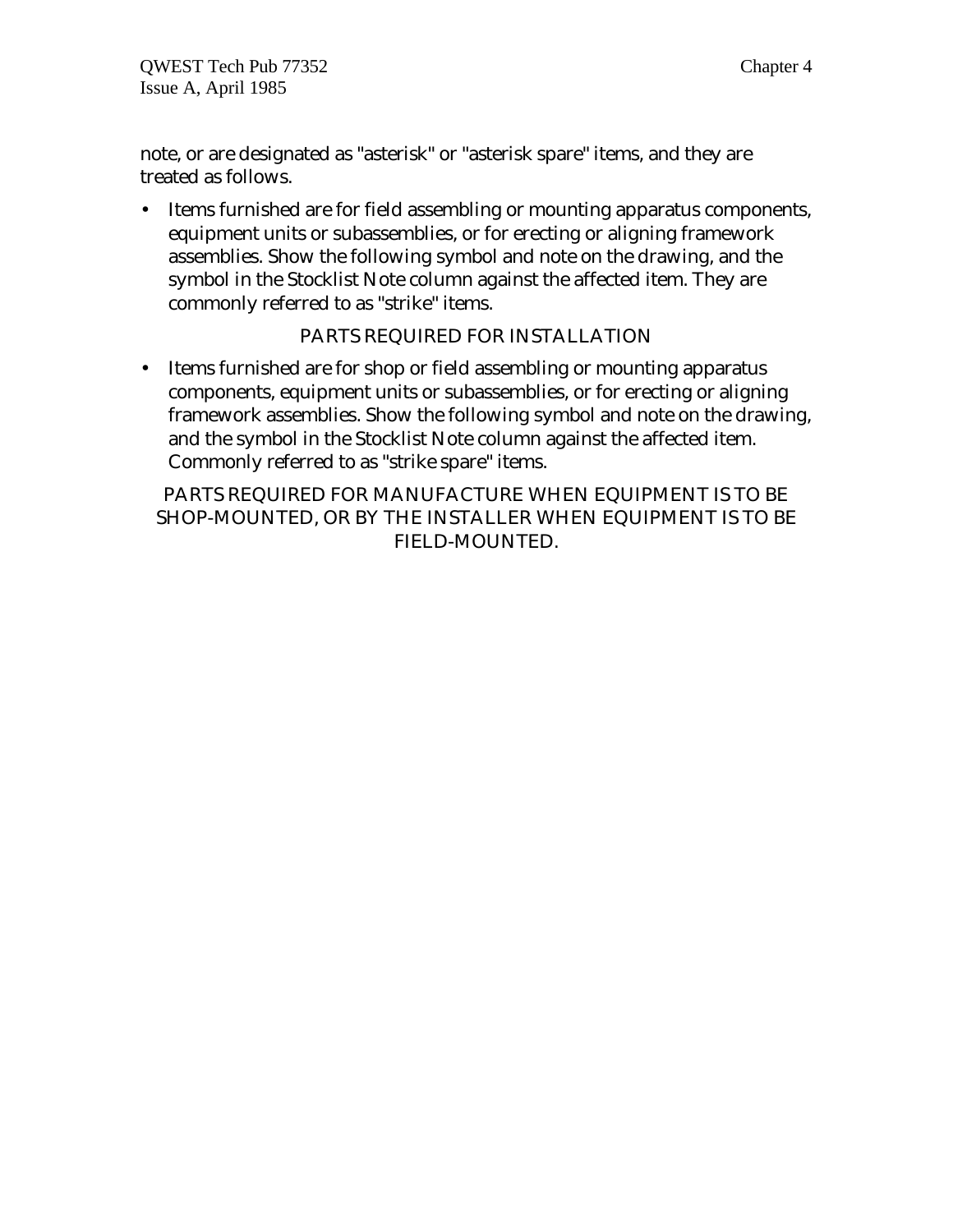note, or are designated as "asterisk" or "asterisk spare" items, and they are treated as follows.

- Items furnished are for field assembling or mounting apparatus components, equipment units or subassemblies, or for erecting or aligning framework assemblies. Show the following symbol and note on the drawing, and the symbol in the Stocklist Note column against the affected item. They are commonly referred to as "strike" items.

  PARTS REQUIRED FOR INSTALLATION

- Items furnished are for shop or field assembling or mounting apparatus components, equipment units or subassemblies, or for erecting or aligning framework assemblies. Show the following symbol and note on the drawing, and the symbol in the Stocklist Note column against the affected item. Commonly referred to as "strike spare" items.

  PARTS REQUIRED FOR MANUFACTURE WHEN EQUIPMENT IS TO BE SHOP-MOUNTED, OR BY THE INSTALLER WHEN EQUIPMENT IS TO BE FIELD-MOUNTED.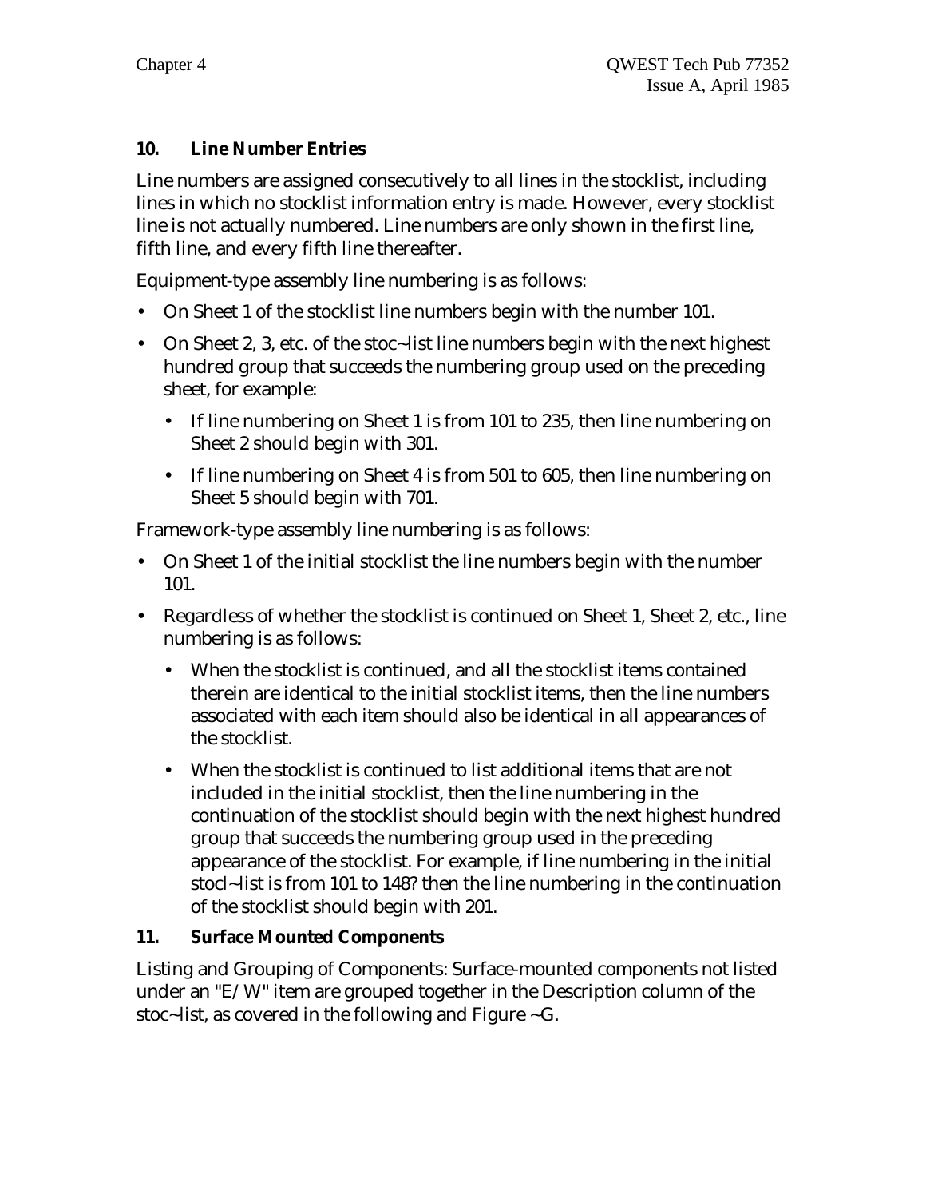## 10. Line Number Entries

Line numbers are assigned consecutively to all lines in the stocklist, including lines in which no stocklist information entry is made. However, every stocklist line is not actually numbered. Line numbers are only shown in the first line, fifth line, and every fifth line thereafter.

Equipment-type assembly line numbering is as follows:

- On Sheet 1 of the stocklist line numbers begin with the number 101.
- On Sheet 2, 3, etc. of the stoc~list line numbers begin with the next highest hundred group that succeeds the numbering group used on the preceding sheet, for example:
  - If line numbering on Sheet 1 is from 101 to 235, then line numbering on Sheet 2 should begin with 301.
  - If line numbering on Sheet 4 is from 501 to 605, then line numbering on Sheet 5 should begin with 701.

Framework-type assembly line numbering is as follows:

- On Sheet 1 of the initial stocklist the line numbers begin with the number 101.
- Regardless of whether the stocklist is continued on Sheet 1, Sheet 2, etc., line numbering is as follows:
  - When the stocklist is continued, and all the stocklist items contained therein are identical to the initial stocklist items, then the line numbers associated with each item should also be identical in all appearances of the stocklist.
  - When the stocklist is continued to list additional items that are not included in the initial stocklist, then the line numbering in the continuation of the stocklist should begin with the next highest hundred group that succeeds the numbering group used in the preceding appearance of the stocklist. For example, if line numbering in the initial stocl~list is from 101 to 148? then the line numbering in the continuation of the stocklist should begin with 201.

## 11. Surface Mounted Components

Listing and Grouping of Components: Surface-mounted components not listed under an "E/W" item are grouped together in the Description column of the stoc~list, as covered in the following and Figure ~G.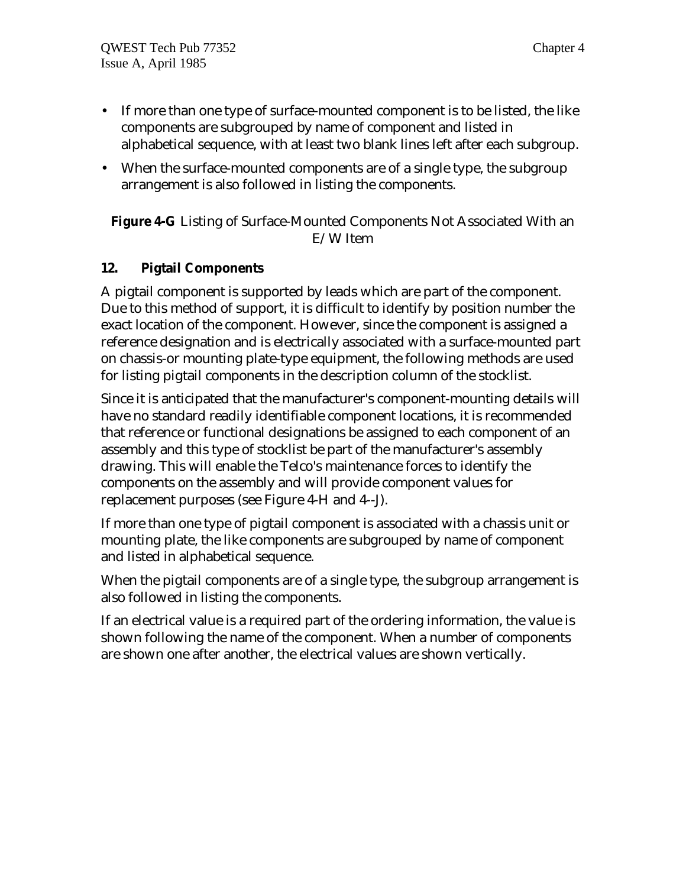- If more than one type of surface-mounted component is to be listed, the like components are subgrouped by name of component and listed in alphabetical sequence, with at least two blank lines left after each subgroup.
- When the surface-mounted components are of a single type, the subgroup arrangement is also followed in listing the components.

**Figure 4-G** Listing of Surface-Mounted Components Not Associated With an E/W Item

## 12. Pigtail Components

A pigtail component is supported by leads which are part of the component. Due to this method of support, it is difficult to identify by position number the exact location of the component. However, since the component is assigned a reference designation and is electrically associated with a surface-mounted part on chassis-or mounting plate-type equipment, the following methods are used for listing pigtail components in the description column of the stocklist.

Since it is anticipated that the manufacturer's component-mounting details will have no standard readily identifiable component locations, it is recommended that reference or functional designations be assigned to each component of an assembly and this type of stocklist be part of the manufacturer's assembly drawing. This will enable the Telco's maintenance forces to identify the components on the assembly and will provide component values for replacement purposes (see Figure 4-H and 4--J).

If more than one type of pigtail component is associated with a chassis unit or mounting plate, the like components are subgrouped by name of component and listed in alphabetical sequence.

When the pigtail components are of a single type, the subgroup arrangement is also followed in listing the components.

If an electrical value is a required part of the ordering information, the value is shown following the name of the component. When a number of components are shown one after another, the electrical values are shown vertically.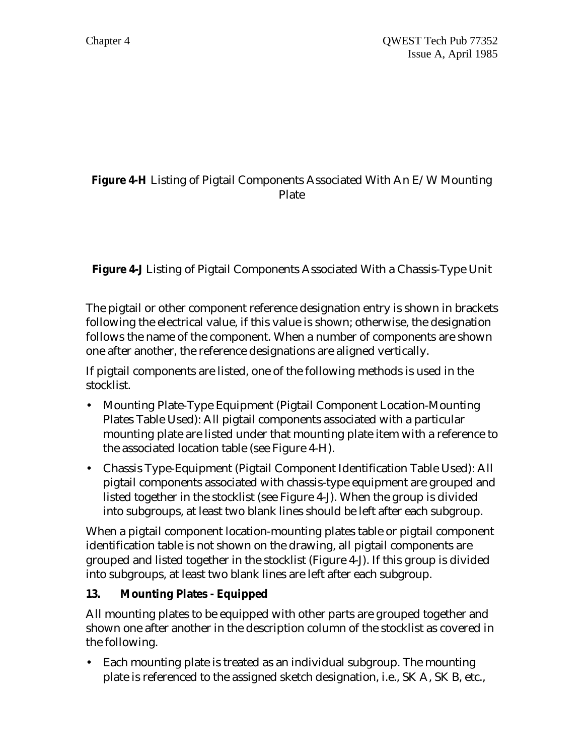**Figure 4-H** Listing of Pigtail Components Associated With An E/W Mounting Plate

**Figure 4-J** Listing of Pigtail Components Associated With a Chassis-Type Unit

The pigtail or other component reference designation entry is shown in brackets following the electrical value, if this value is shown; otherwise, the designation follows the name of the component. When a number of components are shown one after another, the reference designations are aligned vertically.

If pigtail components are listed, one of the following methods is used in the stocklist.

- Mounting Plate-Type Equipment (Pigtail Component Location-Mounting Plates Table Used): All pigtail components associated with a particular mounting plate are listed under that mounting plate item with a reference to the associated location table (see Figure 4-H).
- Chassis Type-Equipment (Pigtail Component Identification Table Used): All pigtail components associated with chassis-type equipment are grouped and listed together in the stocklist (see Figure 4-J). When the group is divided into subgroups, at least two blank lines should be left after each subgroup.

When a pigtail component location-mounting plates table or pigtail component identification table is not shown on the drawing, all pigtail components are grouped and listed together in the stocklist (Figure 4-J). If this group is divided into subgroups, at least two blank lines are left after each subgroup.

**13. Mounting Plates - Equipped**

All mounting plates to be equipped with other parts are grouped together and shown one after another in the description column of the stocklist as covered in the following.

- Each mounting plate is treated as an individual subgroup. The mounting plate is referenced to the assigned sketch designation, i.e., SK A, SK B, etc.,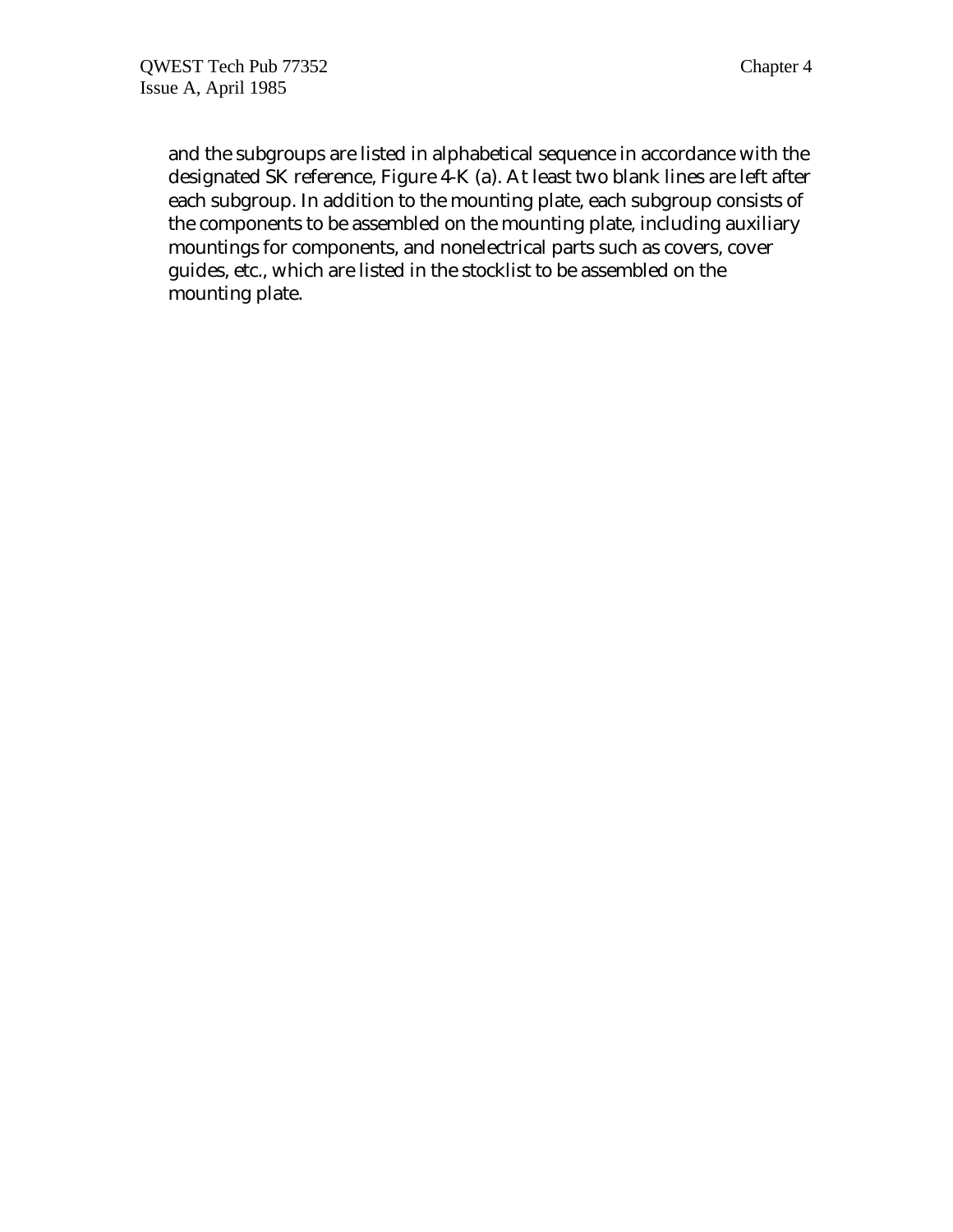and the subgroups are listed in alphabetical sequence in accordance with the designated SK reference, Figure 4-K (a). At least two blank lines are left after each subgroup. In addition to the mounting plate, each subgroup consists of the components to be assembled on the mounting plate, including auxiliary mountings for components, and nonelectrical parts such as covers, cover guides, etc., which are listed in the stocklist to be assembled on the mounting plate.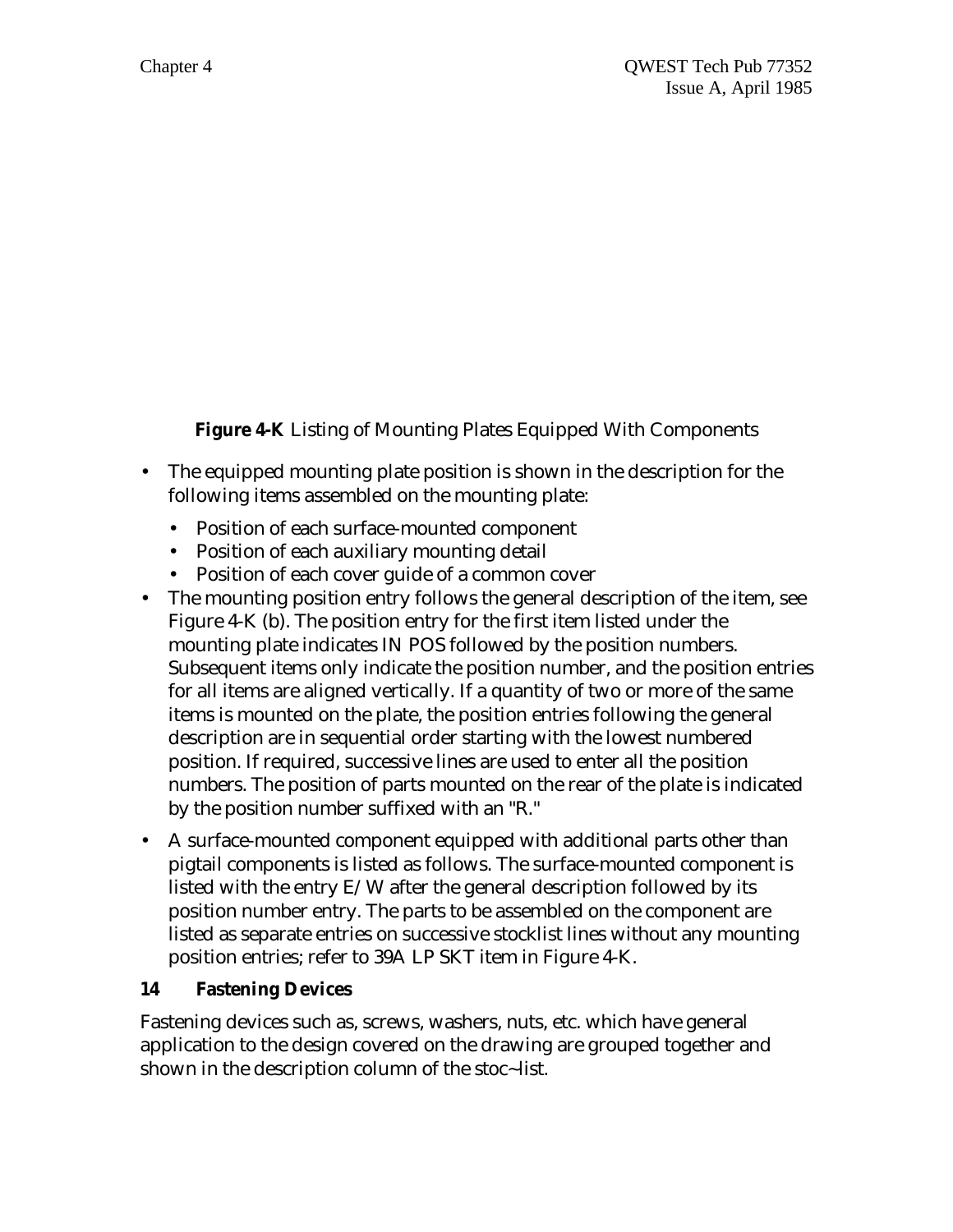**Figure 4-K** Listing of Mounting Plates Equipped With Components

- The equipped mounting plate position is shown in the description for the following items assembled on the mounting plate:
  - Position of each surface-mounted component
  - Position of each auxiliary mounting detail
  - Position of each cover guide of a common cover
- The mounting position entry follows the general description of the item, see Figure 4-K (b). The position entry for the first item listed under the mounting plate indicates IN POS followed by the position numbers. Subsequent items only indicate the position number, and the position entries for all items are aligned vertically. If a quantity of two or more of the same items is mounted on the plate, the position entries following the general description are in sequential order starting with the lowest numbered position. If required, successive lines are used to enter all the position numbers. The position of parts mounted on the rear of the plate is indicated by the position number suffixed with an "R."
- A surface-mounted component equipped with additional parts other than pigtail components is listed as follows. The surface-mounted component is listed with the entry E/W after the general description followed by its position number entry. The parts to be assembled on the component are listed as separate entries on successive stocklist lines without any mounting position entries; refer to 39A LP SKT item in Figure 4-K.

### 14 Fastening Devices

Fastening devices such as, screws, washers, nuts, etc. which have general application to the design covered on the drawing are grouped together and shown in the description column of the stoc~list.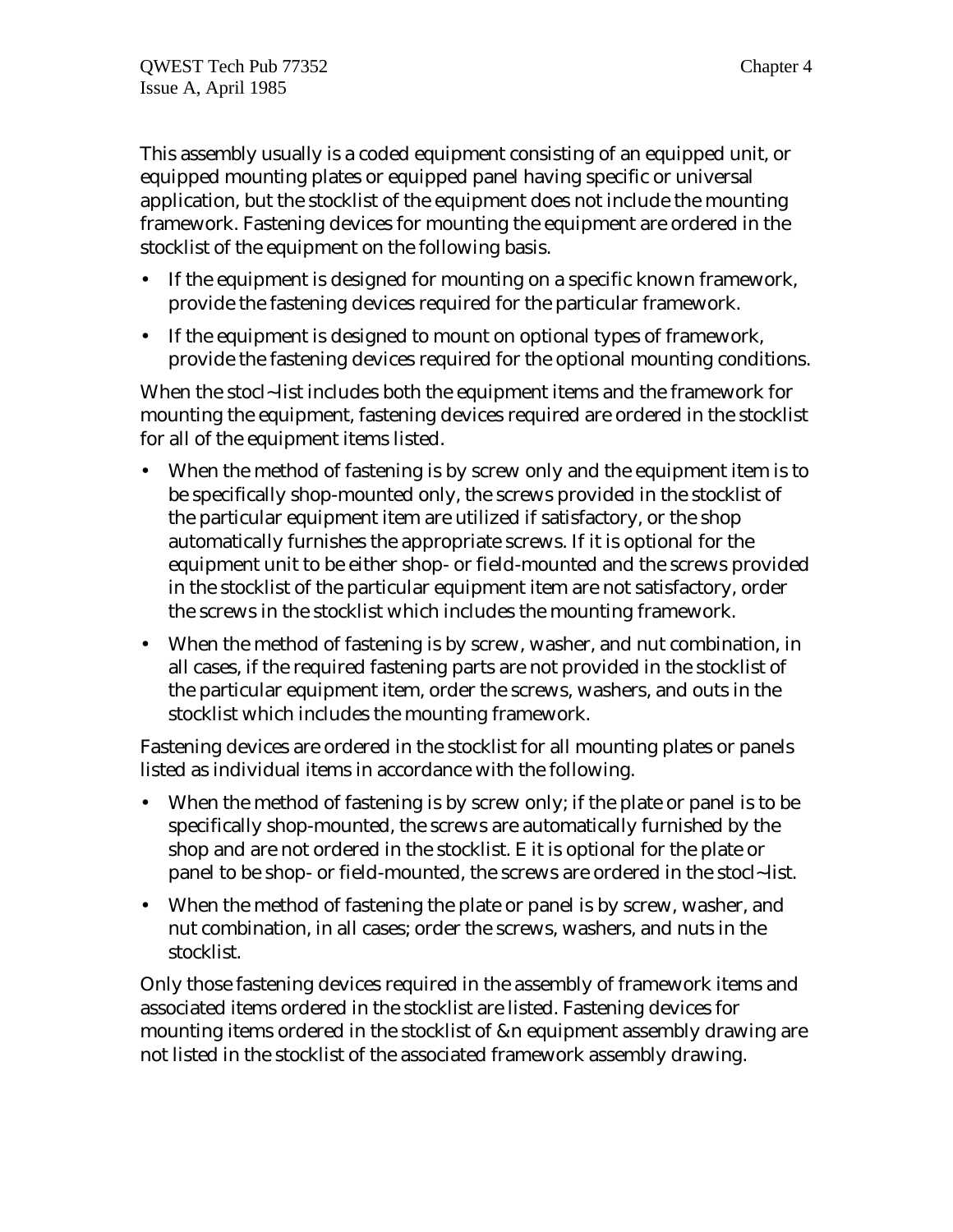This assembly usually is a coded equipment consisting of an equipped unit, or equipped mounting plates or equipped panel having specific or universal application, but the stocklist of the equipment does not include the mounting framework. Fastening devices for mounting the equipment are ordered in the stocklist of the equipment on the following basis.

- If the equipment is designed for mounting on a specific known framework, provide the fastening devices required for the particular framework.
- If the equipment is designed to mount on optional types of framework, provide the fastening devices required for the optional mounting conditions.

When the stocl~list includes both the equipment items and the framework for mounting the equipment, fastening devices required are ordered in the stocklist for all of the equipment items listed.

- When the method of fastening is by screw only and the equipment item is to be specifically shop-mounted only, the screws provided in the stocklist of the particular equipment item are utilized if satisfactory, or the shop automatically furnishes the appropriate screws. If it is optional for the equipment unit to be either shop- or field-mounted and the screws provided in the stocklist of the particular equipment item are not satisfactory, order the screws in the stocklist which includes the mounting framework.
- When the method of fastening is by screw, washer, and nut combination, in all cases, if the required fastening parts are not provided in the stocklist of the particular equipment item, order the screws, washers, and outs in the stocklist which includes the mounting framework.

Fastening devices are ordered in the stocklist for all mounting plates or panels listed as individual items in accordance with the following.

- When the method of fastening is by screw only; if the plate or panel is to be specifically shop-mounted, the screws are automatically furnished by the shop and are not ordered in the stocklist. E it is optional for the plate or panel to be shop- or field-mounted, the screws are ordered in the stocl~list.
- When the method of fastening the plate or panel is by screw, washer, and nut combination, in all cases; order the screws, washers, and nuts in the stocklist.

Only those fastening devices required in the assembly of framework items and associated items ordered in the stocklist are listed. Fastening devices for mounting items ordered in the stocklist of &n equipment assembly drawing are not listed in the stocklist of the associated framework assembly drawing.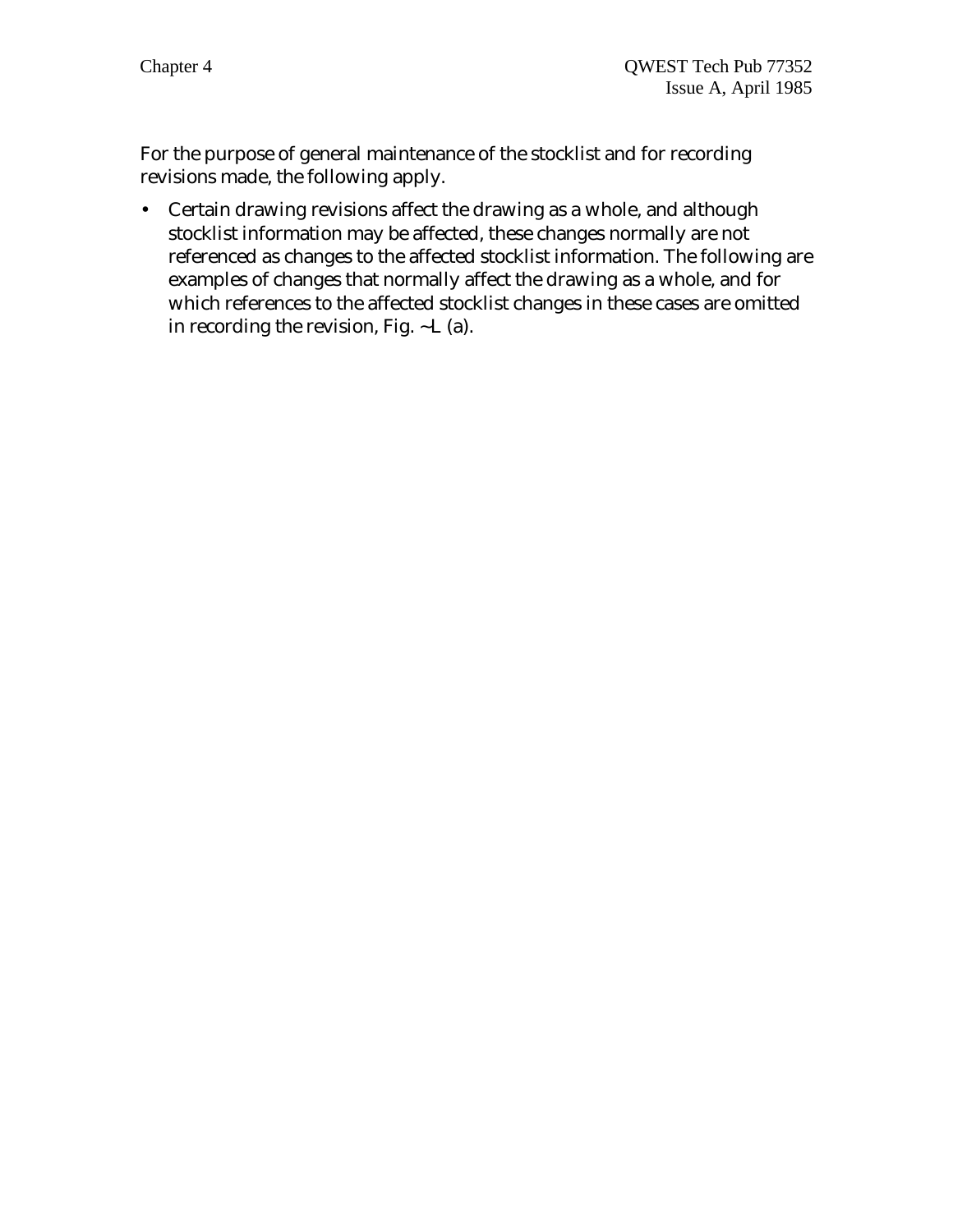For the purpose of general maintenance of the stocklist and for recording revisions made, the following apply.

- Certain drawing revisions affect the drawing as a whole, and although stocklist information may be affected, these changes normally are not referenced as changes to the affected stocklist information. The following are examples of changes that normally affect the drawing as a whole, and for which references to the affected stocklist changes in these cases are omitted in recording the revision, Fig. ~L (a).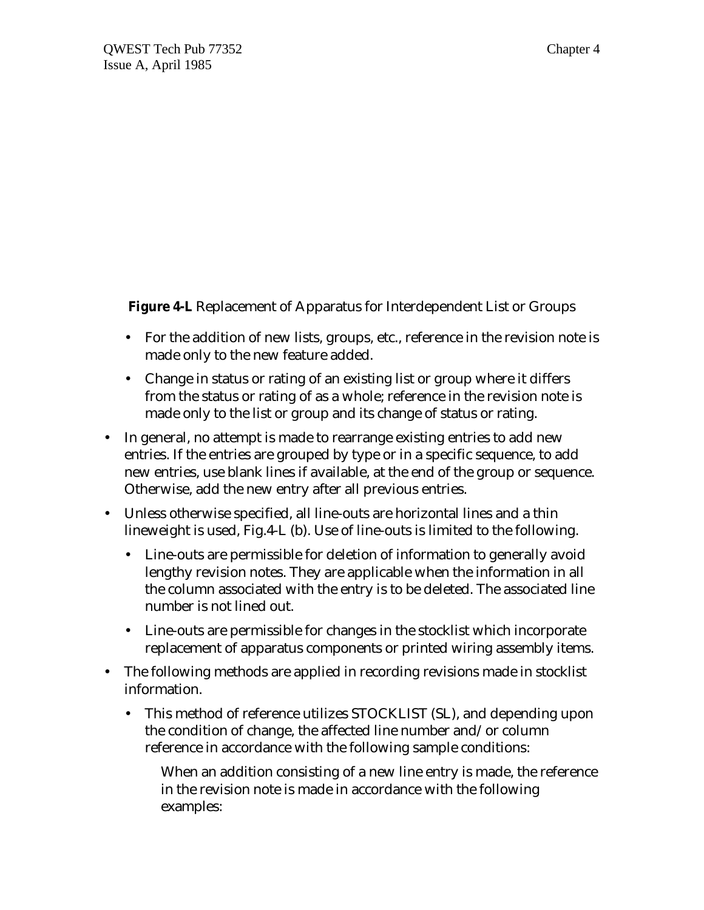**Figure 4-L** Replacement of Apparatus for Interdependent List or Groups

  - For the addition of new lists, groups, etc., reference in the revision note is made only to the new feature added.
  - Change in status or rating of an existing list or group where it differs from the status or rating of as a whole; reference in the revision note is made only to the list or group and its change of status or rating.

- In general, no attempt is made to rearrange existing entries to add new entries. If the entries are grouped by type or in a specific sequence, to add new entries, use blank lines if available, at the end of the group or sequence. Otherwise, add the new entry after all previous entries.
- Unless otherwise specified, all line-outs are horizontal lines and a thin lineweight is used, Fig.4-L (b). Use of line-outs is limited to the following.
  - Line-outs are permissible for deletion of information to generally avoid lengthy revision notes. They are applicable when the information in all the column associated with the entry is to be deleted. The associated line number is not lined out.
  - Line-outs are permissible for changes in the stocklist which incorporate replacement of apparatus components or printed wiring assembly items.
- The following methods are applied in recording revisions made in stocklist information.
  - This method of reference utilizes STOCKLIST (SL), and depending upon the condition of change, the affected line number and/or column reference in accordance with the following sample conditions:

    When an addition consisting of a new line entry is made, the reference in the revision note is made in accordance with the following examples: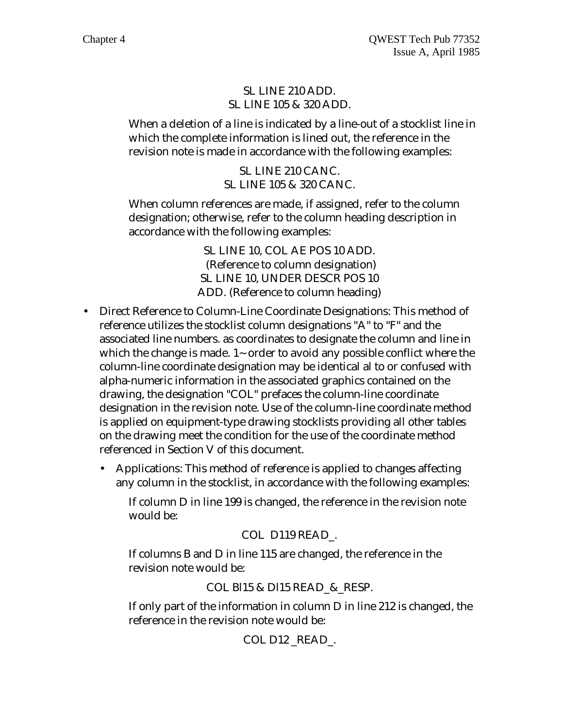SL LINE 210 ADD.
SL LINE 105 & 320 ADD.

When a deletion of a line is indicated by a line-out of a stocklist line in which the complete information is lined out, the reference in the revision note is made in accordance with the following examples:

SL LINE 210 CANC.
SL LINE 105 & 320 CANC.

When column references are made, if assigned, refer to the column designation; otherwise, refer to the column heading description in accordance with the following examples:

SL LINE 10, COL AE POS 10 ADD.
(Reference to column designation)
SL LINE 10, UNDER DESCR POS 10
ADD. (Reference to column heading)

- Direct Reference to Column-Line Coordinate Designations: This method of reference utilizes the stocklist column designations "A" to "F" and the associated line numbers. as coordinates to designate the column and line in which the change is made. 1~ order to avoid any possible conflict where the column-line coordinate designation may be identical al to or confused with alpha-numeric information in the associated graphics contained on the drawing, the designation "COL" prefaces the column-line coordinate designation in the revision note. Use of the column-line coordinate method is applied on equipment-type drawing stocklists providing all other tables on the drawing meet the condition for the use of the coordinate method referenced in Section V of this document.
  - Applications: This method of reference is applied to changes affecting any column in the stocklist, in accordance with the following examples:

    If column D in line 199 is changed, the reference in the revision note would be:

    COL D119 READ_.

    If columns B and D in line 115 are changed, the reference in the revision note would be:

    COL Bl15 & Dl15 READ_&_RESP.

    If only part of the information in column D in line 212 is changed, the reference in the revision note would be:

    COL D12 _READ_.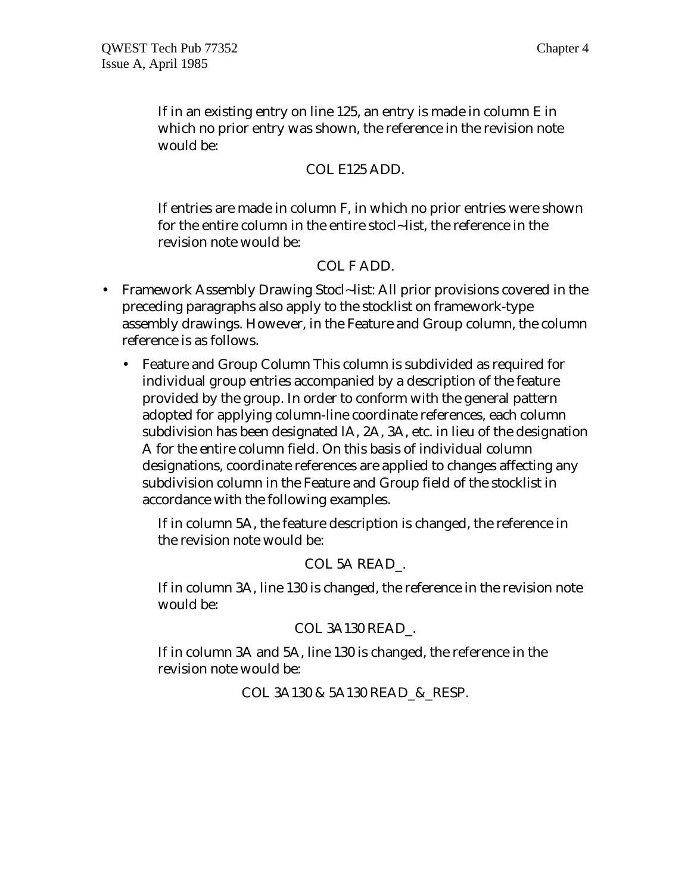If in an existing entry on line 125, an entry is made in column E in which no prior entry was shown, the reference in the revision note would be:

COL E125 ADD.

If entries are made in column F, in which no prior entries were shown for the entire column in the entire stocl~list, the reference in the revision note would be:

COL F ADD.

- Framework Assembly Drawing Stocl~list: All prior provisions covered in the preceding paragraphs also apply to the stocklist on framework-type assembly drawings. However, in the Feature and Group column, the column reference is as follows.
  - Feature and Group Column This column is subdivided as required for individual group entries accompanied by a description of the feature provided by the group. In order to conform with the general pattern adopted for applying column-line coordinate references, each column subdivision has been designated lA, 2A, 3A, etc. in lieu of the designation A for the entire column field. On this basis of individual column designations, coordinate references are applied to changes affecting any subdivision column in the Feature and Group field of the stocklist in accordance with the following examples.

    If in column 5A, the feature description is changed, the reference in the revision note would be:

    COL 5A READ_.

    If in column 3A, line 130 is changed, the reference in the revision note would be:

    COL 3A130 READ_.

    If in column 3A and 5A, line 130 is changed, the reference in the revision note would be:

    COL 3A130 & 5A130 READ_&_RESP.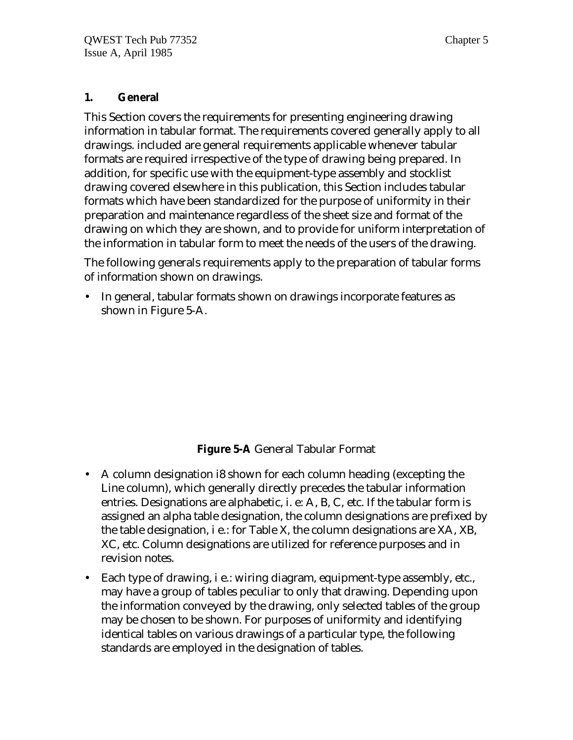## 1. General

This Section covers the requirements for presenting engineering drawing information in tabular format. The requirements covered generally apply to all drawings. included are general requirements applicable whenever tabular formats are required irrespective of the type of drawing being prepared. In addition, for specific use with the equipment-type assembly and stocklist drawing covered elsewhere in this publication, this Section includes tabular formats which have been standardized for the purpose of uniformity in their preparation and maintenance regardless of the sheet size and format of the drawing on which they are shown, and to provide for uniform interpretation of the information in tabular form to meet the needs of the users of the drawing.

The following generals requirements apply to the preparation of tabular forms of information shown on drawings.

- In general, tabular formats shown on drawings incorporate features as shown in Figure 5-A.

**Figure 5-A** General Tabular Format

- A column designation i8 shown for each column heading (excepting the Line column), which generally directly precedes the tabular information entries. Designations are alphabetic, i. e: A, B, C, etc. If the tabular form is assigned an alpha table designation, the column designations are prefixed by the table designation, i e.: for Table X, the column designations are XA, XB, XC, etc. Column designations are utilized for reference purposes and in revision notes.
- Each type of drawing, i e.: wiring diagram, equipment-type assembly, etc., may have a group of tables peculiar to only that drawing. Depending upon the information conveyed by the drawing, only selected tables of the group may be chosen to be shown. For purposes of uniformity and identifying identical tables on various drawings of a particular type, the following standards are employed in the designation of tables.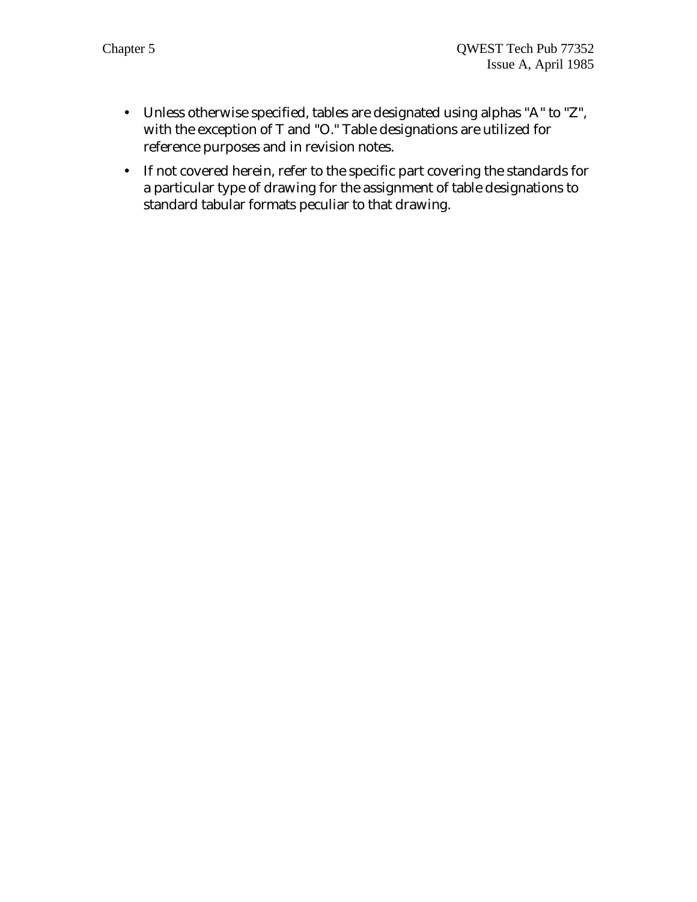- Unless otherwise specified, tables are designated using alphas "A" to "Z", with the exception of T and "O." Table designations are utilized for reference purposes and in revision notes.
- If not covered herein, refer to the specific part covering the standards for a particular type of drawing for the assignment of table designations to standard tabular formats peculiar to that drawing.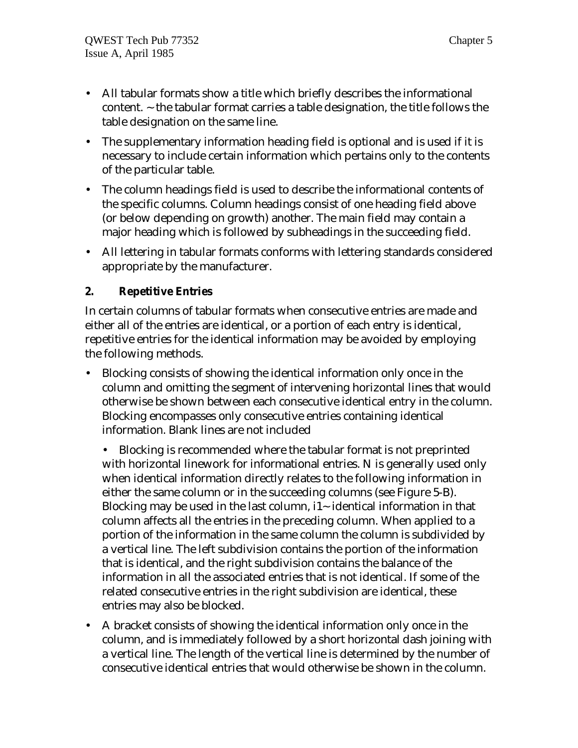- All tabular formats show a title which briefly describes the informational content. ~ the tabular format carries a table designation, the title follows the table designation on the same line.
- The supplementary information heading field is optional and is used if it is necessary to include certain information which pertains only to the contents of the particular table.
- The column headings field is used to describe the informational contents of the specific columns. Column headings consist of one heading field above (or below depending on growth) another. The main field may contain a major heading which is followed by subheadings in the succeeding field.
- All lettering in tabular formats conforms with lettering standards considered appropriate by the manufacturer.

## 2. Repetitive Entries

In certain columns of tabular formats when consecutive entries are made and either all of the entries are identical, or a portion of each entry is identical, repetitive entries for the identical information may be avoided by employing the following methods.

- Blocking consists of showing the identical information only once in the column and omitting the segment of intervening horizontal lines that would otherwise be shown between each consecutive identical entry in the column. Blocking encompasses only consecutive entries containing identical information. Blank lines are not included
  - Blocking is recommended where the tabular format is not preprinted with horizontal linework for informational entries. N is generally used only when identical information directly relates to the following information in either the same column or in the succeeding columns (see Figure 5-B). Blocking may be used in the last column, i1~ identical information in that column affects all the entries in the preceding column. When applied to a portion of the information in the same column the column is subdivided by a vertical line. The left subdivision contains the portion of the information that is identical, and the right subdivision contains the balance of the information in all the associated entries that is not identical. If some of the related consecutive entries in the right subdivision are identical, these entries may also be blocked.
- A bracket consists of showing the identical information only once in the column, and is immediately followed by a short horizontal dash joining with a vertical line. The length of the vertical line is determined by the number of consecutive identical entries that would otherwise be shown in the column.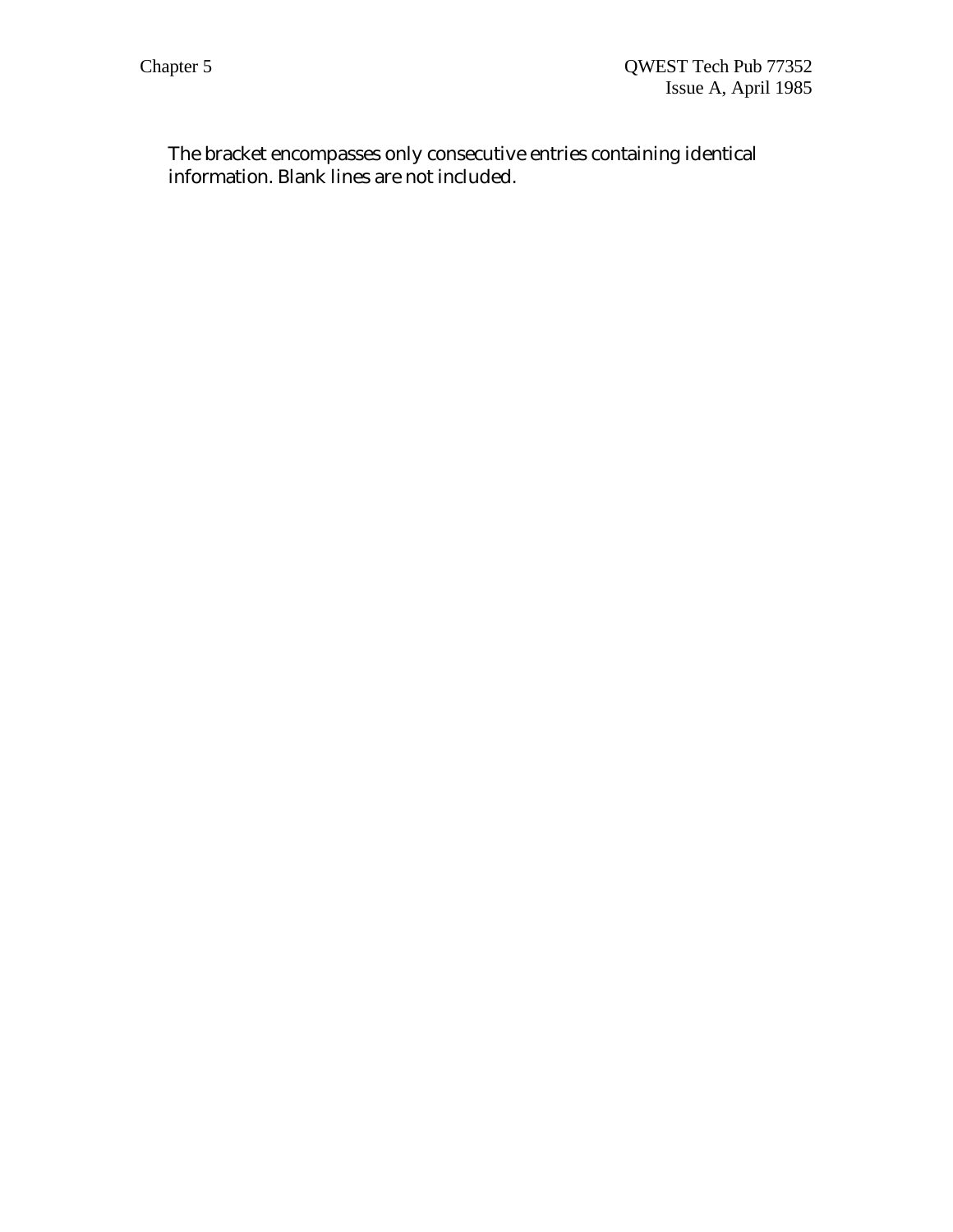The bracket encompasses only consecutive entries containing identical information. Blank lines are not included.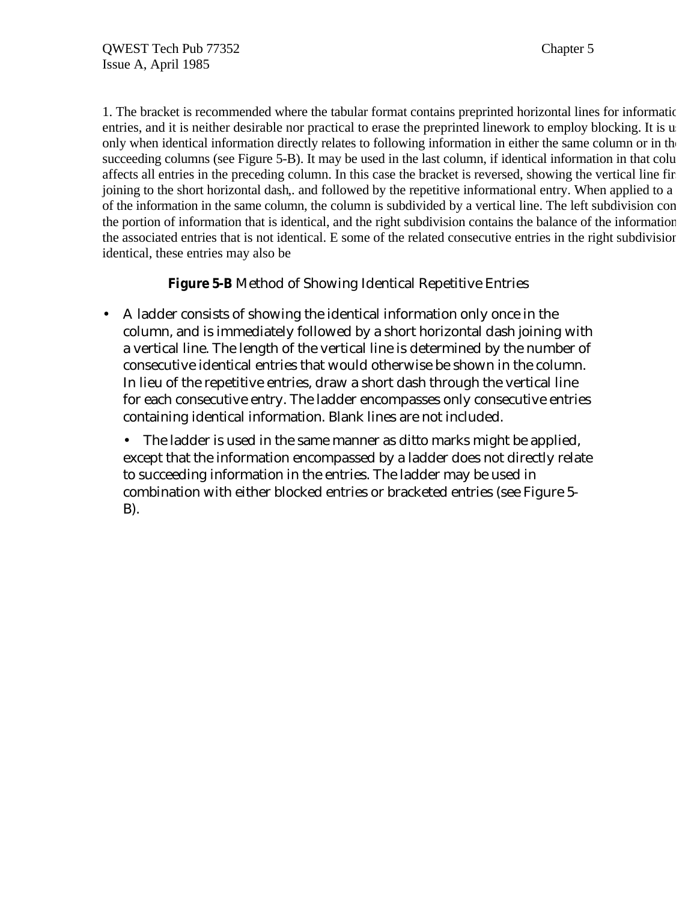1. The bracket is recommended where the tabular format contains preprinted horizontal lines for informatio entries, and it is neither desirable nor practical to erase the preprinted linework to employ blocking. It is u only when identical information directly relates to following information in either the same column or in th succeeding columns (see Figure 5-B). It may be used in the last column, if identical information in that colu affects all entries in the preceding column. In this case the bracket is reversed, showing the vertical line fir joining to the short horizontal dash,. and followed by the repetitive informational entry. When applied to a of the information in the same column, the column is subdivided by a vertical line. The left subdivision con the portion of information that is identical, and the right subdivision contains the balance of the information the associated entries that is not identical. E some of the related consecutive entries in the right subdivision identical, these entries may also be

**Figure 5-B** Method of Showing Identical Repetitive Entries

- A ladder consists of showing the identical information only once in the column, and is immediately followed by a short horizontal dash joining with a vertical line. The length of the vertical line is determined by the number of consecutive identical entries that would otherwise be shown in the column. In lieu of the repetitive entries, draw a short dash through the vertical line for each consecutive entry. The ladder encompasses only consecutive entries containing identical information. Blank lines are not included.

  - The ladder is used in the same manner as ditto marks might be applied, except that the information encompassed by a ladder does not directly relate to succeeding information in the entries. The ladder may be used in combination with either blocked entries or bracketed entries (see Figure 5-B).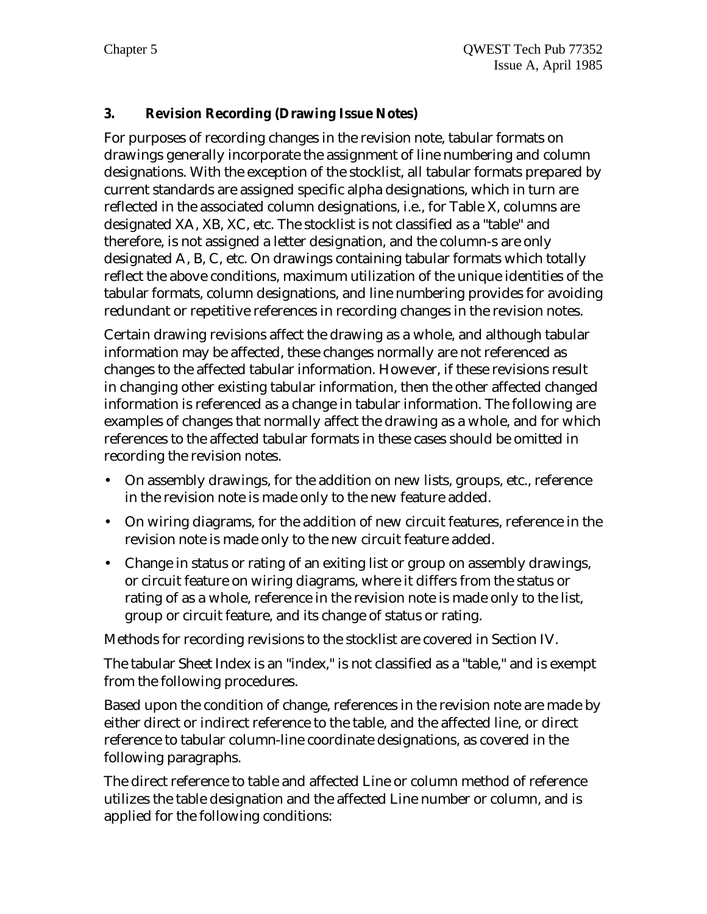### 3. Revision Recording (Drawing Issue Notes)

For purposes of recording changes in the revision note, tabular formats on drawings generally incorporate the assignment of line numbering and column designations. With the exception of the stocklist, all tabular formats prepared by current standards are assigned specific alpha designations, which in turn are reflected in the associated column designations, i.e., for Table X, columns are designated XA, XB, XC, etc. The stocklist is not classified as a "table" and therefore, is not assigned a letter designation, and the column-s are only designated A, B, C, etc. On drawings containing tabular formats which totally reflect the above conditions, maximum utilization of the unique identities of the tabular formats, column designations, and line numbering provides for avoiding redundant or repetitive references in recording changes in the revision notes.

Certain drawing revisions affect the drawing as a whole, and although tabular information may be affected, these changes normally are not referenced as changes to the affected tabular information. However, if these revisions result in changing other existing tabular information, then the other affected changed information is referenced as a change in tabular information. The following are examples of changes that normally affect the drawing as a whole, and for which references to the affected tabular formats in these cases should be omitted in recording the revision notes.

- On assembly drawings, for the addition on new lists, groups, etc., reference in the revision note is made only to the new feature added.
- On wiring diagrams, for the addition of new circuit features, reference in the revision note is made only to the new circuit feature added.
- Change in status or rating of an exiting list or group on assembly drawings, or circuit feature on wiring diagrams, where it differs from the status or rating of as a whole, reference in the revision note is made only to the list, group or circuit feature, and its change of status or rating.

Methods for recording revisions to the stocklist are covered in Section IV.

The tabular Sheet Index is an "index," is not classified as a "table," and is exempt from the following procedures.

Based upon the condition of change, references in the revision note are made by either direct or indirect reference to the table, and the affected line, or direct reference to tabular column-line coordinate designations, as covered in the following paragraphs.

The direct reference to table and affected Line or column method of reference utilizes the table designation and the affected Line number or column, and is applied for the following conditions: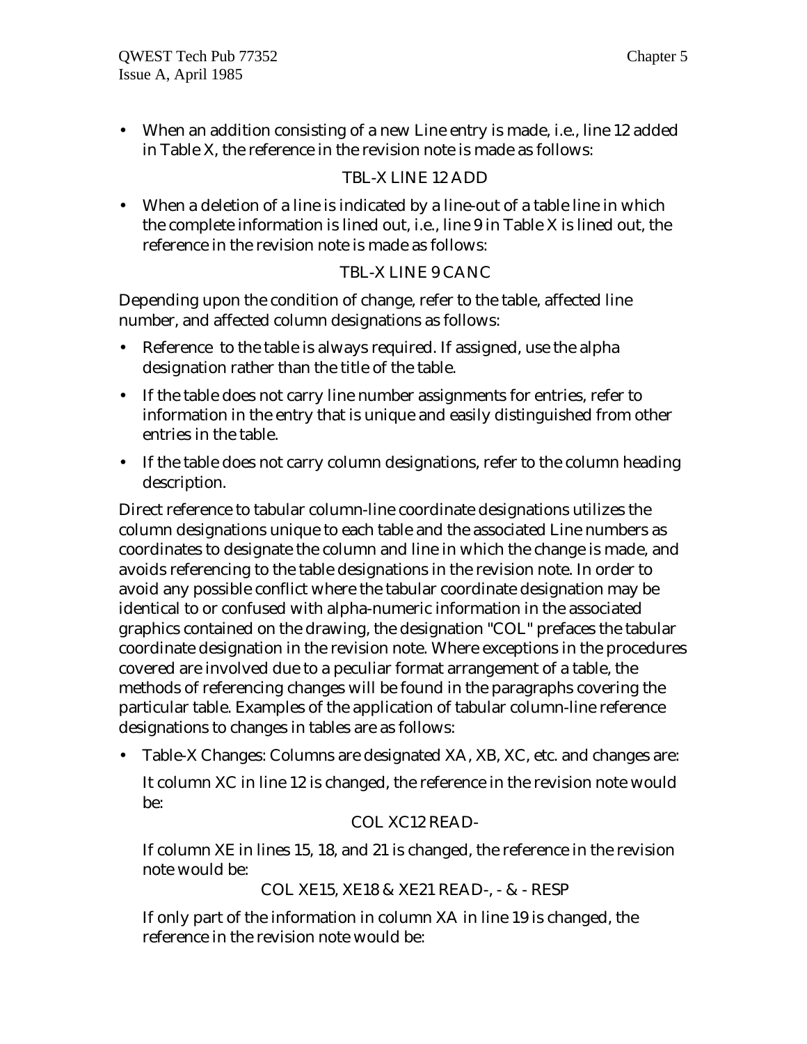- When an addition consisting of a new Line entry is made, i.e., line 12 added in Table X, the reference in the revision note is made as follows:

  TBL-X LINE 12 ADD

- When a deletion of a line is indicated by a line-out of a table line in which the complete information is lined out, i.e., line 9 in Table X is lined out, the reference in the revision note is made as follows:

  TBL-X LINE 9 CANC

Depending upon the condition of change, refer to the table, affected line number, and affected column designations as follows:

- Reference to the table is always required. If assigned, use the alpha designation rather than the title of the table.
- If the table does not carry line number assignments for entries, refer to information in the entry that is unique and easily distinguished from other entries in the table.
- If the table does not carry column designations, refer to the column heading description.

Direct reference to tabular column-line coordinate designations utilizes the column designations unique to each table and the associated Line numbers as coordinates to designate the column and line in which the change is made, and avoids referencing to the table designations in the revision note. In order to avoid any possible conflict where the tabular coordinate designation may be identical to or confused with alpha-numeric information in the associated graphics contained on the drawing, the designation "COL" prefaces the tabular coordinate designation in the revision note. Where exceptions in the procedures covered are involved due to a peculiar format arrangement of a table, the methods of referencing changes will be found in the paragraphs covering the particular table. Examples of the application of tabular column-line reference designations to changes in tables are as follows:

- Table-X Changes: Columns are designated XA, XB, XC, etc. and changes are:

  It column XC in line 12 is changed, the reference in the revision note would be:

  COL XC12 READ-

  If column XE in lines 15, 18, and 21 is changed, the reference in the revision note would be:

  COL XE15, XE18 & XE21 READ-, - & - RESP

  If only part of the information in column XA in line 19 is changed, the reference in the revision note would be: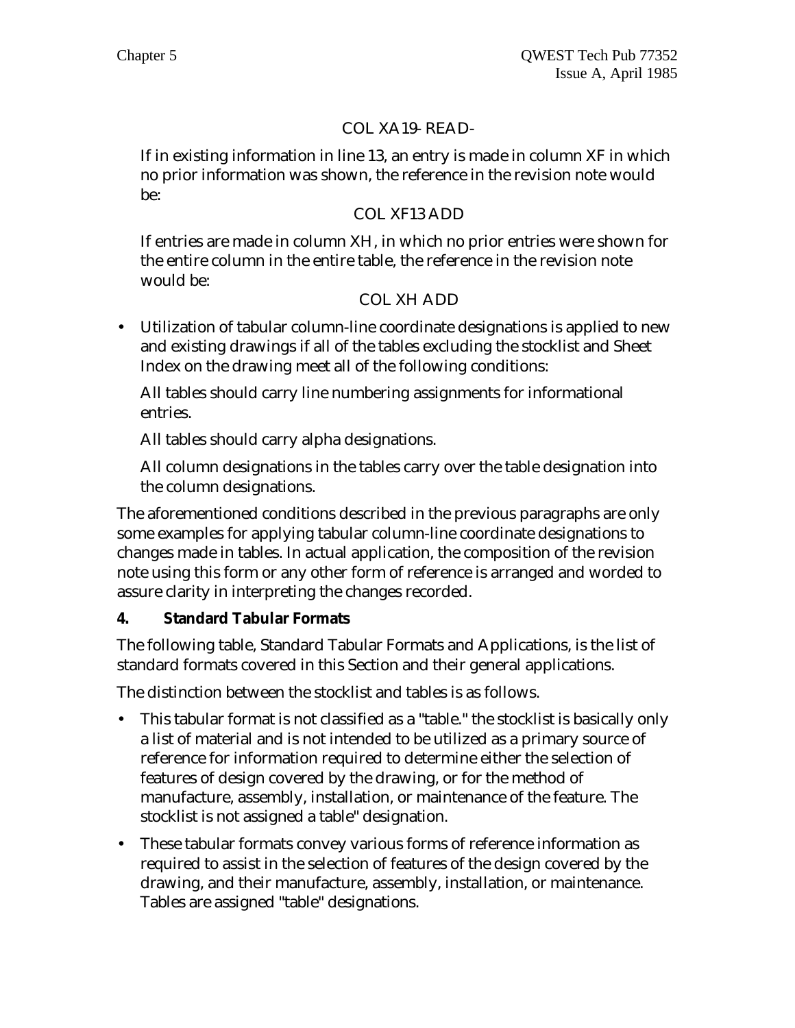COL XA19- READ-

If in existing information in line 13, an entry is made in column XF in which no prior information was shown, the reference in the revision note would be:

COL XF13 ADD

If entries are made in column XH, in which no prior entries were shown for the entire column in the entire table, the reference in the revision note would be:

COL XH ADD

- Utilization of tabular column-line coordinate designations is applied to new and existing drawings if all of the tables excluding the stocklist and Sheet Index on the drawing meet all of the following conditions:

  All tables should carry line numbering assignments for informational entries.

  All tables should carry alpha designations.

  All column designations in the tables carry over the table designation into the column designations.

The aforementioned conditions described in the previous paragraphs are only some examples for applying tabular column-line coordinate designations to changes made in tables. In actual application, the composition of the revision note using this form or any other form of reference is arranged and worded to assure clarity in interpreting the changes recorded.

## 4. Standard Tabular Formats

The following table, Standard Tabular Formats and Applications, is the list of standard formats covered in this Section and their general applications.

The distinction between the stocklist and tables is as follows.

- This tabular format is not classified as a "table." the stocklist is basically only a list of material and is not intended to be utilized as a primary source of reference for information required to determine either the selection of features of design covered by the drawing, or for the method of manufacture, assembly, installation, or maintenance of the feature. The stocklist is not assigned a table" designation.
- These tabular formats convey various forms of reference information as required to assist in the selection of features of the design covered by the drawing, and their manufacture, assembly, installation, or maintenance. Tables are assigned "table" designations.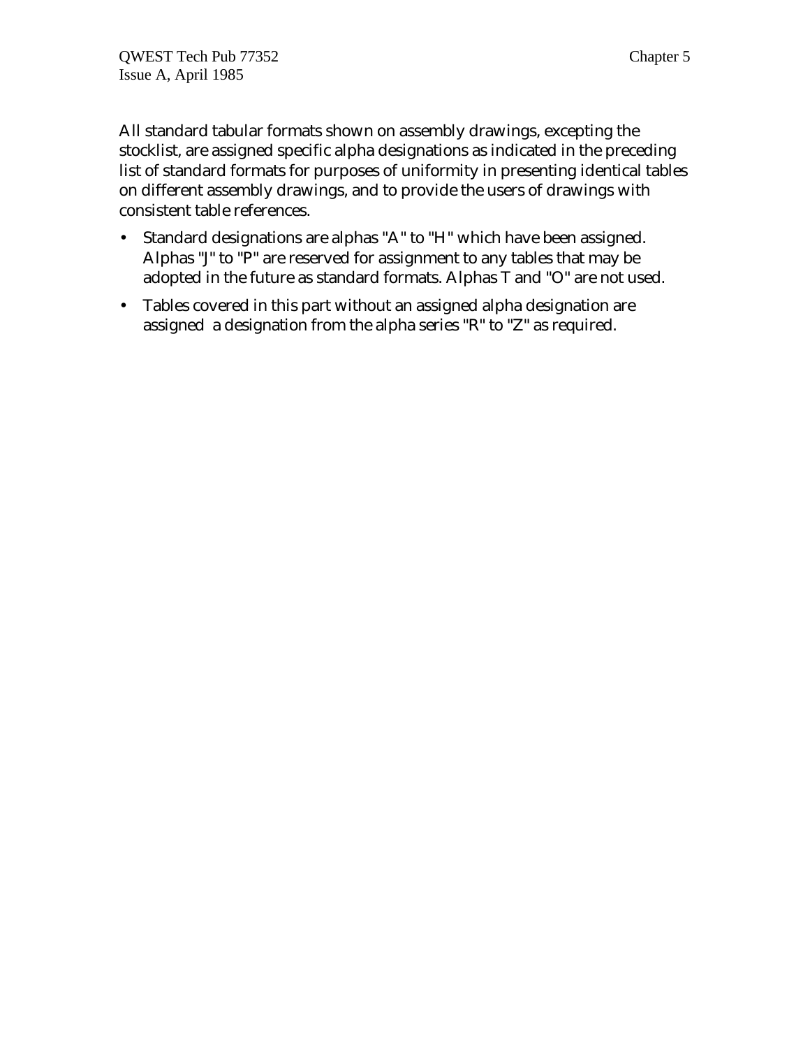All standard tabular formats shown on assembly drawings, excepting the stocklist, are assigned specific alpha designations as indicated in the preceding list of standard formats for purposes of uniformity in presenting identical tables on different assembly drawings, and to provide the users of drawings with consistent table references.

- Standard designations are alphas "A" to "H" which have been assigned. Alphas "J" to "P" are reserved for assignment to any tables that may be adopted in the future as standard formats. Alphas T and "O" are not used.
- Tables covered in this part without an assigned alpha designation are assigned a designation from the alpha series "R" to "Z" as required.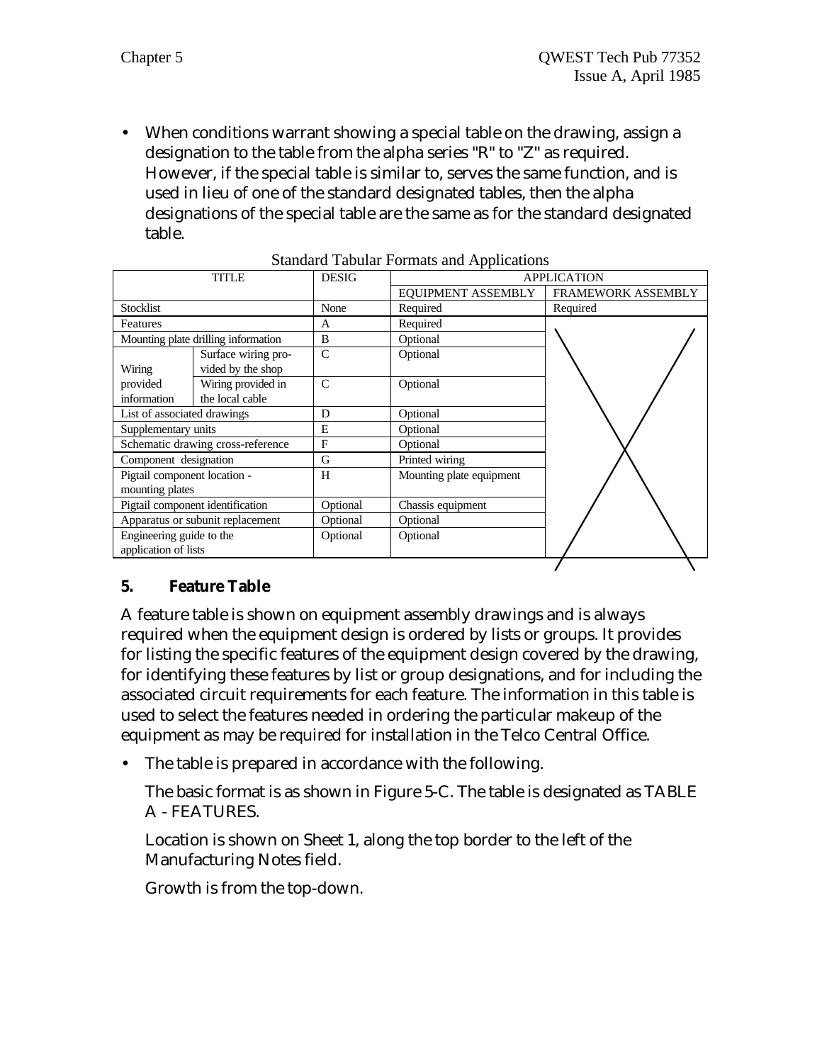- When conditions warrant showing a special table on the drawing, assign a designation to the table from the alpha series "R" to "Z" as required. However, if the special table is similar to, serves the same function, and is used in lieu of one of the standard designated tables, then the alpha designations of the special table are the same as for the standard designated table.

Standard Tabular Formats and Applications

| TITLE | | DESIG | APPLICATION | |
|---|---|---|---|---|
| | | | EQUIPMENT ASSEMBLY | FRAMEWORK ASSEMBLY |
| Stocklist | | None | Required | Required |
| Features | | A | Required | |
| Mounting plate drilling information | | B | Optional | |
| Wiring provided information | Surface wiring provided by the shop | C | Optional | |
| | Wiring provided in the local cable | C | Optional | |
| List of associated drawings | | D | Optional | |
| Supplementary units | | E | Optional | |
| Schematic drawing cross-reference | | F | Optional | |
| Component designation | | G | Printed wiring | |
| Pigtail component location - mounting plates | | H | Mounting plate equipment | |
| Pigtail component identification | | Optional | Chassis equipment | |
| Apparatus or subunit replacement | | Optional | Optional | |
| Engineering guide to the application of lists | | Optional | Optional | |

## 5. Feature Table

A feature table is shown on equipment assembly drawings and is always required when the equipment design is ordered by lists or groups. It provides for listing the specific features of the equipment design covered by the drawing, for identifying these features by list or group designations, and for including the associated circuit requirements for each feature. The information in this table is used to select the features needed in ordering the particular makeup of the equipment as may be required for installation in the Telco Central Office.

- The table is prepared in accordance with the following.

  The basic format is as shown in Figure 5-C. The table is designated as TABLE A - FEATURES.

  Location is shown on Sheet 1, along the top border to the left of the Manufacturing Notes field.

  Growth is from the top-down.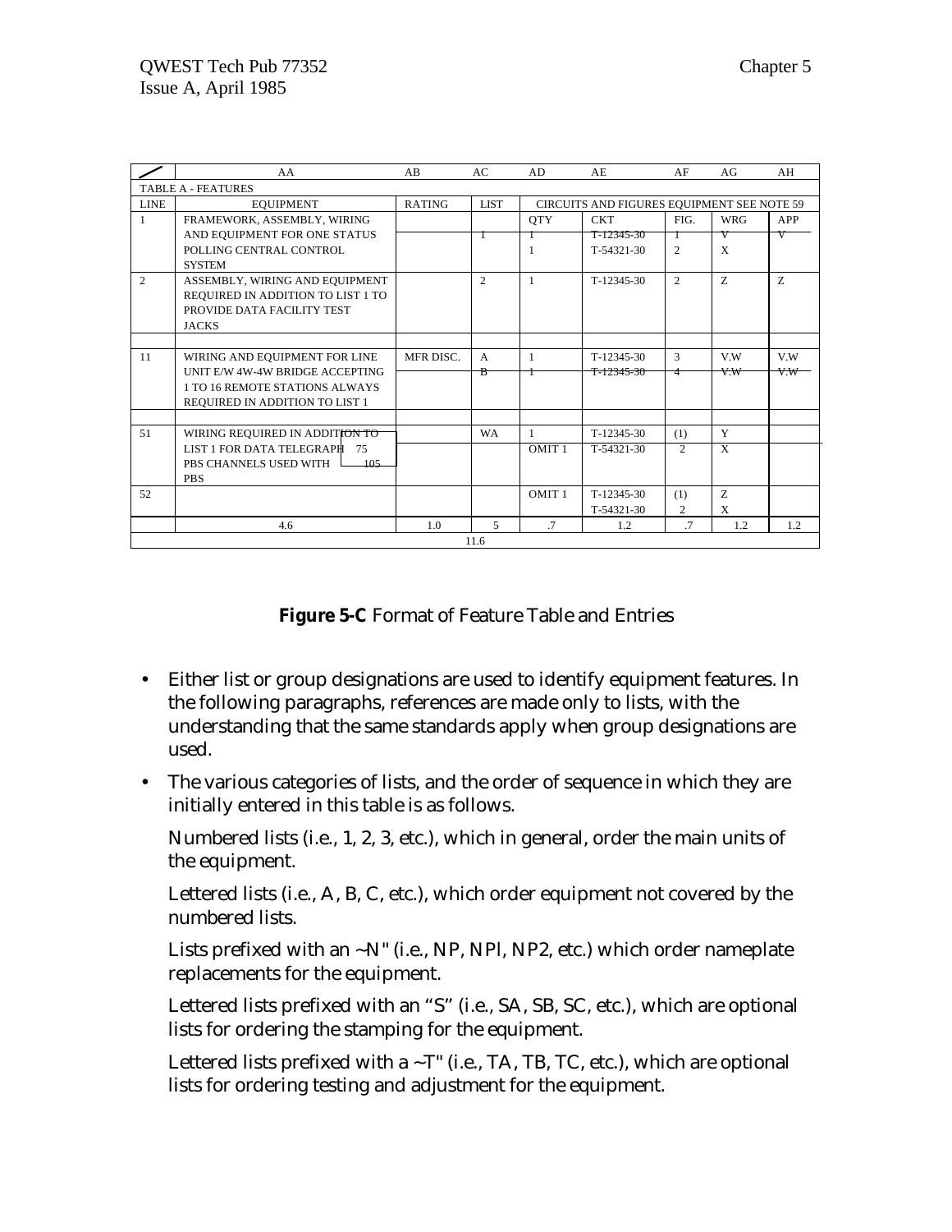| | AA | AB | AC | AD | AE | AF | AG | AH |
|---|---|---|---|---|---|---|---|---|
| TABLE A - FEATURES | | | | | | | | |
| LINE | EQUIPMENT | RATING | LIST | CIRCUITS AND FIGURES EQUIPMENT SEE NOTE 59 | | | | |
| 1 | FRAMEWORK, ASSEMBLY, WIRING AND EQUIPMENT FOR ONE STATUS POLLING CENTRAL CONTROL SYSTEM | | ~~1~~ | QTY<br>~~1~~<br>1 | CKT<br>~~T-12345-30~~<br>T-54321-30 | FIG.<br>~~1~~<br>2 | WRG<br>~~V~~<br>X | APP<br>~~V~~ |
| 2 | ASSEMBLY, WIRING AND EQUIPMENT REQUIRED IN ADDITION TO LIST 1 TO PROVIDE DATA FACILITY TEST JACKS | | 2 | 1 | T-12345-30 | 2 | Z | Z |
| | | | | | | | | |
| 11 | WIRING AND EQUIPMENT FOR LINE UNIT E/W 4W-4W BRIDGE ACCEPTING 1 TO 16 REMOTE STATIONS ALWAYS REQUIRED IN ADDITION TO LIST 1 | MFR DISC. | A<br>~~B~~ | 1<br>~~1~~ | T-12345-30<br>~~T-12345-30~~ | 3<br>~~4~~ | V.W<br>~~V.W~~ | V.W<br>~~V.W~~ |
| | | | | | | | | |
| 51 | WIRING REQUIRED IN ADDITION TO LIST 1 FOR DATA TELEGRAPH PBS CHANNELS USED WITH PBS (75, 105) | | WA | 1<br>OMIT 1 | T-12345-30<br>T-54321-30 | (1)<br>2 | Y<br>X | |
| 52 | | | | OMIT 1 | T-12345-30<br>T-54321-30 | (1)<br>2 | Z<br>X | |
| | 4.6 | 1.0 | 5 | .7 | 1.2 | .7 | 1.2 | 1.2 |
| | 11.6 | | | | | | | |

**Figure 5-C** Format of Feature Table and Entries

- Either list or group designations are used to identify equipment features. In the following paragraphs, references are made only to lists, with the understanding that the same standards apply when group designations are used.
- The various categories of lists, and the order of sequence in which they are initially entered in this table is as follows.

  Numbered lists (i.e., 1, 2, 3, etc.), which in general, order the main units of the equipment.

  Lettered lists (i.e., A, B, C, etc.), which order equipment not covered by the numbered lists.

  Lists prefixed with an ~N" (i.e., NP, NPl, NP2, etc.) which order nameplate replacements for the equipment.

  Lettered lists prefixed with an "S" (i.e., SA, SB, SC, etc.), which are optional lists for ordering the stamping for the equipment.

  Lettered lists prefixed with a ~T" (i.e., TA, TB, TC, etc.), which are optional lists for ordering testing and adjustment for the equipment.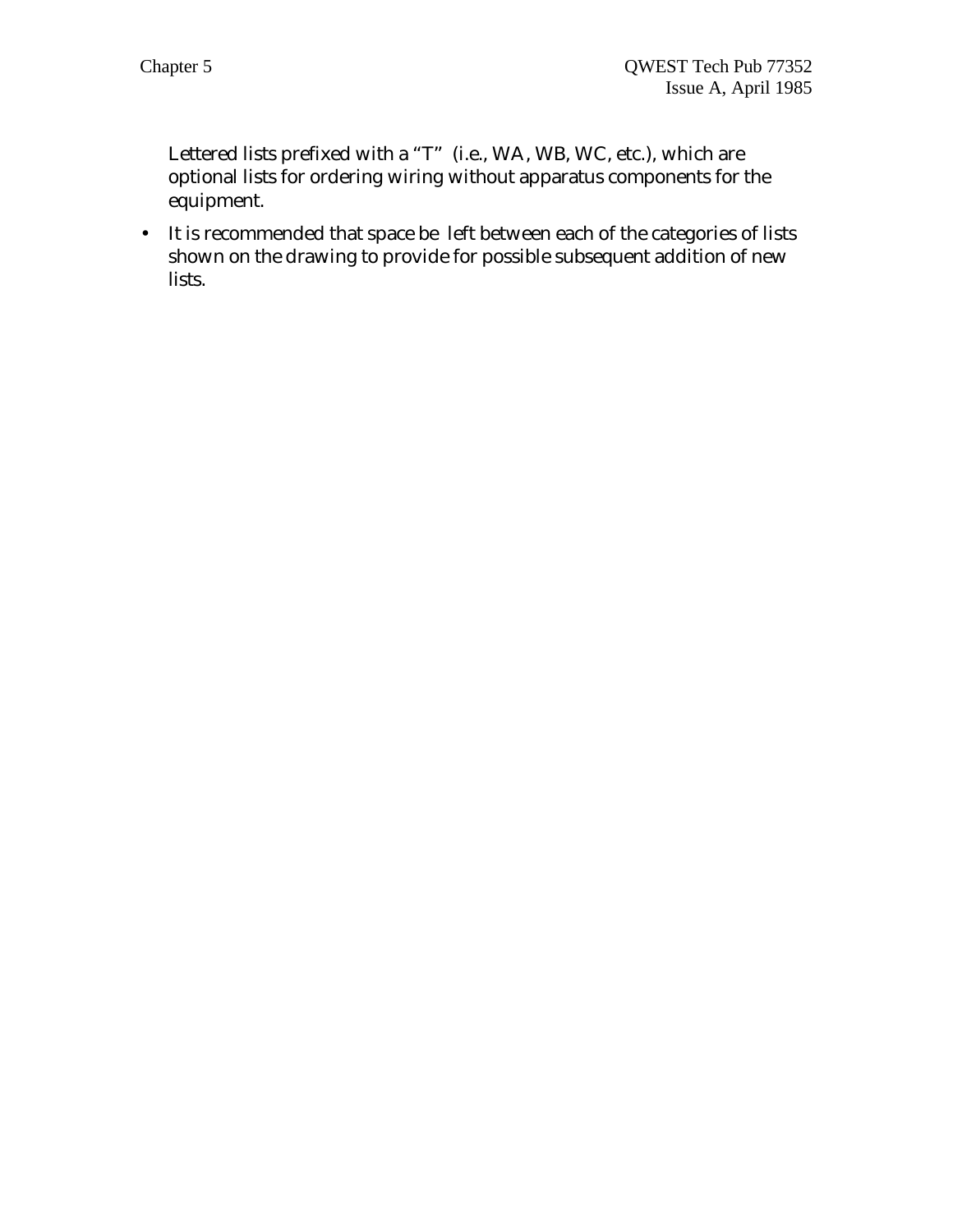Lettered lists prefixed with a "T" (i.e., WA, WB, WC, etc.), which are optional lists for ordering wiring without apparatus components for the equipment.

- It is recommended that space be left between each of the categories of lists shown on the drawing to provide for possible subsequent addition of new lists.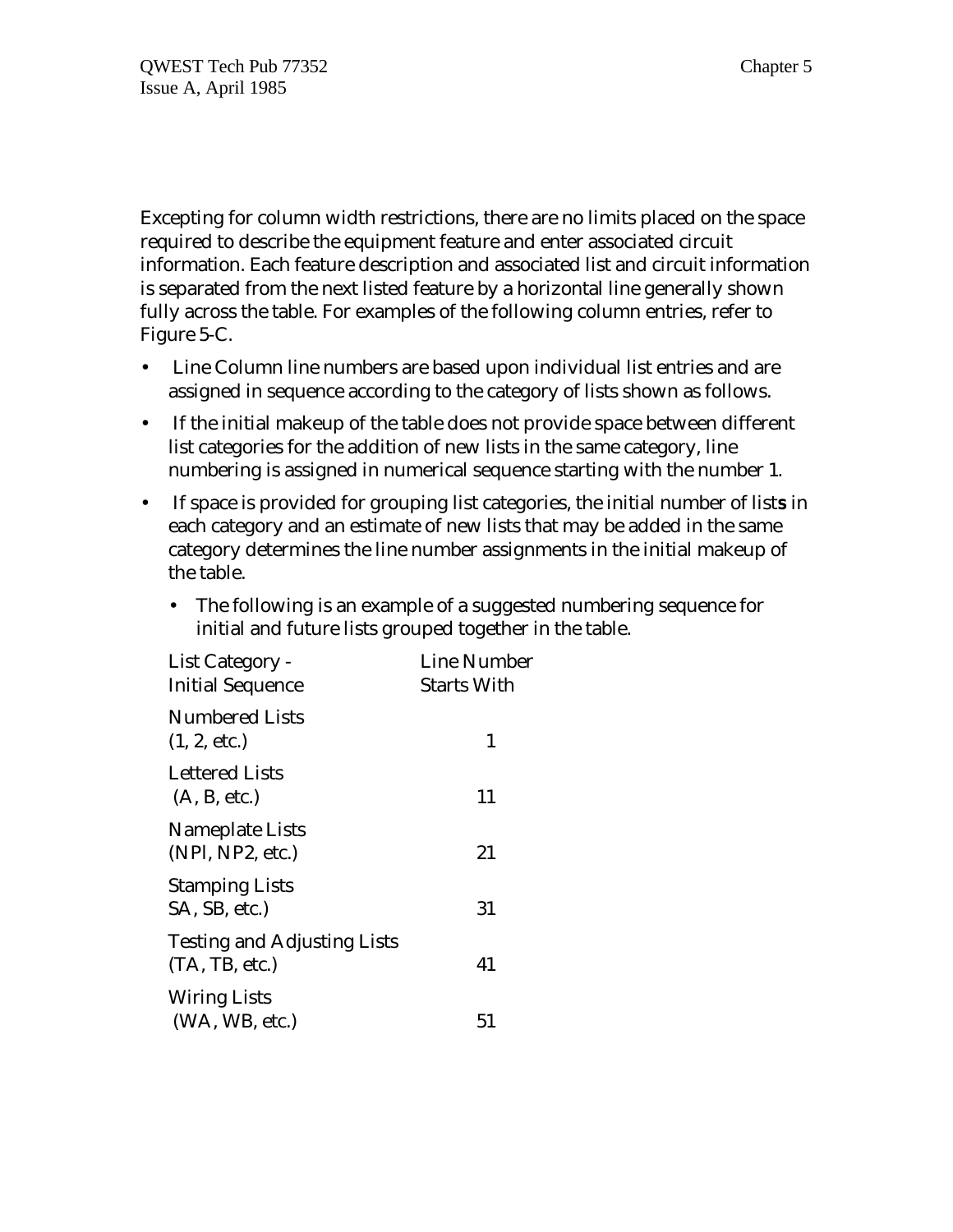Excepting for column width restrictions, there are no limits placed on the space required to describe the equipment feature and enter associated circuit information. Each feature description and associated list and circuit information is separated from the next listed feature by a horizontal line generally shown fully across the table. For examples of the following column entries, refer to Figure 5-C.

- Line Column line numbers are based upon individual list entries and are assigned in sequence according to the category of lists shown as follows.
- If the initial makeup of the table does not provide space between different list categories for the addition of new lists in the same category, line numbering is assigned in numerical sequence starting with the number 1.
- If space is provided for grouping list categories, the initial number of list**s** in each category and an estimate of new lists that may be added in the same category determines the line number assignments in the initial makeup of the table.
  - The following is an example of a suggested numbering sequence for initial and future lists grouped together in the table.

| List Category - Initial Sequence | Line Number Starts With |
|---|---|
| Numbered Lists (1, 2, etc.) | 1 |
| Lettered Lists (A, B, etc.) | 11 |
| Nameplate Lists (NPl, NP2, etc.) | 21 |
| Stamping Lists SA, SB, etc.) | 31 |
| Testing and Adjusting Lists (TA, TB, etc.) | 41 |
| Wiring Lists (WA, WB, etc.) | 51 |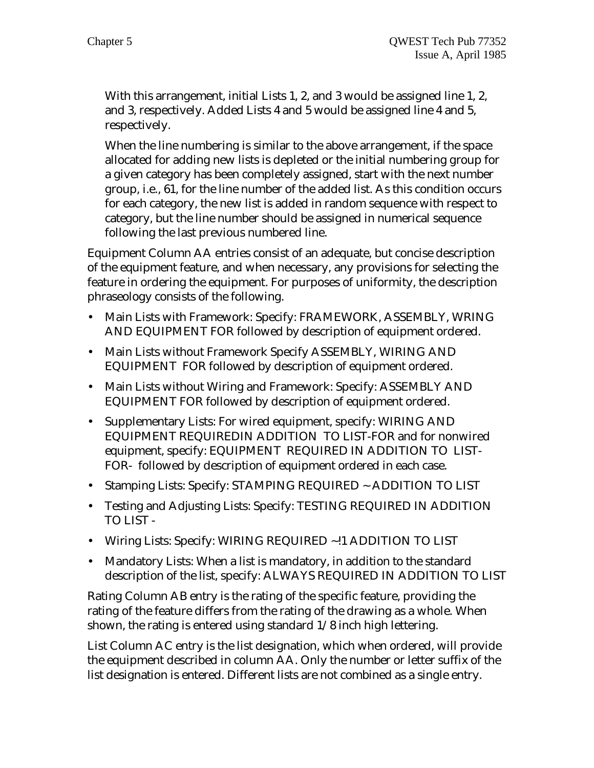With this arrangement, initial Lists 1, 2, and 3 would be assigned line 1, 2, and 3, respectively. Added Lists 4 and 5 would be assigned line 4 and 5, respectively.

When the line numbering is similar to the above arrangement, if the space allocated for adding new lists is depleted or the initial numbering group for a given category has been completely assigned, start with the next number group, i.e., 61, for the line number of the added list. As this condition occurs for each category, the new list is added in random sequence with respect to category, but the line number should be assigned in numerical sequence following the last previous numbered line.

Equipment Column AA entries consist of an adequate, but concise description of the equipment feature, and when necessary, any provisions for selecting the feature in ordering the equipment. For purposes of uniformity, the description phraseology consists of the following.

- Main Lists with Framework: Specify: FRAMEWORK, ASSEMBLY, WRING AND EQUIPMENT FOR followed by description of equipment ordered.
- Main Lists without Framework Specify ASSEMBLY, WIRING AND EQUIPMENT FOR followed by description of equipment ordered.
- Main Lists without Wiring and Framework: Specify: ASSEMBLY AND EQUIPMENT FOR followed by description of equipment ordered.
- Supplementary Lists: For wired equipment, specify: WIRING AND EQUIPMENT REQUIREDIN ADDITION TO LIST-FOR and for nonwired equipment, specify: EQUIPMENT REQUIRED IN ADDITION TO LIST-FOR- followed by description of equipment ordered in each case.
- Stamping Lists: Specify: STAMPING REQUIRED ~ ADDITION TO LIST
- Testing and Adjusting Lists: Specify: TESTING REQUIRED IN ADDITION TO LIST -
- Wiring Lists: Specify: WIRING REQUIRED ~!1 ADDITION TO LIST
- Mandatory Lists: When a list is mandatory, in addition to the standard description of the list, specify: ALWAYS REQUIRED IN ADDITION TO LIST

Rating Column AB entry is the rating of the specific feature, providing the rating of the feature differs from the rating of the drawing as a whole. When shown, the rating is entered using standard 1/8 inch high lettering.

List Column AC entry is the list designation, which when ordered, will provide the equipment described in column AA. Only the number or letter suffix of the list designation is entered. Different lists are not combined as a single entry.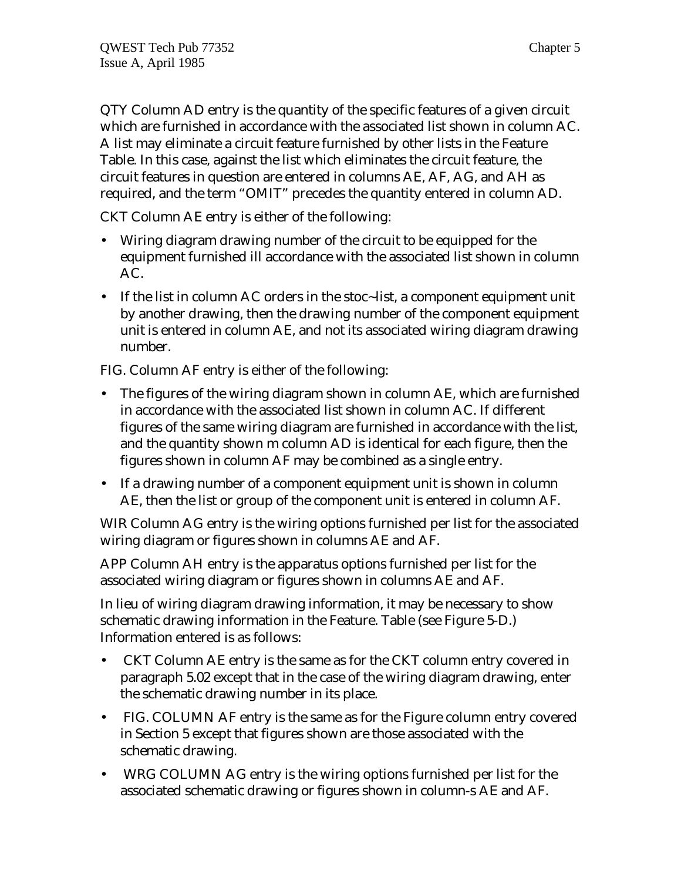QTY Column AD entry is the quantity of the specific features of a given circuit which are furnished in accordance with the associated list shown in column AC. A list may eliminate a circuit feature furnished by other lists in the Feature Table. In this case, against the list which eliminates the circuit feature, the circuit features in question are entered in columns AE, AF, AG, and AH as required, and the term "OMIT" precedes the quantity entered in column AD.

CKT Column AE entry is either of the following:

- Wiring diagram drawing number of the circuit to be equipped for the equipment furnished ill accordance with the associated list shown in column AC.
- If the list in column AC orders in the stoc~list, a component equipment unit by another drawing, then the drawing number of the component equipment unit is entered in column AE, and not its associated wiring diagram drawing number.

FIG. Column AF entry is either of the following:

- The figures of the wiring diagram shown in column AE, which are furnished in accordance with the associated list shown in column AC. If different figures of the same wiring diagram are furnished in accordance with the list, and the quantity shown m column AD is identical for each figure, then the figures shown in column AF may be combined as a single entry.
- If a drawing number of a component equipment unit is shown in column AE, then the list or group of the component unit is entered in column AF.

WIR Column AG entry is the wiring options furnished per list for the associated wiring diagram or figures shown in columns AE and AF.

APP Column AH entry is the apparatus options furnished per list for the associated wiring diagram or figures shown in columns AE and AF.

In lieu of wiring diagram drawing information, it may be necessary to show schematic drawing information in the Feature. Table (see Figure 5-D.) Information entered is as follows:

- CKT Column AE entry is the same as for the CKT column entry covered in paragraph 5.02 except that in the case of the wiring diagram drawing, enter the schematic drawing number in its place.
- FIG. COLUMN AF entry is the same as for the Figure column entry covered in Section 5 except that figures shown are those associated with the schematic drawing.
- WRG COLUMN AG entry is the wiring options furnished per list for the associated schematic drawing or figures shown in column-s AE and AF.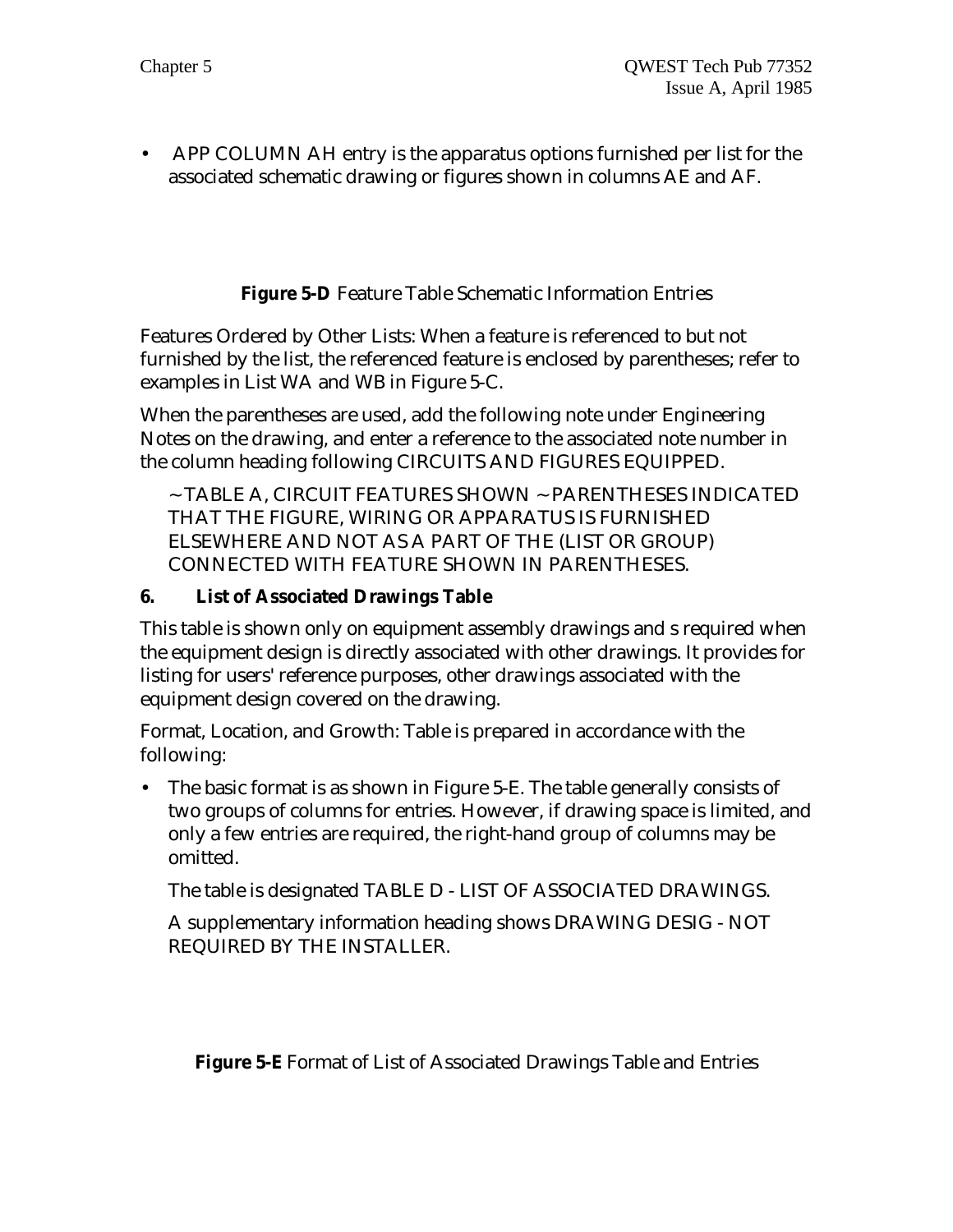- APP COLUMN AH entry is the apparatus options furnished per list for the associated schematic drawing or figures shown in columns AE and AF.

**Figure 5-D** Feature Table Schematic Information Entries

Features Ordered by Other Lists: When a feature is referenced to but not furnished by the list, the referenced feature is enclosed by parentheses; refer to examples in List WA and WB in Figure 5-C.

When the parentheses are used, add the following note under Engineering Notes on the drawing, and enter a reference to the associated note number in the column heading following CIRCUITS AND FIGURES EQUIPPED.

~ TABLE A, CIRCUIT FEATURES SHOWN ~ PARENTHESES INDICATED THAT THE FIGURE, WIRING OR APPARATUS IS FURNISHED ELSEWHERE AND NOT AS A PART OF THE (LIST OR GROUP) CONNECTED WITH FEATURE SHOWN IN PARENTHESES.

### 6. List of Associated Drawings Table

This table is shown only on equipment assembly drawings and s required when the equipment design is directly associated with other drawings. It provides for listing for users' reference purposes, other drawings associated with the equipment design covered on the drawing.

Format, Location, and Growth: Table is prepared in accordance with the following:

- The basic format is as shown in Figure 5-E. The table generally consists of two groups of columns for entries. However, if drawing space is limited, and only a few entries are required, the right-hand group of columns may be omitted.

  The table is designated TABLE D - LIST OF ASSOCIATED DRAWINGS.

  A supplementary information heading shows DRAWING DESIG - NOT REQUIRED BY THE INSTALLER.

**Figure 5-E** Format of List of Associated Drawings Table and Entries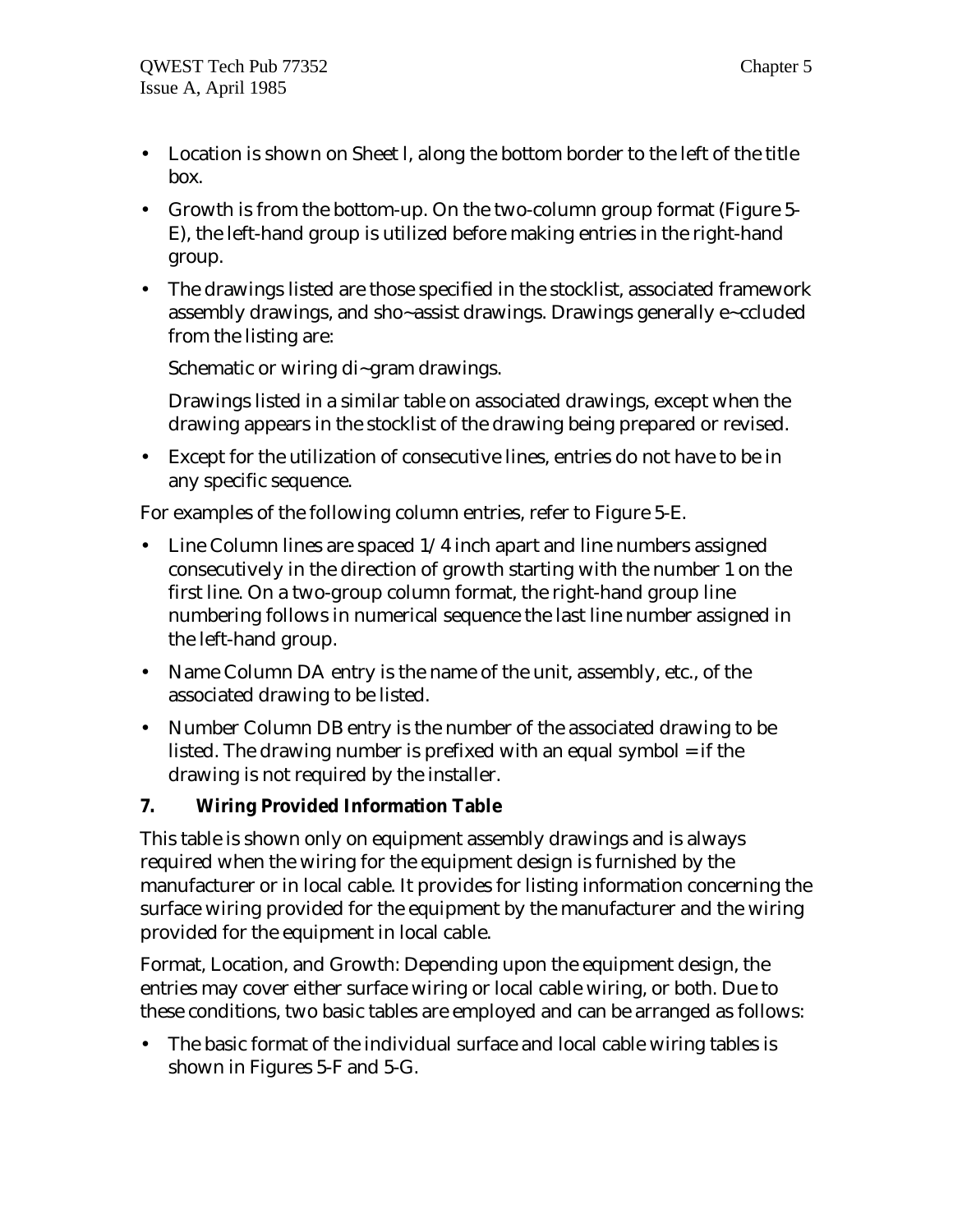- Location is shown on Sheet l, along the bottom border to the left of the title box.
- Growth is from the bottom-up. On the two-column group format (Figure 5-E), the left-hand group is utilized before making entries in the right-hand group.
- The drawings listed are those specified in the stocklist, associated framework assembly drawings, and sho~assist drawings. Drawings generally e~ccluded from the listing are:

  Schematic or wiring di~gram drawings.

  Drawings listed in a similar table on associated drawings, except when the drawing appears in the stocklist of the drawing being prepared or revised.
- Except for the utilization of consecutive lines, entries do not have to be in any specific sequence.

For examples of the following column entries, refer to Figure 5-E.

- Line Column lines are spaced 1/4 inch apart and line numbers assigned consecutively in the direction of growth starting with the number 1 on the first line. On a two-group column format, the right-hand group line numbering follows in numerical sequence the last line number assigned in the left-hand group.
- Name Column DA entry is the name of the unit, assembly, etc., of the associated drawing to be listed.
- Number Column DB entry is the number of the associated drawing to be listed. The drawing number is prefixed with an equal symbol = if the drawing is not required by the installer.

## 7. Wiring Provided Information Table

This table is shown only on equipment assembly drawings and is always required when the wiring for the equipment design is furnished by the manufacturer or in local cable. It provides for listing information concerning the surface wiring provided for the equipment by the manufacturer and the wiring provided for the equipment in local cable.

Format, Location, and Growth: Depending upon the equipment design, the entries may cover either surface wiring or local cable wiring, or both. Due to these conditions, two basic tables are employed and can be arranged as follows:

- The basic format of the individual surface and local cable wiring tables is shown in Figures 5-F and 5-G.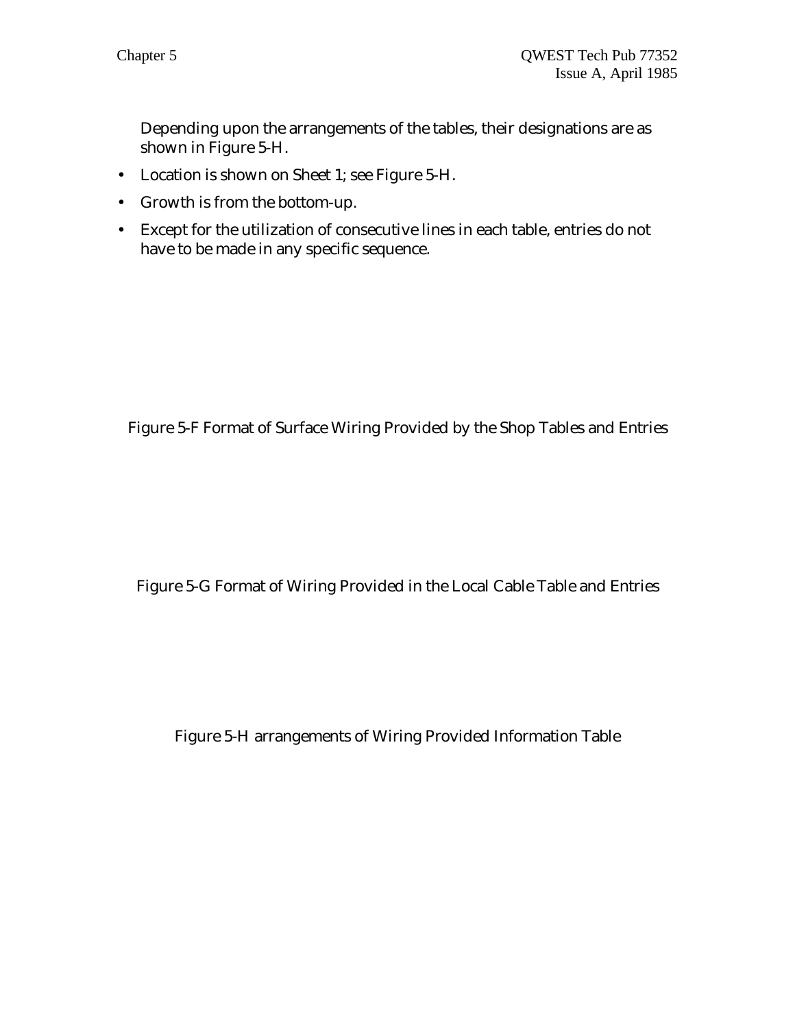Depending upon the arrangements of the tables, their designations are as shown in Figure 5-H.

- Location is shown on Sheet 1; see Figure 5-H.
- Growth is from the bottom-up.
- Except for the utilization of consecutive lines in each table, entries do not have to be made in any specific sequence.

Figure 5-F Format of Surface Wiring Provided by the Shop Tables and Entries

Figure 5-G Format of Wiring Provided in the Local Cable Table and Entries

Figure 5-H arrangements of Wiring Provided Information Table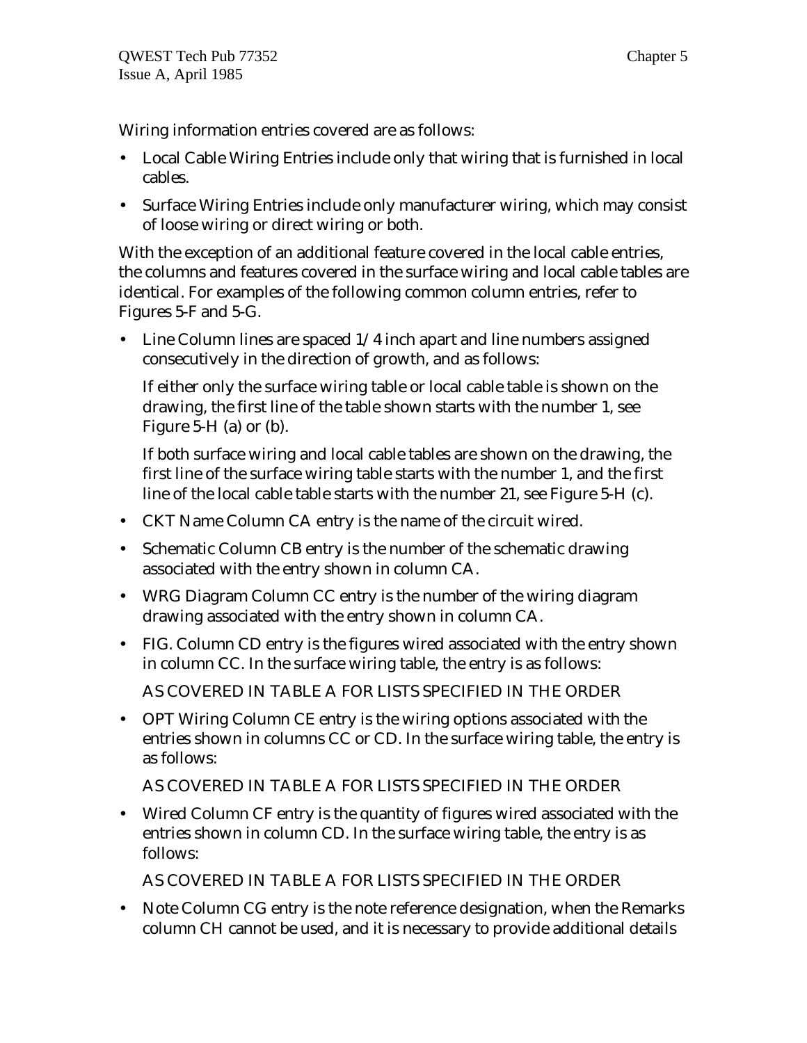Wiring information entries covered are as follows:

- Local Cable Wiring Entries include only that wiring that is furnished in local cables.
- Surface Wiring Entries include only manufacturer wiring, which may consist of loose wiring or direct wiring or both.

With the exception of an additional feature covered in the local cable entries, the columns and features covered in the surface wiring and local cable tables are identical. For examples of the following common column entries, refer to Figures 5-F and 5-G.

- Line Column lines are spaced 1/4 inch apart and line numbers assigned consecutively in the direction of growth, and as follows:

  If either only the surface wiring table or local cable table is shown on the drawing, the first line of the table shown starts with the number 1, see Figure 5-H (a) or (b).

  If both surface wiring and local cable tables are shown on the drawing, the first line of the surface wiring table starts with the number 1, and the first line of the local cable table starts with the number 21, see Figure 5-H (c).

- CKT Name Column CA entry is the name of the circuit wired.
- Schematic Column CB entry is the number of the schematic drawing associated with the entry shown in column CA.
- WRG Diagram Column CC entry is the number of the wiring diagram drawing associated with the entry shown in column CA.
- FIG. Column CD entry is the figures wired associated with the entry shown in column CC. In the surface wiring table, the entry is as follows:

  AS COVERED IN TABLE A FOR LISTS SPECIFIED IN THE ORDER

- OPT Wiring Column CE entry is the wiring options associated with the entries shown in columns CC or CD. In the surface wiring table, the entry is as follows:

  AS COVERED IN TABLE A FOR LISTS SPECIFIED IN THE ORDER

- Wired Column CF entry is the quantity of figures wired associated with the entries shown in column CD. In the surface wiring table, the entry is as follows:

  AS COVERED IN TABLE A FOR LISTS SPECIFIED IN THE ORDER

- Note Column CG entry is the note reference designation, when the Remarks column CH cannot be used, and it is necessary to provide additional details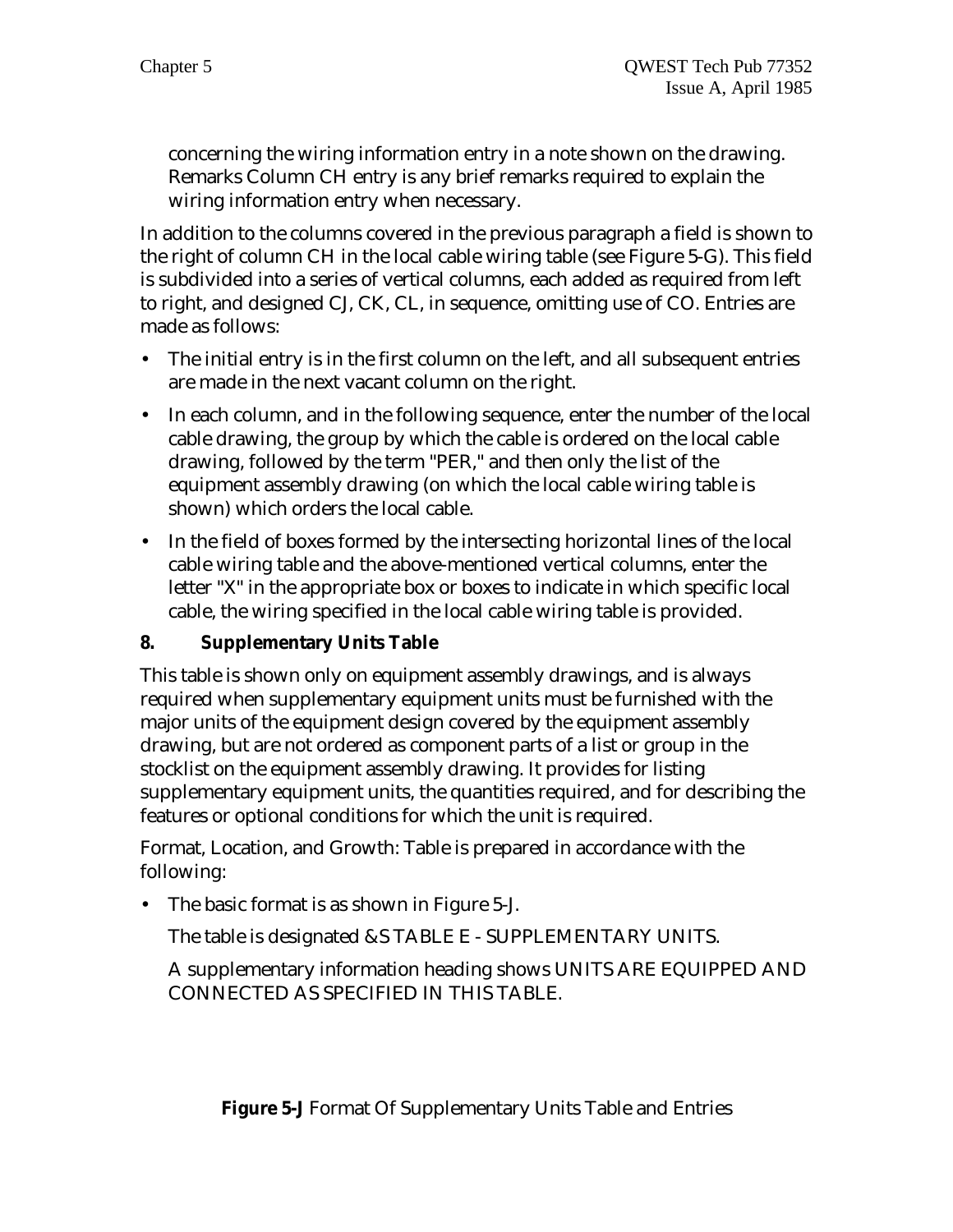concerning the wiring information entry in a note shown on the drawing. Remarks Column CH entry is any brief remarks required to explain the wiring information entry when necessary.

In addition to the columns covered in the previous paragraph a field is shown to the right of column CH in the local cable wiring table (see Figure 5-G). This field is subdivided into a series of vertical columns, each added as required from left to right, and designed CJ, CK, CL, in sequence, omitting use of CO. Entries are made as follows:

- The initial entry is in the first column on the left, and all subsequent entries are made in the next vacant column on the right.
- In each column, and in the following sequence, enter the number of the local cable drawing, the group by which the cable is ordered on the local cable drawing, followed by the term "PER," and then only the list of the equipment assembly drawing (on which the local cable wiring table is shown) which orders the local cable.
- In the field of boxes formed by the intersecting horizontal lines of the local cable wiring table and the above-mentioned vertical columns, enter the letter "X" in the appropriate box or boxes to indicate in which specific local cable, the wiring specified in the local cable wiring table is provided.

## 8. Supplementary Units Table

This table is shown only on equipment assembly drawings, and is always required when supplementary equipment units must be furnished with the major units of the equipment design covered by the equipment assembly drawing, but are not ordered as component parts of a list or group in the stocklist on the equipment assembly drawing. It provides for listing supplementary equipment units, the quantities required, and for describing the features or optional conditions for which the unit is required.

Format, Location, and Growth: Table is prepared in accordance with the following:

- The basic format is as shown in Figure 5-J.

  The table is designated &S TABLE E - SUPPLEMENTARY UNITS.

  A supplementary information heading shows UNITS ARE EQUIPPED AND CONNECTED AS SPECIFIED IN THIS TABLE.

**Figure 5-J** Format Of Supplementary Units Table and Entries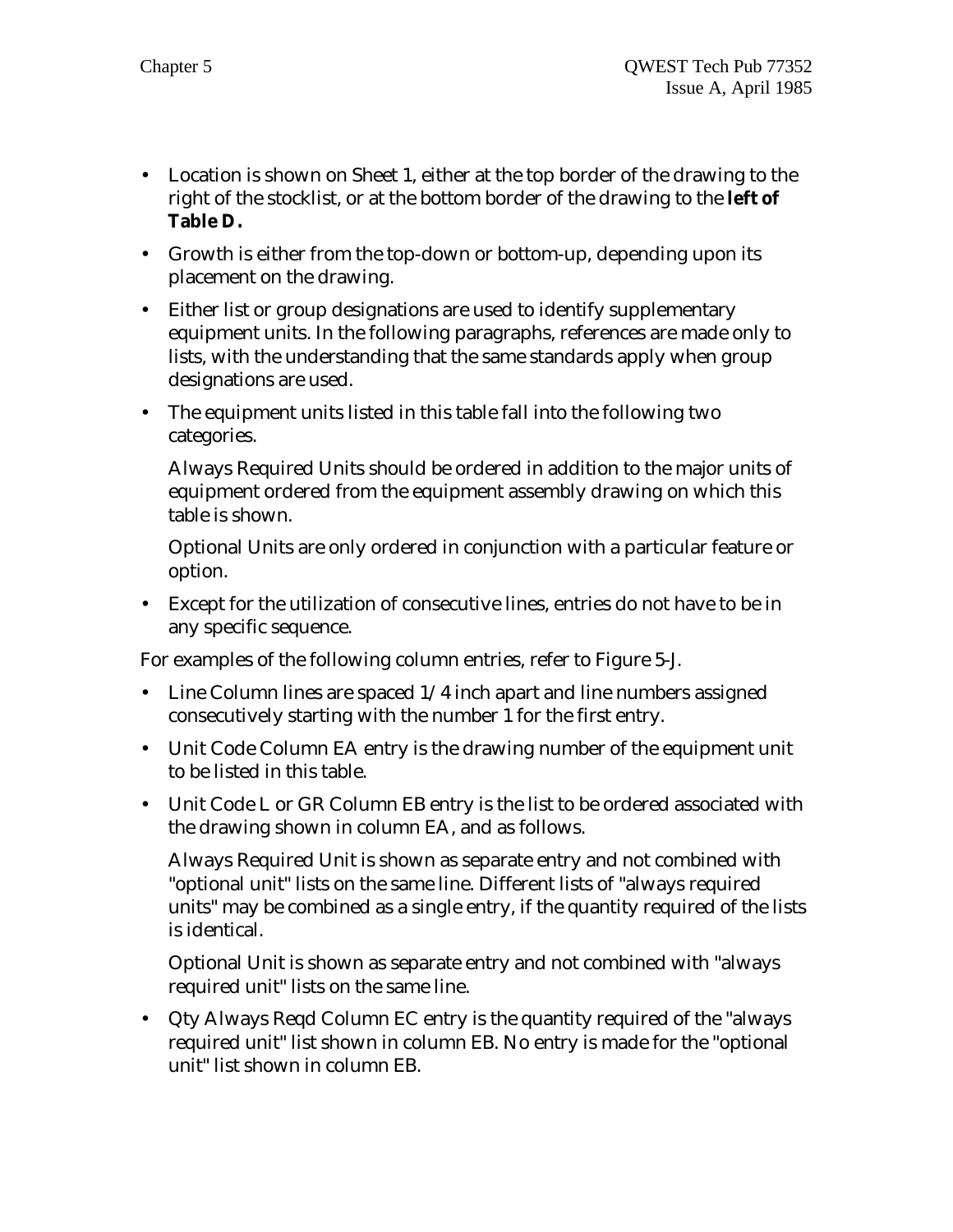- Location is shown on Sheet 1, either at the top border of the drawing to the right of the stocklist, or at the bottom border of the drawing to the **left of Table D.**
- Growth is either from the top-down or bottom-up, depending upon its placement on the drawing.
- Either list or group designations are used to identify supplementary equipment units. In the following paragraphs, references are made only to lists, with the understanding that the same standards apply when group designations are used.
- The equipment units listed in this table fall into the following two categories.

  Always Required Units should be ordered in addition to the major units of equipment ordered from the equipment assembly drawing on which this table is shown.

  Optional Units are only ordered in conjunction with a particular feature or option.
- Except for the utilization of consecutive lines, entries do not have to be in any specific sequence.

For examples of the following column entries, refer to Figure 5-J.

- Line Column lines are spaced 1/4 inch apart and line numbers assigned consecutively starting with the number 1 for the first entry.
- Unit Code Column EA entry is the drawing number of the equipment unit to be listed in this table.
- Unit Code L or GR Column EB entry is the list to be ordered associated with the drawing shown in column EA, and as follows.

  Always Required Unit is shown as separate entry and not combined with "optional unit" lists on the same line. Different lists of "always required units" may be combined as a single entry, if the quantity required of the lists is identical.

  Optional Unit is shown as separate entry and not combined with "always required unit" lists on the same line.
- Qty Always Reqd Column EC entry is the quantity required of the "always required unit" list shown in column EB. No entry is made for the "optional unit" list shown in column EB.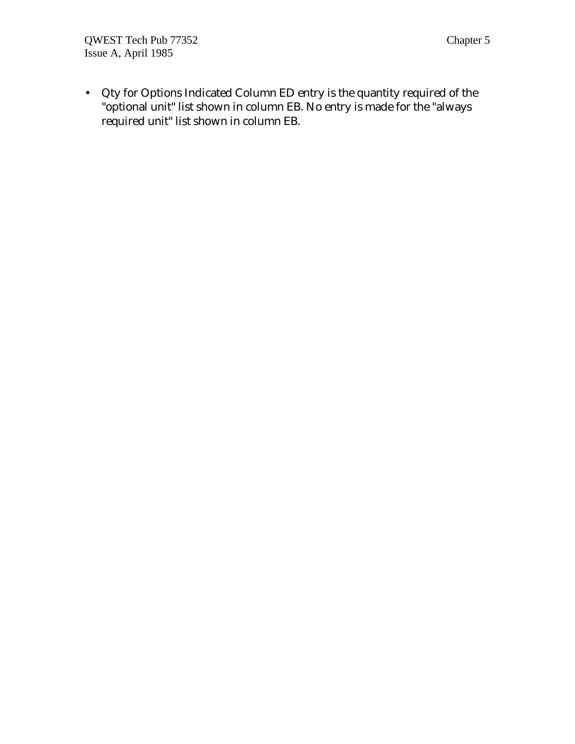- Qty for Options Indicated Column ED entry is the quantity required of the "optional unit" list shown in column EB. No entry is made for the "always required unit" list shown in column EB.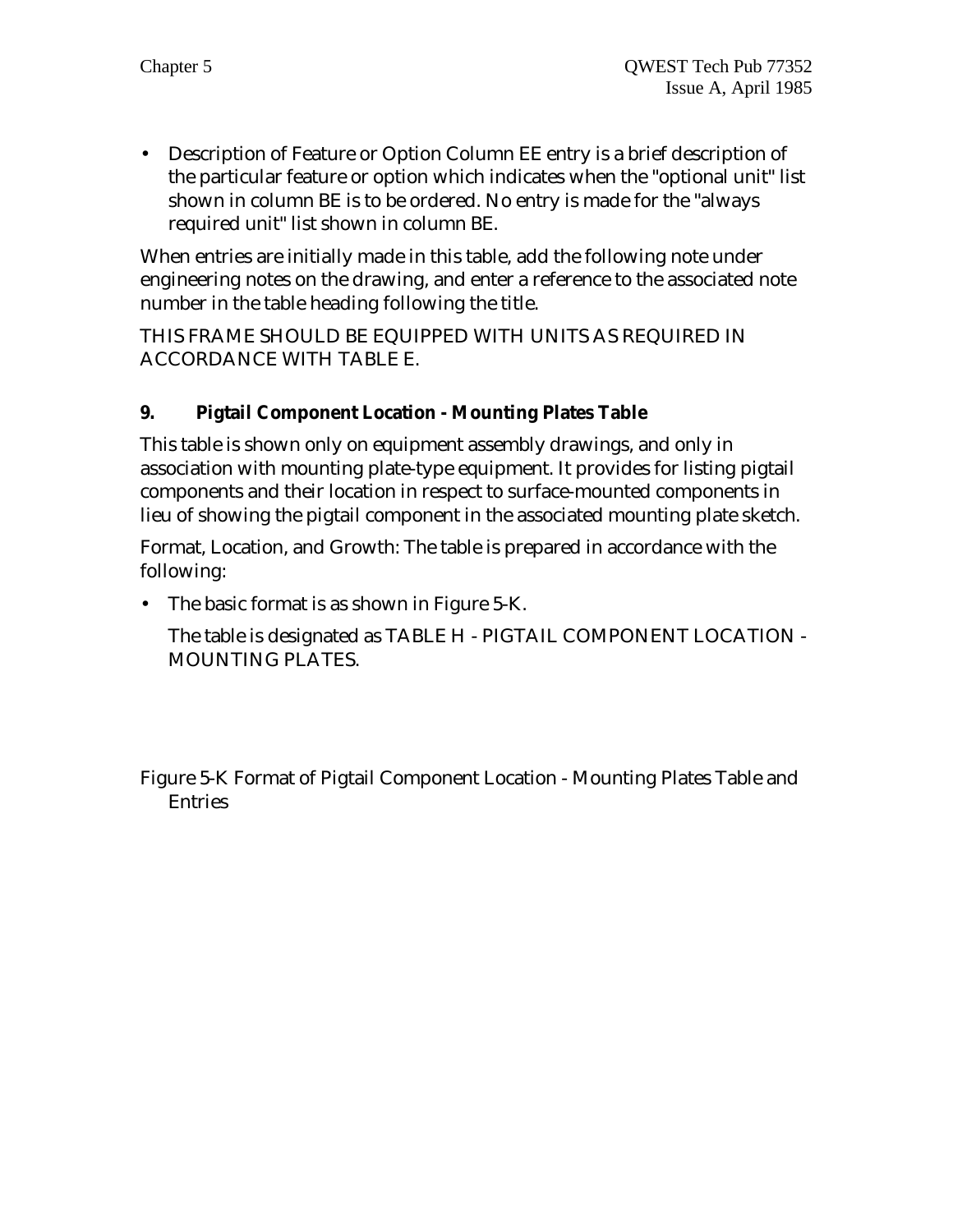- Description of Feature or Option Column EE entry is a brief description of the particular feature or option which indicates when the "optional unit" list shown in column BE is to be ordered. No entry is made for the "always required unit" list shown in column BE.

When entries are initially made in this table, add the following note under engineering notes on the drawing, and enter a reference to the associated note number in the table heading following the title.

THIS FRAME SHOULD BE EQUIPPED WITH UNITS AS REQUIRED IN ACCORDANCE WITH TABLE E.

### 9. Pigtail Component Location - Mounting Plates Table

This table is shown only on equipment assembly drawings, and only in association with mounting plate-type equipment. It provides for listing pigtail components and their location in respect to surface-mounted components in lieu of showing the pigtail component in the associated mounting plate sketch.

Format, Location, and Growth: The table is prepared in accordance with the following:

- The basic format is as shown in Figure 5-K.

  The table is designated as TABLE H - PIGTAIL COMPONENT LOCATION - MOUNTING PLATES.

Figure 5-K Format of Pigtail Component Location - Mounting Plates Table and Entries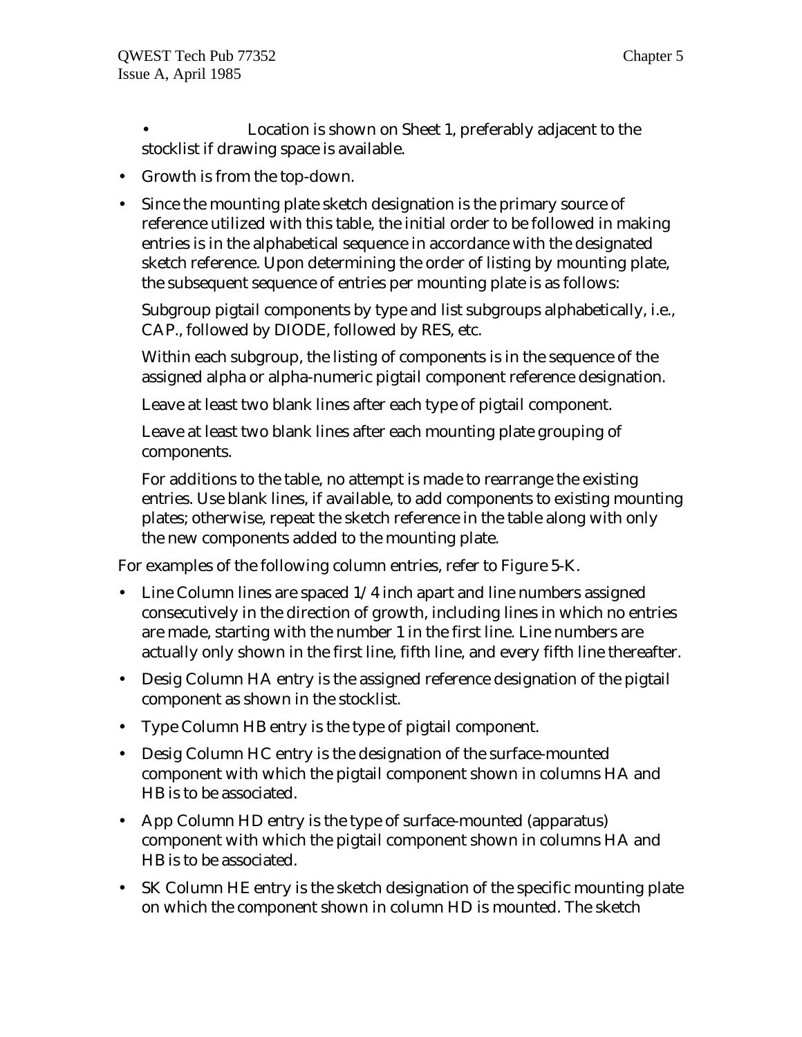- Location is shown on Sheet 1, preferably adjacent to the stocklist if drawing space is available.

- Growth is from the top-down.

- Since the mounting plate sketch designation is the primary source of reference utilized with this table, the initial order to be followed in making entries is in the alphabetical sequence in accordance with the designated sketch reference. Upon determining the order of listing by mounting plate, the subsequent sequence of entries per mounting plate is as follows:

  Subgroup pigtail components by type and list subgroups alphabetically, i.e., CAP., followed by DIODE, followed by RES, etc.

  Within each subgroup, the listing of components is in the sequence of the assigned alpha or alpha-numeric pigtail component reference designation.

  Leave at least two blank lines after each type of pigtail component.

  Leave at least two blank lines after each mounting plate grouping of components.

  For additions to the table, no attempt is made to rearrange the existing entries. Use blank lines, if available, to add components to existing mounting plates; otherwise, repeat the sketch reference in the table along with only the new components added to the mounting plate.

For examples of the following column entries, refer to Figure 5-K.

- Line Column lines are spaced 1/4 inch apart and line numbers assigned consecutively in the direction of growth, including lines in which no entries are made, starting with the number 1 in the first line. Line numbers are actually only shown in the first line, fifth line, and every fifth line thereafter.

- Desig Column HA entry is the assigned reference designation of the pigtail component as shown in the stocklist.

- Type Column HB entry is the type of pigtail component.

- Desig Column HC entry is the designation of the surface-mounted component with which the pigtail component shown in columns HA and HB is to be associated.

- App Column HD entry is the type of surface-mounted (apparatus) component with which the pigtail component shown in columns HA and HB is to be associated.

- SK Column HE entry is the sketch designation of the specific mounting plate on which the component shown in column HD is mounted. The sketch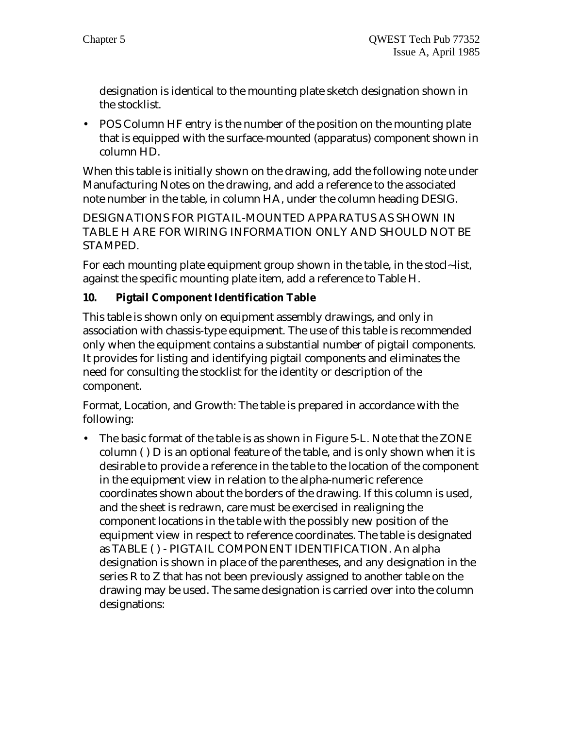designation is identical to the mounting plate sketch designation shown in the stocklist.

- POS Column HF entry is the number of the position on the mounting plate that is equipped with the surface-mounted (apparatus) component shown in column HD.

When this table is initially shown on the drawing, add the following note under Manufacturing Notes on the drawing, and add a reference to the associated note number in the table, in column HA, under the column heading DESIG.

DESIGNATIONS FOR PIGTAIL-MOUNTED APPARATUS AS SHOWN IN TABLE H ARE FOR WIRING INFORMATION ONLY AND SHOULD NOT BE STAMPED.

For each mounting plate equipment group shown in the table, in the stocl~list, against the specific mounting plate item, add a reference to Table H.

**10. Pigtail Component Identification Table**

This table is shown only on equipment assembly drawings, and only in association with chassis-type equipment. The use of this table is recommended only when the equipment contains a substantial number of pigtail components. It provides for listing and identifying pigtail components and eliminates the need for consulting the stocklist for the identity or description of the component.

Format, Location, and Growth: The table is prepared in accordance with the following:

- The basic format of the table is as shown in Figure 5-L. Note that the ZONE column ( ) D is an optional feature of the table, and is only shown when it is desirable to provide a reference in the table to the location of the component in the equipment view in relation to the alpha-numeric reference coordinates shown about the borders of the drawing. If this column is used, and the sheet is redrawn, care must be exercised in realigning the component locations in the table with the possibly new position of the equipment view in respect to reference coordinates. The table is designated as TABLE ( ) - PIGTAIL COMPONENT IDENTIFICATION. An alpha designation is shown in place of the parentheses, and any designation in the series R to Z that has not been previously assigned to another table on the drawing may be used. The same designation is carried over into the column designations: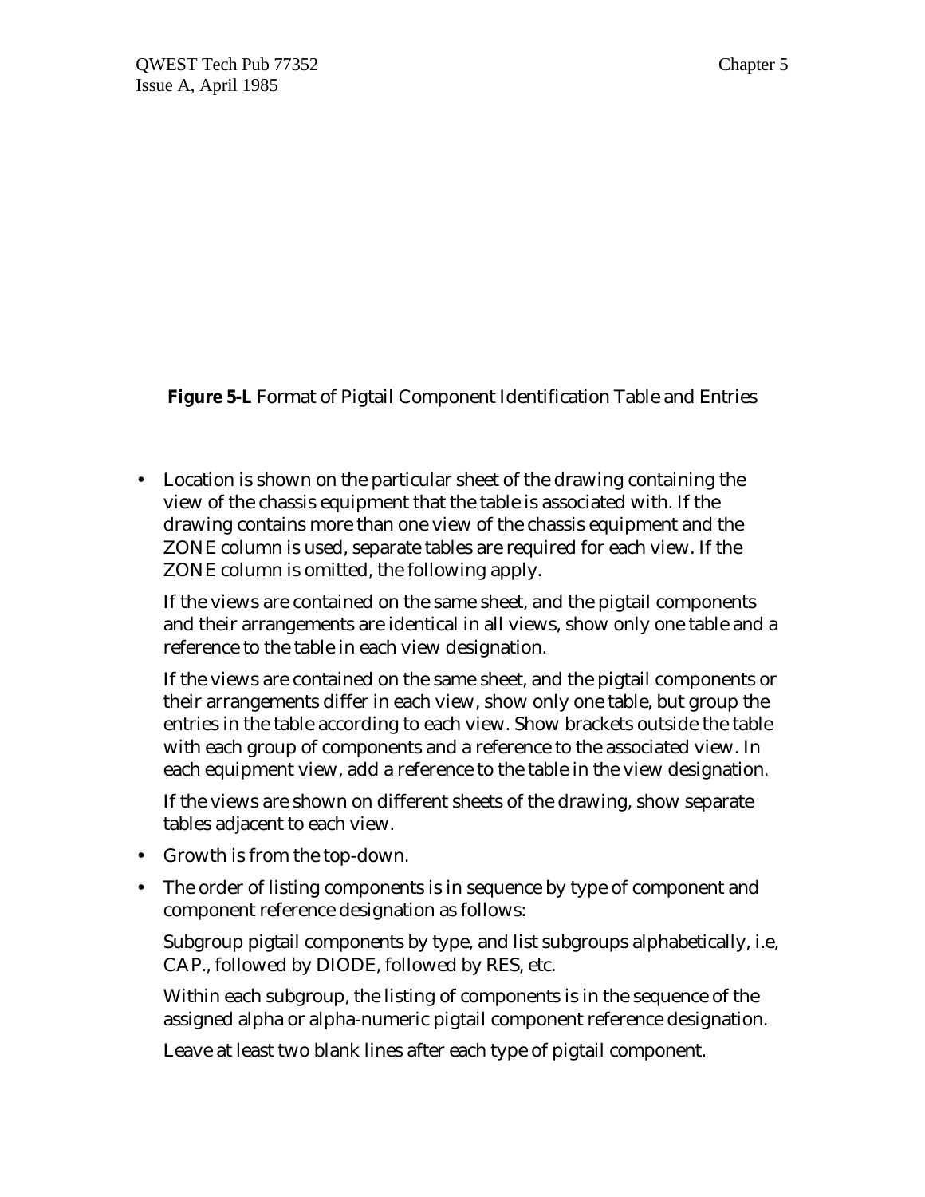**Figure 5-L** Format of Pigtail Component Identification Table and Entries

- Location is shown on the particular sheet of the drawing containing the view of the chassis equipment that the table is associated with. If the drawing contains more than one view of the chassis equipment and the ZONE column is used, separate tables are required for each view. If the ZONE column is omitted, the following apply.

  If the views are contained on the same sheet, and the pigtail components and their arrangements are identical in all views, show only one table and a reference to the table in each view designation.

  If the views are contained on the same sheet, and the pigtail components or their arrangements differ in each view, show only one table, but group the entries in the table according to each view. Show brackets outside the table with each group of components and a reference to the associated view. In each equipment view, add a reference to the table in the view designation.

  If the views are shown on different sheets of the drawing, show separate tables adjacent to each view.

- Growth is from the top-down.
- The order of listing components is in sequence by type of component and component reference designation as follows:

  Subgroup pigtail components by type, and list subgroups alphabetically, i.e, CAP., followed by DIODE, followed by RES, etc.

  Within each subgroup, the listing of components is in the sequence of the assigned alpha or alpha-numeric pigtail component reference designation.

  Leave at least two blank lines after each type of pigtail component.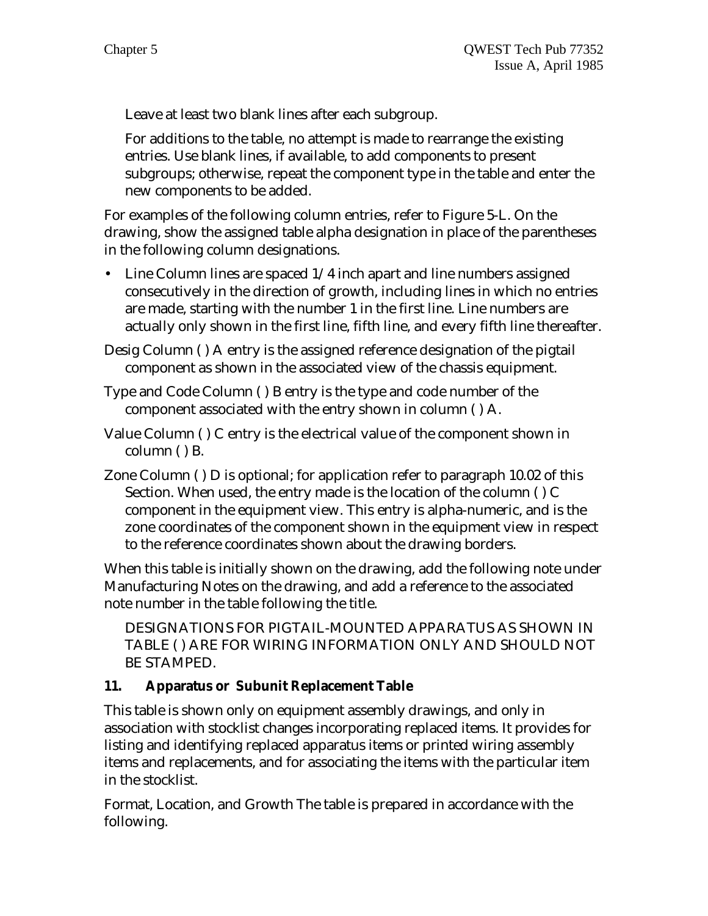Leave at least two blank lines after each subgroup.

For additions to the table, no attempt is made to rearrange the existing entries. Use blank lines, if available, to add components to present subgroups; otherwise, repeat the component type in the table and enter the new components to be added.

For examples of the following column entries, refer to Figure 5-L. On the drawing, show the assigned table alpha designation in place of the parentheses in the following column designations.

- Line Column lines are spaced 1/4 inch apart and line numbers assigned consecutively in the direction of growth, including lines in which no entries are made, starting with the number 1 in the first line. Line numbers are actually only shown in the first line, fifth line, and every fifth line thereafter.

Desig Column ( ) A entry is the assigned reference designation of the pigtail component as shown in the associated view of the chassis equipment.

Type and Code Column ( ) B entry is the type and code number of the component associated with the entry shown in column ( ) A.

Value Column ( ) C entry is the electrical value of the component shown in column ( ) B.

Zone Column ( ) D is optional; for application refer to paragraph 10.02 of this Section. When used, the entry made is the location of the column ( ) C component in the equipment view. This entry is alpha-numeric, and is the zone coordinates of the component shown in the equipment view in respect to the reference coordinates shown about the drawing borders.

When this table is initially shown on the drawing, add the following note under Manufacturing Notes on the drawing, and add a reference to the associated note number in the table following the title.

DESIGNATIONS FOR PIGTAIL-MOUNTED APPARATUS AS SHOWN IN TABLE ( ) ARE FOR WIRING INFORMATION ONLY AND SHOULD NOT BE STAMPED.

**11. Apparatus or Subunit Replacement Table**

This table is shown only on equipment assembly drawings, and only in association with stocklist changes incorporating replaced items. It provides for listing and identifying replaced apparatus items or printed wiring assembly items and replacements, and for associating the items with the particular item in the stocklist.

Format, Location, and Growth The table is prepared in accordance with the following.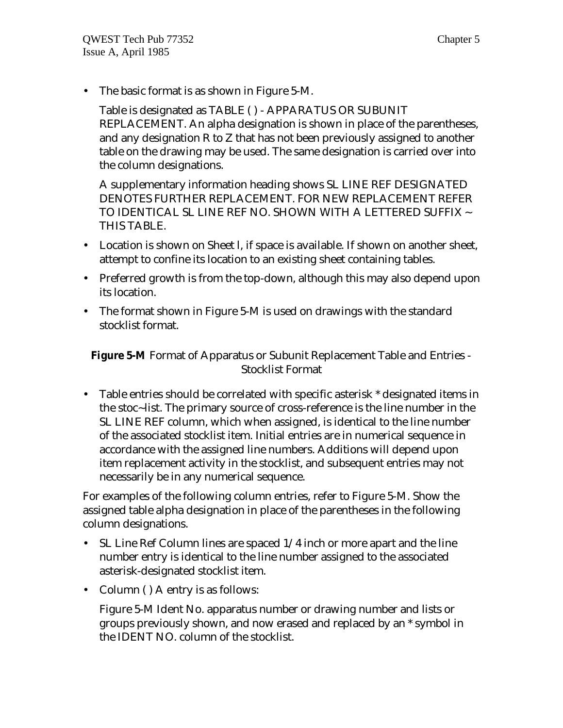- The basic format is as shown in Figure 5-M.

  Table is designated as TABLE ( ) - APPARATUS OR SUBUNIT REPLACEMENT. An alpha designation is shown in place of the parentheses, and any designation R to Z that has not been previously assigned to another table on the drawing may be used. The same designation is carried over into the column designations.

  A supplementary information heading shows SL LINE REF DESIGNATED DENOTES FURTHER REPLACEMENT. FOR NEW REPLACEMENT REFER TO IDENTICAL SL LINE REF NO. SHOWN WITH A LETTERED SUFFIX ~ THIS TABLE.

- Location is shown on Sheet l, if space is available. If shown on another sheet, attempt to confine its location to an existing sheet containing tables.
- Preferred growth is from the top-down, although this may also depend upon its location.
- The format shown in Figure 5-M is used on drawings with the standard stocklist format.

**Figure 5-M** Format of Apparatus or Subunit Replacement Table and Entries - Stocklist Format

- Table entries should be correlated with specific asterisk * designated items in the stoc~list. The primary source of cross-reference is the line number in the SL LINE REF column, which when assigned, is identical to the line number of the associated stocklist item. Initial entries are in numerical sequence in accordance with the assigned line numbers. Additions will depend upon item replacement activity in the stocklist, and subsequent entries may not necessarily be in any numerical sequence.

For examples of the following column entries, refer to Figure 5-M. Show the assigned table alpha designation in place of the parentheses in the following column designations.

- SL Line Ref Column lines are spaced 1/4 inch or more apart and the line number entry is identical to the line number assigned to the associated asterisk-designated stocklist item.
- Column ( ) A entry is as follows:

  Figure 5-M Ident No. apparatus number or drawing number and lists or groups previously shown, and now erased and replaced by an * symbol in the IDENT NO. column of the stocklist.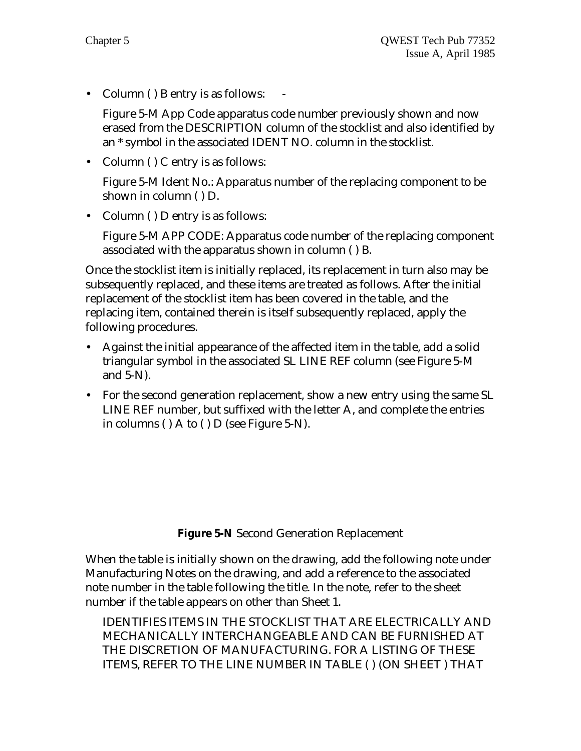- Column ( ) B entry is as follows: -

  Figure 5-M App Code apparatus code number previously shown and now erased from the DESCRIPTION column of the stocklist and also identified by an * symbol in the associated IDENT NO. column in the stocklist.

- Column ( ) C entry is as follows:

  Figure 5-M Ident No.: Apparatus number of the replacing component to be shown in column ( ) D.

- Column ( ) D entry is as follows:

  Figure 5-M APP CODE: Apparatus code number of the replacing component associated with the apparatus shown in column ( ) B.

Once the stocklist item is initially replaced, its replacement in turn also may be subsequently replaced, and these items are treated as follows. After the initial replacement of the stocklist item has been covered in the table, and the replacing item, contained therein is itself subsequently replaced, apply the following procedures.

- Against the initial appearance of the affected item in the table, add a solid triangular symbol in the associated SL LINE REF column (see Figure 5-M and 5-N).
- For the second generation replacement, show a new entry using the same SL LINE REF number, but suffixed with the letter A, and complete the entries in columns ( ) A to ( ) D (see Figure 5-N).

**Figure 5-N** Second Generation Replacement

When the table is initially shown on the drawing, add the following note under Manufacturing Notes on the drawing, and add a reference to the associated note number in the table following the title. In the note, refer to the sheet number if the table appears on other than Sheet 1.

IDENTIFIES ITEMS IN THE STOCKLIST THAT ARE ELECTRICALLY AND MECHANICALLY INTERCHANGEABLE AND CAN BE FURNISHED AT THE DISCRETION OF MANUFACTURING. FOR A LISTING OF THESE ITEMS, REFER TO THE LINE NUMBER IN TABLE ( ) (ON SHEET ) THAT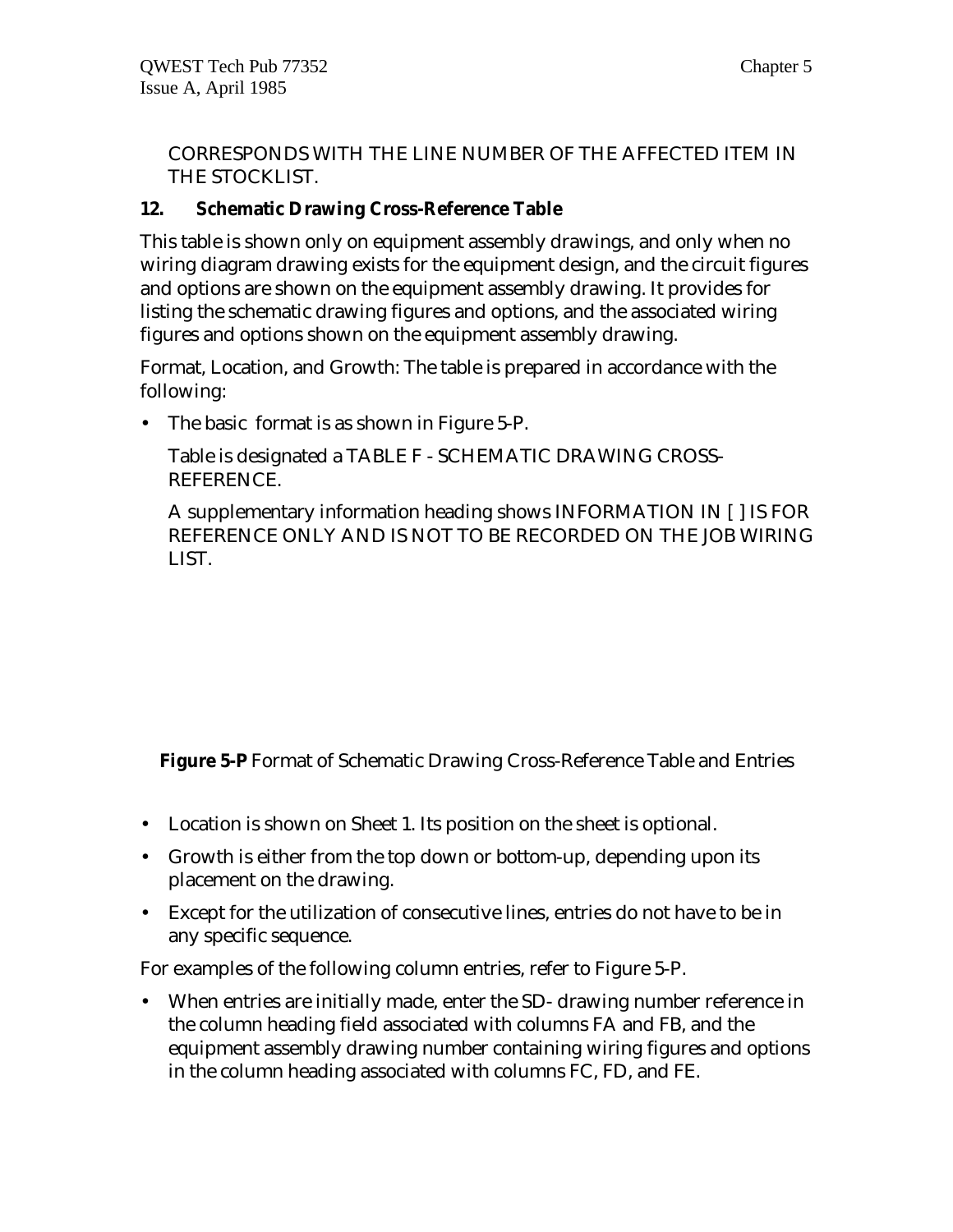CORRESPONDS WITH THE LINE NUMBER OF THE AFFECTED ITEM IN THE STOCKLIST.

### 12. Schematic Drawing Cross-Reference Table

This table is shown only on equipment assembly drawings, and only when no wiring diagram drawing exists for the equipment design, and the circuit figures and options are shown on the equipment assembly drawing. It provides for listing the schematic drawing figures and options, and the associated wiring figures and options shown on the equipment assembly drawing.

Format, Location, and Growth: The table is prepared in accordance with the following:

- The basic format is as shown in Figure 5-P.

  Table is designated a TABLE F - SCHEMATIC DRAWING CROSS-REFERENCE.

  A supplementary information heading shows INFORMATION IN [ ] IS FOR REFERENCE ONLY AND IS NOT TO BE RECORDED ON THE JOB WIRING LIST.

**Figure 5-P** Format of Schematic Drawing Cross-Reference Table and Entries

- Location is shown on Sheet 1. Its position on the sheet is optional.
- Growth is either from the top down or bottom-up, depending upon its placement on the drawing.
- Except for the utilization of consecutive lines, entries do not have to be in any specific sequence.

For examples of the following column entries, refer to Figure 5-P.

- When entries are initially made, enter the SD- drawing number reference in the column heading field associated with columns FA and FB, and the equipment assembly drawing number containing wiring figures and options in the column heading associated with columns FC, FD, and FE.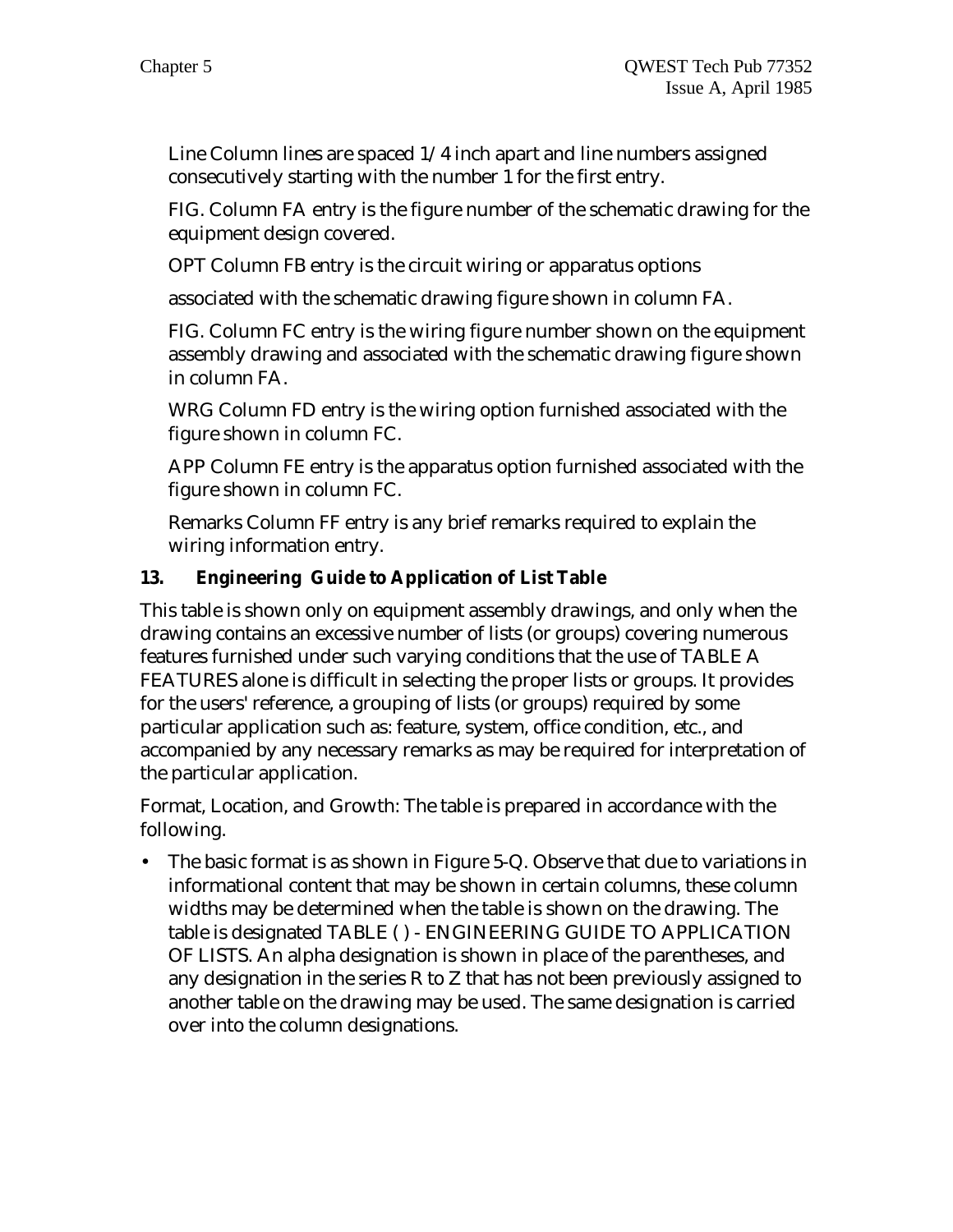Line Column lines are spaced 1/4 inch apart and line numbers assigned consecutively starting with the number 1 for the first entry.

FIG. Column FA entry is the figure number of the schematic drawing for the equipment design covered.

OPT Column FB entry is the circuit wiring or apparatus options

associated with the schematic drawing figure shown in column FA.

FIG. Column FC entry is the wiring figure number shown on the equipment assembly drawing and associated with the schematic drawing figure shown in column FA.

WRG Column FD entry is the wiring option furnished associated with the figure shown in column FC.

APP Column FE entry is the apparatus option furnished associated with the figure shown in column FC.

Remarks Column FF entry is any brief remarks required to explain the wiring information entry.

### 13. Engineering Guide to Application of List Table

This table is shown only on equipment assembly drawings, and only when the drawing contains an excessive number of lists (or groups) covering numerous features furnished under such varying conditions that the use of TABLE A FEATURES alone is difficult in selecting the proper lists or groups. It provides for the users' reference, a grouping of lists (or groups) required by some particular application such as: feature, system, office condition, etc., and accompanied by any necessary remarks as may be required for interpretation of the particular application.

Format, Location, and Growth: The table is prepared in accordance with the following.

- The basic format is as shown in Figure 5-Q. Observe that due to variations in informational content that may be shown in certain columns, these column widths may be determined when the table is shown on the drawing. The table is designated TABLE ( ) - ENGINEERING GUIDE TO APPLICATION OF LISTS. An alpha designation is shown in place of the parentheses, and any designation in the series R to Z that has not been previously assigned to another table on the drawing may be used. The same designation is carried over into the column designations.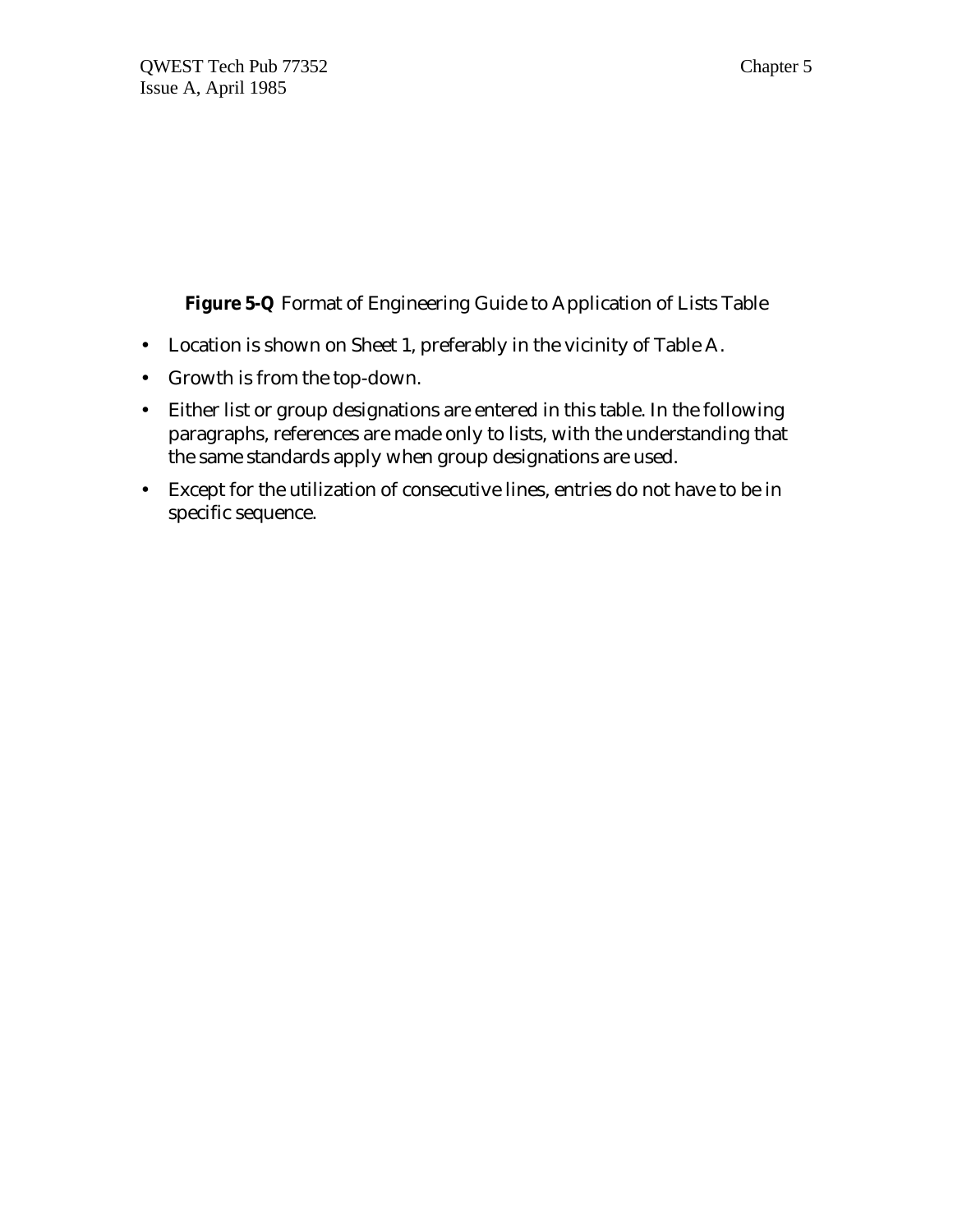**Figure 5-Q** Format of Engineering Guide to Application of Lists Table

- Location is shown on Sheet 1, preferably in the vicinity of Table A.
- Growth is from the top-down.
- Either list or group designations are entered in this table. In the following paragraphs, references are made only to lists, with the understanding that the same standards apply when group designations are used.
- Except for the utilization of consecutive lines, entries do not have to be in specific sequence.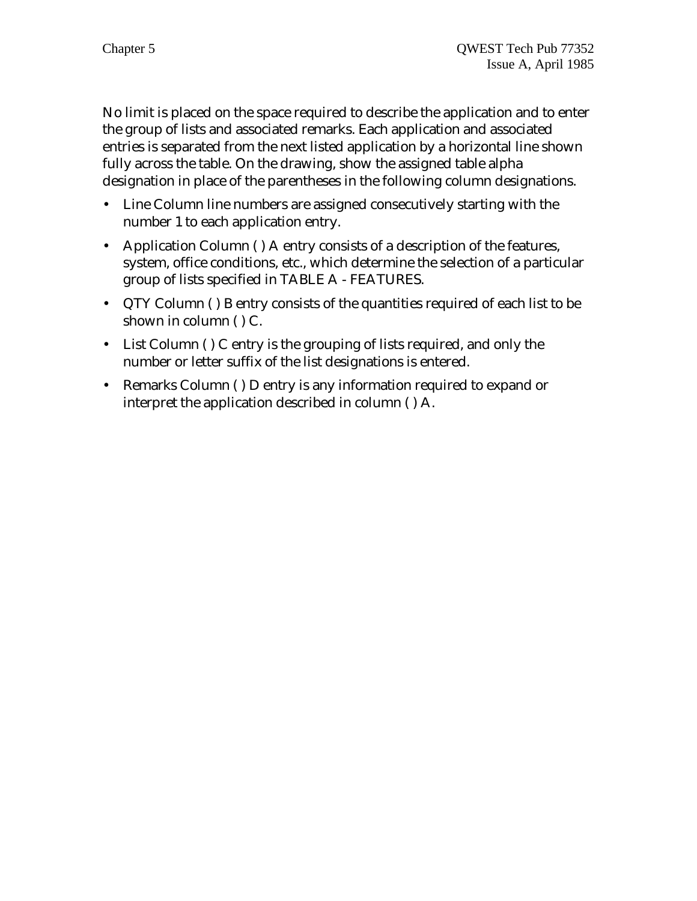No limit is placed on the space required to describe the application and to enter the group of lists and associated remarks. Each application and associated entries is separated from the next listed application by a horizontal line shown fully across the table. On the drawing, show the assigned table alpha designation in place of the parentheses in the following column designations.

- Line Column line numbers are assigned consecutively starting with the number 1 to each application entry.
- Application Column ( ) A entry consists of a description of the features, system, office conditions, etc., which determine the selection of a particular group of lists specified in TABLE A - FEATURES.
- QTY Column ( ) B entry consists of the quantities required of each list to be shown in column ( ) C.
- List Column ( ) C entry is the grouping of lists required, and only the number or letter suffix of the list designations is entered.
- Remarks Column ( ) D entry is any information required to expand or interpret the application described in column ( ) A.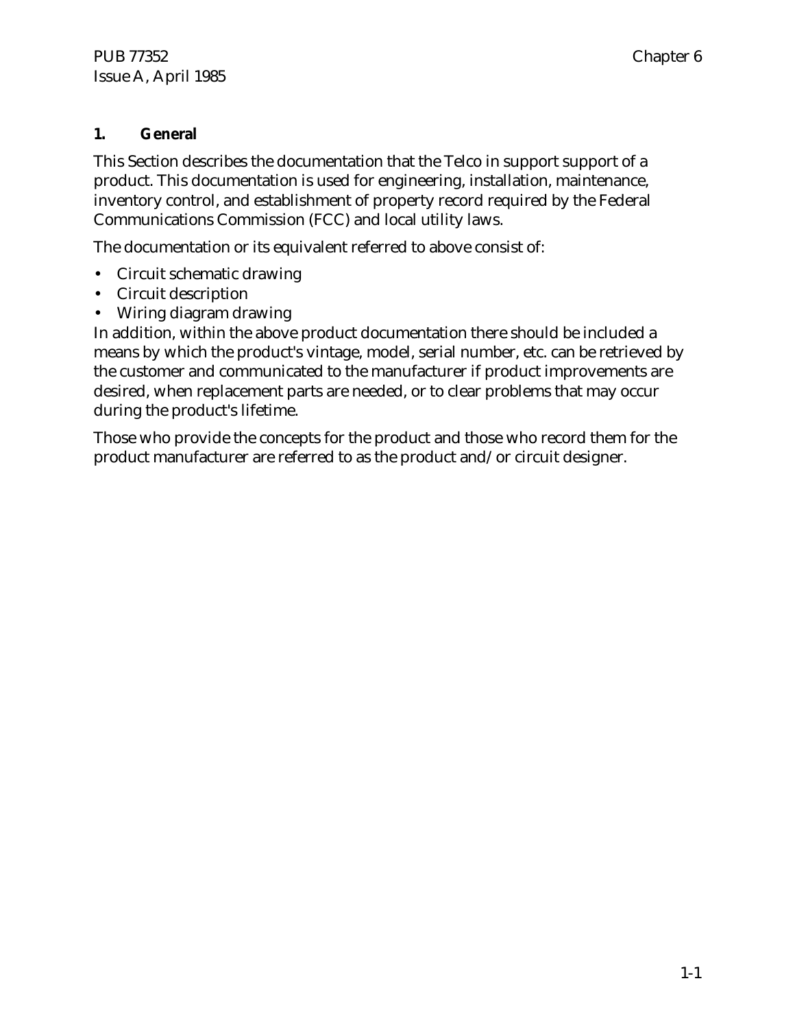## 1. General

This Section describes the documentation that the Telco in support support of a product. This documentation is used for engineering, installation, maintenance, inventory control, and establishment of property record required by the Federal Communications Commission (FCC) and local utility laws.

The documentation or its equivalent referred to above consist of:

- Circuit schematic drawing
- Circuit description
- Wiring diagram drawing

In addition, within the above product documentation there should be included a means by which the product's vintage, model, serial number, etc. can be retrieved by the customer and communicated to the manufacturer if product improvements are desired, when replacement parts are needed, or to clear problems that may occur during the product's lifetime.

Those who provide the concepts for the product and those who record them for the product manufacturer are referred to as the product and/or circuit designer.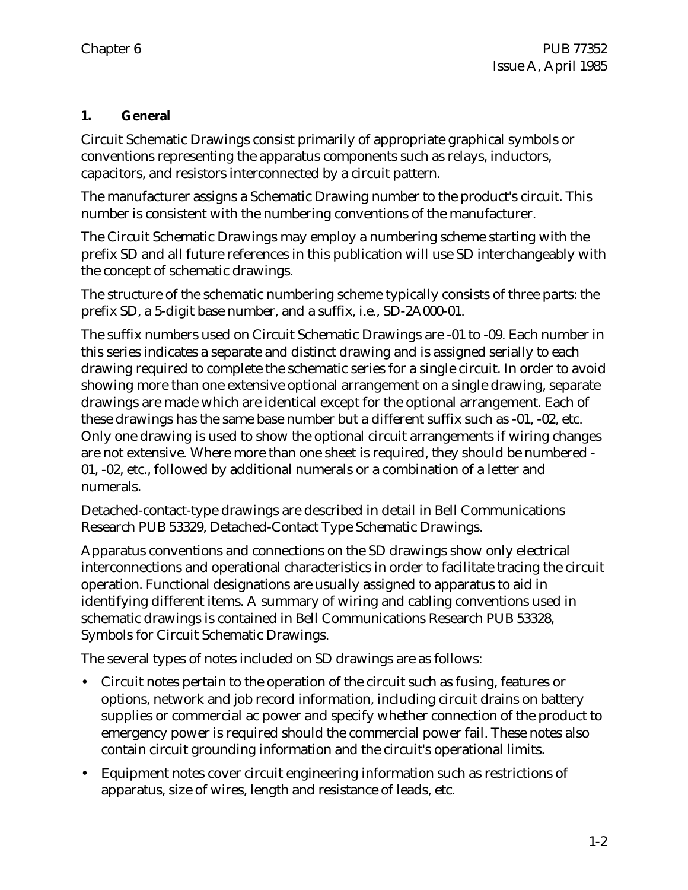## 1. General

Circuit Schematic Drawings consist primarily of appropriate graphical symbols or conventions representing the apparatus components such as relays, inductors, capacitors, and resistors interconnected by a circuit pattern.

The manufacturer assigns a Schematic Drawing number to the product's circuit. This number is consistent with the numbering conventions of the manufacturer.

The Circuit Schematic Drawings may employ a numbering scheme starting with the prefix SD and all future references in this publication will use SD interchangeably with the concept of schematic drawings.

The structure of the schematic numbering scheme typically consists of three parts: the prefix SD, a 5-digit base number, and a suffix, i.e., SD-2A000-01.

The suffix numbers used on Circuit Schematic Drawings are -01 to -09. Each number in this series indicates a separate and distinct drawing and is assigned serially to each drawing required to complete the schematic series for a single circuit. In order to avoid showing more than one extensive optional arrangement on a single drawing, separate drawings are made which are identical except for the optional arrangement. Each of these drawings has the same base number but a different suffix such as -01, -02, etc. Only one drawing is used to show the optional circuit arrangements if wiring changes are not extensive. Where more than one sheet is required, they should be numbered -01, -02, etc., followed by additional numerals or a combination of a letter and numerals.

Detached-contact-type drawings are described in detail in Bell Communications Research PUB 53329, Detached-Contact Type Schematic Drawings.

Apparatus conventions and connections on the SD drawings show only electrical interconnections and operational characteristics in order to facilitate tracing the circuit operation. Functional designations are usually assigned to apparatus to aid in identifying different items. A summary of wiring and cabling conventions used in schematic drawings is contained in Bell Communications Research PUB 53328, Symbols for Circuit Schematic Drawings.

The several types of notes included on SD drawings are as follows:

- Circuit notes pertain to the operation of the circuit such as fusing, features or options, network and job record information, including circuit drains on battery supplies or commercial ac power and specify whether connection of the product to emergency power is required should the commercial power fail. These notes also contain circuit grounding information and the circuit's operational limits.
- Equipment notes cover circuit engineering information such as restrictions of apparatus, size of wires, length and resistance of leads, etc.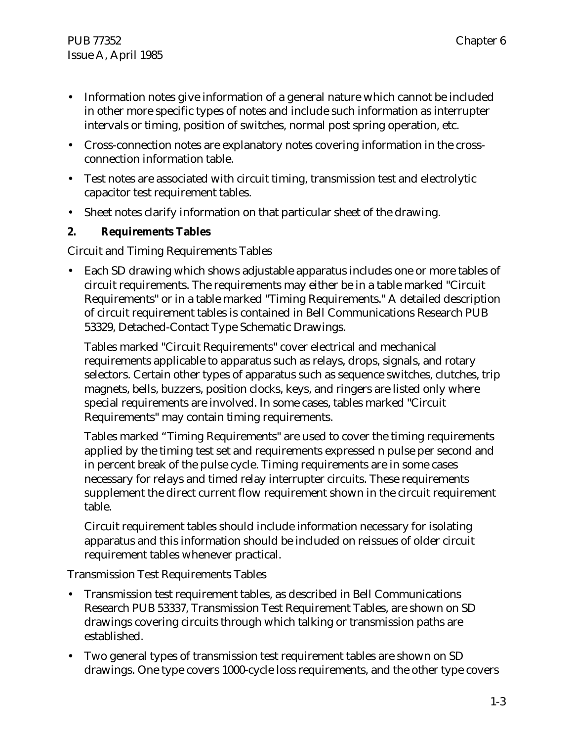- Information notes give information of a general nature which cannot be included in other more specific types of notes and include such information as interrupter intervals or timing, position of switches, normal post spring operation, etc.
- Cross-connection notes are explanatory notes covering information in the cross-connection information table.
- Test notes are associated with circuit timing, transmission test and electrolytic capacitor test requirement tables.
- Sheet notes clarify information on that particular sheet of the drawing.

## 2. Requirements Tables

Circuit and Timing Requirements Tables

- Each SD drawing which shows adjustable apparatus includes one or more tables of circuit requirements. The requirements may either be in a table marked "Circuit Requirements" or in a table marked "Timing Requirements." A detailed description of circuit requirement tables is contained in Bell Communications Research PUB 53329, Detached-Contact Type Schematic Drawings.

  Tables marked "Circuit Requirements" cover electrical and mechanical requirements applicable to apparatus such as relays, drops, signals, and rotary selectors. Certain other types of apparatus such as sequence switches, clutches, trip magnets, bells, buzzers, position clocks, keys, and ringers are listed only where special requirements are involved. In some cases, tables marked "Circuit Requirements" may contain timing requirements.

  Tables marked "Timing Requirements" are used to cover the timing requirements applied by the timing test set and requirements expressed n pulse per second and in percent break of the pulse cycle. Timing requirements are in some cases necessary for relays and timed relay interrupter circuits. These requirements supplement the direct current flow requirement shown in the circuit requirement table.

  Circuit requirement tables should include information necessary for isolating apparatus and this information should be included on reissues of older circuit requirement tables whenever practical.

Transmission Test Requirements Tables

- Transmission test requirement tables, as described in Bell Communications Research PUB 53337, Transmission Test Requirement Tables, are shown on SD drawings covering circuits through which talking or transmission paths are established.
- Two general types of transmission test requirement tables are shown on SD drawings. One type covers 1000-cycle loss requirements, and the other type covers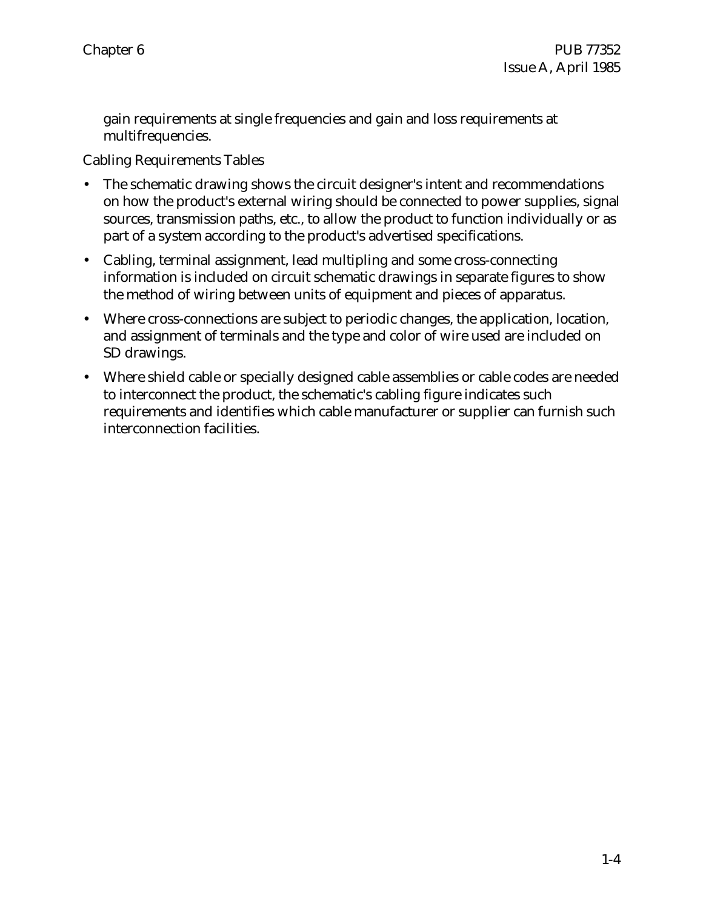gain requirements at single frequencies and gain and loss requirements at multifrequencies.

Cabling Requirements Tables

- The schematic drawing shows the circuit designer's intent and recommendations on how the product's external wiring should be connected to power supplies, signal sources, transmission paths, etc., to allow the product to function individually or as part of a system according to the product's advertised specifications.
- Cabling, terminal assignment, lead multipling and some cross-connecting information is included on circuit schematic drawings in separate figures to show the method of wiring between units of equipment and pieces of apparatus.
- Where cross-connections are subject to periodic changes, the application, location, and assignment of terminals and the type and color of wire used are included on SD drawings.
- Where shield cable or specially designed cable assemblies or cable codes are needed to interconnect the product, the schematic's cabling figure indicates such requirements and identifies which cable manufacturer or supplier can furnish such interconnection facilities.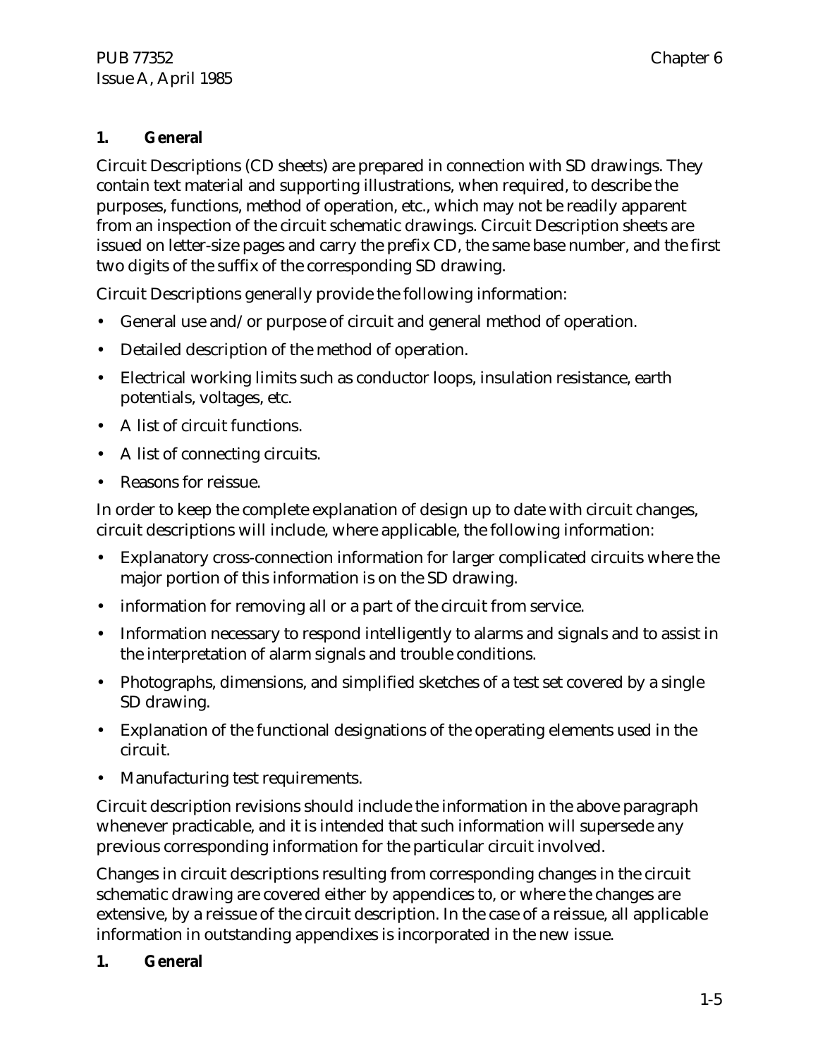## 1. General

Circuit Descriptions (CD sheets) are prepared in connection with SD drawings. They contain text material and supporting illustrations, when required, to describe the purposes, functions, method of operation, etc., which may not be readily apparent from an inspection of the circuit schematic drawings. Circuit Description sheets are issued on letter-size pages and carry the prefix CD, the same base number, and the first two digits of the suffix of the corresponding SD drawing.

Circuit Descriptions generally provide the following information:

- General use and/or purpose of circuit and general method of operation.
- Detailed description of the method of operation.
- Electrical working limits such as conductor loops, insulation resistance, earth potentials, voltages, etc.
- A list of circuit functions.
- A list of connecting circuits.
- Reasons for reissue.

In order to keep the complete explanation of design up to date with circuit changes, circuit descriptions will include, where applicable, the following information:

- Explanatory cross-connection information for larger complicated circuits where the major portion of this information is on the SD drawing.
- information for removing all or a part of the circuit from service.
- Information necessary to respond intelligently to alarms and signals and to assist in the interpretation of alarm signals and trouble conditions.
- Photographs, dimensions, and simplified sketches of a test set covered by a single SD drawing.
- Explanation of the functional designations of the operating elements used in the circuit.
- Manufacturing test requirements.

Circuit description revisions should include the information in the above paragraph whenever practicable, and it is intended that such information will supersede any previous corresponding information for the particular circuit involved.

Changes in circuit descriptions resulting from corresponding changes in the circuit schematic drawing are covered either by appendices to, or where the changes are extensive, by a reissue of the circuit description. In the case of a reissue, all applicable information in outstanding appendixes is incorporated in the new issue.

## 1. General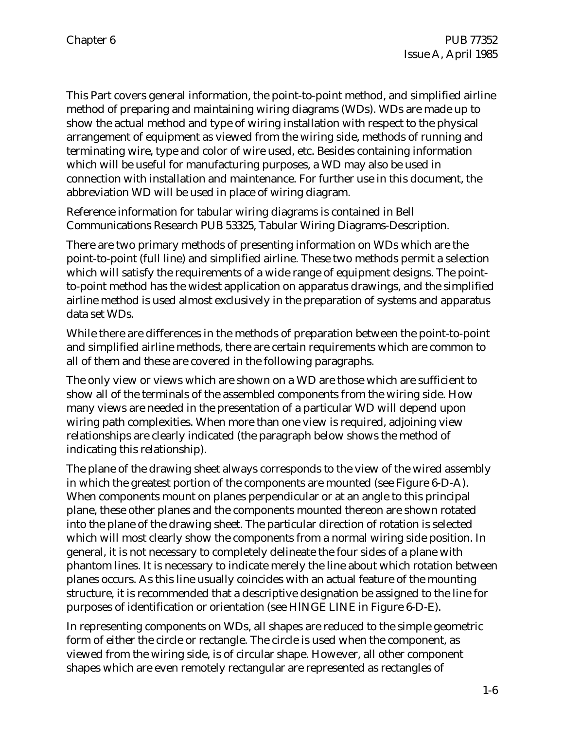This Part covers general information, the point-to-point method, and simplified airline method of preparing and maintaining wiring diagrams (WDs). WDs are made up to show the actual method and type of wiring installation with respect to the physical arrangement of equipment as viewed from the wiring side, methods of running and terminating wire, type and color of wire used, etc. Besides containing information which will be useful for manufacturing purposes, a WD may also be used in connection with installation and maintenance. For further use in this document, the abbreviation WD will be used in place of wiring diagram.

Reference information for tabular wiring diagrams is contained in Bell Communications Research PUB 53325, Tabular Wiring Diagrams-Description.

There are two primary methods of presenting information on WDs which are the point-to-point (full line) and simplified airline. These two methods permit a selection which will satisfy the requirements of a wide range of equipment designs. The point-to-point method has the widest application on apparatus drawings, and the simplified airline method is used almost exclusively in the preparation of systems and apparatus data set WDs.

While there are differences in the methods of preparation between the point-to-point and simplified airline methods, there are certain requirements which are common to all of them and these are covered in the following paragraphs.

The only view or views which are shown on a WD are those which are sufficient to show all of the terminals of the assembled components from the wiring side. How many views are needed in the presentation of a particular WD will depend upon wiring path complexities. When more than one view is required, adjoining view relationships are clearly indicated (the paragraph below shows the method of indicating this relationship).

The plane of the drawing sheet always corresponds to the view of the wired assembly in which the greatest portion of the components are mounted (see Figure 6-D-A). When components mount on planes perpendicular or at an angle to this principal plane, these other planes and the components mounted thereon are shown rotated into the plane of the drawing sheet. The particular direction of rotation is selected which will most clearly show the components from a normal wiring side position. In general, it is not necessary to completely delineate the four sides of a plane with phantom lines. It is necessary to indicate merely the line about which rotation between planes occurs. As this line usually coincides with an actual feature of the mounting structure, it is recommended that a descriptive designation be assigned to the line for purposes of identification or orientation (see HINGE LINE in Figure 6-D-E).

In representing components on WDs, all shapes are reduced to the simple geometric form of either the circle or rectangle. The circle is used when the component, as viewed from the wiring side, is of circular shape. However, all other component shapes which are even remotely rectangular are represented as rectangles of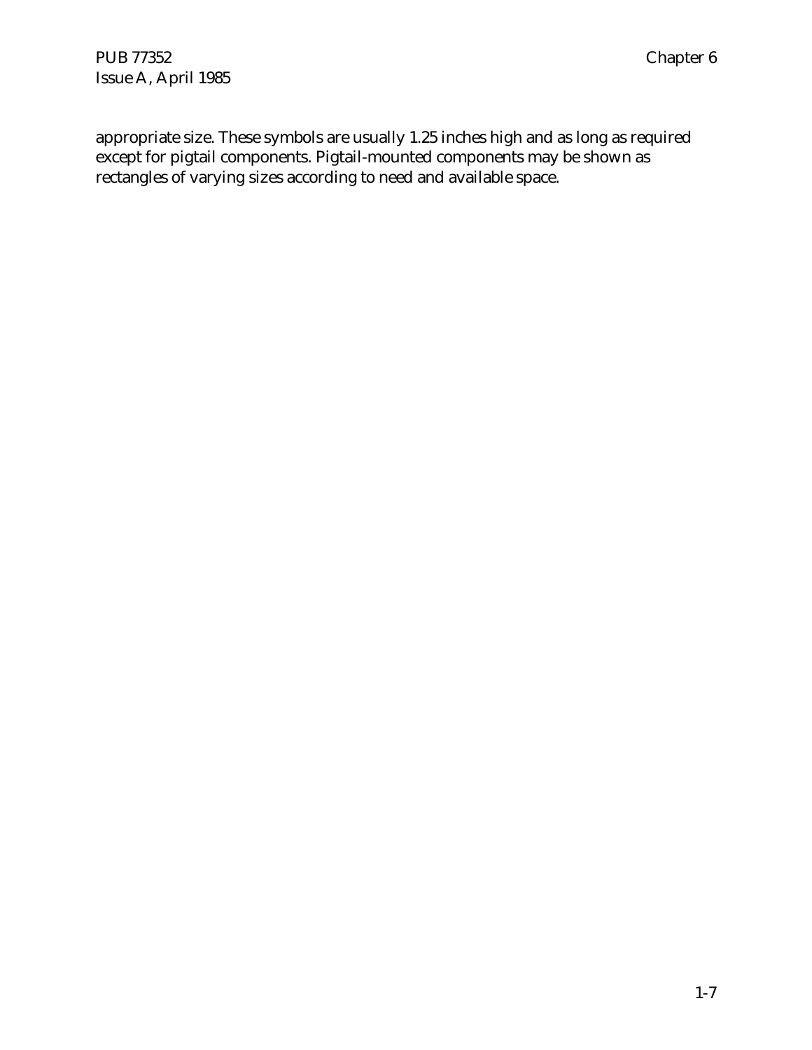appropriate size. These symbols are usually 1.25 inches high and as long as required except for pigtail components. Pigtail-mounted components may be shown as rectangles of varying sizes according to need and available space.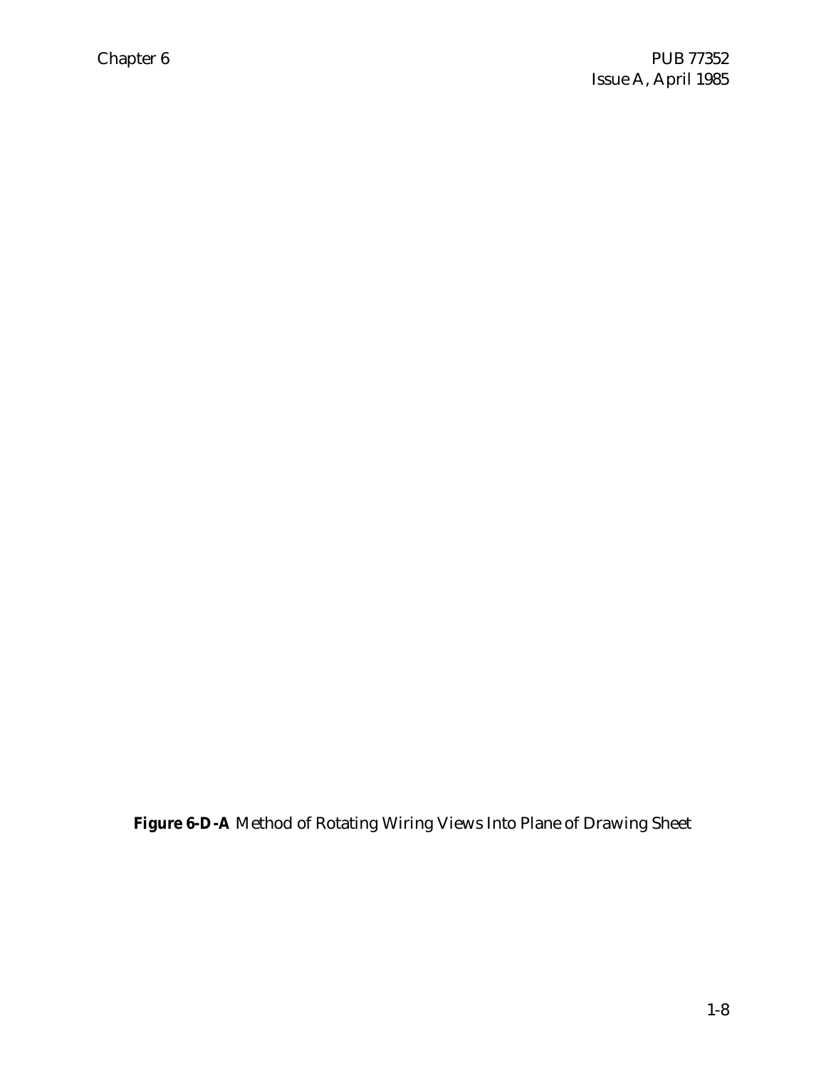**Figure 6-D-A** Method of Rotating Wiring Views Into Plane of Drawing Sheet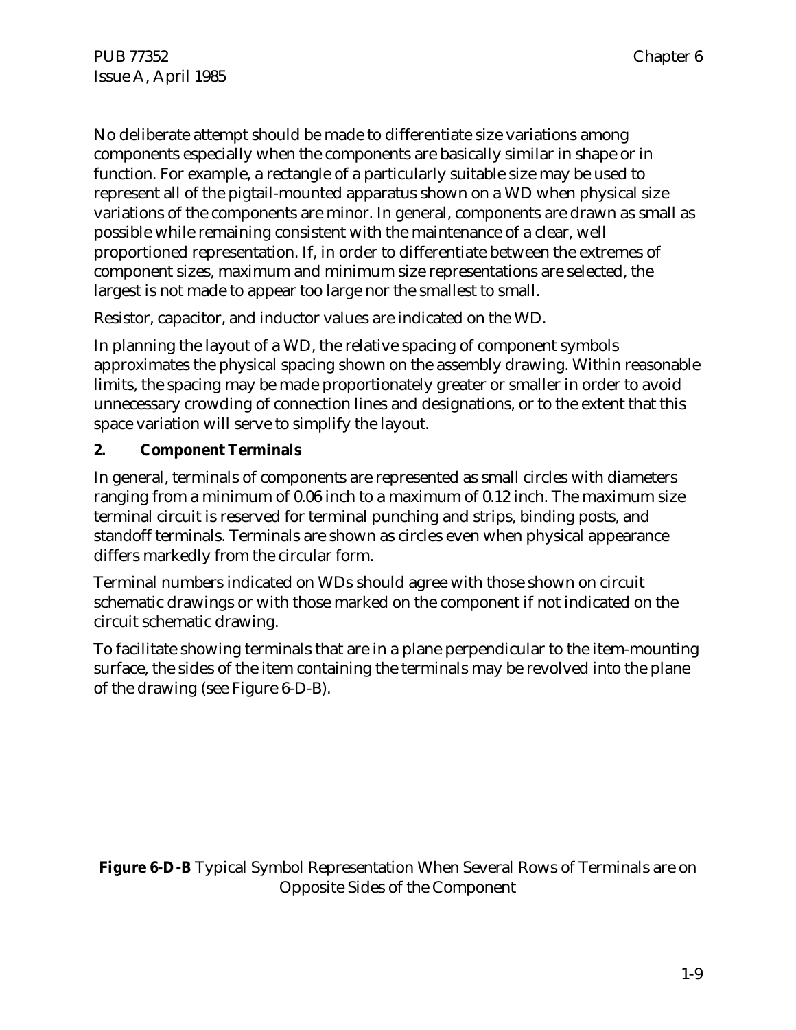No deliberate attempt should be made to differentiate size variations among components especially when the components are basically similar in shape or in function. For example, a rectangle of a particularly suitable size may be used to represent all of the pigtail-mounted apparatus shown on a WD when physical size variations of the components are minor. In general, components are drawn as small as possible while remaining consistent with the maintenance of a clear, well proportioned representation. If, in order to differentiate between the extremes of component sizes, maximum and minimum size representations are selected, the largest is not made to appear too large nor the smallest to small.

Resistor, capacitor, and inductor values are indicated on the WD.

In planning the layout of a WD, the relative spacing of component symbols approximates the physical spacing shown on the assembly drawing. Within reasonable limits, the spacing may be made proportionately greater or smaller in order to avoid unnecessary crowding of connection lines and designations, or to the extent that this space variation will serve to simplify the layout.

**2. Component Terminals**

In general, terminals of components are represented as small circles with diameters ranging from a minimum of 0.06 inch to a maximum of 0.12 inch. The maximum size terminal circuit is reserved for terminal punching and strips, binding posts, and standoff terminals. Terminals are shown as circles even when physical appearance differs markedly from the circular form.

Terminal numbers indicated on WDs should agree with those shown on circuit schematic drawings or with those marked on the component if not indicated on the circuit schematic drawing.

To facilitate showing terminals that are in a plane perpendicular to the item-mounting surface, the sides of the item containing the terminals may be revolved into the plane of the drawing (see Figure 6-D-B).

**Figure 6-D-B** Typical Symbol Representation When Several Rows of Terminals are on Opposite Sides of the Component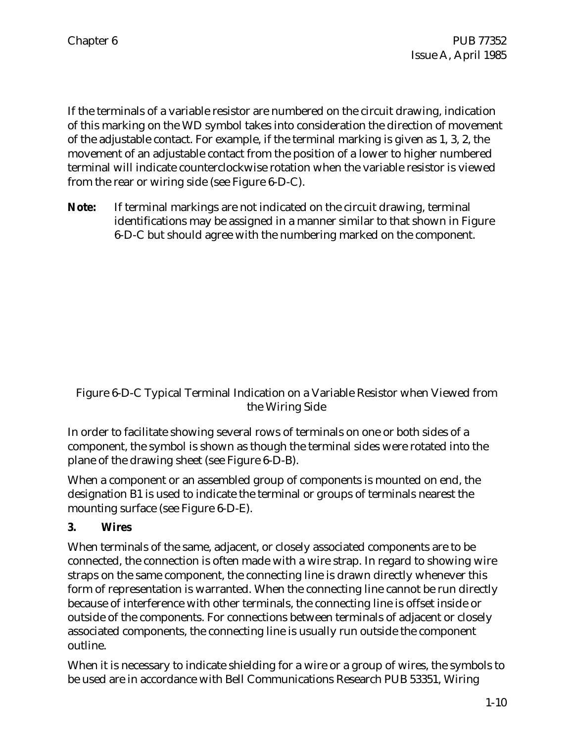If the terminals of a variable resistor are numbered on the circuit drawing, indication of this marking on the WD symbol takes into consideration the direction of movement of the adjustable contact. For example, if the terminal marking is given as 1, 3, 2, the movement of an adjustable contact from the position of a lower to higher numbered terminal will indicate counterclockwise rotation when the variable resistor is viewed from the rear or wiring side (see Figure 6-D-C).

**Note:** If terminal markings are not indicated on the circuit drawing, terminal identifications may be assigned in a manner similar to that shown in Figure 6-D-C but should agree with the numbering marked on the component.

Figure 6-D-C Typical Terminal Indication on a Variable Resistor when Viewed from the Wiring Side

In order to facilitate showing several rows of terminals on one or both sides of a component, the symbol is shown as though the terminal sides were rotated into the plane of the drawing sheet (see Figure 6-D-B).

When a component or an assembled group of components is mounted on end, the designation B1 is used to indicate the terminal or groups of terminals nearest the mounting surface (see Figure 6-D-E).

**3. Wires**

When terminals of the same, adjacent, or closely associated components are to be connected, the connection is often made with a wire strap. In regard to showing wire straps on the same component, the connecting line is drawn directly whenever this form of representation is warranted. When the connecting line cannot be run directly because of interference with other terminals, the connecting line is offset inside or outside of the components. For connections between terminals of adjacent or closely associated components, the connecting line is usually run outside the component outline.

When it is necessary to indicate shielding for a wire or a group of wires, the symbols to be used are in accordance with Bell Communications Research PUB 53351, Wiring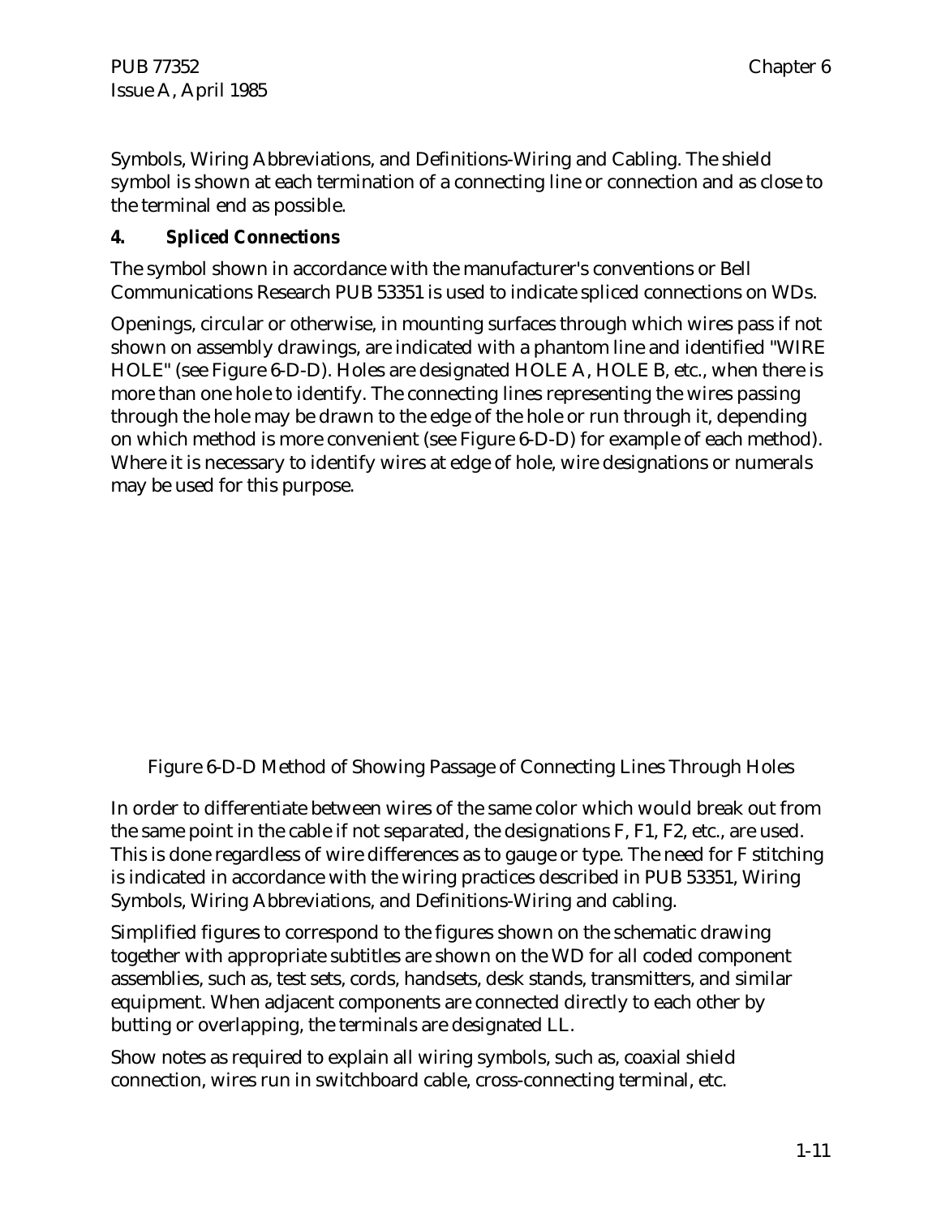Symbols, Wiring Abbreviations, and Definitions-Wiring and Cabling. The shield symbol is shown at each termination of a connecting line or connection and as close to the terminal end as possible.

**4. Spliced Connections**

The symbol shown in accordance with the manufacturer's conventions or Bell Communications Research PUB 53351 is used to indicate spliced connections on WDs.

Openings, circular or otherwise, in mounting surfaces through which wires pass if not shown on assembly drawings, are indicated with a phantom line and identified "WIRE HOLE" (see Figure 6-D-D). Holes are designated HOLE A, HOLE B, etc., when there is more than one hole to identify. The connecting lines representing the wires passing through the hole may be drawn to the edge of the hole or run through it, depending on which method is more convenient (see Figure 6-D-D) for example of each method). Where it is necessary to identify wires at edge of hole, wire designations or numerals may be used for this purpose.

Figure 6-D-D Method of Showing Passage of Connecting Lines Through Holes

In order to differentiate between wires of the same color which would break out from the same point in the cable if not separated, the designations F, F1, F2, etc., are used. This is done regardless of wire differences as to gauge or type. The need for F stitching is indicated in accordance with the wiring practices described in PUB 53351, Wiring Symbols, Wiring Abbreviations, and Definitions-Wiring and cabling.

Simplified figures to correspond to the figures shown on the schematic drawing together with appropriate subtitles are shown on the WD for all coded component assemblies, such as, test sets, cords, handsets, desk stands, transmitters, and similar equipment. When adjacent components are connected directly to each other by butting or overlapping, the terminals are designated LL.

Show notes as required to explain all wiring symbols, such as, coaxial shield connection, wires run in switchboard cable, cross-connecting terminal, etc.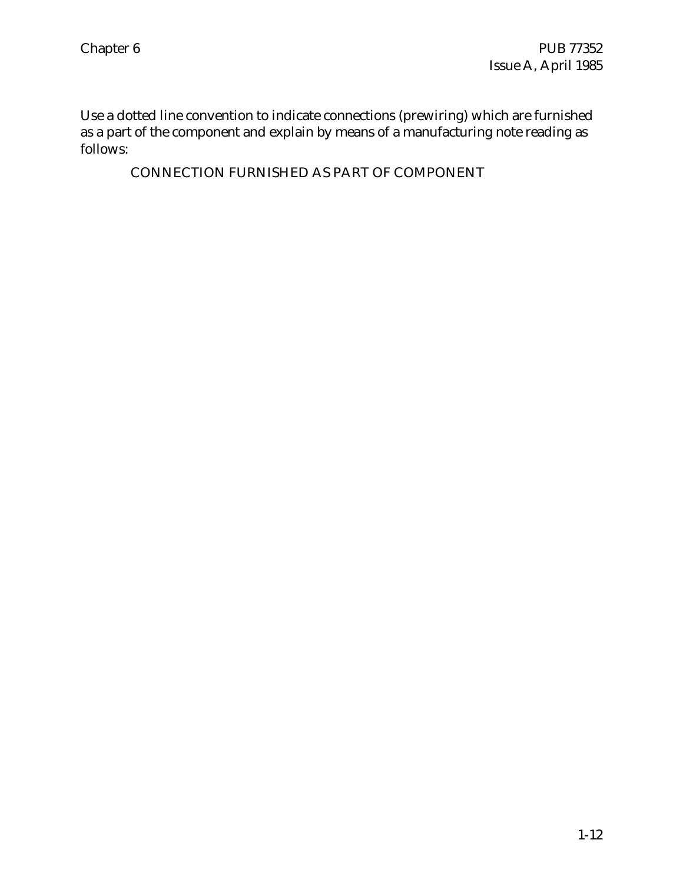Use a dotted line convention to indicate connections (prewiring) which are furnished as a part of the component and explain by means of a manufacturing note reading as follows:

CONNECTION FURNISHED AS PART OF COMPONENT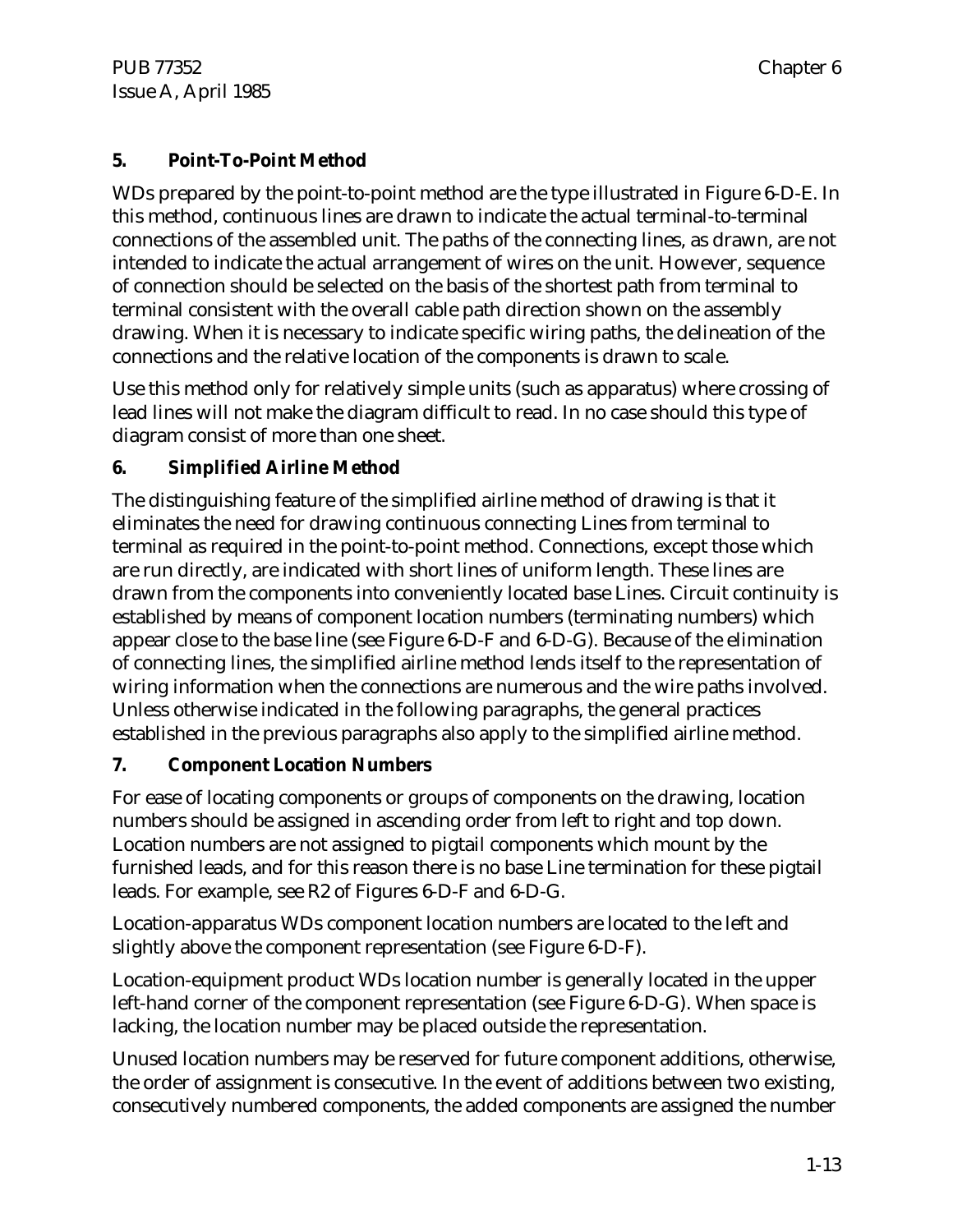## 5. Point-To-Point Method

WDs prepared by the point-to-point method are the type illustrated in Figure 6-D-E. In this method, continuous lines are drawn to indicate the actual terminal-to-terminal connections of the assembled unit. The paths of the connecting lines, as drawn, are not intended to indicate the actual arrangement of wires on the unit. However, sequence of connection should be selected on the basis of the shortest path from terminal to terminal consistent with the overall cable path direction shown on the assembly drawing. When it is necessary to indicate specific wiring paths, the delineation of the connections and the relative location of the components is drawn to scale.

Use this method only for relatively simple units (such as apparatus) where crossing of lead lines will not make the diagram difficult to read. In no case should this type of diagram consist of more than one sheet.

## 6. Simplified Airline Method

The distinguishing feature of the simplified airline method of drawing is that it eliminates the need for drawing continuous connecting Lines from terminal to terminal as required in the point-to-point method. Connections, except those which are run directly, are indicated with short lines of uniform length. These lines are drawn from the components into conveniently located base Lines. Circuit continuity is established by means of component location numbers (terminating numbers) which appear close to the base line (see Figure 6-D-F and 6-D-G). Because of the elimination of connecting lines, the simplified airline method lends itself to the representation of wiring information when the connections are numerous and the wire paths involved. Unless otherwise indicated in the following paragraphs, the general practices established in the previous paragraphs also apply to the simplified airline method.

## 7. Component Location Numbers

For ease of locating components or groups of components on the drawing, location numbers should be assigned in ascending order from left to right and top down. Location numbers are not assigned to pigtail components which mount by the furnished leads, and for this reason there is no base Line termination for these pigtail leads. For example, see R2 of Figures 6-D-F and 6-D-G.

Location-apparatus WDs component location numbers are located to the left and slightly above the component representation (see Figure 6-D-F).

Location-equipment product WDs location number is generally located in the upper left-hand corner of the component representation (see Figure 6-D-G). When space is lacking, the location number may be placed outside the representation.

Unused location numbers may be reserved for future component additions, otherwise, the order of assignment is consecutive. In the event of additions between two existing, consecutively numbered components, the added components are assigned the number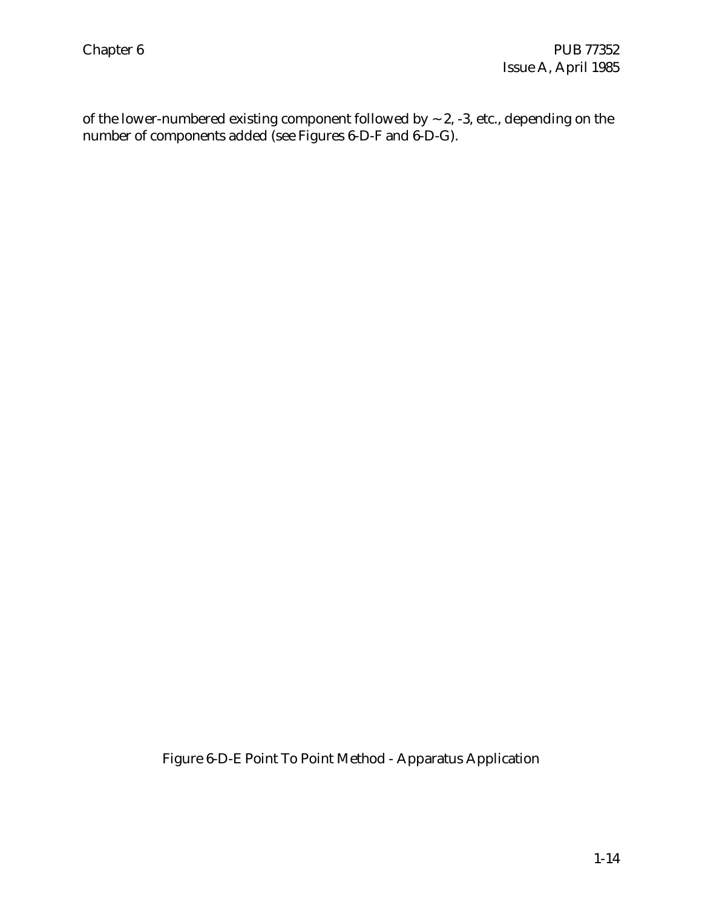of the lower-numbered existing component followed by ~ 2, -3, etc., depending on the number of components added (see Figures 6-D-F and 6-D-G).

Figure 6-D-E Point To Point Method - Apparatus Application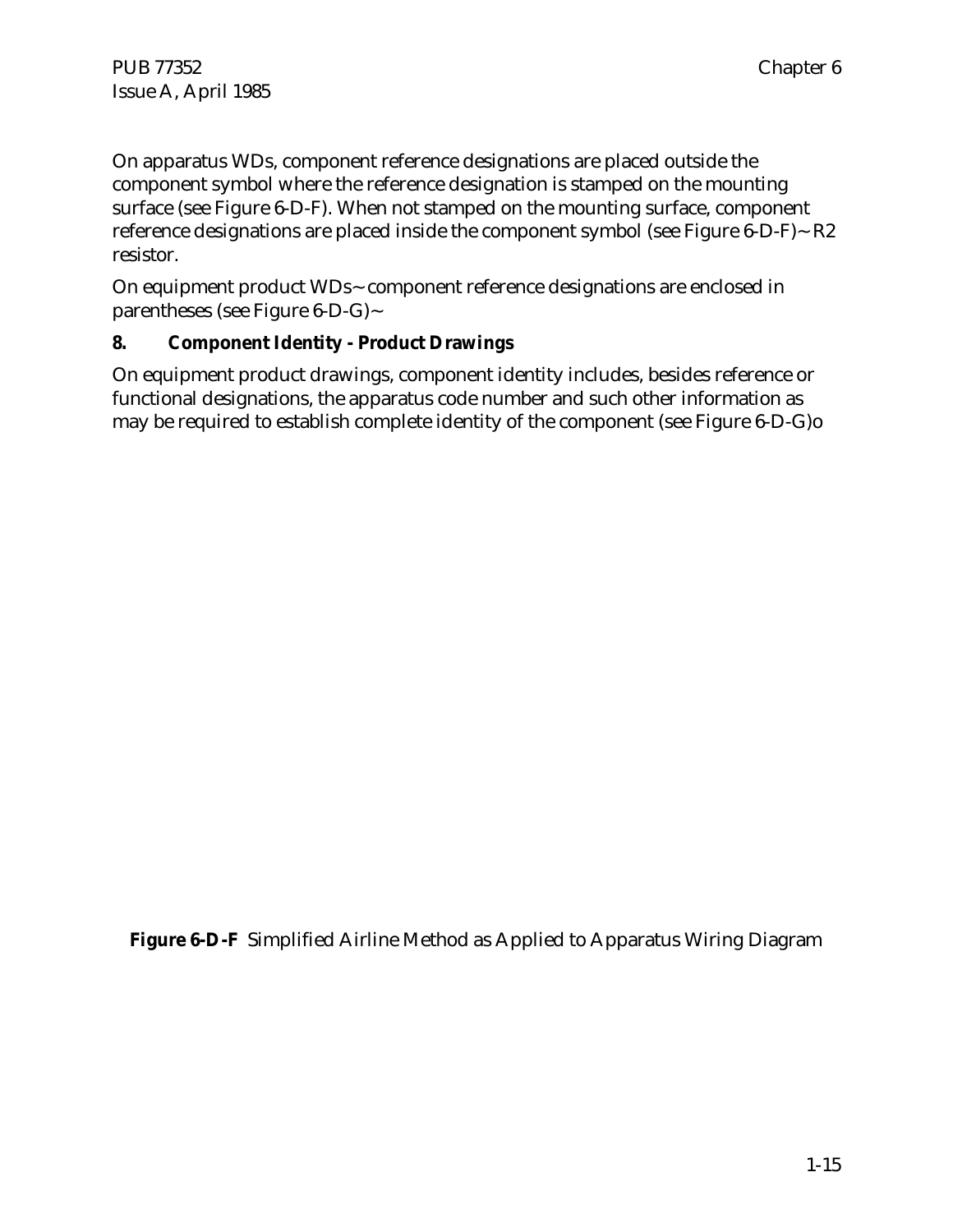On apparatus WDs, component reference designations are placed outside the component symbol where the reference designation is stamped on the mounting surface (see Figure 6-D-F). When not stamped on the mounting surface, component reference designations are placed inside the component symbol (see Figure 6-D-F)~ R2 resistor.

On equipment product WDs~ component reference designations are enclosed in parentheses (see Figure 6-D-G)~

**8. Component Identity - Product Drawings**

On equipment product drawings, component identity includes, besides reference or functional designations, the apparatus code number and such other information as may be required to establish complete identity of the component (see Figure 6-D-G)o

**Figure 6-D-F** Simplified Airline Method as Applied to Apparatus Wiring Diagram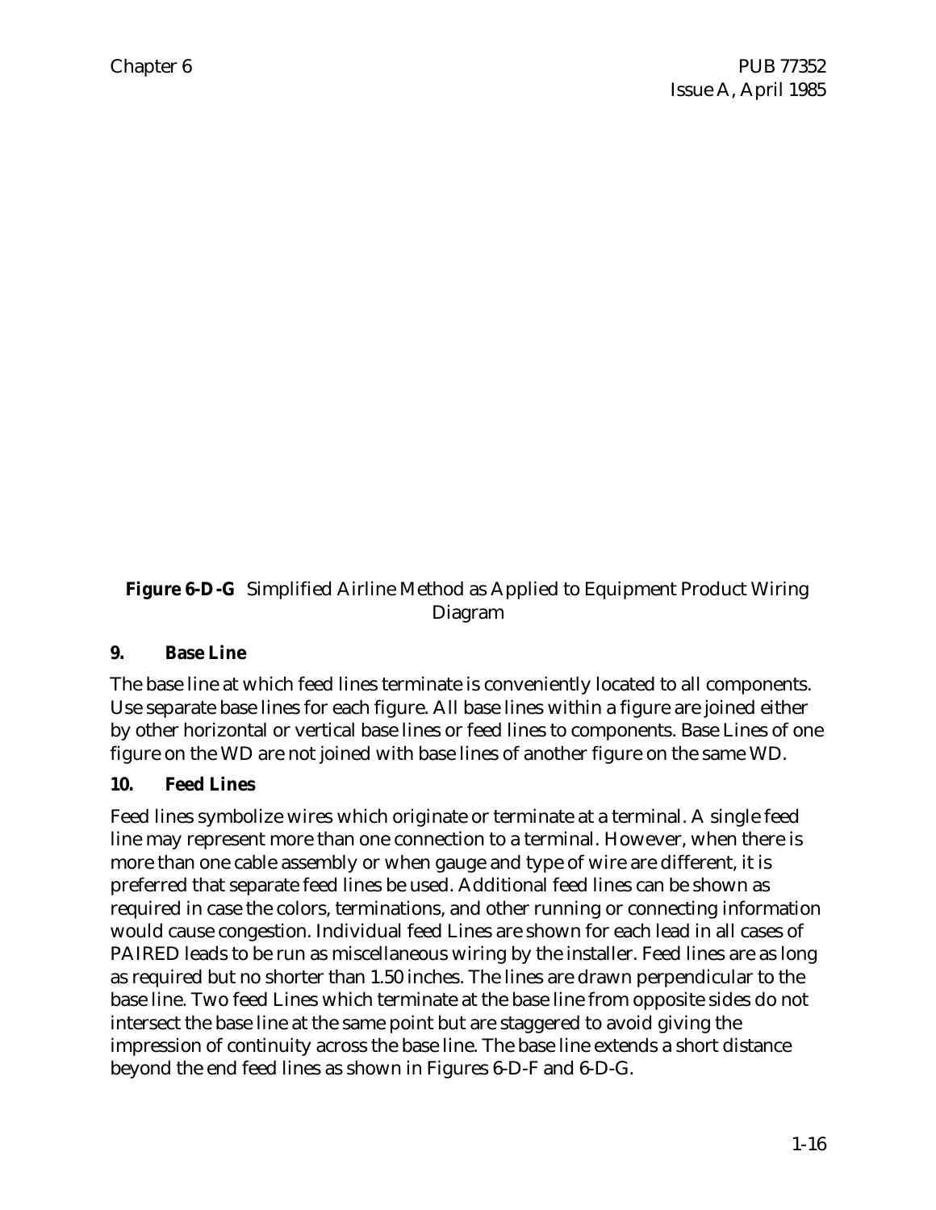**Figure 6-D-G** Simplified Airline Method as Applied to Equipment Product Wiring Diagram

### 9. Base Line

The base line at which feed lines terminate is conveniently located to all components. Use separate base lines for each figure. All base lines within a figure are joined either by other horizontal or vertical base lines or feed lines to components. Base Lines of one figure on the WD are not joined with base lines of another figure on the same WD.

### 10. Feed Lines

Feed lines symbolize wires which originate or terminate at a terminal. A single feed line may represent more than one connection to a terminal. However, when there is more than one cable assembly or when gauge and type of wire are different, it is preferred that separate feed lines be used. Additional feed lines can be shown as required in case the colors, terminations, and other running or connecting information would cause congestion. Individual feed Lines are shown for each lead in all cases of PAIRED leads to be run as miscellaneous wiring by the installer. Feed lines are as long as required but no shorter than 1.50 inches. The lines are drawn perpendicular to the base line. Two feed Lines which terminate at the base line from opposite sides do not intersect the base line at the same point but are staggered to avoid giving the impression of continuity across the base line. The base line extends a short distance beyond the end feed lines as shown in Figures 6-D-F and 6-D-G.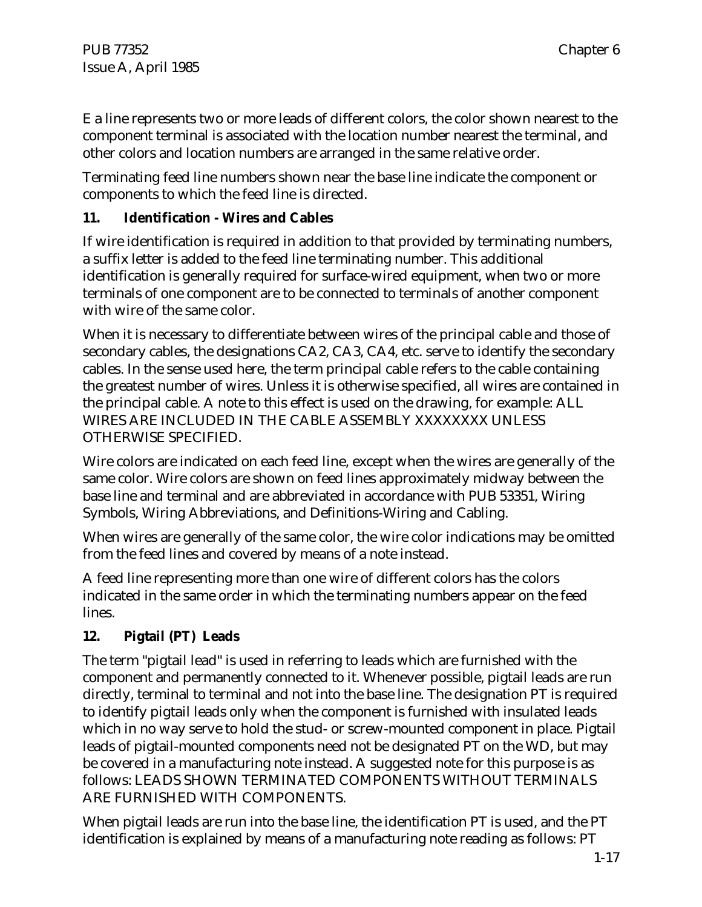E a line represents two or more leads of different colors, the color shown nearest to the component terminal is associated with the location number nearest the terminal, and other colors and location numbers are arranged in the same relative order.

Terminating feed line numbers shown near the base line indicate the component or components to which the feed line is directed.

**11. Identification - Wires and Cables**

If wire identification is required in addition to that provided by terminating numbers, a suffix letter is added to the feed line terminating number. This additional identification is generally required for surface-wired equipment, when two or more terminals of one component are to be connected to terminals of another component with wire of the same color.

When it is necessary to differentiate between wires of the principal cable and those of secondary cables, the designations CA2, CA3, CA4, etc. serve to identify the secondary cables. In the sense used here, the term principal cable refers to the cable containing the greatest number of wires. Unless it is otherwise specified, all wires are contained in the principal cable. A note to this effect is used on the drawing, for example: ALL WIRES ARE INCLUDED IN THE CABLE ASSEMBLY XXXXXXXX UNLESS OTHERWISE SPECIFIED.

Wire colors are indicated on each feed line, except when the wires are generally of the same color. Wire colors are shown on feed lines approximately midway between the base line and terminal and are abbreviated in accordance with PUB 53351, Wiring Symbols, Wiring Abbreviations, and Definitions-Wiring and Cabling.

When wires are generally of the same color, the wire color indications may be omitted from the feed lines and covered by means of a note instead.

A feed line representing more than one wire of different colors has the colors indicated in the same order in which the terminating numbers appear on the feed lines.

**12. Pigtail (PT) Leads**

The term "pigtail lead" is used in referring to leads which are furnished with the component and permanently connected to it. Whenever possible, pigtail leads are run directly, terminal to terminal and not into the base line. The designation PT is required to identify pigtail leads only when the component is furnished with insulated leads which in no way serve to hold the stud- or screw-mounted component in place. Pigtail leads of pigtail-mounted components need not be designated PT on the WD, but may be covered in a manufacturing note instead. A suggested note for this purpose is as follows: LEADS SHOWN TERMINATED COMPONENTS WITHOUT TERMINALS ARE FURNISHED WITH COMPONENTS.

When pigtail leads are run into the base line, the identification PT is used, and the PT identification is explained by means of a manufacturing note reading as follows: PT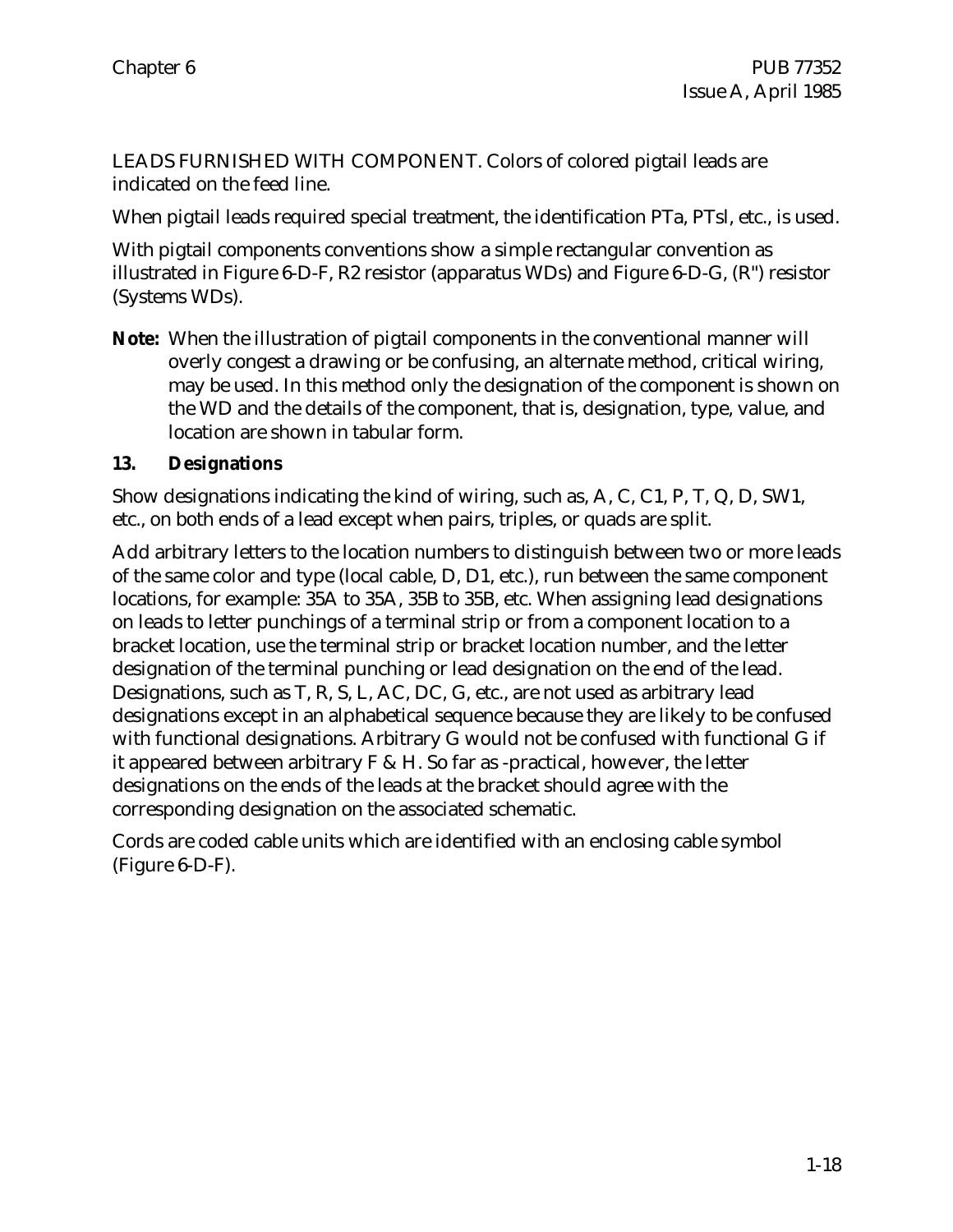LEADS FURNISHED WITH COMPONENT. Colors of colored pigtail leads are indicated on the feed line.

When pigtail leads required special treatment, the identification PTa, PTsl, etc., is used.

With pigtail components conventions show a simple rectangular convention as illustrated in Figure 6-D-F, R2 resistor (apparatus WDs) and Figure 6-D-G, (R") resistor (Systems WDs).

**Note:** When the illustration of pigtail components in the conventional manner will overly congest a drawing or be confusing, an alternate method, critical wiring, may be used. In this method only the designation of the component is shown on the WD and the details of the component, that is, designation, type, value, and location are shown in tabular form.

## 13. Designations

Show designations indicating the kind of wiring, such as, A, C, C1, P, T, Q, D, SW1, etc., on both ends of a lead except when pairs, triples, or quads are split.

Add arbitrary letters to the location numbers to distinguish between two or more leads of the same color and type (local cable, D, D1, etc.), run between the same component locations, for example: 35A to 35A, 35B to 35B, etc. When assigning lead designations on leads to letter punchings of a terminal strip or from a component location to a bracket location, use the terminal strip or bracket location number, and the letter designation of the terminal punching or lead designation on the end of the lead. Designations, such as T, R, S, L, AC, DC, G, etc., are not used as arbitrary lead designations except in an alphabetical sequence because they are likely to be confused with functional designations. Arbitrary G would not be confused with functional G if it appeared between arbitrary F & H. So far as -practical, however, the letter designations on the ends of the leads at the bracket should agree with the corresponding designation on the associated schematic.

Cords are coded cable units which are identified with an enclosing cable symbol (Figure 6-D-F).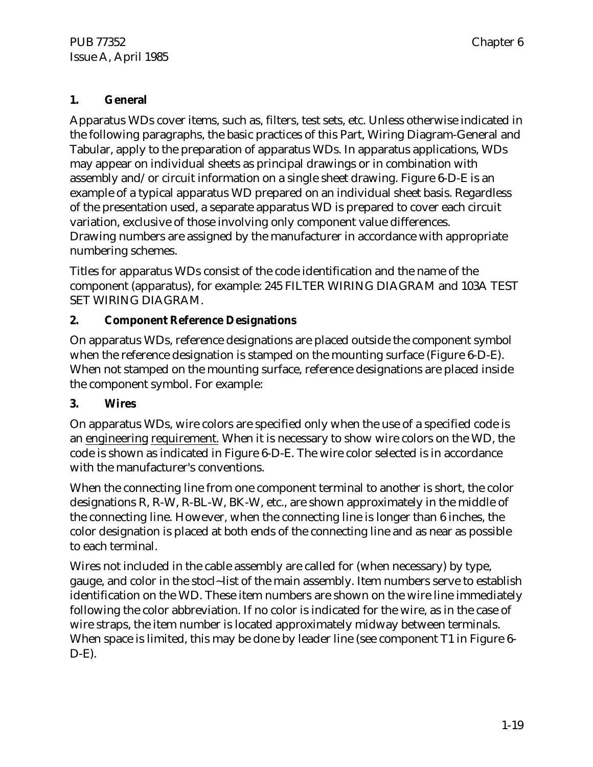## 1. General

Apparatus WDs cover items, such as, filters, test sets, etc. Unless otherwise indicated in the following paragraphs, the basic practices of this Part, Wiring Diagram-General and Tabular, apply to the preparation of apparatus WDs. In apparatus applications, WDs may appear on individual sheets as principal drawings or in combination with assembly and/or circuit information on a single sheet drawing. Figure 6-D-E is an example of a typical apparatus WD prepared on an individual sheet basis. Regardless of the presentation used, a separate apparatus WD is prepared to cover each circuit variation, exclusive of those involving only component value differences. Drawing numbers are assigned by the manufacturer in accordance with appropriate numbering schemes.

Titles for apparatus WDs consist of the code identification and the name of the component (apparatus), for example: 245 FILTER WIRING DIAGRAM and 103A TEST SET WIRING DIAGRAM.

## 2. Component Reference Designations

On apparatus WDs, reference designations are placed outside the component symbol when the reference designation is stamped on the mounting surface (Figure 6-D-E). When not stamped on the mounting surface, reference designations are placed inside the component symbol. For example:

## 3. Wires

On apparatus WDs, wire colors are specified only when the use of a specified code is an engineering requirement. When it is necessary to show wire colors on the WD, the code is shown as indicated in Figure 6-D-E. The wire color selected is in accordance with the manufacturer's conventions.

When the connecting line from one component terminal to another is short, the color designations R, R-W, R-BL-W, BK-W, etc., are shown approximately in the middle of the connecting line. However, when the connecting line is longer than 6 inches, the color designation is placed at both ends of the connecting line and as near as possible to each terminal.

Wires not included in the cable assembly are called for (when necessary) by type, gauge, and color in the stocl~list of the main assembly. Item numbers serve to establish identification on the WD. These item numbers are shown on the wire line immediately following the color abbreviation. If no color is indicated for the wire, as in the case of wire straps, the item number is located approximately midway between terminals. When space is limited, this may be done by leader line (see component T1 in Figure 6-D-E).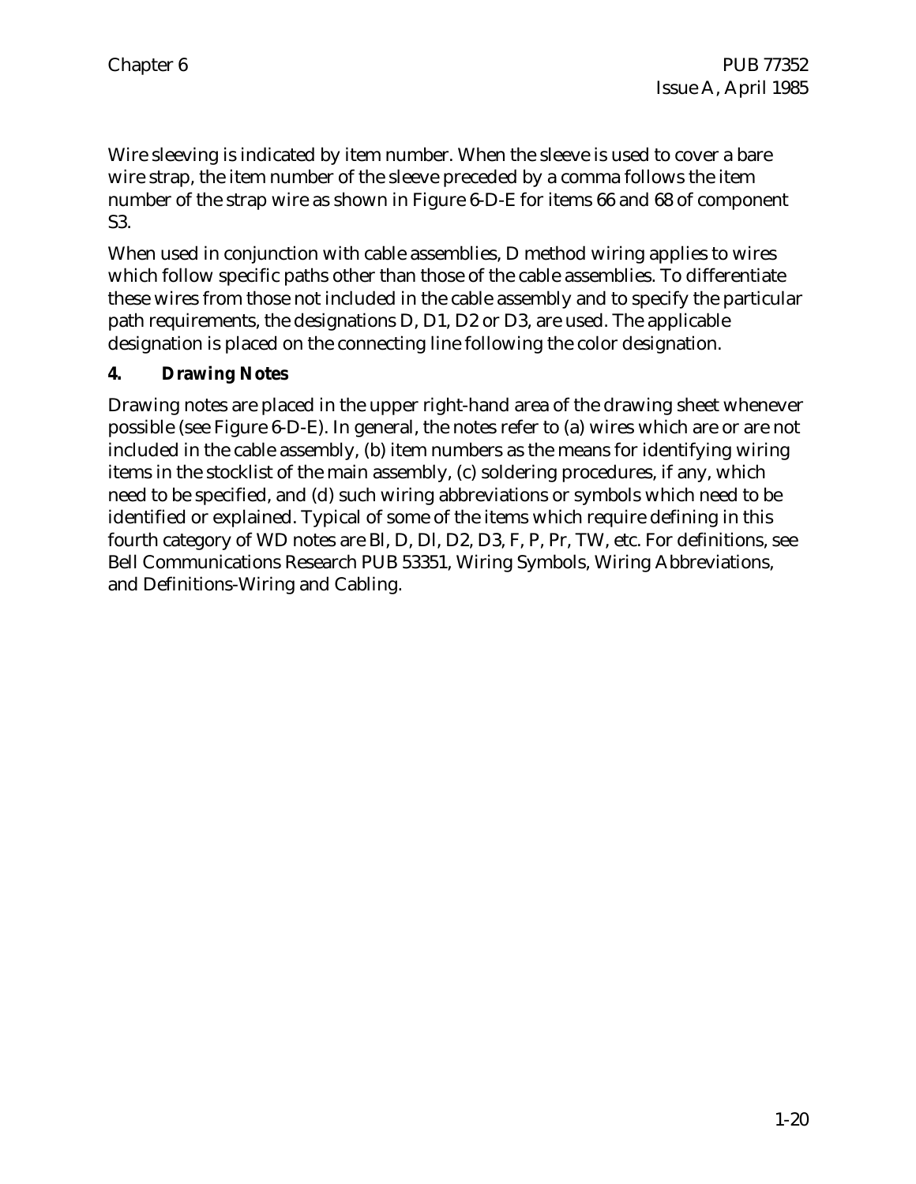Wire sleeving is indicated by item number. When the sleeve is used to cover a bare wire strap, the item number of the sleeve preceded by a comma follows the item number of the strap wire as shown in Figure 6-D-E for items 66 and 68 of component S3.

When used in conjunction with cable assemblies, D method wiring applies to wires which follow specific paths other than those of the cable assemblies. To differentiate these wires from those not included in the cable assembly and to specify the particular path requirements, the designations D, D1, D2 or D3, are used. The applicable designation is placed on the connecting line following the color designation.

**4. Drawing Notes**

Drawing notes are placed in the upper right-hand area of the drawing sheet whenever possible (see Figure 6-D-E). In general, the notes refer to (a) wires which are or are not included in the cable assembly, (b) item numbers as the means for identifying wiring items in the stocklist of the main assembly, (c) soldering procedures, if any, which need to be specified, and (d) such wiring abbreviations or symbols which need to be identified or explained. Typical of some of the items which require defining in this fourth category of WD notes are Bl, D, Dl, D2, D3, F, P, Pr, TW, etc. For definitions, see Bell Communications Research PUB 53351, Wiring Symbols, Wiring Abbreviations, and Definitions-Wiring and Cabling.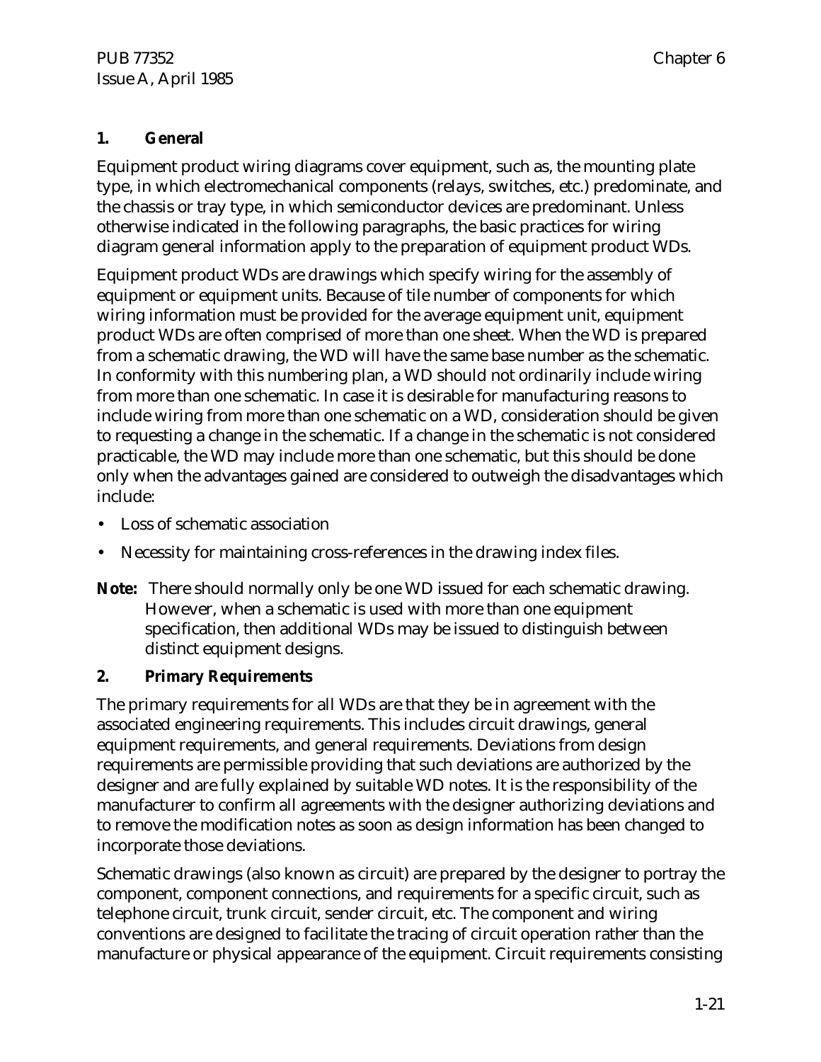## 1. General

Equipment product wiring diagrams cover equipment, such as, the mounting plate type, in which electromechanical components (relays, switches, etc.) predominate, and the chassis or tray type, in which semiconductor devices are predominant. Unless otherwise indicated in the following paragraphs, the basic practices for wiring diagram general information apply to the preparation of equipment product WDs.

Equipment product WDs are drawings which specify wiring for the assembly of equipment or equipment units. Because of tile number of components for which wiring information must be provided for the average equipment unit, equipment product WDs are often comprised of more than one sheet. When the WD is prepared from a schematic drawing, the WD will have the same base number as the schematic. In conformity with this numbering plan, a WD should not ordinarily include wiring from more than one schematic. In case it is desirable for manufacturing reasons to include wiring from more than one schematic on a WD, consideration should be given to requesting a change in the schematic. If a change in the schematic is not considered practicable, the WD may include more than one schematic, but this should be done only when the advantages gained are considered to outweigh the disadvantages which include:

- Loss of schematic association
- Necessity for maintaining cross-references in the drawing index files.

**Note:** There should normally only be one WD issued for each schematic drawing. However, when a schematic is used with more than one equipment specification, then additional WDs may be issued to distinguish between distinct equipment designs.

## 2. Primary Requirements

The primary requirements for all WDs are that they be in agreement with the associated engineering requirements. This includes circuit drawings, general equipment requirements, and general requirements. Deviations from design requirements are permissible providing that such deviations are authorized by the designer and are fully explained by suitable WD notes. It is the responsibility of the manufacturer to confirm all agreements with the designer authorizing deviations and to remove the modification notes as soon as design information has been changed to incorporate those deviations.

Schematic drawings (also known as circuit) are prepared by the designer to portray the component, component connections, and requirements for a specific circuit, such as telephone circuit, trunk circuit, sender circuit, etc. The component and wiring conventions are designed to facilitate the tracing of circuit operation rather than the manufacture or physical appearance of the equipment. Circuit requirements consisting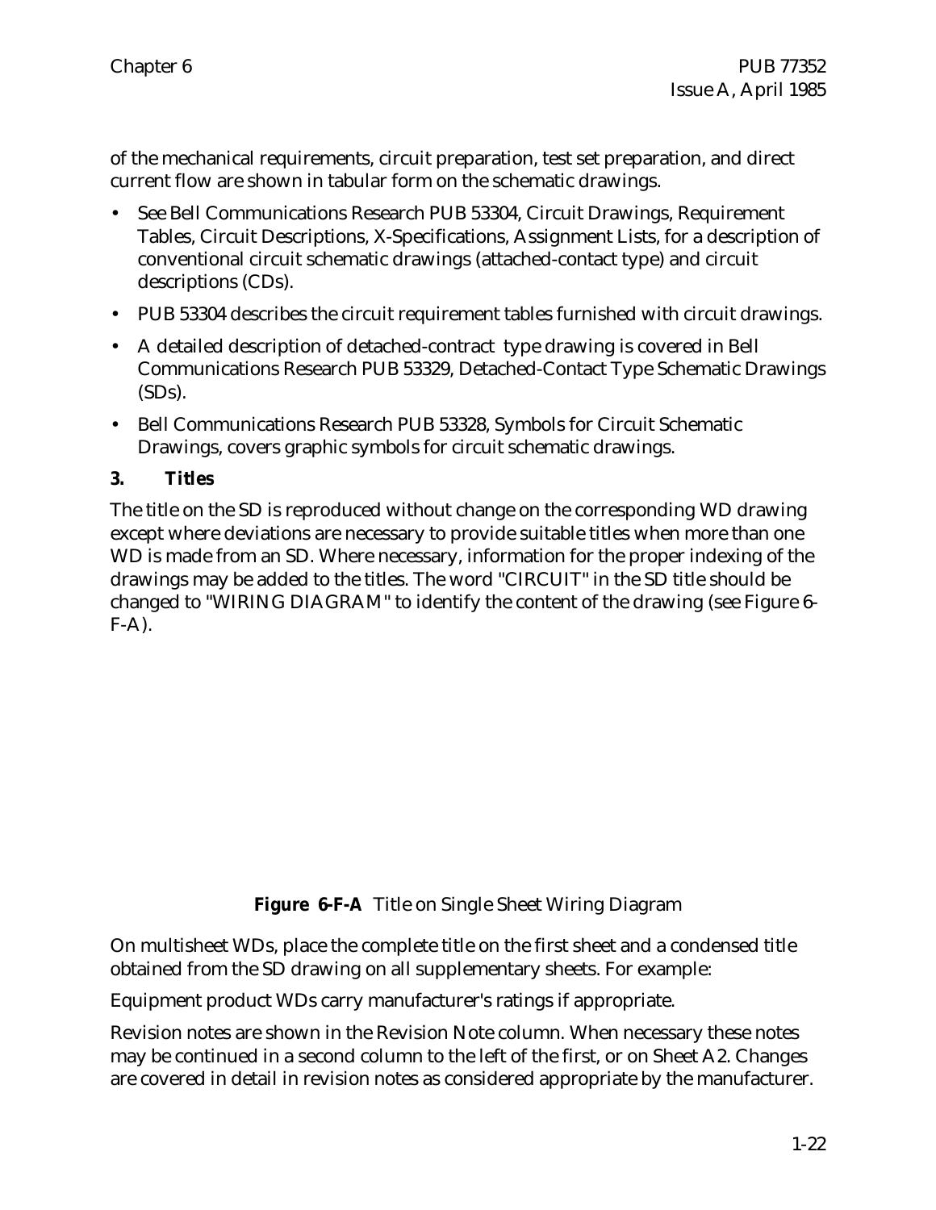of the mechanical requirements, circuit preparation, test set preparation, and direct current flow are shown in tabular form on the schematic drawings.

- See Bell Communications Research PUB 53304, Circuit Drawings, Requirement Tables, Circuit Descriptions, X-Specifications, Assignment Lists, for a description of conventional circuit schematic drawings (attached-contact type) and circuit descriptions (CDs).
- PUB 53304 describes the circuit requirement tables furnished with circuit drawings.
- A detailed description of detached-contract type drawing is covered in Bell Communications Research PUB 53329, Detached-Contact Type Schematic Drawings (SDs).
- Bell Communications Research PUB 53328, Symbols for Circuit Schematic Drawings, covers graphic symbols for circuit schematic drawings.

### 3. *Titles*

The title on the SD is reproduced without change on the corresponding WD drawing except where deviations are necessary to provide suitable titles when more than one WD is made from an SD. Where necessary, information for the proper indexing of the drawings may be added to the titles. The word "CIRCUIT" in the SD title should be changed to "WIRING DIAGRAM" to identify the content of the drawing (see Figure 6-F-A).

**Figure 6-F-A** Title on Single Sheet Wiring Diagram

On multisheet WDs, place the complete title on the first sheet and a condensed title obtained from the SD drawing on all supplementary sheets. For example:

Equipment product WDs carry manufacturer's ratings if appropriate.

Revision notes are shown in the Revision Note column. When necessary these notes may be continued in a second column to the left of the first, or on Sheet A2. Changes are covered in detail in revision notes as considered appropriate by the manufacturer.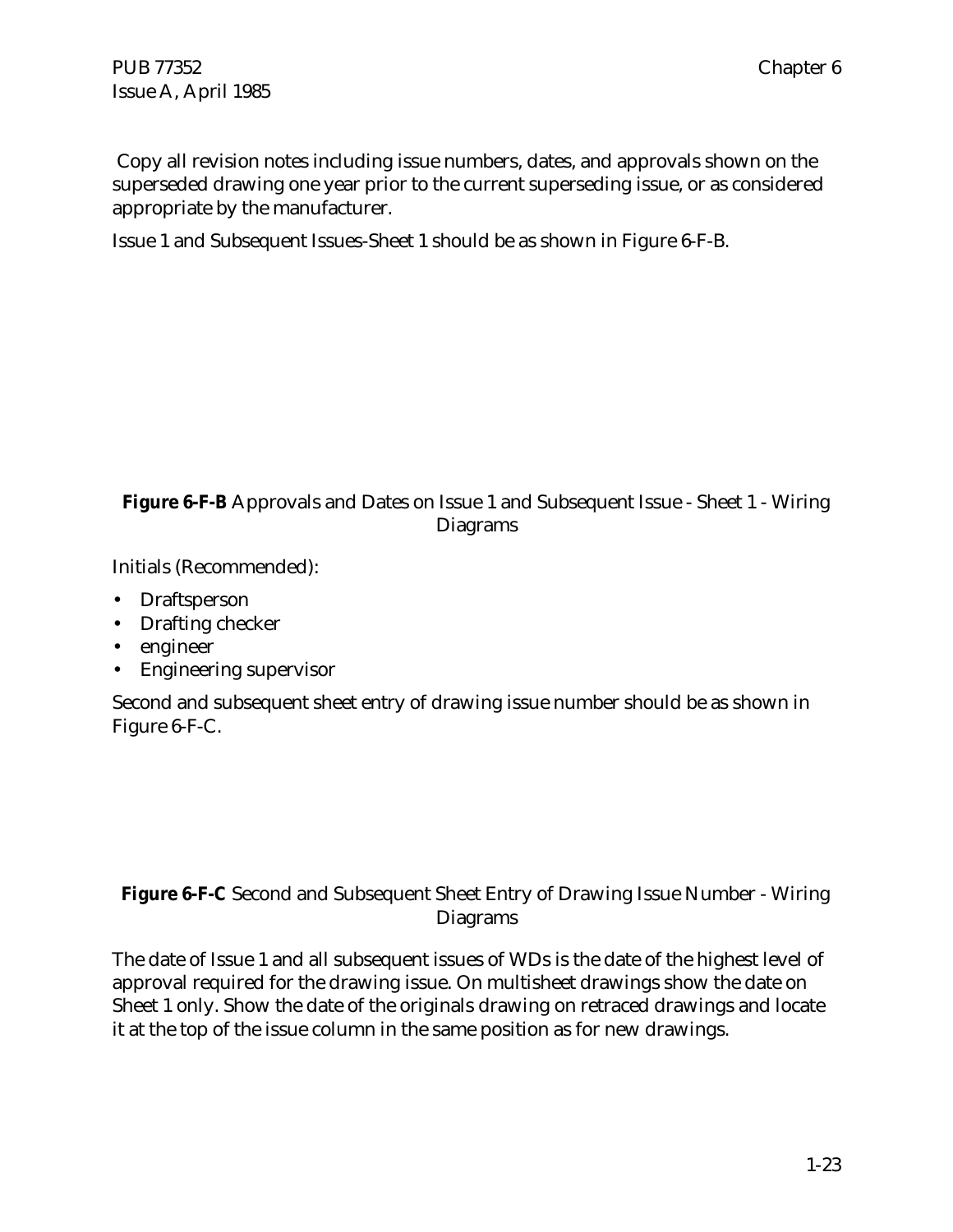Copy all revision notes including issue numbers, dates, and approvals shown on the superseded drawing one year prior to the current superseding issue, or as considered appropriate by the manufacturer.

Issue 1 and Subsequent Issues-Sheet 1 should be as shown in Figure 6-F-B.

**Figure 6-F-B** Approvals and Dates on Issue 1 and Subsequent Issue - Sheet 1 - Wiring Diagrams

Initials (Recommended):

- Draftsperson
- Drafting checker
- engineer
- Engineering supervisor

Second and subsequent sheet entry of drawing issue number should be as shown in Figure 6-F-C.

**Figure 6-F-C** Second and Subsequent Sheet Entry of Drawing Issue Number - Wiring Diagrams

The date of Issue 1 and all subsequent issues of WDs is the date of the highest level of approval required for the drawing issue. On multisheet drawings show the date on Sheet 1 only. Show the date of the originals drawing on retraced drawings and locate it at the top of the issue column in the same position as for new drawings.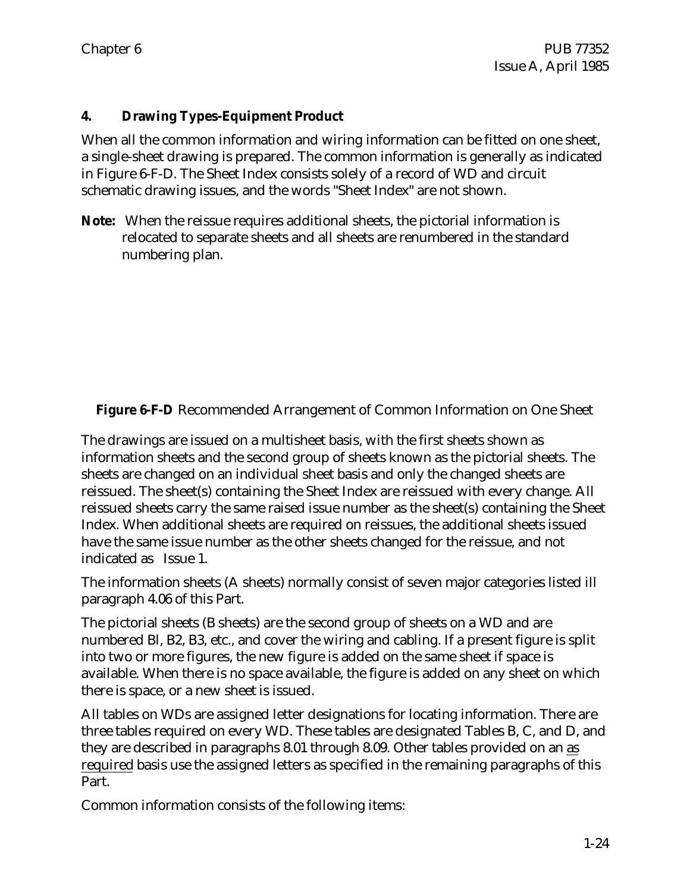**4. Drawing Types-Equipment Product**

When all the common information and wiring information can be fitted on one sheet, a single-sheet drawing is prepared. The common information is generally as indicated in Figure 6-F-D. The Sheet Index consists solely of a record of WD and circuit schematic drawing issues, and the words "Sheet Index" are not shown.

**Note:** When the reissue requires additional sheets, the pictorial information is relocated to separate sheets and all sheets are renumbered in the standard numbering plan.

**Figure 6-F-D** Recommended Arrangement of Common Information on One Sheet

The drawings are issued on a multisheet basis, with the first sheets shown as information sheets and the second group of sheets known as the pictorial sheets. The sheets are changed on an individual sheet basis and only the changed sheets are reissued. The sheet(s) containing the Sheet Index are reissued with every change. All reissued sheets carry the same raised issue number as the sheet(s) containing the Sheet Index. When additional sheets are required on reissues, the additional sheets issued have the same issue number as the other sheets changed for the reissue, and not indicated as Issue 1.

The information sheets (A sheets) normally consist of seven major categories listed ill paragraph 4.06 of this Part.

The pictorial sheets (B sheets) are the second group of sheets on a WD and are numbered Bl, B2, B3, etc., and cover the wiring and cabling. If a present figure is split into two or more figures, the new figure is added on the same sheet if space is available. When there is no space available, the figure is added on any sheet on which there is space, or a new sheet is issued.

All tables on WDs are assigned letter designations for locating information. There are three tables required on every WD. These tables are designated Tables B, C, and D, and they are described in paragraphs 8.01 through 8.09. Other tables provided on an as required basis use the assigned letters as specified in the remaining paragraphs of this Part.

Common information consists of the following items: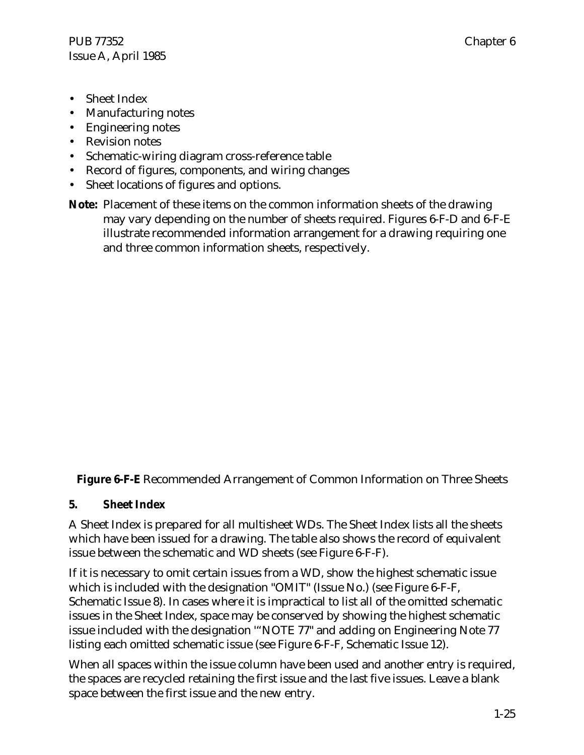- Sheet Index
- Manufacturing notes
- Engineering notes
- Revision notes
- Schematic-wiring diagram cross-reference table
- Record of figures, components, and wiring changes
- Sheet locations of figures and options.

**Note:** Placement of these items on the common information sheets of the drawing may vary depending on the number of sheets required. Figures 6-F-D and 6-F-E illustrate recommended information arrangement for a drawing requiring one and three common information sheets, respectively.

**Figure 6-F-E** Recommended Arrangement of Common Information on Three Sheets

## 5. Sheet Index

A Sheet Index is prepared for all multisheet WDs. The Sheet Index lists all the sheets which have been issued for a drawing. The table also shows the record of equivalent issue between the schematic and WD sheets (see Figure 6-F-F).

If it is necessary to omit certain issues from a WD, show the highest schematic issue which is included with the designation "OMIT" (Issue No.) (see Figure 6-F-F, Schematic Issue 8). In cases where it is impractical to list all of the omitted schematic issues in the Sheet Index, space may be conserved by showing the highest schematic issue included with the designation '"NOTE 77" and adding on Engineering Note 77 listing each omitted schematic issue (see Figure 6-F-F, Schematic Issue 12).

When all spaces within the issue column have been used and another entry is required, the spaces are recycled retaining the first issue and the last five issues. Leave a blank space between the first issue and the new entry.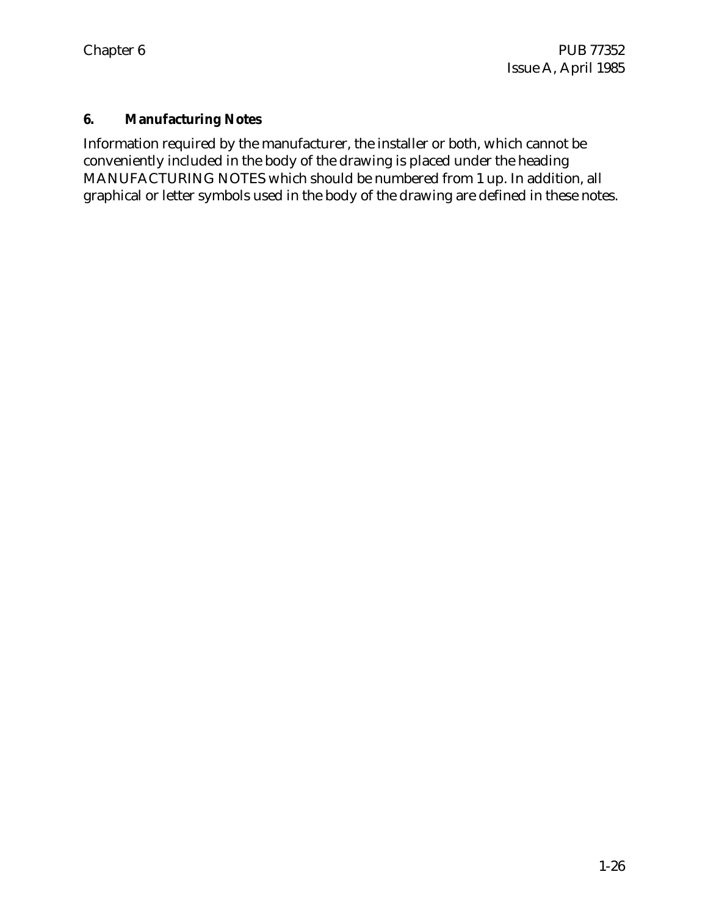## 6. Manufacturing Notes

Information required by the manufacturer, the installer or both, which cannot be conveniently included in the body of the drawing is placed under the heading MANUFACTURING NOTES which should be numbered from 1 up. In addition, all graphical or letter symbols used in the body of the drawing are defined in these notes.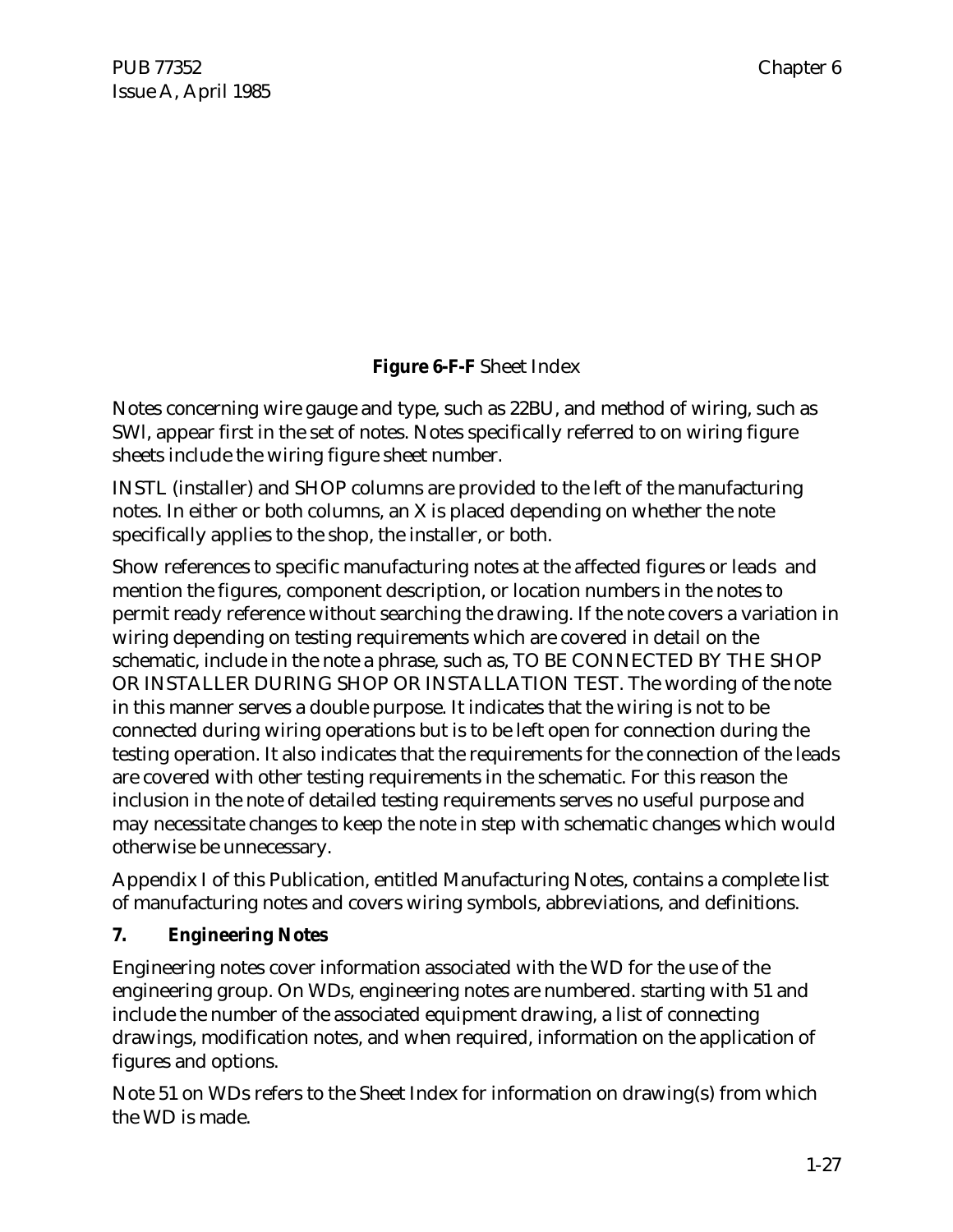**Figure 6-F-F** Sheet Index

Notes concerning wire gauge and type, such as 22BU, and method of wiring, such as SWl, appear first in the set of notes. Notes specifically referred to on wiring figure sheets include the wiring figure sheet number.

INSTL (installer) and SHOP columns are provided to the left of the manufacturing notes. In either or both columns, an X is placed depending on whether the note specifically applies to the shop, the installer, or both.

Show references to specific manufacturing notes at the affected figures or leads and mention the figures, component description, or location numbers in the notes to permit ready reference without searching the drawing. If the note covers a variation in wiring depending on testing requirements which are covered in detail on the schematic, include in the note a phrase, such as, TO BE CONNECTED BY THE SHOP OR INSTALLER DURING SHOP OR INSTALLATION TEST. The wording of the note in this manner serves a double purpose. It indicates that the wiring is not to be connected during wiring operations but is to be left open for connection during the testing operation. It also indicates that the requirements for the connection of the leads are covered with other testing requirements in the schematic. For this reason the inclusion in the note of detailed testing requirements serves no useful purpose and may necessitate changes to keep the note in step with schematic changes which would otherwise be unnecessary.

Appendix I of this Publication, entitled Manufacturing Notes, contains a complete list of manufacturing notes and covers wiring symbols, abbreviations, and definitions.

### 7. Engineering Notes

Engineering notes cover information associated with the WD for the use of the engineering group. On WDs, engineering notes are numbered. starting with 51 and include the number of the associated equipment drawing, a list of connecting drawings, modification notes, and when required, information on the application of figures and options.

Note 51 on WDs refers to the Sheet Index for information on drawing(s) from which the WD is made.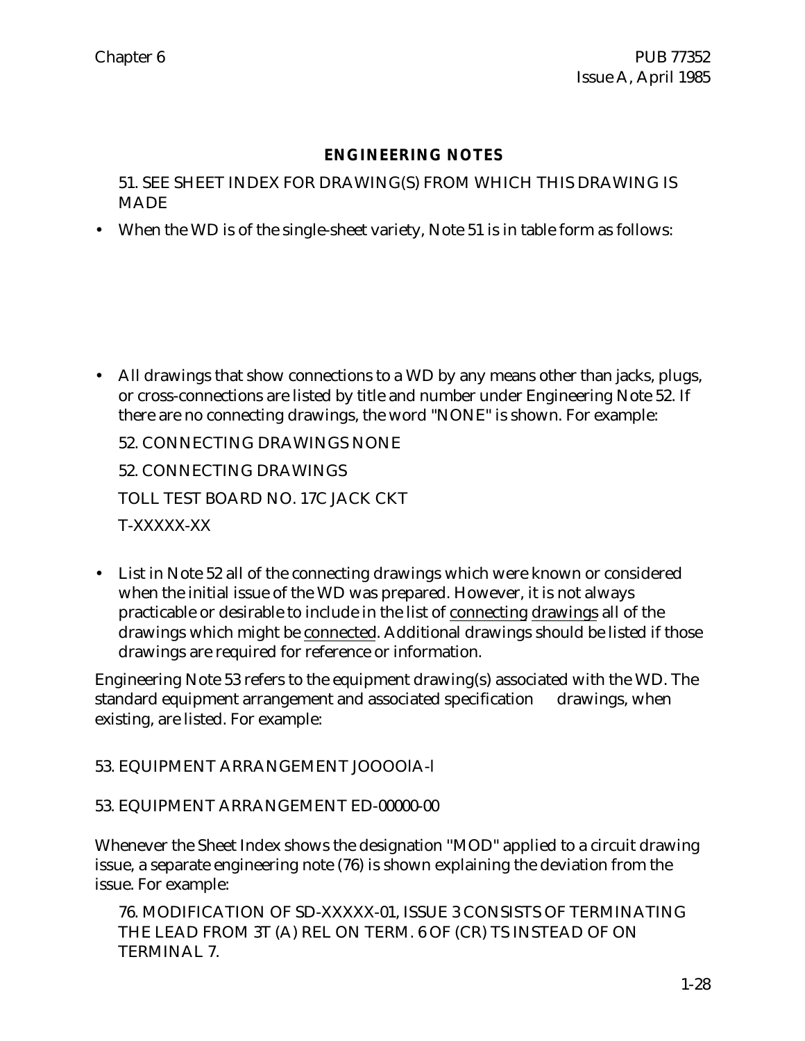## ENGINEERING NOTES

51. SEE SHEET INDEX FOR DRAWING(S) FROM WHICH THIS DRAWING IS MADE

- When the WD is of the single-sheet variety, Note 51 is in table form as follows:

- All drawings that show connections to a WD by any means other than jacks, plugs, or cross-connections are listed by title and number under Engineering Note 52. If there are no connecting drawings, the word "NONE" is shown. For example:

  52. CONNECTING DRAWINGS NONE

  52. CONNECTING DRAWINGS

  TOLL TEST BOARD NO. 17C JACK CKT

  T-XXXXX-XX

- List in Note 52 all of the connecting drawings which were known or considered when the initial issue of the WD was prepared. However, it is not always practicable or desirable to include in the list of <u>connecting</u> <u>drawings</u> all of the drawings which might be <u>connected</u>. Additional drawings should be listed if those drawings are required for reference or information.

Engineering Note 53 refers to the equipment drawing(s) associated with the WD. The standard equipment arrangement and associated specification drawings, when existing, are listed. For example:

53. EQUIPMENT ARRANGEMENT JOOOOlA-l

53. EQUIPMENT ARRANGEMENT ED-00000-00

Whenever the Sheet Index shows the designation "MOD" applied to a circuit drawing issue, a separate engineering note (76) is shown explaining the deviation from the issue. For example:

76. MODIFICATION OF SD-XXXXX-01, ISSUE 3 CONSISTS OF TERMINATING THE LEAD FROM 3T (A) REL ON TERM. 6 OF (CR) TS INSTEAD OF ON TERMINAL 7.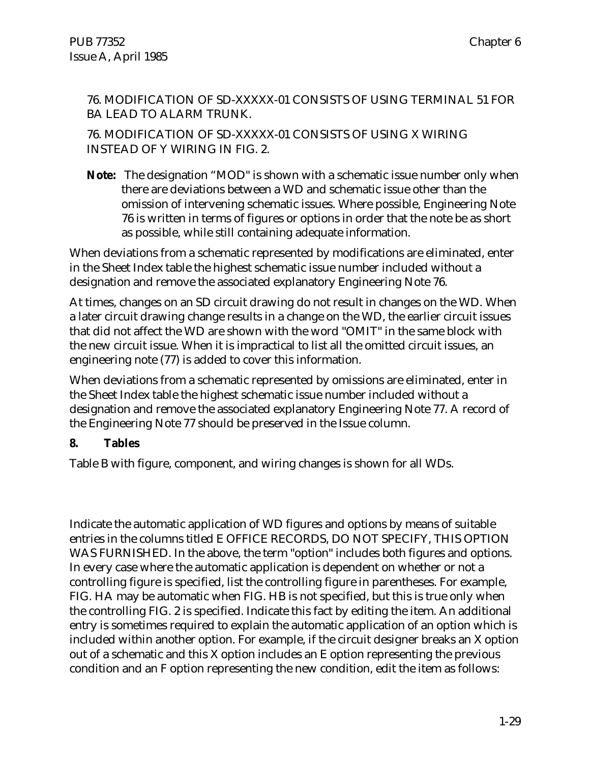76. MODIFICATION OF SD-XXXXX-01 CONSISTS OF USING TERMINAL 51 FOR BA LEAD TO ALARM TRUNK.

76. MODIFICATION OF SD-XXXXX-01 CONSISTS OF USING X WIRING INSTEAD OF Y WIRING IN FIG. 2.

**Note:** The designation “MOD" is shown with a schematic issue number only when there are deviations between a WD and schematic issue other than the omission of intervening schematic issues. Where possible, Engineering Note 76 is written in terms of figures or options in order that the note be as short as possible, while still containing adequate information.

When deviations from a schematic represented by modifications are eliminated, enter in the Sheet Index table the highest schematic issue number included without a designation and remove the associated explanatory Engineering Note 76.

At times, changes on an SD circuit drawing do not result in changes on the WD. When a later circuit drawing change results in a change on the WD, the earlier circuit issues that did not affect the WD are shown with the word "OMIT" in the same block with the new circuit issue. When it is impractical to list all the omitted circuit issues, an engineering note (77) is added to cover this information.

When deviations from a schematic represented by omissions are eliminated, enter in the Sheet Index table the highest schematic issue number included without a designation and remove the associated explanatory Engineering Note 77. A record of the Engineering Note 77 should be preserved in the Issue column.

## 8. Tables

Table B with figure, component, and wiring changes is shown for all WDs.

Indicate the automatic application of WD figures and options by means of suitable entries in the columns titled E OFFICE RECORDS, DO NOT SPECIFY, THIS OPTION WAS FURNISHED. In the above, the term "option" includes both figures and options. In every case where the automatic application is dependent on whether or not a controlling figure is specified, list the controlling figure in parentheses. For example, FIG. HA may be automatic when FIG. HB is not specified, but this is true only when the controlling FIG. 2 is specified. Indicate this fact by editing the item. An additional entry is sometimes required to explain the automatic application of an option which is included within another option. For example, if the circuit designer breaks an X option out of a schematic and this X option includes an E option representing the previous condition and an F option representing the new condition, edit the item as follows: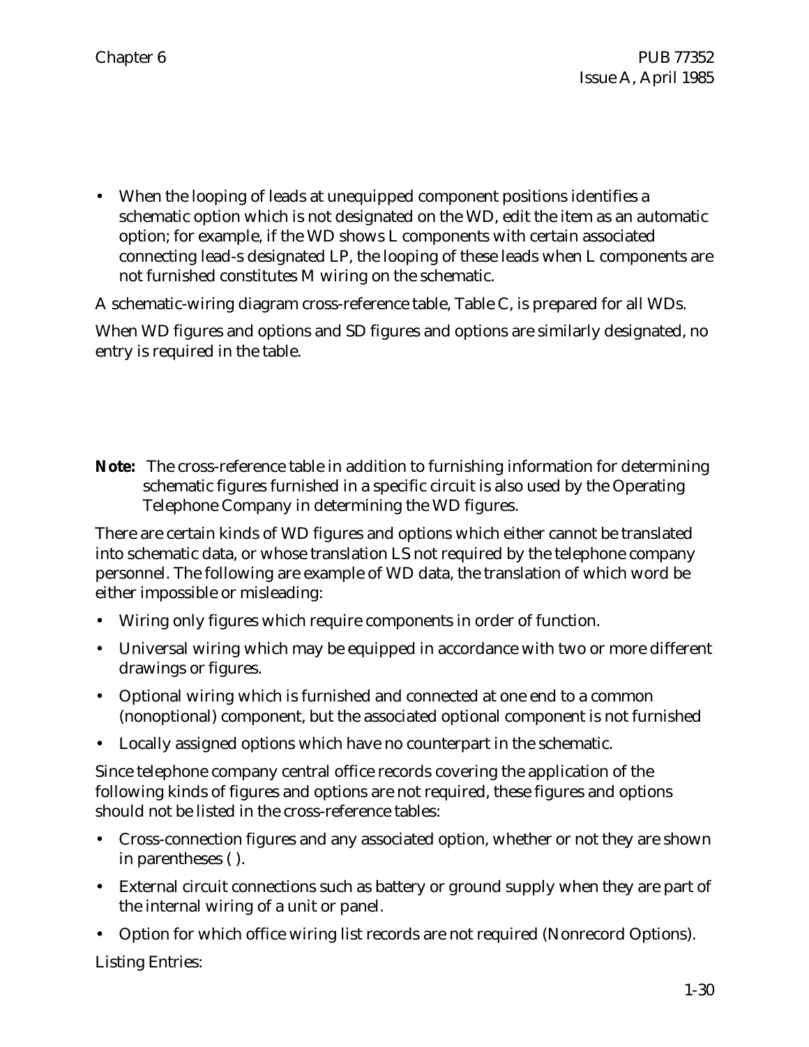- When the looping of leads at unequipped component positions identifies a schematic option which is not designated on the WD, edit the item as an automatic option; for example, if the WD shows L components with certain associated connecting lead-s designated LP, the looping of these leads when L components are not furnished constitutes M wiring on the schematic.

A schematic-wiring diagram cross-reference table, Table C, is prepared for all WDs.

When WD figures and options and SD figures and options are similarly designated, no entry is required in the table.

**Note:** The cross-reference table in addition to furnishing information for determining schematic figures furnished in a specific circuit is also used by the Operating Telephone Company in determining the WD figures.

There are certain kinds of WD figures and options which either cannot be translated into schematic data, or whose translation LS not required by the telephone company personnel. The following are example of WD data, the translation of which word be either impossible or misleading:

- Wiring only figures which require components in order of function.
- Universal wiring which may be equipped in accordance with two or more different drawings or figures.
- Optional wiring which is furnished and connected at one end to a common (nonoptional) component, but the associated optional component is not furnished
- Locally assigned options which have no counterpart in the schematic.

Since telephone company central office records covering the application of the following kinds of figures and options are not required, these figures and options should not be listed in the cross-reference tables:

- Cross-connection figures and any associated option, whether or not they are shown in parentheses ( ).
- External circuit connections such as battery or ground supply when they are part of the internal wiring of a unit or panel.
- Option for which office wiring list records are not required (Nonrecord Options).

Listing Entries: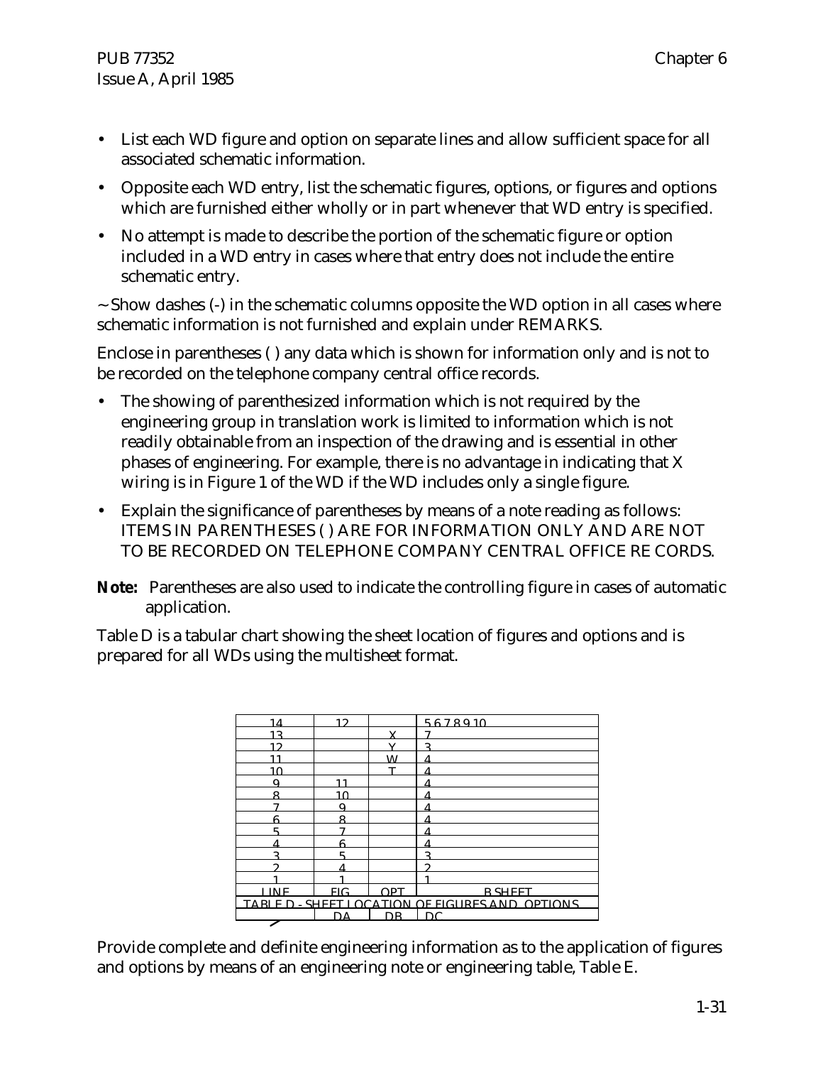- List each WD figure and option on separate lines and allow sufficient space for all associated schematic information.
- Opposite each WD entry, list the schematic figures, options, or figures and options which are furnished either wholly or in part whenever that WD entry is specified.
- No attempt is made to describe the portion of the schematic figure or option included in a WD entry in cases where that entry does not include the entire schematic entry.

~ Show dashes (-) in the schematic columns opposite the WD option in all cases where schematic information is not furnished and explain under REMARKS.

Enclose in parentheses ( ) any data which is shown for information only and is not to be recorded on the telephone company central office records.

- The showing of parenthesized information which is not required by the engineering group in translation work is limited to information which is not readily obtainable from an inspection of the drawing and is essential in other phases of engineering. For example, there is no advantage in indicating that X wiring is in Figure 1 of the WD if the WD includes only a single figure.
- Explain the significance of parentheses by means of a note reading as follows: ITEMS IN PARENTHESES ( ) ARE FOR INFORMATION ONLY AND ARE NOT TO BE RECORDED ON TELEPHONE COMPANY CENTRAL OFFICE RE CORDS.

**Note:** Parentheses are also used to indicate the controlling figure in cases of automatic application.

Table D is a tabular chart showing the sheet location of figures and options and is prepared for all WDs using the multisheet format.

| | | | |
|---|---|---|---|
| 14 | 12 | | 5 6 7 8 9 10 |
| 13 | | X | 7 |
| 12 | | Y | 3 |
| 11 | | W | 4 |
| 10 | | T | 4 |
| 9 | 11 | | 4 |
| 8 | 10 | | 4 |
| 7 | 9 | | 4 |
| 6 | 8 | | 4 |
| 5 | 7 | | 4 |
| 4 | 6 | | 4 |
| 3 | 5 | | 3 |
| 2 | 4 | | 2 |
| 1 | 1 | | 1 |
| LINE | FIG | OPT | B SHEET |
| TABLE D - SHEET LOCATION OF FIGURES AND OPTIONS | | | |
| | DA | DB | DC |

Provide complete and definite engineering information as to the application of figures and options by means of an engineering note or engineering table, Table E.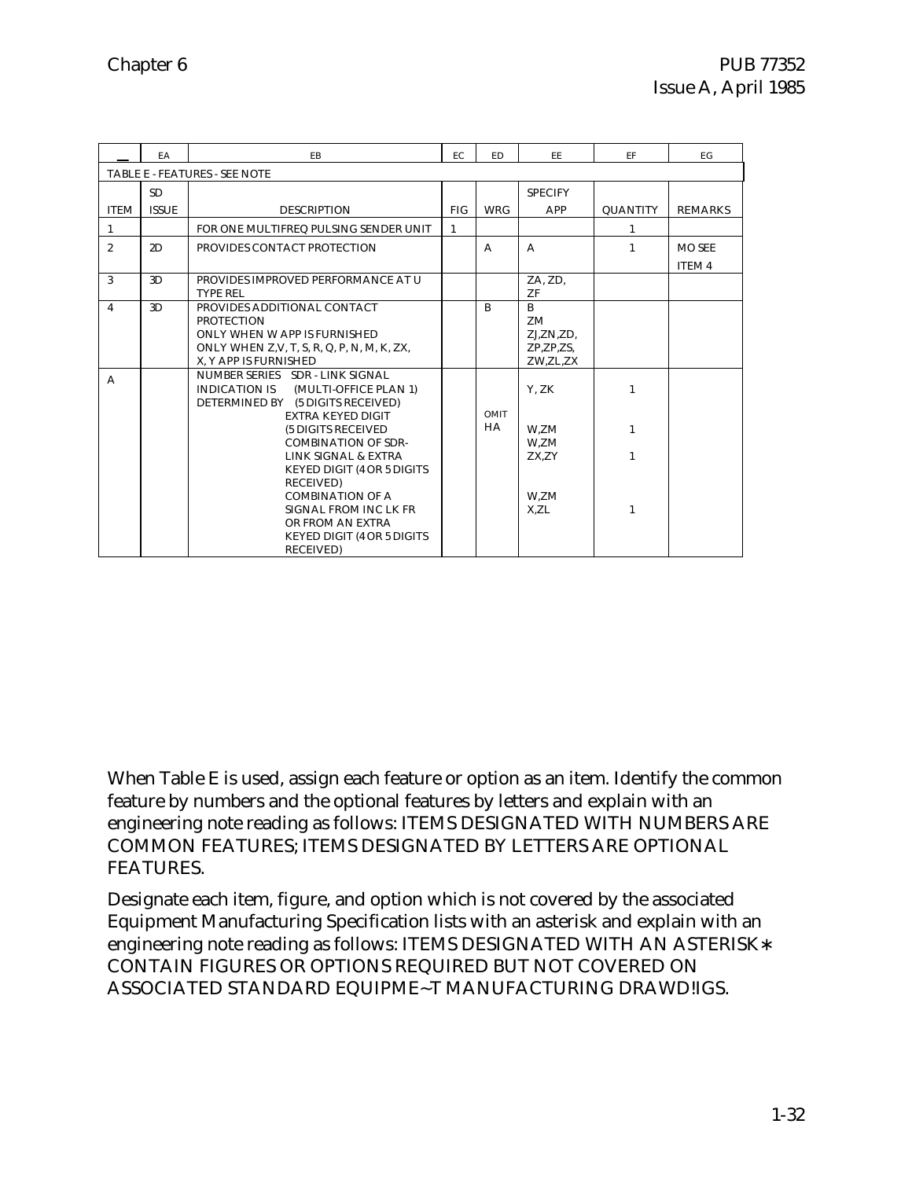| | EA | EB | EC | ED | EE | EF | EG |
|---|---|---|---|---|---|---|---|
| TABLE E - FEATURES - SEE NOTE | | | | | | | |
| ITEM | SD ISSUE | DESCRIPTION | FIG | WRG | SPECIFY APP | QUANTITY | REMARKS |
| 1 | | FOR ONE MULTIFREQ PULSING SENDER UNIT | 1 | | | 1 | |
| 2 | 2D | PROVIDES CONTACT PROTECTION | | A | A | 1 | MO SEE ITEM 4 |
| 3 | 3D | PROVIDES IMPROVED PERFORMANCE AT U TYPE REL | | | ZA, ZD, ZF | | |
| 4 | 3D | PROVIDES ADDITIONAL CONTACT PROTECTION<br>ONLY WHEN W APP IS FURNISHED<br>ONLY WHEN Z,V, T, S, R, Q, P, N, M, K, ZX, X, Y APP IS FURNISHED | | B | B<br>ZM<br>ZJ,ZN,ZD, ZP,ZP,ZS, ZW,ZL,ZX | | |
| A | | NUMBER SERIES INDICATION IS DETERMINED BY SDR - LINK SIGNAL (MULTI-OFFICE PLAN 1) (5 DIGITS RECEIVED)<br>EXTRA KEYED DIGIT (5 DIGITS RECEIVED<br>COMBINATION OF SDR-LINK SIGNAL & EXTRA KEYED DIGIT (4 OR 5 DIGITS RECEIVED)<br>COMBINATION OF A SIGNAL FROM INC LK FR OR FROM AN EXTRA KEYED DIGIT (4 OR 5 DIGITS RECEIVED) | | OMIT HA | Y, ZK<br>W,ZM<br>W,ZM ZX,ZY<br>W,ZM X,ZL | 1<br>1<br>1<br>1 | |

When Table E is used, assign each feature or option as an item. Identify the common feature by numbers and the optional features by letters and explain with an engineering note reading as follows: ITEMS DESIGNATED WITH NUMBERS ARE COMMON FEATURES; ITEMS DESIGNATED BY LETTERS ARE OPTIONAL FEATURES.

Designate each item, figure, and option which is not covered by the associated Equipment Manufacturing Specification lists with an asterisk and explain with an engineering note reading as follows: ITEMS DESIGNATED WITH AN ASTERISK ∗ CONTAIN FIGURES OR OPTIONS REQUIRED BUT NOT COVERED ON ASSOCIATED STANDARD EQUIPME~T MANUFACTURING DRAWD!IGS.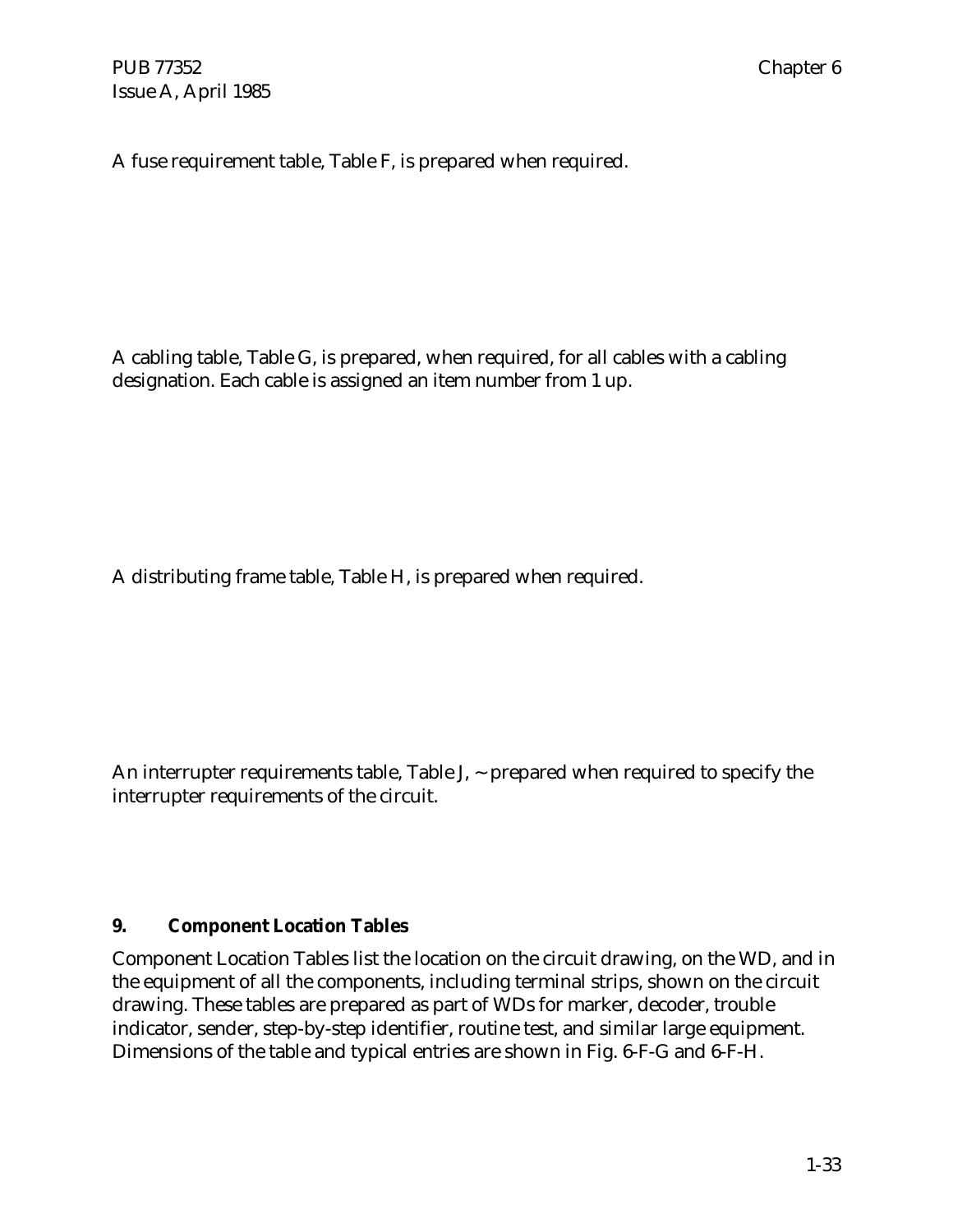A fuse requirement table, Table F, is prepared when required.

A cabling table, Table G, is prepared, when required, for all cables with a cabling designation. Each cable is assigned an item number from 1 up.

A distributing frame table, Table H, is prepared when required.

An interrupter requirements table, Table J, ~ prepared when required to specify the interrupter requirements of the circuit.

## 9. Component Location Tables

Component Location Tables list the location on the circuit drawing, on the WD, and in the equipment of all the components, including terminal strips, shown on the circuit drawing. These tables are prepared as part of WDs for marker, decoder, trouble indicator, sender, step-by-step identifier, routine test, and similar large equipment. Dimensions of the table and typical entries are shown in Fig. 6-F-G and 6-F-H.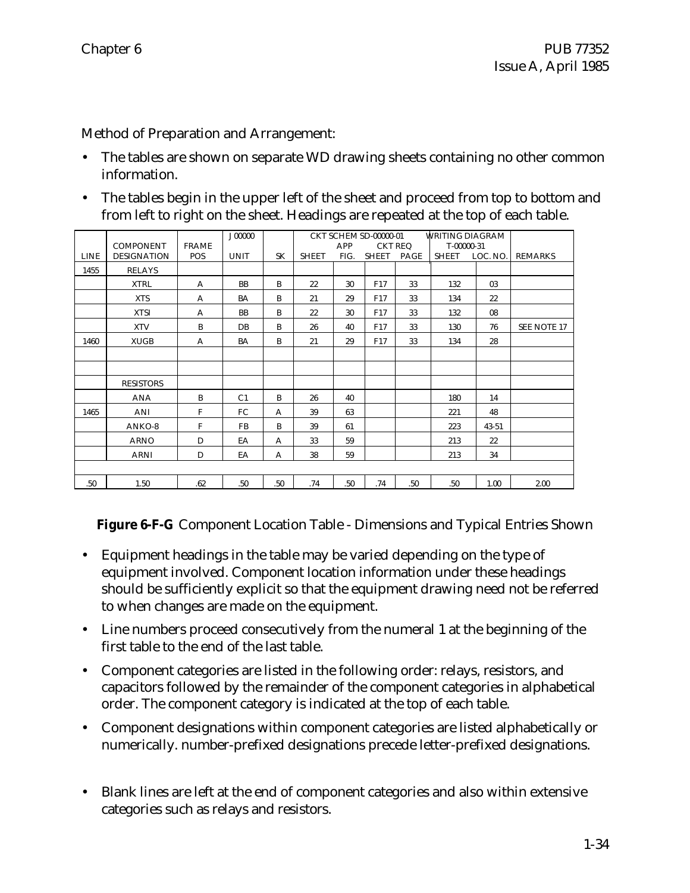Method of Preparation and Arrangement:

- The tables are shown on separate WD drawing sheets containing no other common information.
- The tables begin in the upper left of the sheet and proceed from top to bottom and from left to right on the sheet. Headings are repeated at the top of each table.

| LINE | COMPONENT DESIGNATION | FRAME POS | J00000 UNIT | SK | CKT SCHEM SD-00000-01 SHEET | APP FIG. | CKT REQ SHEET | PAGE | WRITING DIAGRAM T-00000-31 SHEET | LOC. NO. | REMARKS |
|---|---|---|---|---|---|---|---|---|---|---|---|
| 1455 | RELAYS | | | | | | | | | | |
| | XTRL | A | BB | B | 22 | 30 | F17 | 33 | 132 | 03 | |
| | XTS | A | BA | B | 21 | 29 | F17 | 33 | 134 | 22 | |
| | XTSI | A | BB | B | 22 | 30 | F17 | 33 | 132 | 08 | |
| | XTV | B | DB | B | 26 | 40 | F17 | 33 | 130 | 76 | SEE NOTE 17 |
| 1460 | XUGB | A | BA | B | 21 | 29 | F17 | 33 | 134 | 28 | |
| | | | | | | | | | | | |
| | | | | | | | | | | | |
| | RESISTORS | | | | | | | | | | |
| | ANA | B | C1 | B | 26 | 40 | | | 180 | 14 | |
| 1465 | ANI | F | FC | A | 39 | 63 | | | 221 | 48 | |
| | ANKO-8 | F | FB | B | 39 | 61 | | | 223 | 43-51 | |
| | ARNO | D | EA | A | 33 | 59 | | | 213 | 22 | |
| | ARNI | D | EA | A | 38 | 59 | | | 213 | 34 | |
| | | | | | | | | | | | |
| .50 | 1.50 | .62 | .50 | .50 | .74 | .50 | .74 | .50 | .50 | 1.00 | 2.00 |

**Figure 6-F-G** Component Location Table - Dimensions and Typical Entries Shown

- Equipment headings in the table may be varied depending on the type of equipment involved. Component location information under these headings should be sufficiently explicit so that the equipment drawing need not be referred to when changes are made on the equipment.
- Line numbers proceed consecutively from the numeral 1 at the beginning of the first table to the end of the last table.
- Component categories are listed in the following order: relays, resistors, and capacitors followed by the remainder of the component categories in alphabetical order. The component category is indicated at the top of each table.
- Component designations within component categories are listed alphabetically or numerically. number-prefixed designations precede letter-prefixed designations.
- Blank lines are left at the end of component categories and also within extensive categories such as relays and resistors.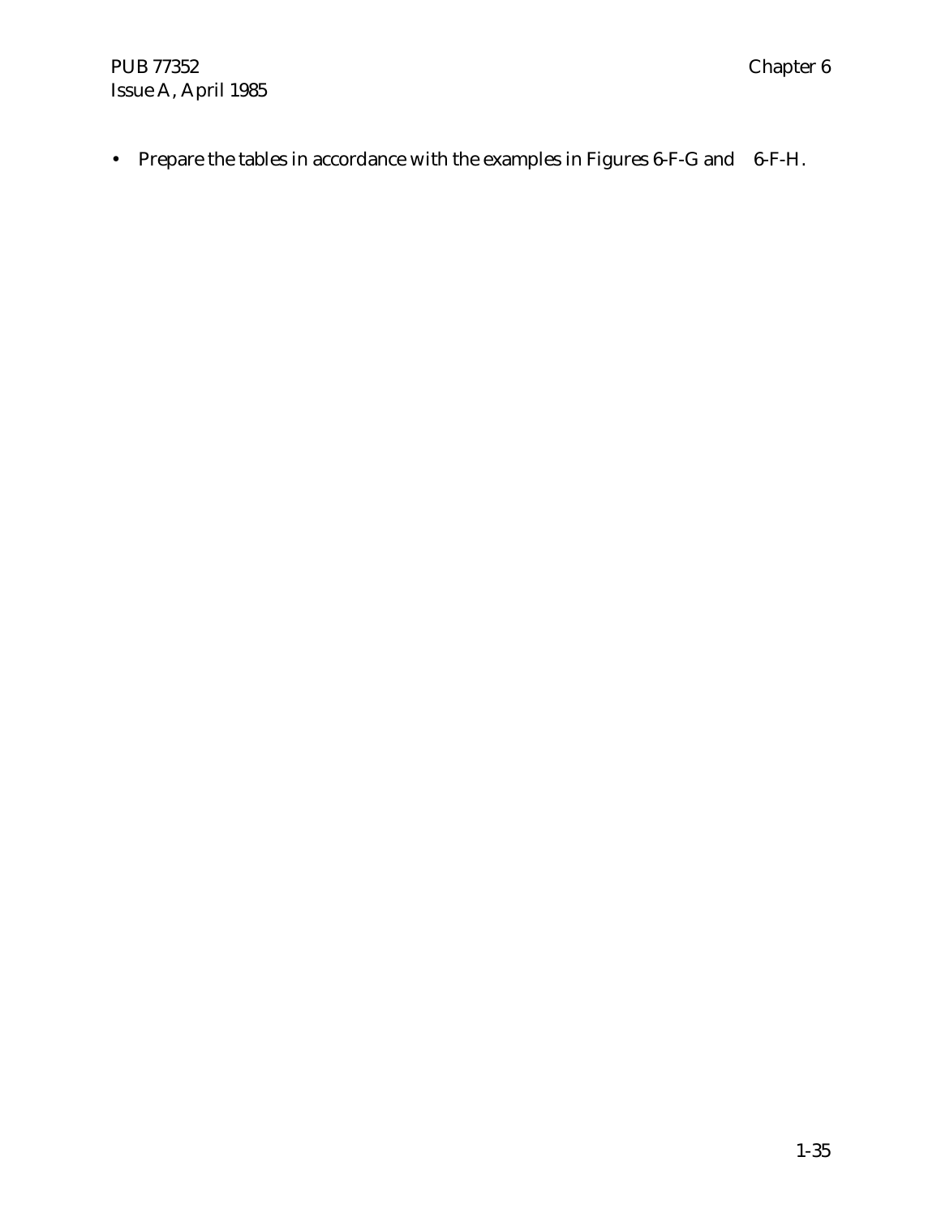- Prepare the tables in accordance with the examples in Figures 6-F-G and 6-F-H.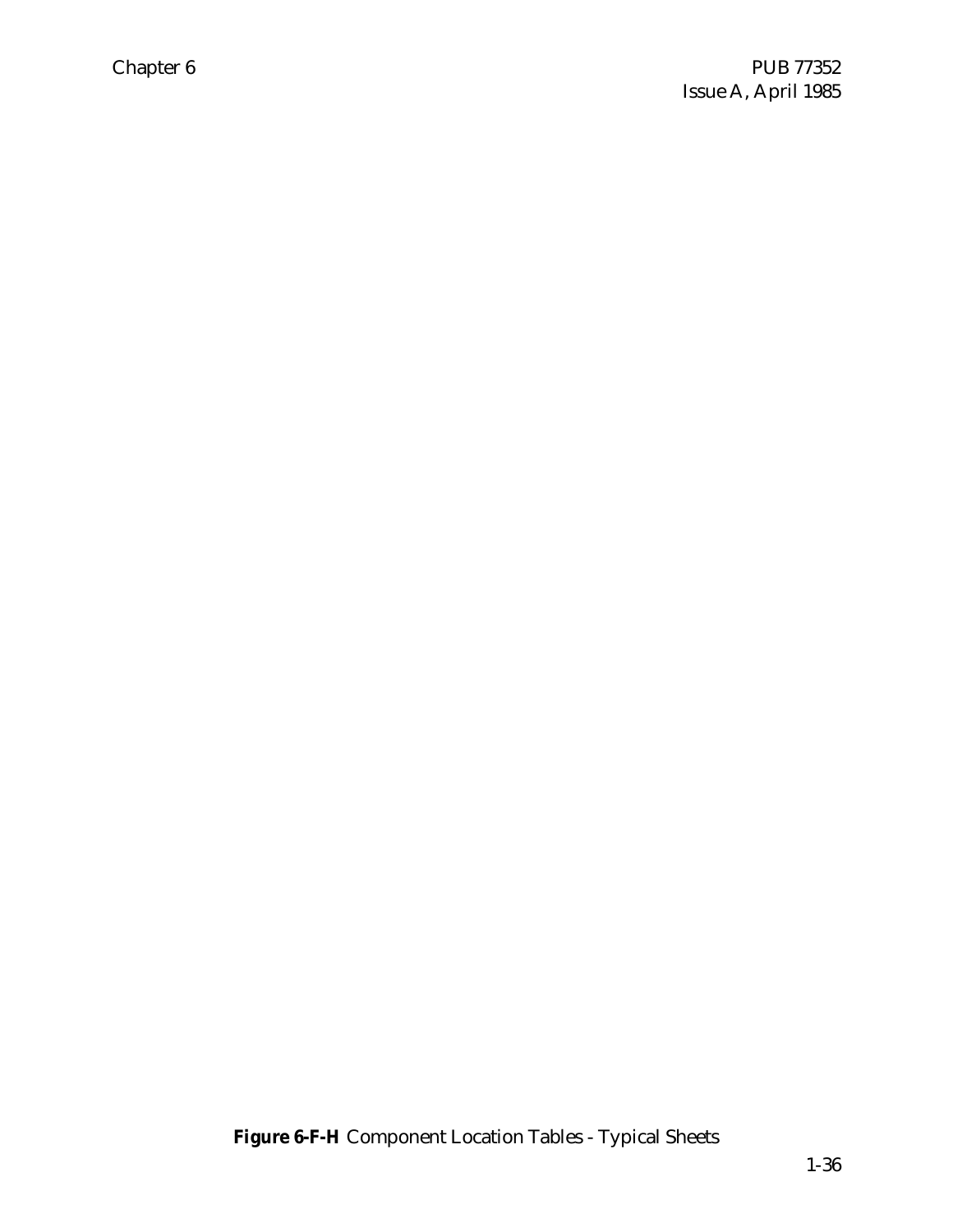**Figure 6-F-H** Component Location Tables - Typical Sheets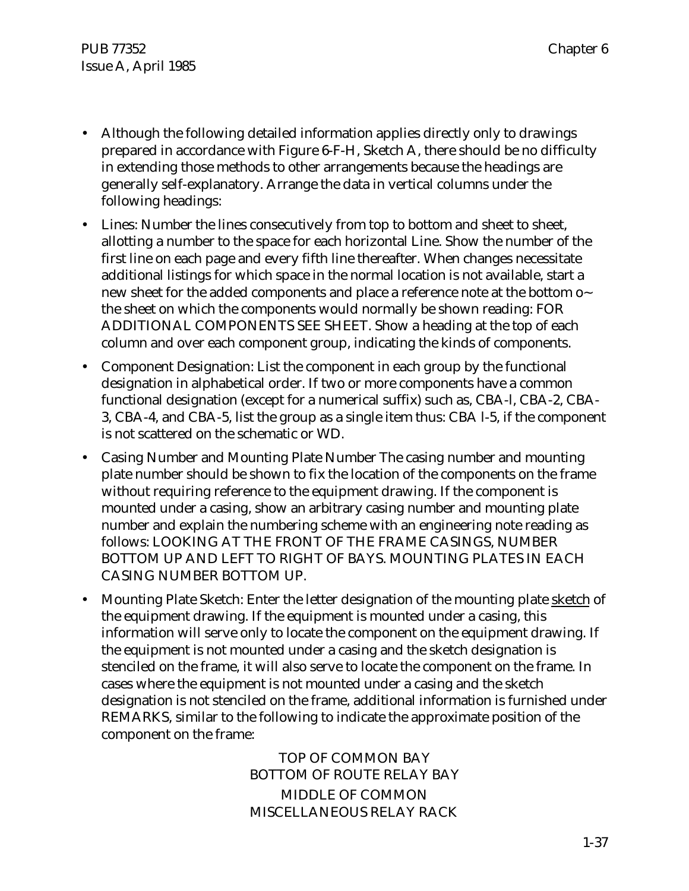- Although the following detailed information applies directly only to drawings prepared in accordance with Figure 6-F-H, Sketch A, there should be no difficulty in extending those methods to other arrangements because the headings are generally self-explanatory. Arrange the data in vertical columns under the following headings:
- Lines: Number the lines consecutively from top to bottom and sheet to sheet, allotting a number to the space for each horizontal Line. Show the number of the first line on each page and every fifth line thereafter. When changes necessitate additional listings for which space in the normal location is not available, start a new sheet for the added components and place a reference note at the bottom o~ the sheet on which the components would normally be shown reading: FOR ADDITIONAL COMPONENTS SEE SHEET. Show a heading at the top of each column and over each component group, indicating the kinds of components.
- Component Designation: List the component in each group by the functional designation in alphabetical order. If two or more components have a common functional designation (except for a numerical suffix) such as, CBA-l, CBA-2, CBA-3, CBA-4, and CBA-5, list the group as a single item thus: CBA l-5, if the component is not scattered on the schematic or WD.
- Casing Number and Mounting Plate Number The casing number and mounting plate number should be shown to fix the location of the components on the frame without requiring reference to the equipment drawing. If the component is mounted under a casing, show an arbitrary casing number and mounting plate number and explain the numbering scheme with an engineering note reading as follows: LOOKING AT THE FRONT OF THE FRAME CASINGS, NUMBER BOTTOM UP AND LEFT TO RIGHT OF BAYS. MOUNTING PLATES IN EACH CASING NUMBER BOTTOM UP.
- Mounting Plate Sketch: Enter the letter designation of the mounting plate <u>sketch</u> of the equipment drawing. If the equipment is mounted under a casing, this information will serve only to locate the component on the equipment drawing. If the equipment is not mounted under a casing and the sketch designation is stenciled on the frame, it will also serve to locate the component on the frame. In cases where the equipment is not mounted under a casing and the sketch designation is not stenciled on the frame, additional information is furnished under REMARKS, similar to the following to indicate the approximate position of the component on the frame:

  TOP OF COMMON BAY
  BOTTOM OF ROUTE RELAY BAY
  MIDDLE OF COMMON
  MISCELLANEOUS RELAY RACK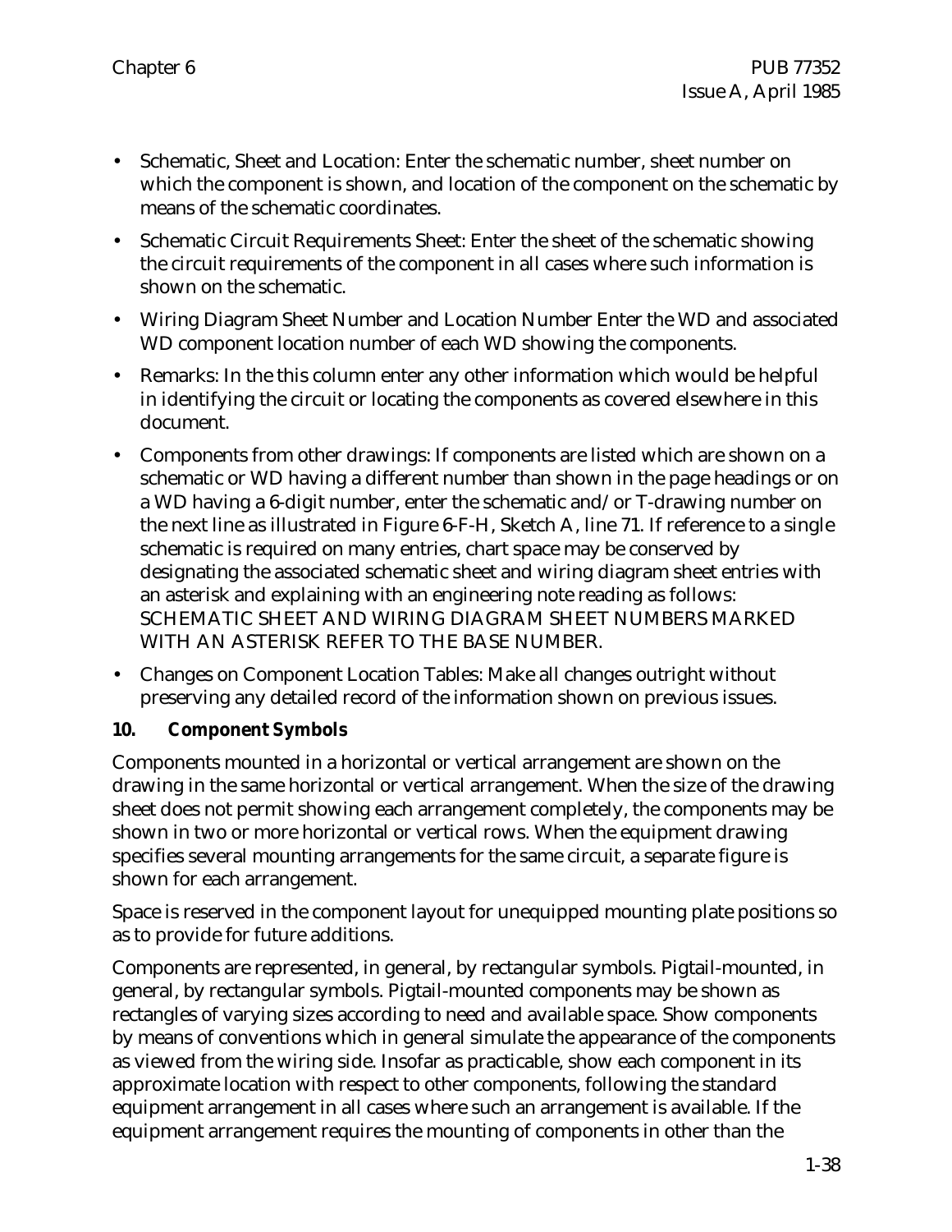- Schematic, Sheet and Location: Enter the schematic number, sheet number on which the component is shown, and location of the component on the schematic by means of the schematic coordinates.
- Schematic Circuit Requirements Sheet: Enter the sheet of the schematic showing the circuit requirements of the component in all cases where such information is shown on the schematic.
- Wiring Diagram Sheet Number and Location Number Enter the WD and associated WD component location number of each WD showing the components.
- Remarks: In the this column enter any other information which would be helpful in identifying the circuit or locating the components as covered elsewhere in this document.
- Components from other drawings: If components are listed which are shown on a schematic or WD having a different number than shown in the page headings or on a WD having a 6-digit number, enter the schematic and/or T-drawing number on the next line as illustrated in Figure 6-F-H, Sketch A, line 71. If reference to a single schematic is required on many entries, chart space may be conserved by designating the associated schematic sheet and wiring diagram sheet entries with an asterisk and explaining with an engineering note reading as follows: SCHEMATIC SHEET AND WIRING DIAGRAM SHEET NUMBERS MARKED WITH AN ASTERISK REFER TO THE BASE NUMBER.
- Changes on Component Location Tables: Make all changes outright without preserving any detailed record of the information shown on previous issues.

**10. Component Symbols**

Components mounted in a horizontal or vertical arrangement are shown on the drawing in the same horizontal or vertical arrangement. When the size of the drawing sheet does not permit showing each arrangement completely, the components may be shown in two or more horizontal or vertical rows. When the equipment drawing specifies several mounting arrangements for the same circuit, a separate figure is shown for each arrangement.

Space is reserved in the component layout for unequipped mounting plate positions so as to provide for future additions.

Components are represented, in general, by rectangular symbols. Pigtail-mounted, in general, by rectangular symbols. Pigtail-mounted components may be shown as rectangles of varying sizes according to need and available space. Show components by means of conventions which in general simulate the appearance of the components as viewed from the wiring side. Insofar as practicable, show each component in its approximate location with respect to other components, following the standard equipment arrangement in all cases where such an arrangement is available. If the equipment arrangement requires the mounting of components in other than the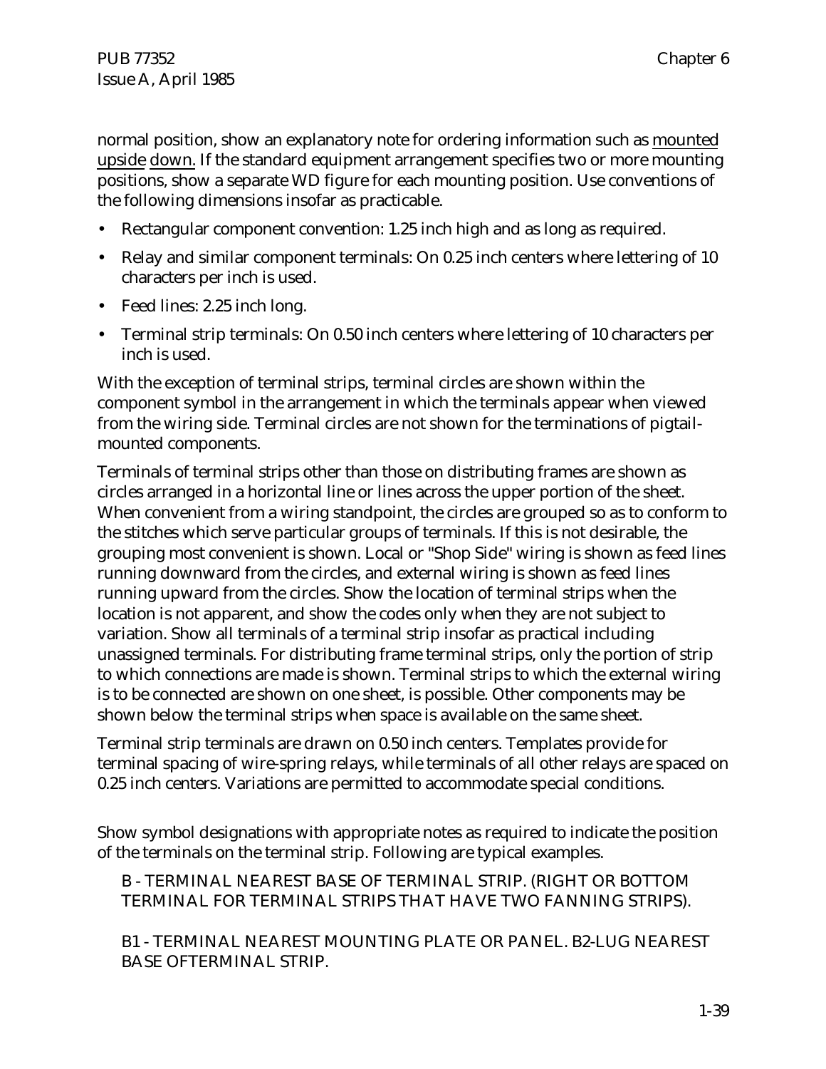normal position, show an explanatory note for ordering information such as mounted upside down. If the standard equipment arrangement specifies two or more mounting positions, show a separate WD figure for each mounting position. Use conventions of the following dimensions insofar as practicable.

- Rectangular component convention: 1.25 inch high and as long as required.
- Relay and similar component terminals: On 0.25 inch centers where lettering of 10 characters per inch is used.
- Feed lines: 2.25 inch long.
- Terminal strip terminals: On 0.50 inch centers where lettering of 10 characters per inch is used.

With the exception of terminal strips, terminal circles are shown within the component symbol in the arrangement in which the terminals appear when viewed from the wiring side. Terminal circles are not shown for the terminations of pigtail-mounted components.

Terminals of terminal strips other than those on distributing frames are shown as circles arranged in a horizontal line or lines across the upper portion of the sheet. When convenient from a wiring standpoint, the circles are grouped so as to conform to the stitches which serve particular groups of terminals. If this is not desirable, the grouping most convenient is shown. Local or "Shop Side" wiring is shown as feed lines running downward from the circles, and external wiring is shown as feed lines running upward from the circles. Show the location of terminal strips when the location is not apparent, and show the codes only when they are not subject to variation. Show all terminals of a terminal strip insofar as practical including unassigned terminals. For distributing frame terminal strips, only the portion of strip to which connections are made is shown. Terminal strips to which the external wiring is to be connected are shown on one sheet, is possible. Other components may be shown below the terminal strips when space is available on the same sheet.

Terminal strip terminals are drawn on 0.50 inch centers. Templates provide for terminal spacing of wire-spring relays, while terminals of all other relays are spaced on 0.25 inch centers. Variations are permitted to accommodate special conditions.

Show symbol designations with appropriate notes as required to indicate the position of the terminals on the terminal strip. Following are typical examples.

B - TERMINAL NEAREST BASE OF TERMINAL STRIP. (RIGHT OR BOTTOM TERMINAL FOR TERMINAL STRIPS THAT HAVE TWO FANNING STRIPS).

B1 - TERMINAL NEAREST MOUNTING PLATE OR PANEL. B2-LUG NEAREST BASE OFTERMINAL STRIP.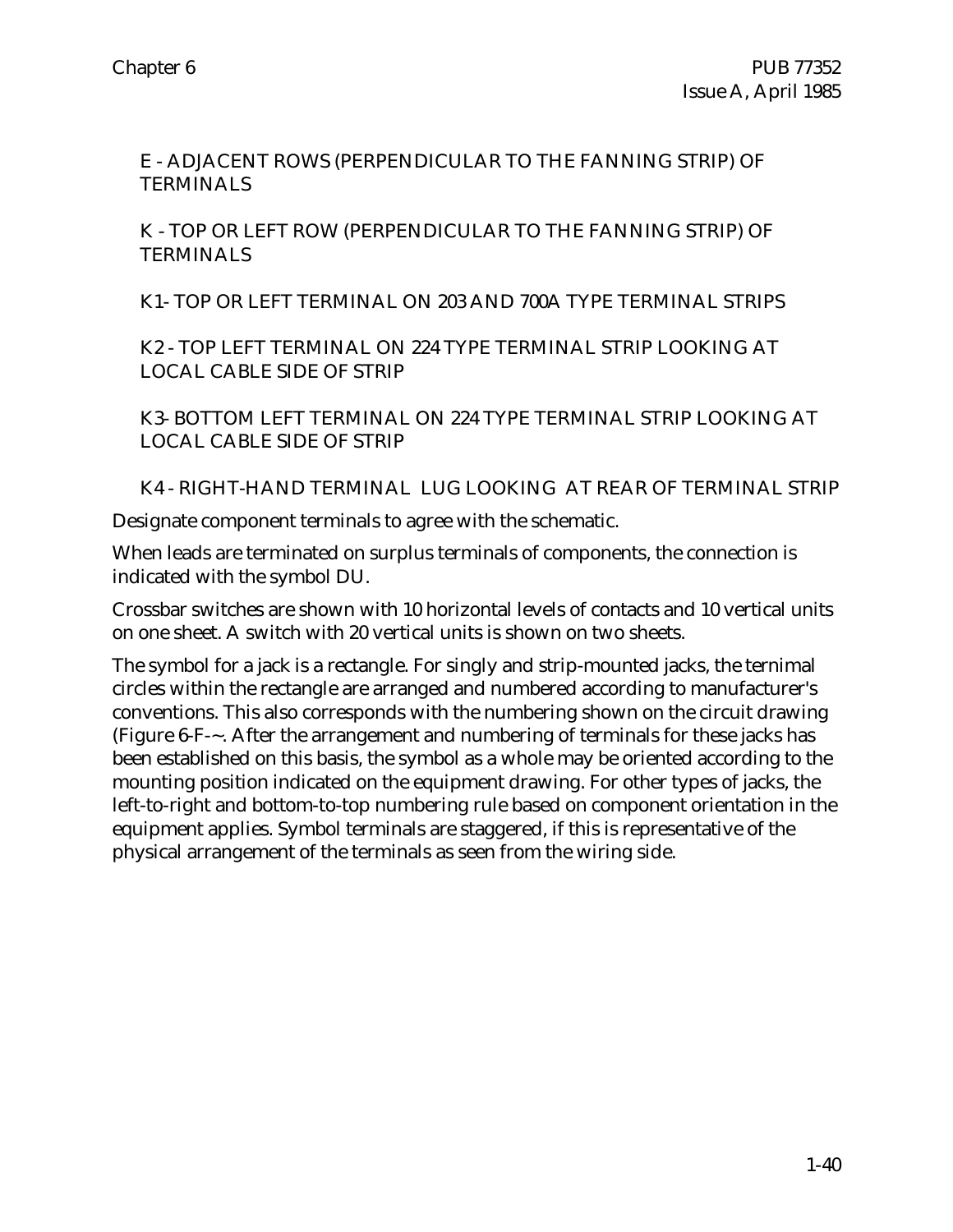E - ADJACENT ROWS (PERPENDICULAR TO THE FANNING STRIP) OF TERMINALS

K - TOP OR LEFT ROW (PERPENDICULAR TO THE FANNING STRIP) OF TERMINALS

K1- TOP OR LEFT TERMINAL ON 203 AND 700A TYPE TERMINAL STRIPS

K2 - TOP LEFT TERMINAL ON 224 TYPE TERMINAL STRIP LOOKING AT LOCAL CABLE SIDE OF STRIP

K3- BOTTOM LEFT TERMINAL ON 224 TYPE TERMINAL STRIP LOOKING AT LOCAL CABLE SIDE OF STRIP

K4 - RIGHT-HAND TERMINAL LUG LOOKING AT REAR OF TERMINAL STRIP

Designate component terminals to agree with the schematic.

When leads are terminated on surplus terminals of components, the connection is indicated with the symbol DU.

Crossbar switches are shown with 10 horizontal levels of contacts and 10 vertical units on one sheet. A switch with 20 vertical units is shown on two sheets.

The symbol for a jack is a rectangle. For singly and strip-mounted jacks, the ternimal circles within the rectangle are arranged and numbered according to manufacturer's conventions. This also corresponds with the numbering shown on the circuit drawing (Figure 6-F-~. After the arrangement and numbering of terminals for these jacks has been established on this basis, the symbol as a whole may be oriented according to the mounting position indicated on the equipment drawing. For other types of jacks, the left-to-right and bottom-to-top numbering rule based on component orientation in the equipment applies. Symbol terminals are staggered, if this is representative of the physical arrangement of the terminals as seen from the wiring side.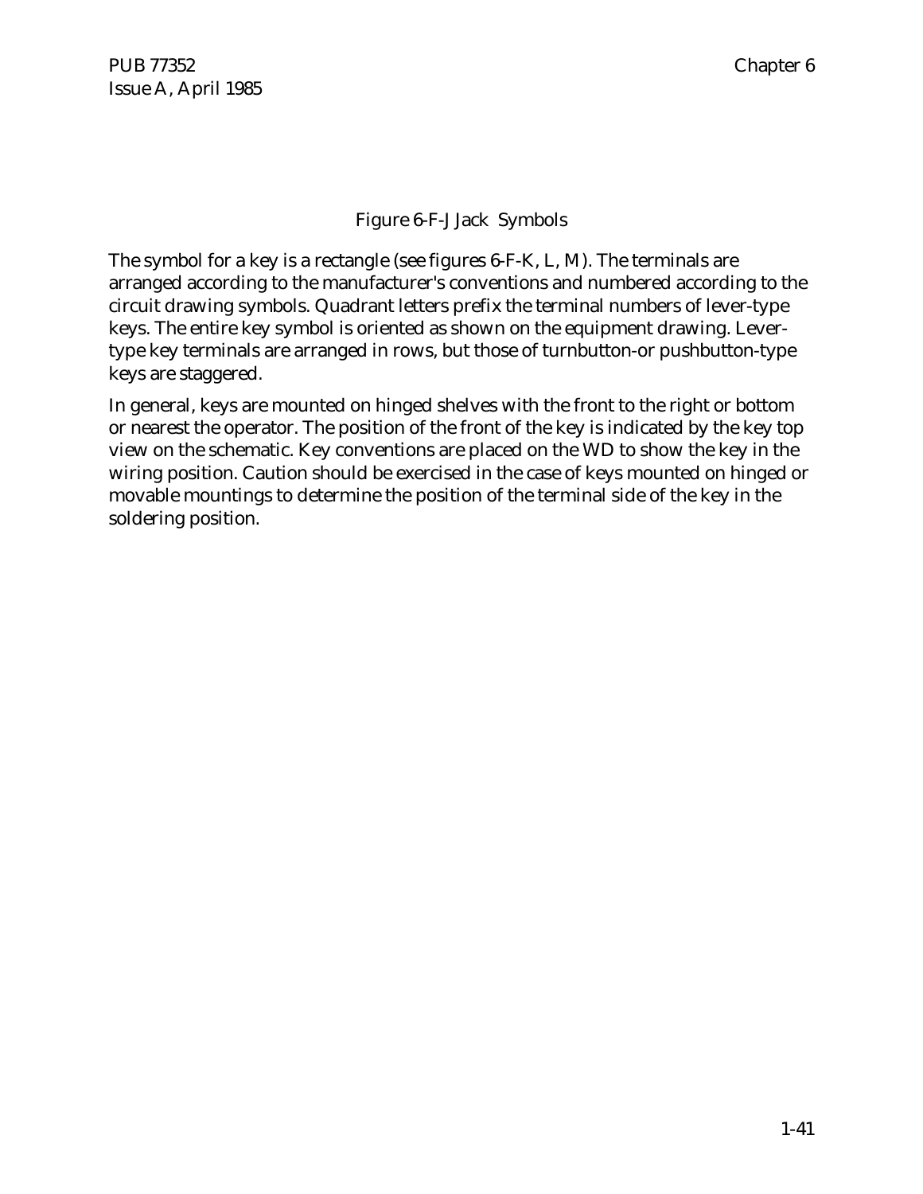Figure 6-F-J Jack Symbols

The symbol for a key is a rectangle (see figures 6-F-K, L, M). The terminals are arranged according to the manufacturer's conventions and numbered according to the circuit drawing symbols. Quadrant letters prefix the terminal numbers of lever-type keys. The entire key symbol is oriented as shown on the equipment drawing. Lever-type key terminals are arranged in rows, but those of turnbutton-or pushbutton-type keys are staggered.

In general, keys are mounted on hinged shelves with the front to the right or bottom or nearest the operator. The position of the front of the key is indicated by the key top view on the schematic. Key conventions are placed on the WD to show the key in the wiring position. Caution should be exercised in the case of keys mounted on hinged or movable mountings to determine the position of the terminal side of the key in the soldering position.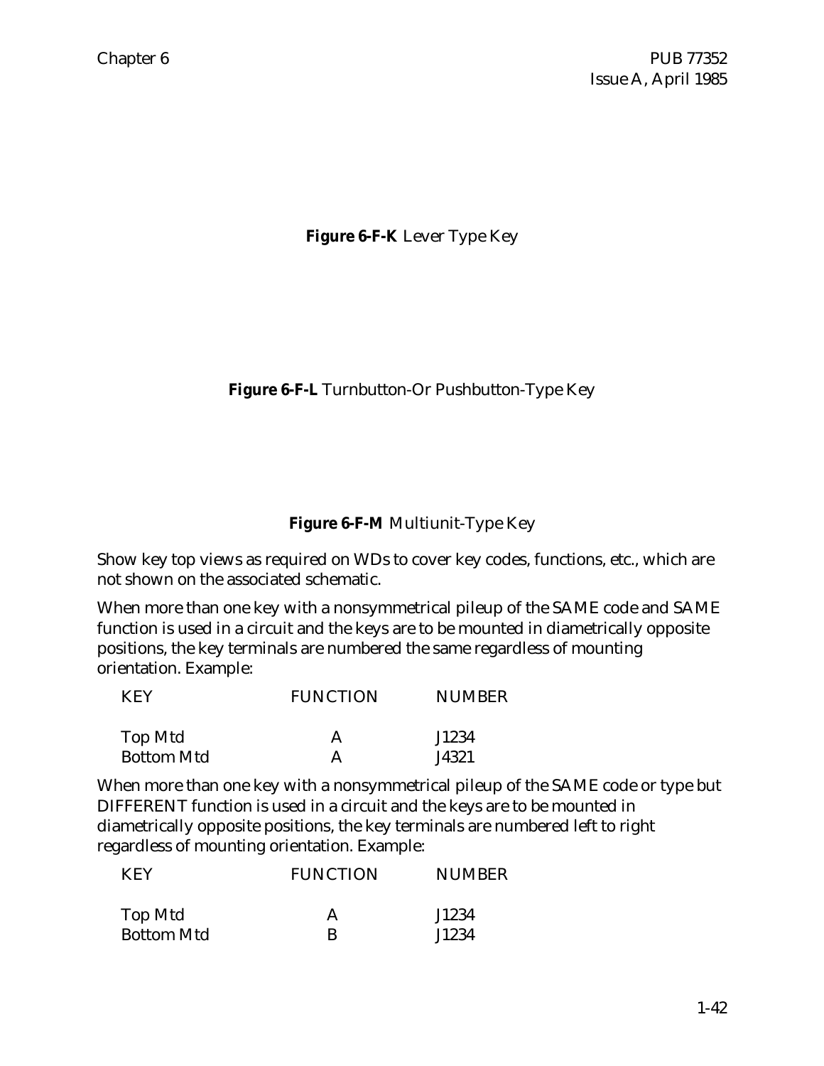**Figure 6-F-K** Lever Type Key

**Figure 6-F-L** Turnbutton-Or Pushbutton-Type Key

**Figure 6-F-M** Multiunit-Type Key

Show key top views as required on WDs to cover key codes, functions, etc., which are not shown on the associated schematic.

When more than one key with a nonsymmetrical pileup of the SAME code and SAME function is used in a circuit and the keys are to be mounted in diametrically opposite positions, the key terminals are numbered the same regardless of mounting orientation. Example:

| KEY | FUNCTION | NUMBER |
|---|---|---|
| Top Mtd | A | J1234 |
| Bottom Mtd | A | J4321 |

When more than one key with a nonsymmetrical pileup of the SAME code or type but DIFFERENT function is used in a circuit and the keys are to be mounted in diametrically opposite positions, the key terminals are numbered left to right regardless of mounting orientation. Example:

| KEY | FUNCTION | NUMBER |
|---|---|---|
| Top Mtd | A | J1234 |
| Bottom Mtd | B | J1234 |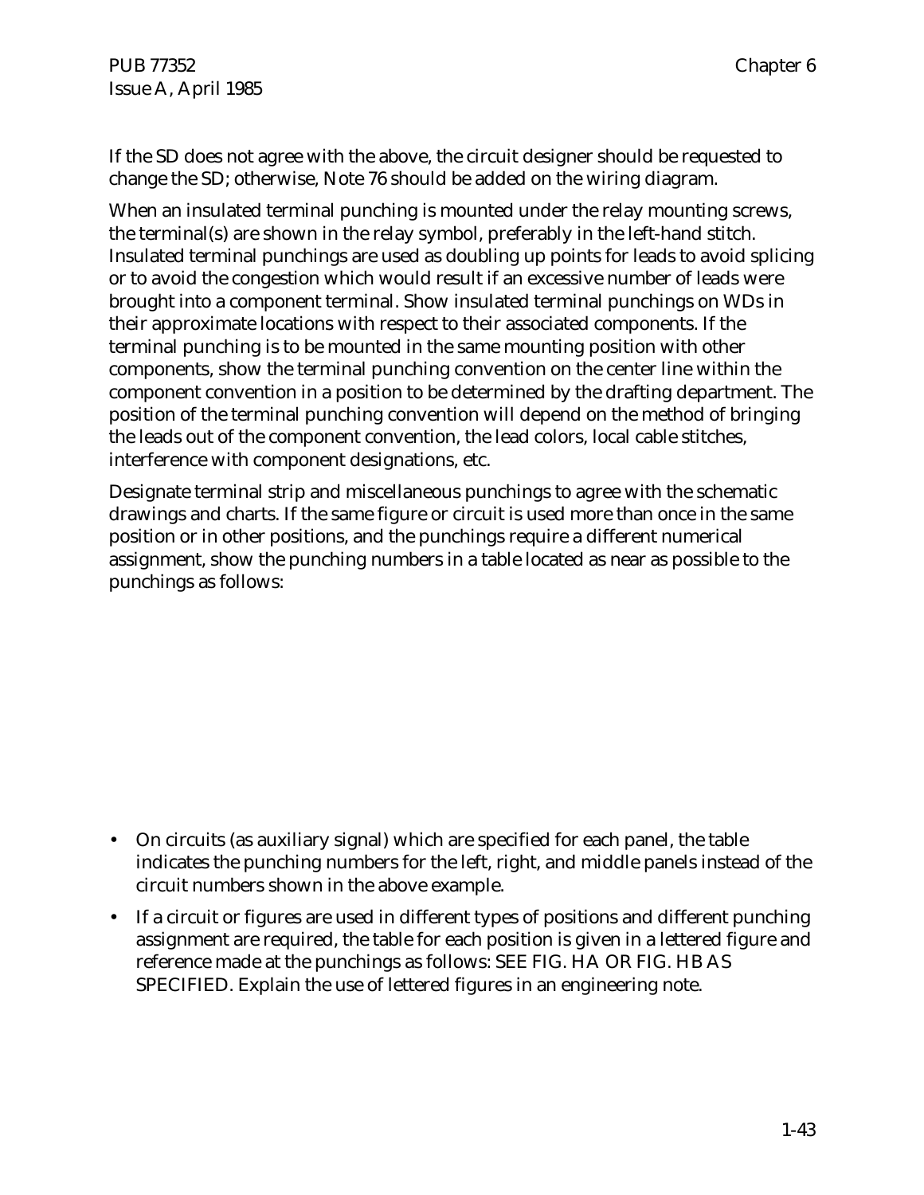If the SD does not agree with the above, the circuit designer should be requested to change the SD; otherwise, Note 76 should be added on the wiring diagram.

When an insulated terminal punching is mounted under the relay mounting screws, the terminal(s) are shown in the relay symbol, preferably in the left-hand stitch. Insulated terminal punchings are used as doubling up points for leads to avoid splicing or to avoid the congestion which would result if an excessive number of leads were brought into a component terminal. Show insulated terminal punchings on WDs in their approximate locations with respect to their associated components. If the terminal punching is to be mounted in the same mounting position with other components, show the terminal punching convention on the center line within the component convention in a position to be determined by the drafting department. The position of the terminal punching convention will depend on the method of bringing the leads out of the component convention, the lead colors, local cable stitches, interference with component designations, etc.

Designate terminal strip and miscellaneous punchings to agree with the schematic drawings and charts. If the same figure or circuit is used more than once in the same position or in other positions, and the punchings require a different numerical assignment, show the punching numbers in a table located as near as possible to the punchings as follows:

- On circuits (as auxiliary signal) which are specified for each panel, the table indicates the punching numbers for the left, right, and middle panels instead of the circuit numbers shown in the above example.
- If a circuit or figures are used in different types of positions and different punching assignment are required, the table for each position is given in a lettered figure and reference made at the punchings as follows: SEE FIG. HA OR FIG. HB AS SPECIFIED. Explain the use of lettered figures in an engineering note.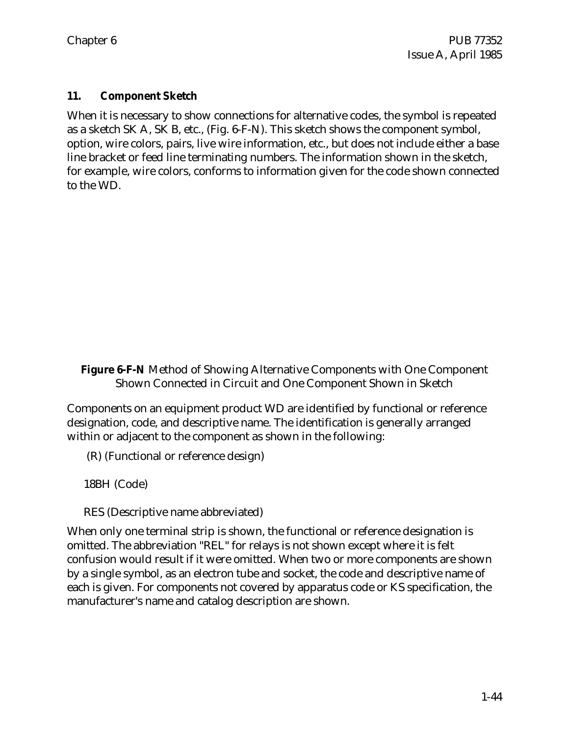## 11. Component Sketch

When it is necessary to show connections for alternative codes, the symbol is repeated as a sketch SK A, SK B, etc., (Fig. 6-F-N). This sketch shows the component symbol, option, wire colors, pairs, live wire information, etc., but does not include either a base line bracket or feed line terminating numbers. The information shown in the sketch, for example, wire colors, conforms to information given for the code shown connected to the WD.

**Figure 6-F-N** Method of Showing Alternative Components with One Component Shown Connected in Circuit and One Component Shown in Sketch

Components on an equipment product WD are identified by functional or reference designation, code, and descriptive name. The identification is generally arranged within or adjacent to the component as shown in the following:

(R) (Functional or reference design)

18BH (Code)

RES (Descriptive name abbreviated)

When only one terminal strip is shown, the functional or reference designation is omitted. The abbreviation "REL" for relays is not shown except where it is felt confusion would result if it were omitted. When two or more components are shown by a single symbol, as an electron tube and socket, the code and descriptive name of each is given. For components not covered by apparatus code or KS specification, the manufacturer's name and catalog description are shown.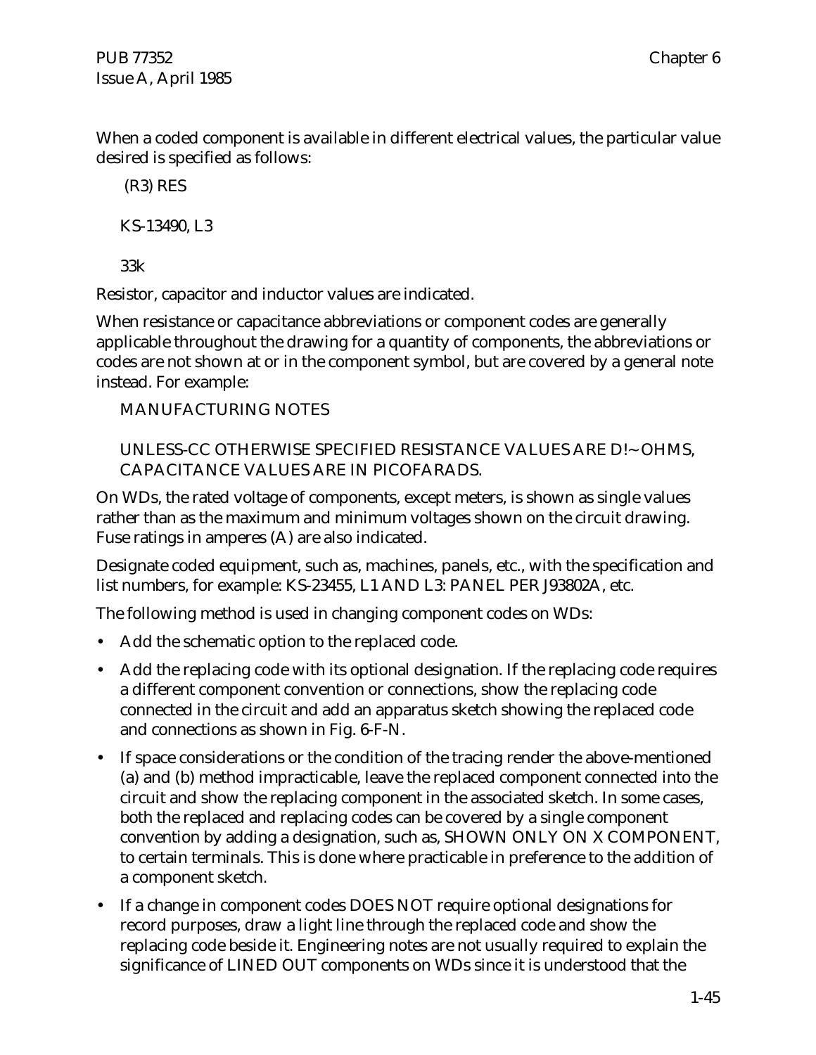When a coded component is available in different electrical values, the particular value desired is specified as follows:

(R3) RES

KS-13490, L3

33k

Resistor, capacitor and inductor values are indicated.

When resistance or capacitance abbreviations or component codes are generally applicable throughout the drawing for a quantity of components, the abbreviations or codes are not shown at or in the component symbol, but are covered by a general note instead. For example:

MANUFACTURING NOTES

UNLESS-CC OTHERWISE SPECIFIED RESISTANCE VALUES ARE D!~ OHMS, CAPACITANCE VALUES ARE IN PICOFARADS.

On WDs, the rated voltage of components, except meters, is shown as single values rather than as the maximum and minimum voltages shown on the circuit drawing. Fuse ratings in amperes (A) are also indicated.

Designate coded equipment, such as, machines, panels, etc., with the specification and list numbers, for example: KS-23455, L1 AND L3: PANEL PER J93802A, etc.

The following method is used in changing component codes on WDs:

- Add the schematic option to the replaced code.
- Add the replacing code with its optional designation. If the replacing code requires a different component convention or connections, show the replacing code connected in the circuit and add an apparatus sketch showing the replaced code and connections as shown in Fig. 6-F-N.
- If space considerations or the condition of the tracing render the above-mentioned (a) and (b) method impracticable, leave the replaced component connected into the circuit and show the replacing component in the associated sketch. In some cases, both the replaced and replacing codes can be covered by a single component convention by adding a designation, such as, SHOWN ONLY ON X COMPONENT, to certain terminals. This is done where practicable in preference to the addition of a component sketch.
- If a change in component codes DOES NOT require optional designations for record purposes, draw a light line through the replaced code and show the replacing code beside it. Engineering notes are not usually required to explain the significance of LINED OUT components on WDs since it is understood that the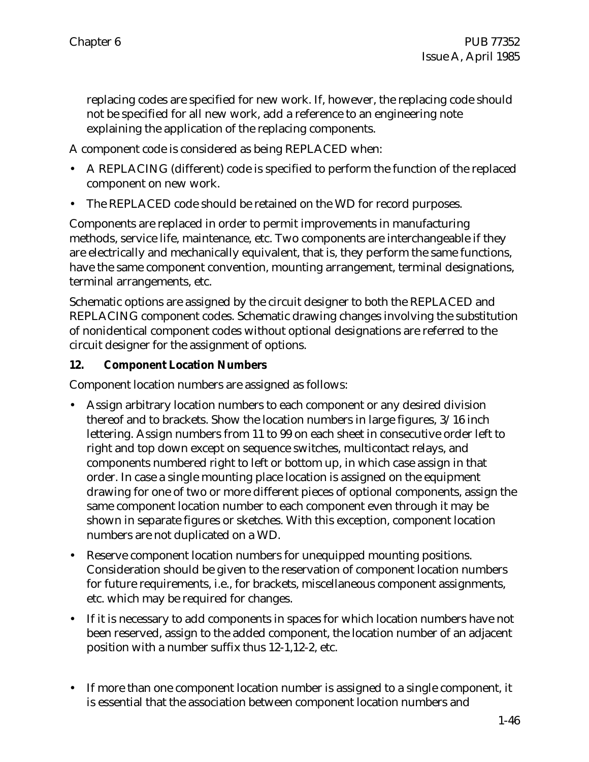replacing codes are specified for new work. If, however, the replacing code should not be specified for all new work, add a reference to an engineering note explaining the application of the replacing components.

A component code is considered as being REPLACED when:

- A REPLACING (different) code is specified to perform the function of the replaced component on new work.
- The REPLACED code should be retained on the WD for record purposes.

Components are replaced in order to permit improvements in manufacturing methods, service life, maintenance, etc. Two components are interchangeable if they are electrically and mechanically equivalent, that is, they perform the same functions, have the same component convention, mounting arrangement, terminal designations, terminal arrangements, etc.

Schematic options are assigned by the circuit designer to both the REPLACED and REPLACING component codes. Schematic drawing changes involving the substitution of nonidentical component codes without optional designations are referred to the circuit designer for the assignment of options.

**12. Component Location Numbers**

Component location numbers are assigned as follows:

- Assign arbitrary location numbers to each component or any desired division thereof and to brackets. Show the location numbers in large figures, 3/16 inch lettering. Assign numbers from 11 to 99 on each sheet in consecutive order left to right and top down except on sequence switches, multicontact relays, and components numbered right to left or bottom up, in which case assign in that order. In case a single mounting place location is assigned on the equipment drawing for one of two or more different pieces of optional components, assign the same component location number to each component even through it may be shown in separate figures or sketches. With this exception, component location numbers are not duplicated on a WD.
- Reserve component location numbers for unequipped mounting positions. Consideration should be given to the reservation of component location numbers for future requirements, i.e., for brackets, miscellaneous component assignments, etc. which may be required for changes.
- If it is necessary to add components in spaces for which location numbers have not been reserved, assign to the added component, the location number of an adjacent position with a number suffix thus 12-1,12-2, etc.
- If more than one component location number is assigned to a single component, it is essential that the association between component location numbers and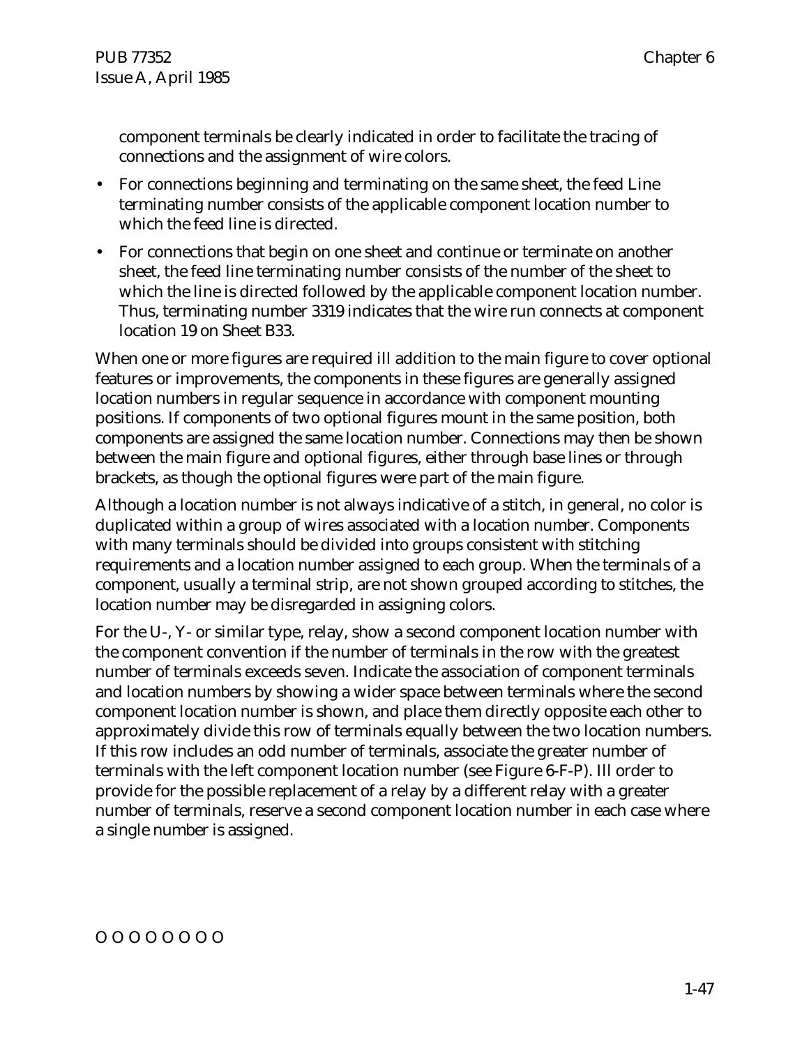component terminals be clearly indicated in order to facilitate the tracing of connections and the assignment of wire colors.

- For connections beginning and terminating on the same sheet, the feed Line terminating number consists of the applicable component location number to which the feed line is directed.
- For connections that begin on one sheet and continue or terminate on another sheet, the feed line terminating number consists of the number of the sheet to which the line is directed followed by the applicable component location number. Thus, terminating number 3319 indicates that the wire run connects at component location 19 on Sheet B33.

When one or more figures are required ill addition to the main figure to cover optional features or improvements, the components in these figures are generally assigned location numbers in regular sequence in accordance with component mounting positions. If components of two optional figures mount in the same position, both components are assigned the same location number. Connections may then be shown between the main figure and optional figures, either through base lines or through brackets, as though the optional figures were part of the main figure.

Although a location number is not always indicative of a stitch, in general, no color is duplicated within a group of wires associated with a location number. Components with many terminals should be divided into groups consistent with stitching requirements and a location number assigned to each group. When the terminals of a component, usually a terminal strip, are not shown grouped according to stitches, the location number may be disregarded in assigning colors.

For the U-, Y- or similar type, relay, show a second component location number with the component convention if the number of terminals in the row with the greatest number of terminals exceeds seven. Indicate the association of component terminals and location numbers by showing a wider space between terminals where the second component location number is shown, and place them directly opposite each other to approximately divide this row of terminals equally between the two location numbers. If this row includes an odd number of terminals, associate the greater number of terminals with the left component location number (see Figure 6-F-P). Ill order to provide for the possible replacement of a relay by a different relay with a greater number of terminals, reserve a second component location number in each case where a single number is assigned.

O O O O O O O O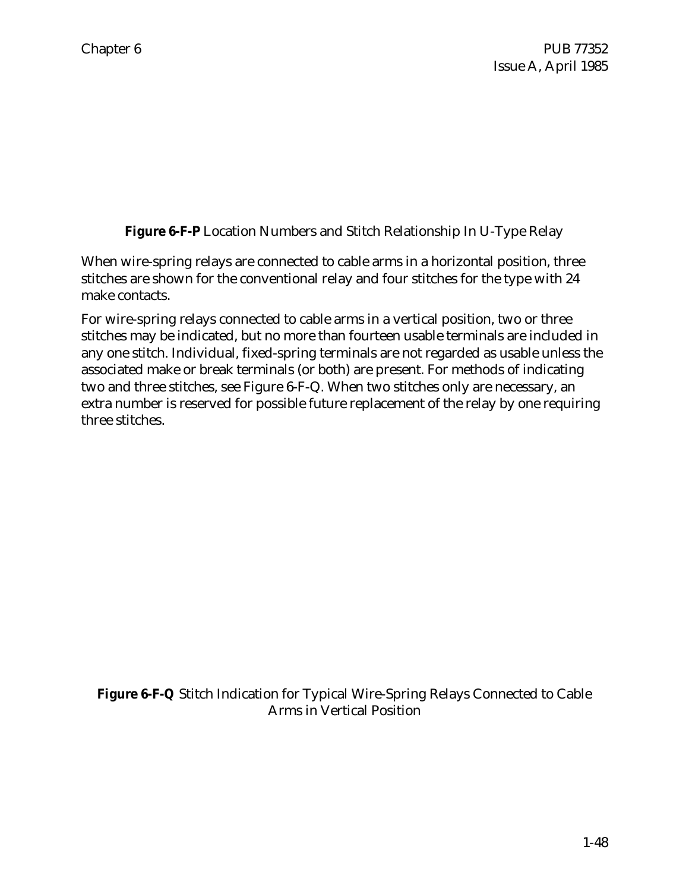**Figure 6-F-P** Location Numbers and Stitch Relationship In U-Type Relay

When wire-spring relays are connected to cable arms in a horizontal position, three stitches are shown for the conventional relay and four stitches for the type with 24 make contacts.

For wire-spring relays connected to cable arms in a vertical position, two or three stitches may be indicated, but no more than fourteen usable terminals are included in any one stitch. Individual, fixed-spring terminals are not regarded as usable unless the associated make or break terminals (or both) are present. For methods of indicating two and three stitches, see Figure 6-F-Q. When two stitches only are necessary, an extra number is reserved for possible future replacement of the relay by one requiring three stitches.

**Figure 6-F-Q** Stitch Indication for Typical Wire-Spring Relays Connected to Cable Arms in Vertical Position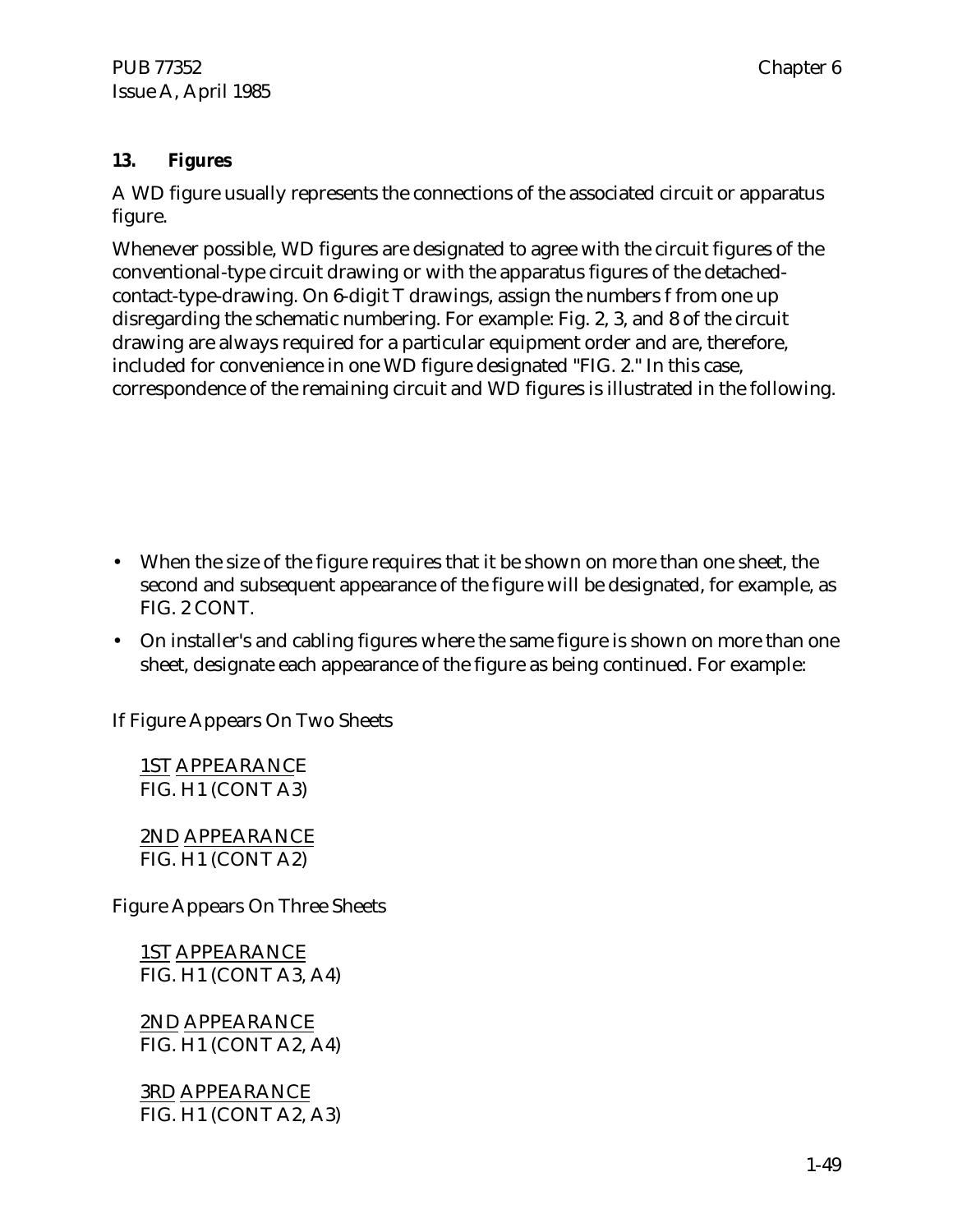### 13. Figures

A WD figure usually represents the connections of the associated circuit or apparatus figure.

Whenever possible, WD figures are designated to agree with the circuit figures of the conventional-type circuit drawing or with the apparatus figures of the detached-contact-type-drawing. On 6-digit T drawings, assign the numbers f from one up disregarding the schematic numbering. For example: Fig. 2, 3, and 8 of the circuit drawing are always required for a particular equipment order and are, therefore, included for convenience in one WD figure designated "FIG. 2." In this case, correspondence of the remaining circuit and WD figures is illustrated in the following.

- When the size of the figure requires that it be shown on more than one sheet, the second and subsequent appearance of the figure will be designated, for example, as FIG. 2 CONT.
- On installer's and cabling figures where the same figure is shown on more than one sheet, designate each appearance of the figure as being continued. For example:

If Figure Appears On Two Sheets

1ST APPEARANCE
FIG. H1 (CONT A3)

2ND APPEARANCE
FIG. H1 (CONT A2)

Figure Appears On Three Sheets

1ST APPEARANCE
FIG. H1 (CONT A3, A4)

2ND APPEARANCE
FIG. H1 (CONT A2, A4)

3RD APPEARANCE
FIG. H1 (CONT A2, A3)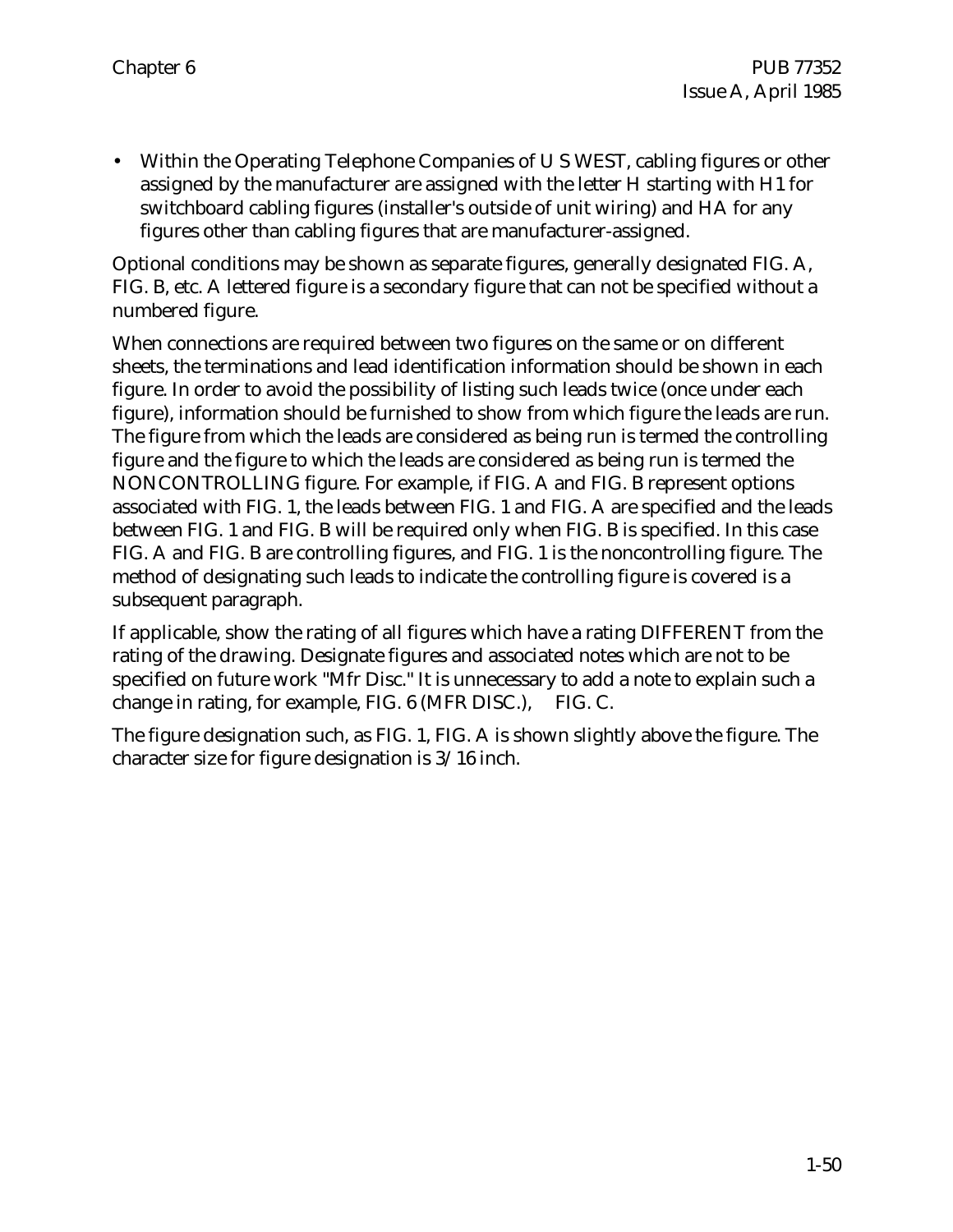- Within the Operating Telephone Companies of U S WEST, cabling figures or other assigned by the manufacturer are assigned with the letter H starting with H1 for switchboard cabling figures (installer's outside of unit wiring) and HA for any figures other than cabling figures that are manufacturer-assigned.

Optional conditions may be shown as separate figures, generally designated FIG. A, FIG. B, etc. A lettered figure is a secondary figure that can not be specified without a numbered figure.

When connections are required between two figures on the same or on different sheets, the terminations and lead identification information should be shown in each figure. In order to avoid the possibility of listing such leads twice (once under each figure), information should be furnished to show from which figure the leads are run. The figure from which the leads are considered as being run is termed the controlling figure and the figure to which the leads are considered as being run is termed the NONCONTROLLING figure. For example, if FIG. A and FIG. B represent options associated with FIG. 1, the leads between FIG. 1 and FIG. A are specified and the leads between FIG. 1 and FIG. B will be required only when FIG. B is specified. In this case FIG. A and FIG. B are controlling figures, and FIG. 1 is the noncontrolling figure. The method of designating such leads to indicate the controlling figure is covered is a subsequent paragraph.

If applicable, show the rating of all figures which have a rating DIFFERENT from the rating of the drawing. Designate figures and associated notes which are not to be specified on future work "Mfr Disc." It is unnecessary to add a note to explain such a change in rating, for example, FIG. 6 (MFR DISC.), FIG. C.

The figure designation such, as FIG. 1, FIG. A is shown slightly above the figure. The character size for figure designation is 3/16 inch.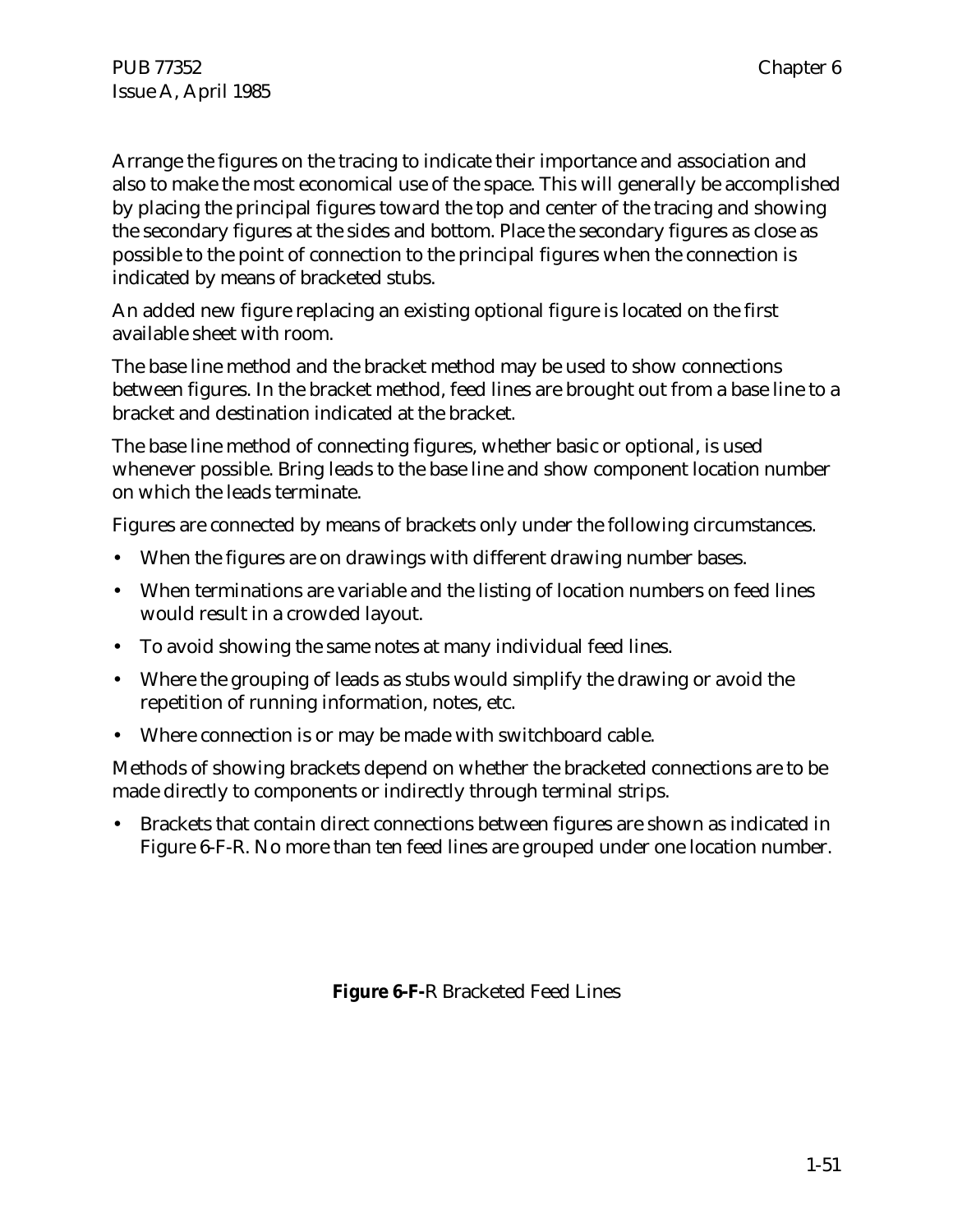Arrange the figures on the tracing to indicate their importance and association and also to make the most economical use of the space. This will generally be accomplished by placing the principal figures toward the top and center of the tracing and showing the secondary figures at the sides and bottom. Place the secondary figures as close as possible to the point of connection to the principal figures when the connection is indicated by means of bracketed stubs.

An added new figure replacing an existing optional figure is located on the first available sheet with room.

The base line method and the bracket method may be used to show connections between figures. In the bracket method, feed lines are brought out from a base line to a bracket and destination indicated at the bracket.

The base line method of connecting figures, whether basic or optional, is used whenever possible. Bring leads to the base line and show component location number on which the leads terminate.

Figures are connected by means of brackets only under the following circumstances.

- When the figures are on drawings with different drawing number bases.
- When terminations are variable and the listing of location numbers on feed lines would result in a crowded layout.
- To avoid showing the same notes at many individual feed lines.
- Where the grouping of leads as stubs would simplify the drawing or avoid the repetition of running information, notes, etc.
- Where connection is or may be made with switchboard cable.

Methods of showing brackets depend on whether the bracketed connections are to be made directly to components or indirectly through terminal strips.

- Brackets that contain direct connections between figures are shown as indicated in Figure 6-F-R. No more than ten feed lines are grouped under one location number.

**Figure 6-F-**R Bracketed Feed Lines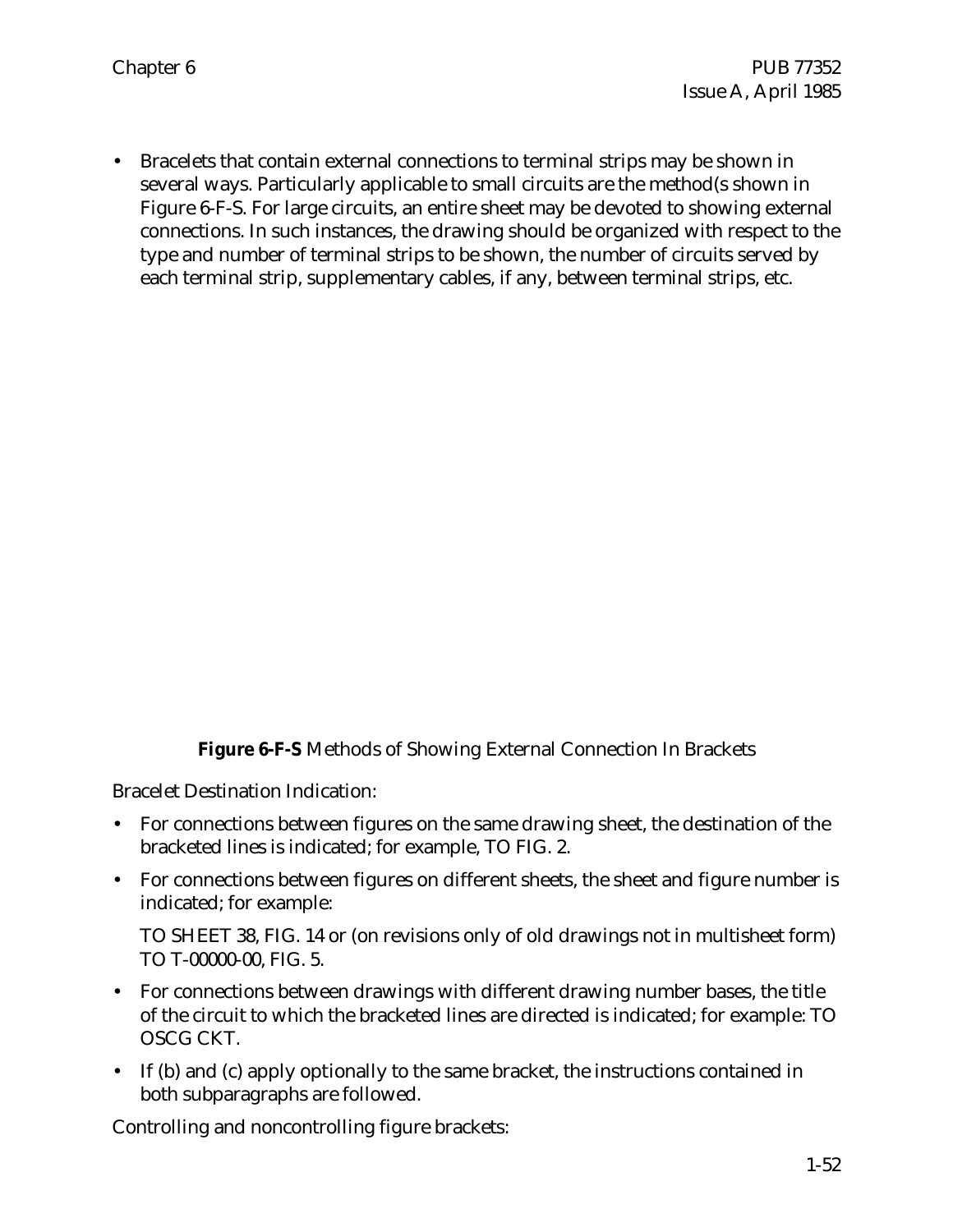- Bracelets that contain external connections to terminal strips may be shown in several ways. Particularly applicable to small circuits are the method(s shown in Figure 6-F-S. For large circuits, an entire sheet may be devoted to showing external connections. In such instances, the drawing should be organized with respect to the type and number of terminal strips to be shown, the number of circuits served by each terminal strip, supplementary cables, if any, between terminal strips, etc.

**Figure 6-F-S** Methods of Showing External Connection In Brackets

Bracelet Destination Indication:

- For connections between figures on the same drawing sheet, the destination of the bracketed lines is indicated; for example, TO FIG. 2.
- For connections between figures on different sheets, the sheet and figure number is indicated; for example:

  TO SHEET 38, FIG. 14 or (on revisions only of old drawings not in multisheet form) TO T-00000-00, FIG. 5.
- For connections between drawings with different drawing number bases, the title of the circuit to which the bracketed lines are directed is indicated; for example: TO OSCG CKT.
- If (b) and (c) apply optionally to the same bracket, the instructions contained in both subparagraphs are followed.

Controlling and noncontrolling figure brackets: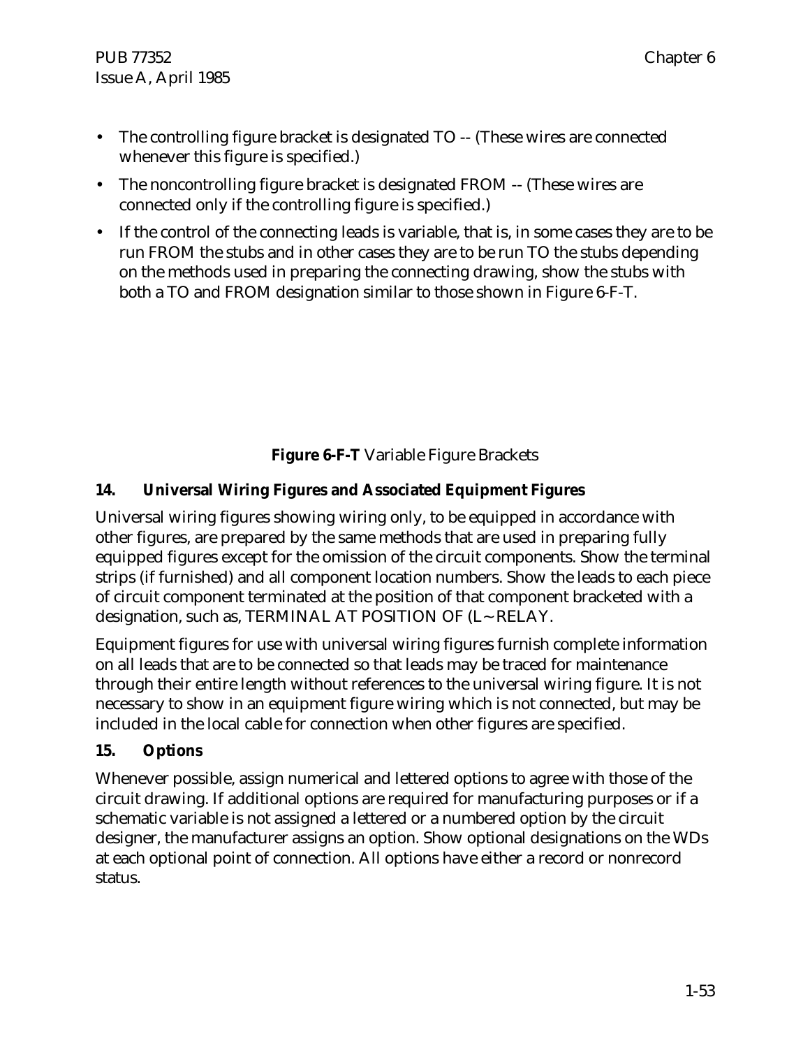- The controlling figure bracket is designated TO -- (These wires are connected whenever this figure is specified.)
- The noncontrolling figure bracket is designated FROM -- (These wires are connected only if the controlling figure is specified.)
- If the control of the connecting leads is variable, that is, in some cases they are to be run FROM the stubs and in other cases they are to be run TO the stubs depending on the methods used in preparing the connecting drawing, show the stubs with both a TO and FROM designation similar to those shown in Figure 6-F-T.

**Figure 6-F-T** Variable Figure Brackets

### 14. Universal Wiring Figures and Associated Equipment Figures

Universal wiring figures showing wiring only, to be equipped in accordance with other figures, are prepared by the same methods that are used in preparing fully equipped figures except for the omission of the circuit components. Show the terminal strips (if furnished) and all component location numbers. Show the leads to each piece of circuit component terminated at the position of that component bracketed with a designation, such as, TERMINAL AT POSITION OF (L~ RELAY.

Equipment figures for use with universal wiring figures furnish complete information on all leads that are to be connected so that leads may be traced for maintenance through their entire length without references to the universal wiring figure. It is not necessary to show in an equipment figure wiring which is not connected, but may be included in the local cable for connection when other figures are specified.

### 15. Options

Whenever possible, assign numerical and lettered options to agree with those of the circuit drawing. If additional options are required for manufacturing purposes or if a schematic variable is not assigned a lettered or a numbered option by the circuit designer, the manufacturer assigns an option. Show optional designations on the WDs at each optional point of connection. All options have either a record or nonrecord status.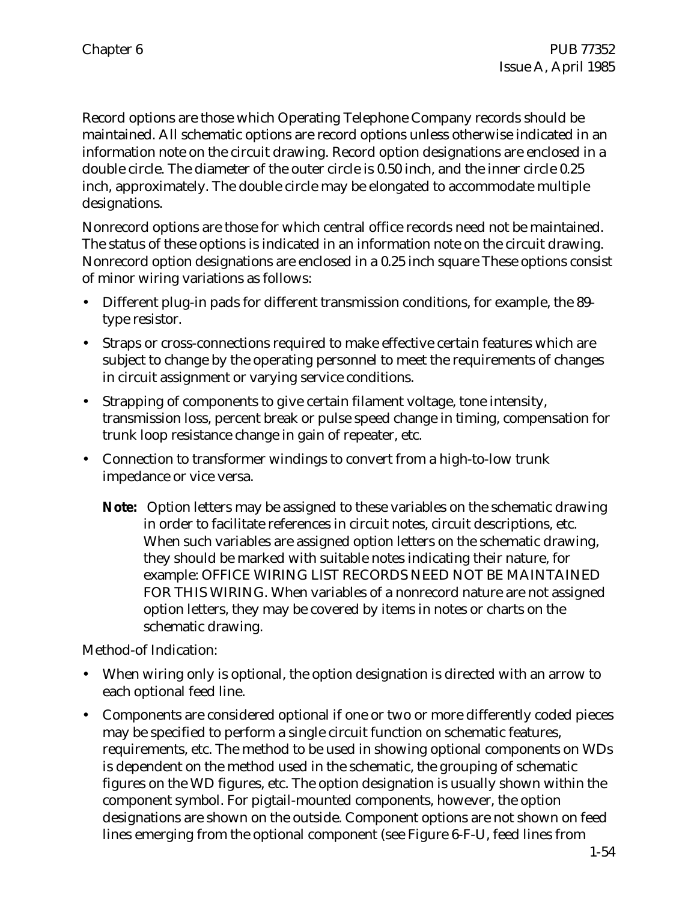Record options are those which Operating Telephone Company records should be maintained. All schematic options are record options unless otherwise indicated in an information note on the circuit drawing. Record option designations are enclosed in a double circle. The diameter of the outer circle is 0.50 inch, and the inner circle 0.25 inch, approximately. The double circle may be elongated to accommodate multiple designations.

Nonrecord options are those for which central office records need not be maintained. The status of these options is indicated in an information note on the circuit drawing. Nonrecord option designations are enclosed in a 0.25 inch square These options consist of minor wiring variations as follows:

- Different plug-in pads for different transmission conditions, for example, the 89-type resistor.
- Straps or cross-connections required to make effective certain features which are subject to change by the operating personnel to meet the requirements of changes in circuit assignment or varying service conditions.
- Strapping of components to give certain filament voltage, tone intensity, transmission loss, percent break or pulse speed change in timing, compensation for trunk loop resistance change in gain of repeater, etc.
- Connection to transformer windings to convert from a high-to-low trunk impedance or vice versa.

  **Note:** Option letters may be assigned to these variables on the schematic drawing in order to facilitate references in circuit notes, circuit descriptions, etc. When such variables are assigned option letters on the schematic drawing, they should be marked with suitable notes indicating their nature, for example: OFFICE WIRING LIST RECORDS NEED NOT BE MAINTAINED FOR THIS WIRING. When variables of a nonrecord nature are not assigned option letters, they may be covered by items in notes or charts on the schematic drawing.

Method-of Indication:

- When wiring only is optional, the option designation is directed with an arrow to each optional feed line.
- Components are considered optional if one or two or more differently coded pieces may be specified to perform a single circuit function on schematic features, requirements, etc. The method to be used in showing optional components on WDs is dependent on the method used in the schematic, the grouping of schematic figures on the WD figures, etc. The option designation is usually shown within the component symbol. For pigtail-mounted components, however, the option designations are shown on the outside. Component options are not shown on feed lines emerging from the optional component (see Figure 6-F-U, feed lines from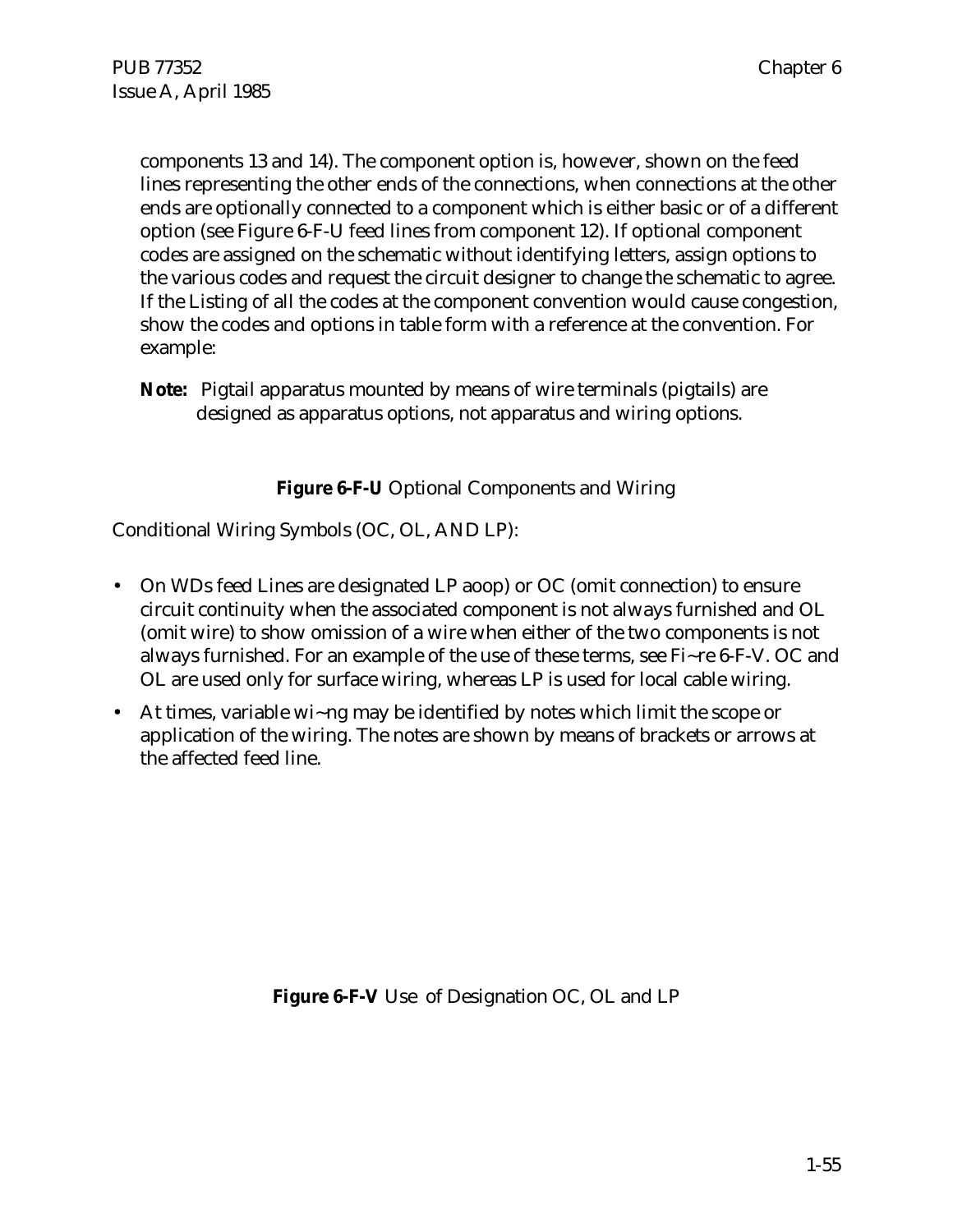components 13 and 14). The component option is, however, shown on the feed lines representing the other ends of the connections, when connections at the other ends are optionally connected to a component which is either basic or of a different option (see Figure 6-F-U feed lines from component 12). If optional component codes are assigned on the schematic without identifying letters, assign options to the various codes and request the circuit designer to change the schematic to agree. If the Listing of all the codes at the component convention would cause congestion, show the codes and options in table form with a reference at the convention. For example:

**Note:** Pigtail apparatus mounted by means of wire terminals (pigtails) are designed as apparatus options, not apparatus and wiring options.

**Figure 6-F-U** Optional Components and Wiring

Conditional Wiring Symbols (OC, OL, AND LP):

- On WDs feed Lines are designated LP aoop) or OC (omit connection) to ensure circuit continuity when the associated component is not always furnished and OL (omit wire) to show omission of a wire when either of the two components is not always furnished. For an example of the use of these terms, see Fi~re 6-F-V. OC and OL are used only for surface wiring, whereas LP is used for local cable wiring.
- At times, variable wi~ng may be identified by notes which limit the scope or application of the wiring. The notes are shown by means of brackets or arrows at the affected feed line.

**Figure 6-F-V** Use of Designation OC, OL and LP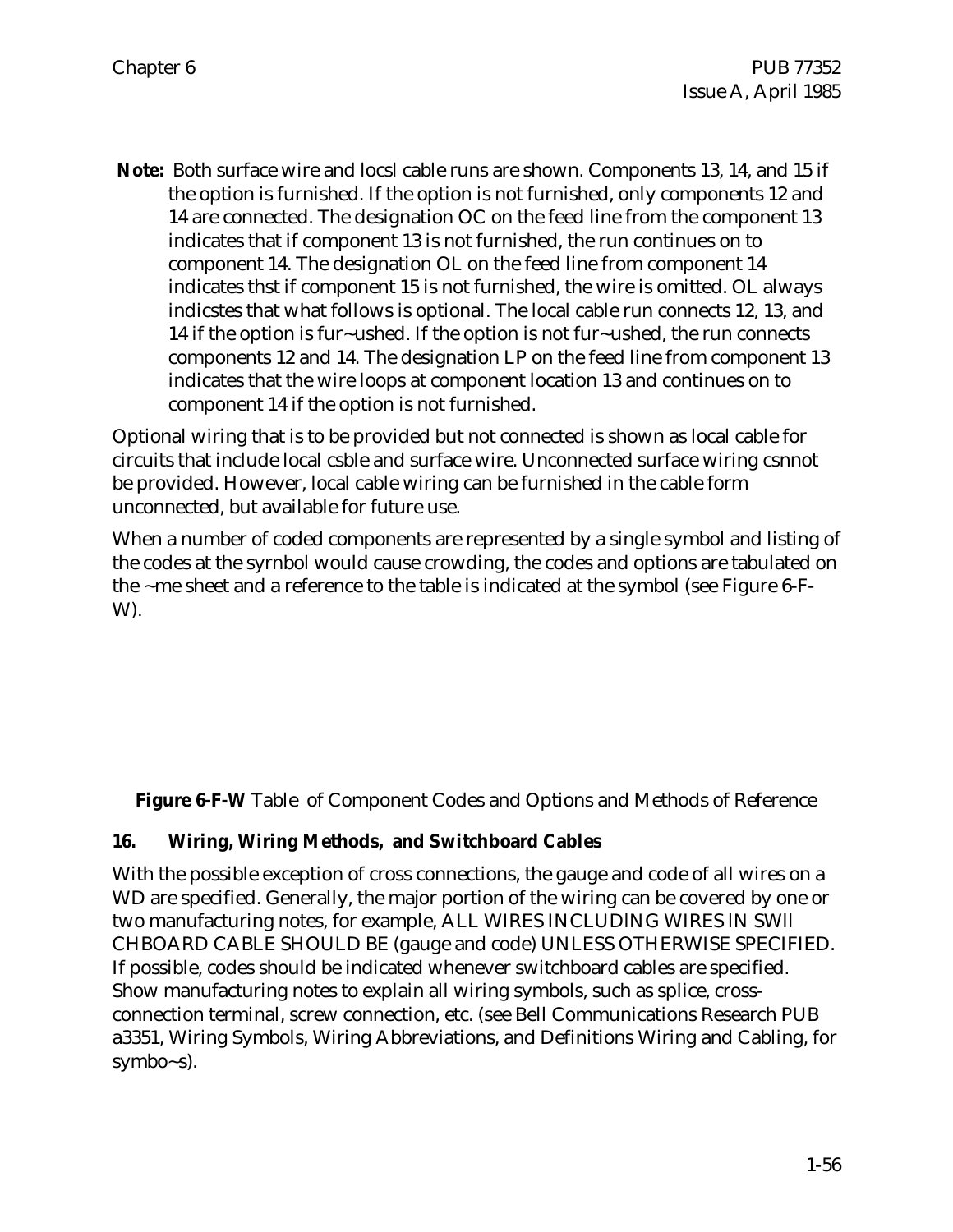**Note:** Both surface wire and locsl cable runs are shown. Components 13, 14, and 15 if the option is furnished. If the option is not furnished, only components 12 and 14 are connected. The designation OC on the feed line from the component 13 indicates that if component 13 is not furnished, the run continues on to component 14. The designation OL on the feed line from component 14 indicates thst if component 15 is not furnished, the wire is omitted. OL always indicstes that what follows is optional. The local cable run connects 12, 13, and 14 if the option is fur~ushed. If the option is not fur~ushed, the run connects components 12 and 14. The designation LP on the feed line from component 13 indicates that the wire loops at component location 13 and continues on to component 14 if the option is not furnished.

Optional wiring that is to be provided but not connected is shown as local cable for circuits that include local csble and surface wire. Unconnected surface wiring csnnot be provided. However, local cable wiring can be furnished in the cable form unconnected, but available for future use.

When a number of coded components are represented by a single symbol and listing of the codes at the syrnbol would cause crowding, the codes and options are tabulated on the ~me sheet and a reference to the table is indicated at the symbol (see Figure 6-F-W).

**Figure 6-F-W** Table of Component Codes and Options and Methods of Reference

### 16. *Wiring, Wiring Methods, and Switchboard Cables*

With the possible exception of cross connections, the gauge and code of all wires on a WD are specified. Generally, the major portion of the wiring can be covered by one or two manufacturing notes, for example, ALL WIRES INCLUDING WIRES lN SWlI CHBOARD CABLE SHOULD BE (gauge and code) UNLESS OTHERWISE SPECIFIED. If possible, codes should be indicated whenever switchboard cables are specified. Show manufacturing notes to explain all wiring symbols, such as splice, cross-connection terminal, screw connection, etc. (see Bell Communications Research PUB a3351, Wiring Symbols, Wiring Abbreviations, and Definitions Wiring and Cabling, for symbo~s).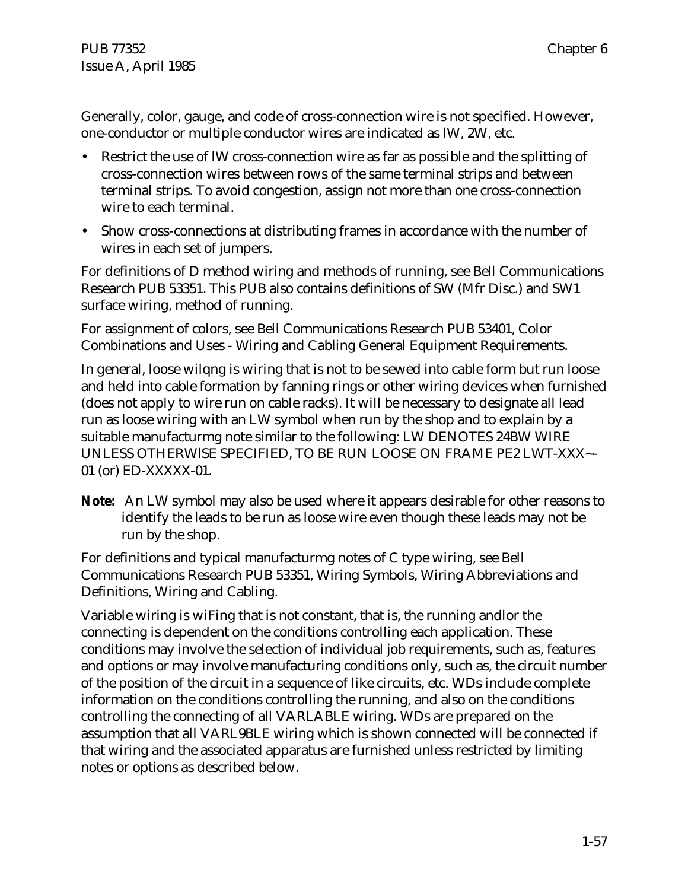Generally, color, gauge, and code of cross-connection wire is not specified. However, one-conductor or multiple conductor wires are indicated as lW, 2W, etc.

- Restrict the use of lW cross-connection wire as far as possible and the splitting of cross-connection wires between rows of the same terminal strips and between terminal strips. To avoid congestion, assign not more than one cross-connection wire to each terminal.
- Show cross-connections at distributing frames in accordance with the number of wires in each set of jumpers.

For definitions of D method wiring and methods of running, see Bell Communications Research PUB 53351. This PUB also contains definitions of SW (Mfr Disc.) and SW1 surface wiring, method of running.

For assignment of colors, see Bell Communications Research PUB 53401, Color Combinations and Uses - Wiring and Cabling General Equipment Requirements.

In general, loose wilqng is wiring that is not to be sewed into cable form but run loose and held into cable formation by fanning rings or other wiring devices when furnished (does not apply to wire run on cable racks). It will be necessary to designate all lead run as loose wiring with an LW symbol when run by the shop and to explain by a suitable manufacturmg note similar to the following: LW DENOTES 24BW WIRE UNLESS OTHERWISE SPECIFIED, TO BE RUN LOOSE ON FRAME PE2 LWT-XXX~-01 (or) ED-XXXXX-01.

**Note:** An LW symbol may also be used where it appears desirable for other reasons to identify the leads to be run as loose wire even though these leads may not be run by the shop.

For definitions and typical manufacturmg notes of C type wiring, see Bell Communications Research PUB 53351, Wiring Symbols, Wiring Abbreviations and Definitions, Wiring and Cabling.

Variable wiring is wiFing that is not constant, that is, the running andlor the connecting is dependent on the conditions controlling each application. These conditions may involve the selection of individual job requirements, such as, features and options or may involve manufacturing conditions only, such as, the circuit number of the position of the circuit in a sequence of like circuits, etc. WDs include complete information on the conditions controlling the running, and also on the conditions controlling the connecting of all VARLABLE wiring. WDs are prepared on the assumption that all VARL9BLE wiring which is shown connected will be connected if that wiring and the associated apparatus are furnished unless restricted by limiting notes or options as described below.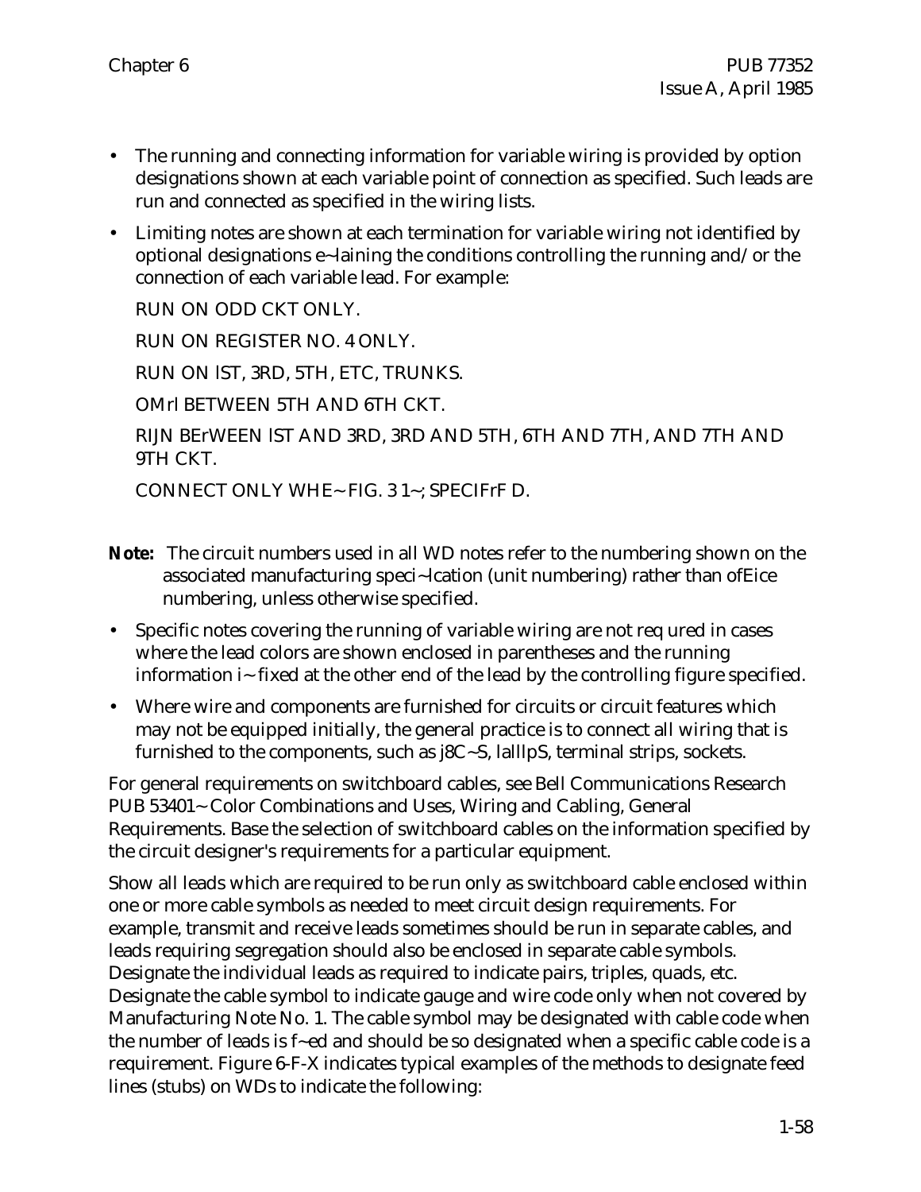- The running and connecting information for variable wiring is provided by option designations shown at each variable point of connection as specified. Such leads are run and connected as specified in the wiring lists.
- Limiting notes are shown at each termination for variable wiring not identified by optional designations e~laining the conditions controlling the running and/or the connection of each variable lead. For example:

  RUN ON ODD CKT ONLY.

  RUN ON REGISTER NO. 4 ONLY.

  RUN ON lST, 3RD, 5TH, ETC, TRUNKS.

  OMrl BETWEEN 5TH AND 6TH CKT.

  RIJN BErWEEN lST AND 3RD, 3RD AND 5TH, 6TH AND 7TH, AND 7TH AND 9TH CKT.

  CONNECT ONLY WHE~ FIG. 3 1~; SPECIFrF D.

**Note:** The circuit numbers used in all WD notes refer to the numbering shown on the associated manufacturing speci~lcation (unit numbering) rather than ofEice numbering, unless otherwise specified.

- Specific notes covering the running of variable wiring are not req ured in cases where the lead colors are shown enclosed in parentheses and the running information i~ fixed at the other end of the lead by the controlling figure specified.
- Where wire and components are furnished for circuits or circuit features which may not be equipped initially, the general practice is to connect all wiring that is furnished to the components, such as j8C~S, lalllpS, terminal strips, sockets.

For general requirements on switchboard cables, see Bell Communications Research PUB 53401~ Color Combinations and Uses, Wiring and Cabling, General Requirements. Base the selection of switchboard cables on the information specified by the circuit designer's requirements for a particular equipment.

Show all leads which are required to be run only as switchboard cable enclosed within one or more cable symbols as needed to meet circuit design requirements. For example, transmit and receive leads sometimes should be run in separate cables, and leads requiring segregation should also be enclosed in separate cable symbols. Designate the individual leads as required to indicate pairs, triples, quads, etc. Designate the cable symbol to indicate gauge and wire code only when not covered by Manufacturing Note No. 1. The cable symbol may be designated with cable code when the number of leads is f~ed and should be so designated when a specific cable code is a requirement. Figure 6-F-X indicates typical examples of the methods to designate feed lines (stubs) on WDs to indicate the following: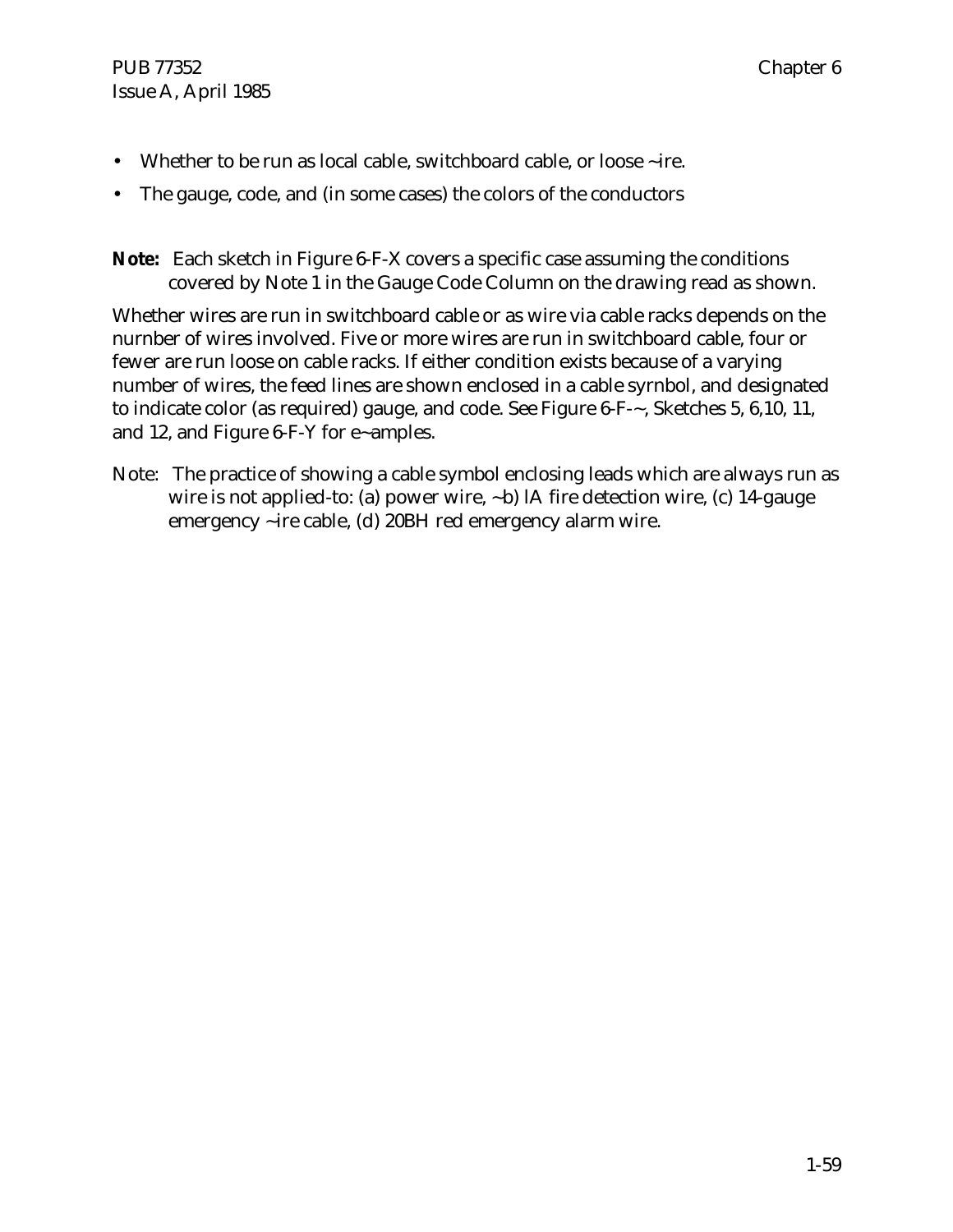- Whether to be run as local cable, switchboard cable, or loose ~ire.
- The gauge, code, and (in some cases) the colors of the conductors

**Note:** Each sketch in Figure 6-F-X covers a specific case assuming the conditions covered by Note 1 in the Gauge Code Column on the drawing read as shown.

Whether wires are run in switchboard cable or as wire via cable racks depends on the nurnber of wires involved. Five or more wires are run in switchboard cable, four or fewer are run loose on cable racks. If either condition exists because of a varying number of wires, the feed lines are shown enclosed in a cable syrnbol, and designated to indicate color (as required) gauge, and code. See Figure 6-F-~, Sketches 5, 6,10, 11, and 12, and Figure 6-F-Y for e~amples.

Note: The practice of showing a cable symbol enclosing leads which are always run as wire is not applied-to: (a) power wire, ~b) lA fire detection wire, (c) 14-gauge emergency ~ire cable, (d) 20BH red emergency alarm wire.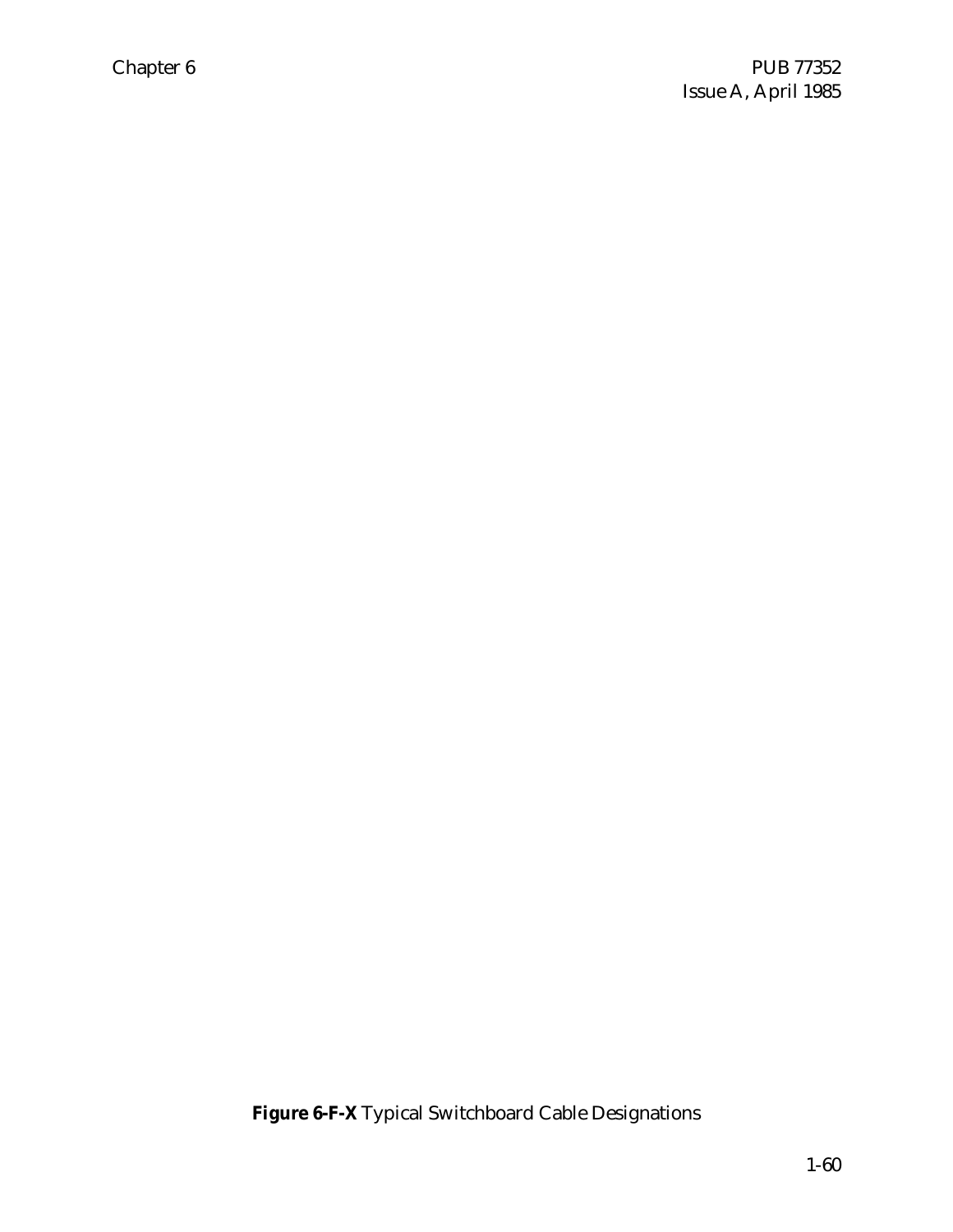**Figure 6-F-X** Typical Switchboard Cable Designations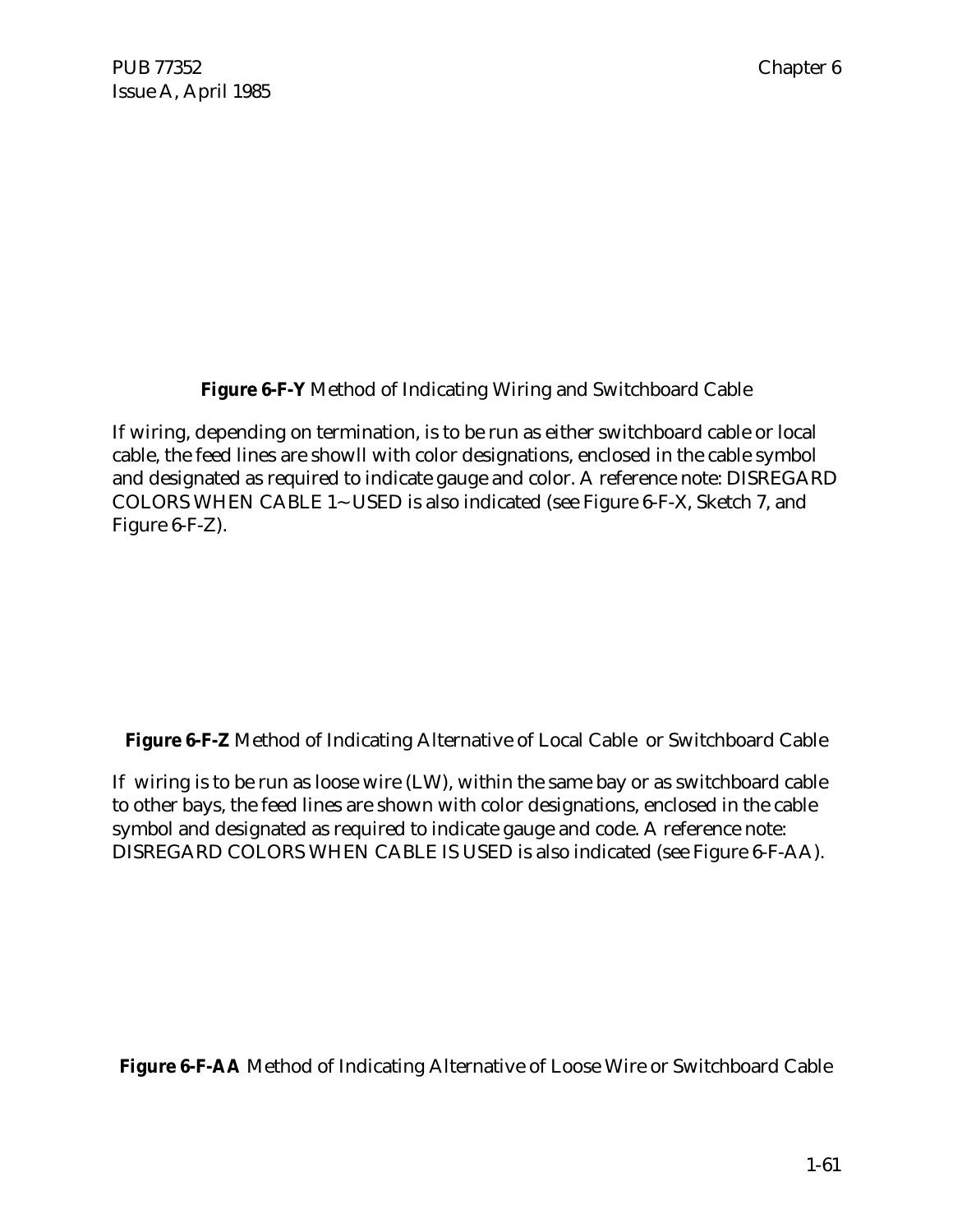**Figure 6-F-Y** Method of Indicating Wiring and Switchboard Cable

If wiring, depending on termination, is to be run as either switchboard cable or local cable, the feed lines are showll with color designations, enclosed in the cable symbol and designated as required to indicate gauge and color. A reference note: DISREGARD COLORS WHEN CABLE 1~ USED is also indicated (see Figure 6-F-X, Sketch 7, and Figure 6-F-Z).

**Figure 6-F-Z** Method of Indicating Alternative of Local Cable or Switchboard Cable

If wiring is to be run as loose wire (LW), within the same bay or as switchboard cable to other bays, the feed lines are shown with color designations, enclosed in the cable symbol and designated as required to indicate gauge and code. A reference note: DISREGARD COLORS WHEN CABLE IS USED is also indicated (see Figure 6-F-AA).

**Figure 6-F-AA** Method of Indicating Alternative of Loose Wire or Switchboard Cable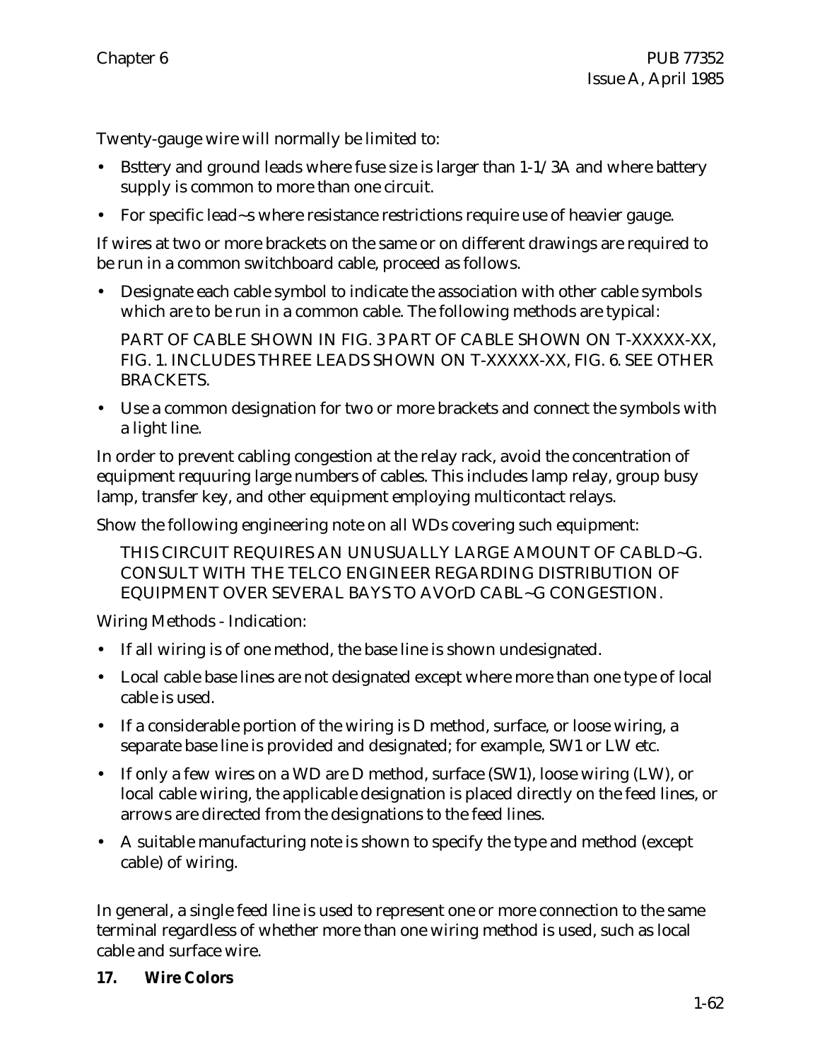Twenty-gauge wire will normally be limited to:

- Bsttery and ground leads where fuse size is larger than 1-1/3A and where battery supply is common to more than one circuit.
- For specific lead~s where resistance restrictions require use of heavier gauge.

If wires at two or more brackets on the same or on different drawings are required to be run in a common switchboard cable, proceed as follows.

- Designate each cable symbol to indicate the association with other cable symbols which are to be run in a common cable. The following methods are typical:

  PART OF CABLE SHOWN IN FIG. 3 PART OF CABLE SHOWN ON T-XXXXX-XX, FIG. 1. INCLUDES THREE LEADS SHOWN ON T-XXXXX-XX, FIG. 6. SEE OTHER BRACKETS.

- Use a common designation for two or more brackets and connect the symbols with a light line.

In order to prevent cabling congestion at the relay rack, avoid the concentration of equipment requuring large numbers of cables. This includes lamp relay, group busy lamp, transfer key, and other equipment employing multicontact relays.

Show the following engineering note on all WDs covering such equipment:

> THIS CIRCUIT REQUIRES AN UNUSUALLY LARGE AMOUNT OF CABLD~G. CONSULT WITH THE TELCO ENGINEER REGARDING DISTRIBUTION OF EQUIPMENT OVER SEVERAL BAYS TO AVOrD CABL~G CONGESTION.

Wiring Methods - Indication:

- If all wiring is of one method, the base line is shown undesignated.
- Local cable base lines are not designated except where more than one type of local cable is used.
- If a considerable portion of the wiring is D method, surface, or loose wiring, a separate base line is provided and designated; for example, SW1 or LW etc.
- If only a few wires on a WD are D method, surface (SW1), loose wiring (LW), or local cable wiring, the applicable designation is placed directly on the feed lines, or arrows are directed from the designations to the feed lines.
- A suitable manufacturing note is shown to specify the type and method (except cable) of wiring.

In general, a single feed line is used to represent one or more connection to the same terminal regardless of whether more than one wiring method is used, such as local cable and surface wire.

**17. Wire Colors**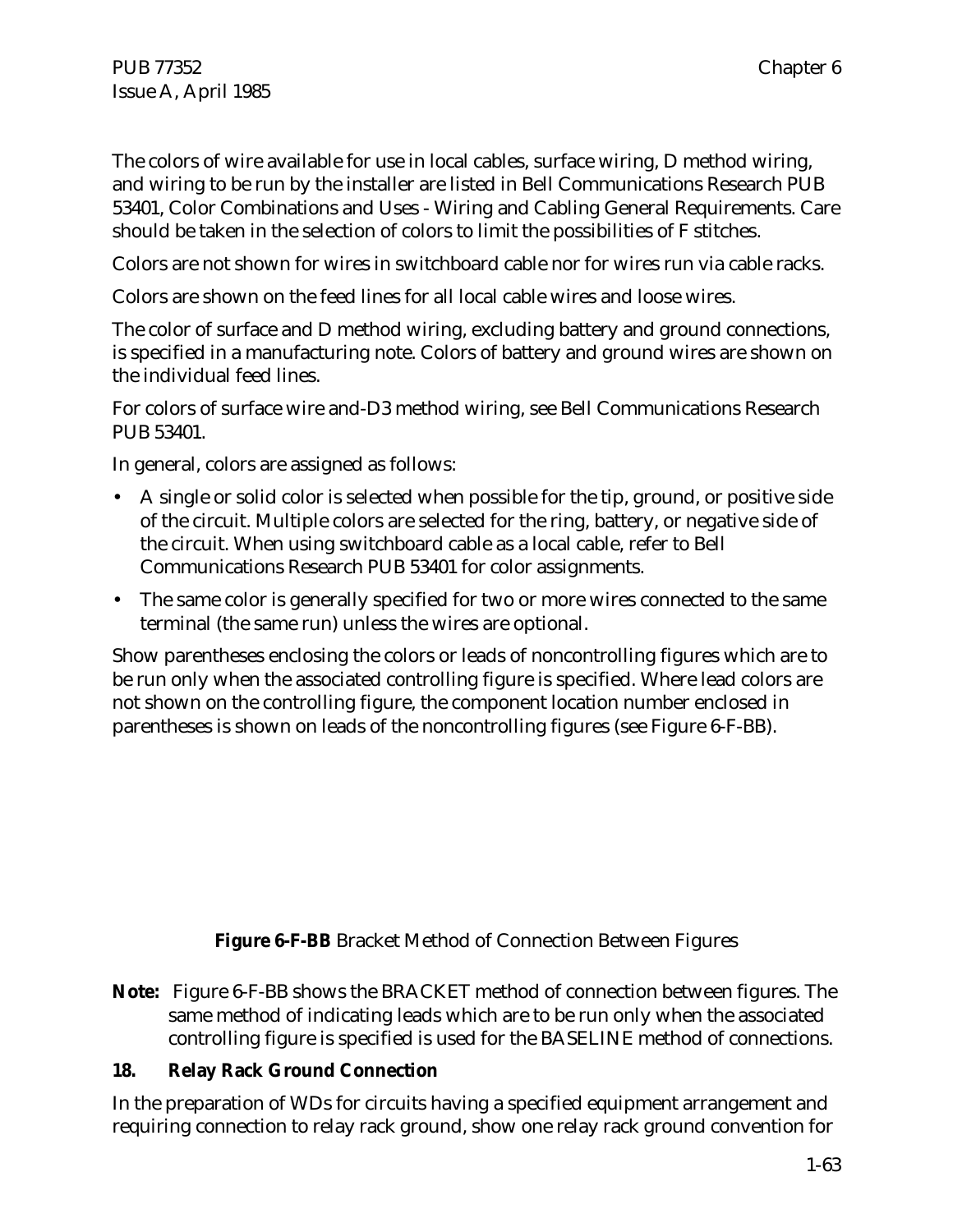The colors of wire available for use in local cables, surface wiring, D method wiring, and wiring to be run by the installer are listed in Bell Communications Research PUB 53401, Color Combinations and Uses - Wiring and Cabling General Requirements. Care should be taken in the selection of colors to limit the possibilities of F stitches.

Colors are not shown for wires in switchboard cable nor for wires run via cable racks.

Colors are shown on the feed lines for all local cable wires and loose wires.

The color of surface and D method wiring, excluding battery and ground connections, is specified in a manufacturing note. Colors of battery and ground wires are shown on the individual feed lines.

For colors of surface wire and-D3 method wiring, see Bell Communications Research PUB 53401.

In general, colors are assigned as follows:

- A single or solid color is selected when possible for the tip, ground, or positive side of the circuit. Multiple colors are selected for the ring, battery, or negative side of the circuit. When using switchboard cable as a local cable, refer to Bell Communications Research PUB 53401 for color assignments.
- The same color is generally specified for two or more wires connected to the same terminal (the same run) unless the wires are optional.

Show parentheses enclosing the colors or leads of noncontrolling figures which are to be run only when the associated controlling figure is specified. Where lead colors are not shown on the controlling figure, the component location number enclosed in parentheses is shown on leads of the noncontrolling figures (see Figure 6-F-BB).

**Figure 6-F-BB** Bracket Method of Connection Between Figures

**Note:** Figure 6-F-BB shows the BRACKET method of connection between figures. The same method of indicating leads which are to be run only when the associated controlling figure is specified is used for the BASELINE method of connections.

**18. Relay Rack Ground Connection**

In the preparation of WDs for circuits having a specified equipment arrangement and requiring connection to relay rack ground, show one relay rack ground convention for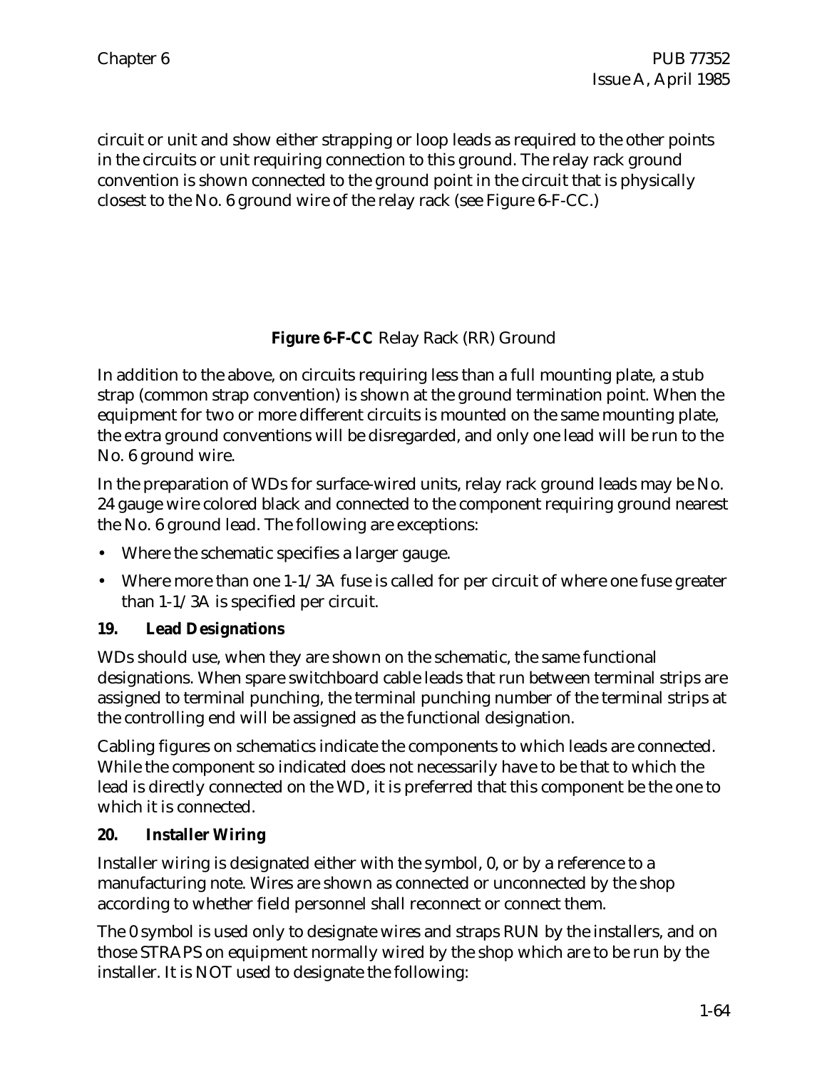circuit or unit and show either strapping or loop leads as required to the other points in the circuits or unit requiring connection to this ground. The relay rack ground convention is shown connected to the ground point in the circuit that is physically closest to the No. 6 ground wire of the relay rack (see Figure 6-F-CC.)

**Figure 6-F-CC** Relay Rack (RR) Ground

In addition to the above, on circuits requiring less than a full mounting plate, a stub strap (common strap convention) is shown at the ground termination point. When the equipment for two or more different circuits is mounted on the same mounting plate, the extra ground conventions will be disregarded, and only one lead will be run to the No. 6 ground wire.

In the preparation of WDs for surface-wired units, relay rack ground leads may be No. 24 gauge wire colored black and connected to the component requiring ground nearest the No. 6 ground lead. The following are exceptions:

- Where the schematic specifies a larger gauge.
- Where more than one 1-1/3A fuse is called for per circuit of where one fuse greater than 1-1/3A is specified per circuit.

**19. Lead Designations**

WDs should use, when they are shown on the schematic, the same functional designations. When spare switchboard cable leads that run between terminal strips are assigned to terminal punching, the terminal punching number of the terminal strips at the controlling end will be assigned as the functional designation.

Cabling figures on schematics indicate the components to which leads are connected. While the component so indicated does not necessarily have to be that to which the lead is directly connected on the WD, it is preferred that this component be the one to which it is connected.

**20. Installer Wiring**

Installer wiring is designated either with the symbol, 0, or by a reference to a manufacturing note. Wires are shown as connected or unconnected by the shop according to whether field personnel shall reconnect or connect them.

The 0 symbol is used only to designate wires and straps RUN by the installers, and on those STRAPS on equipment normally wired by the shop which are to be run by the installer. It is NOT used to designate the following: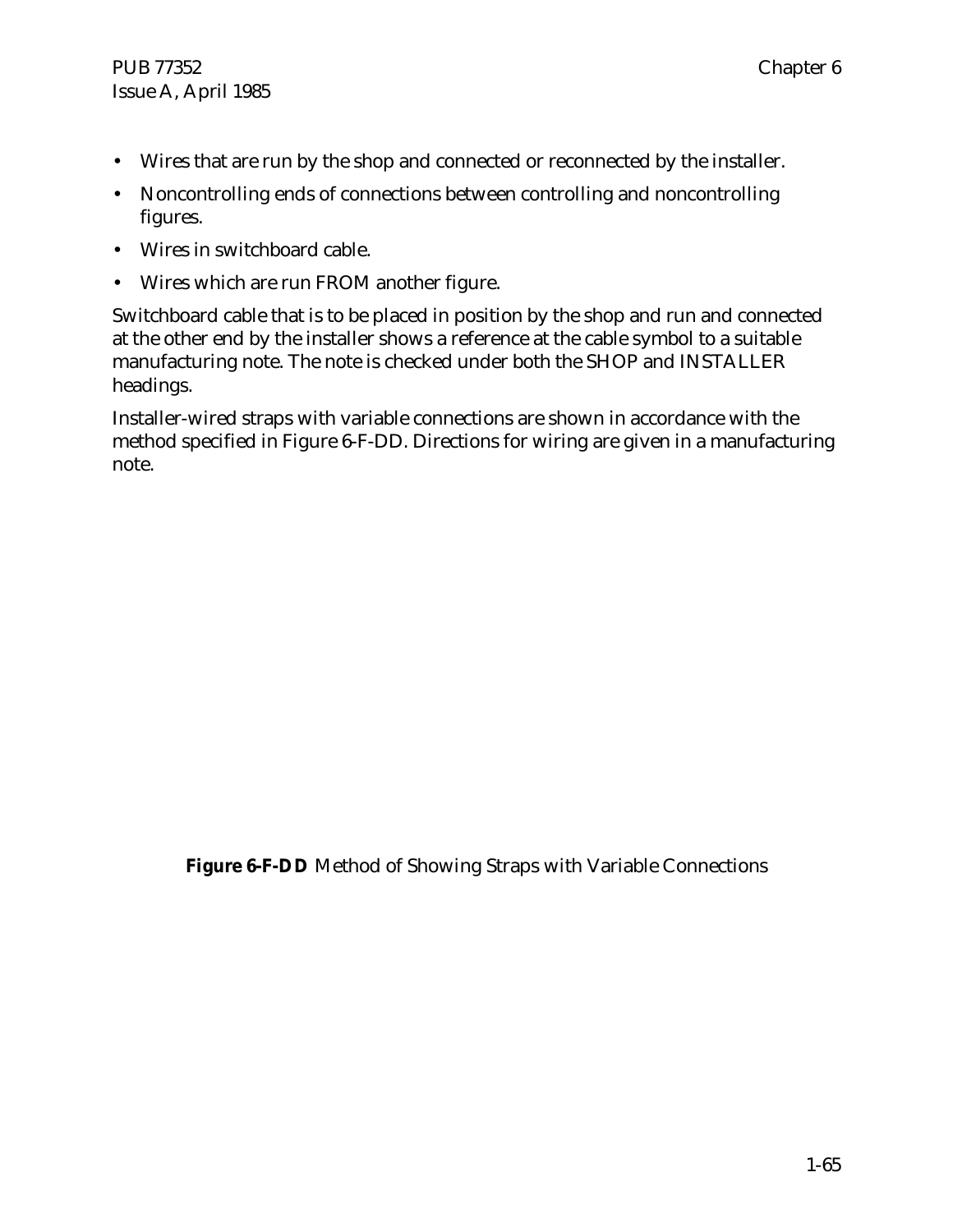- Wires that are run by the shop and connected or reconnected by the installer.
- Noncontrolling ends of connections between controlling and noncontrolling figures.
- Wires in switchboard cable.
- Wires which are run FROM another figure.

Switchboard cable that is to be placed in position by the shop and run and connected at the other end by the installer shows a reference at the cable symbol to a suitable manufacturing note. The note is checked under both the SHOP and INSTALLER headings.

Installer-wired straps with variable connections are shown in accordance with the method specified in Figure 6-F-DD. Directions for wiring are given in a manufacturing note.

**Figure 6-F-DD** Method of Showing Straps with Variable Connections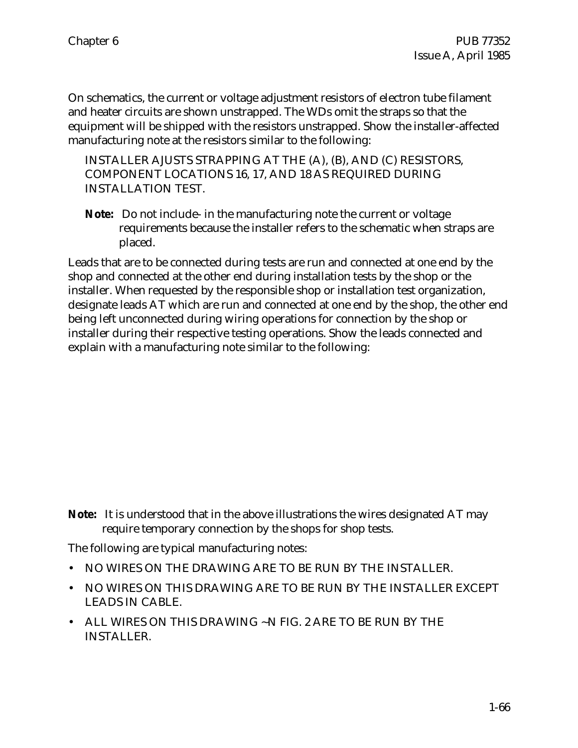On schematics, the current or voltage adjustment resistors of electron tube filament and heater circuits are shown unstrapped. The WDs omit the straps so that the equipment will be shipped with the resistors unstrapped. Show the installer-affected manufacturing note at the resistors similar to the following:

INSTALLER AJUSTS STRAPPING AT THE (A), (B), AND (C) RESISTORS, COMPONENT LOCATIONS 16, 17, AND 18 AS REQUIRED DURING INSTALLATION TEST.

**Note:** Do not include- in the manufacturing note the current or voltage requirements because the installer refers to the schematic when straps are placed.

Leads that are to be connected during tests are run and connected at one end by the shop and connected at the other end during installation tests by the shop or the installer. When requested by the responsible shop or installation test organization, designate leads AT which are run and connected at one end by the shop, the other end being left unconnected during wiring operations for connection by the shop or installer during their respective testing operations. Show the leads connected and explain with a manufacturing note similar to the following:

**Note:** It is understood that in the above illustrations the wires designated AT may require temporary connection by the shops for shop tests.

The following are typical manufacturing notes:

- NO WIRES ON THE DRAWING ARE TO BE RUN BY THE INSTALLER.
- NO WIRES ON THIS DRAWING ARE TO BE RUN BY THE INSTALLER EXCEPT LEADS IN CABLE.
- ALL WIRES ON THIS DRAWING ~N FIG. 2 ARE TO BE RUN BY THE INSTALLER.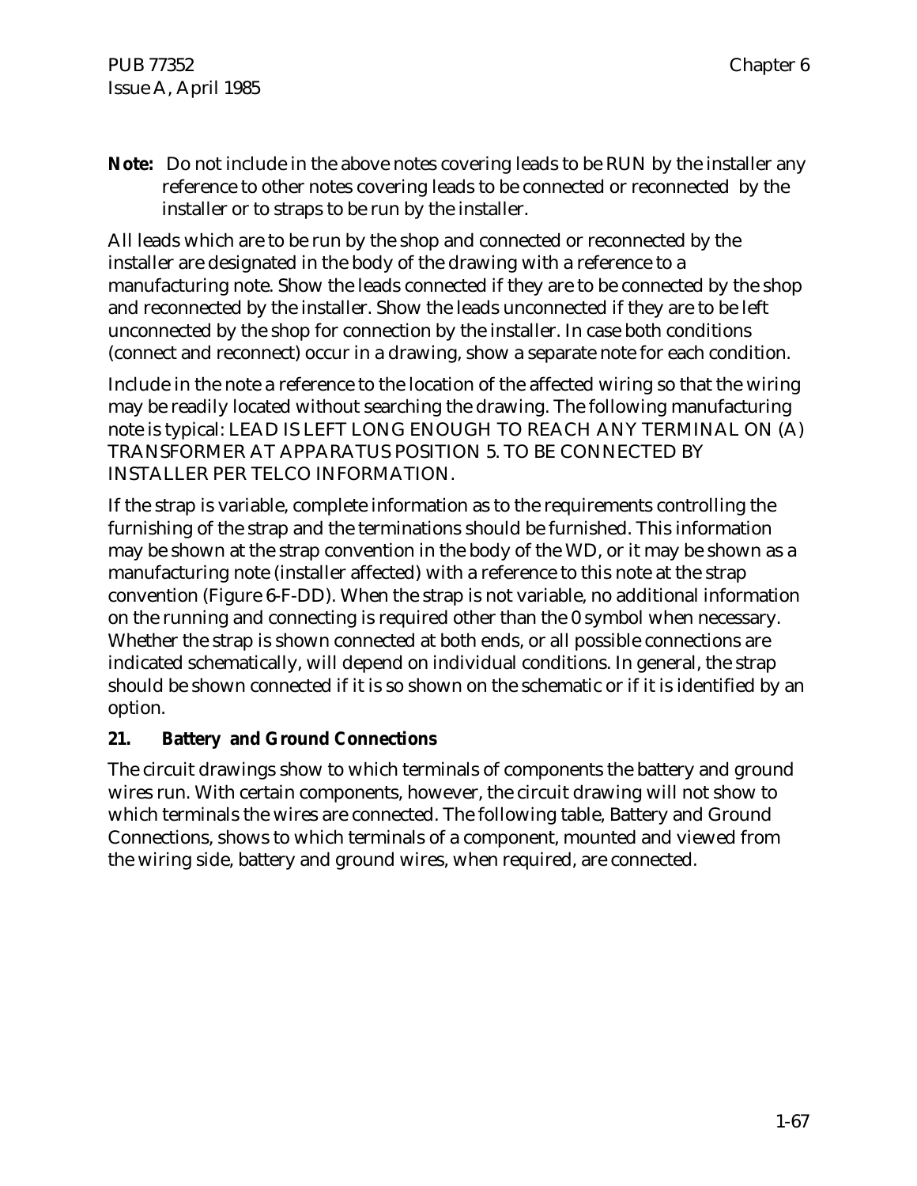**Note:** Do not include in the above notes covering leads to be RUN by the installer any reference to other notes covering leads to be connected or reconnected by the installer or to straps to be run by the installer.

All leads which are to be run by the shop and connected or reconnected by the installer are designated in the body of the drawing with a reference to a manufacturing note. Show the leads connected if they are to be connected by the shop and reconnected by the installer. Show the leads unconnected if they are to be left unconnected by the shop for connection by the installer. In case both conditions (connect and reconnect) occur in a drawing, show a separate note for each condition.

Include in the note a reference to the location of the affected wiring so that the wiring may be readily located without searching the drawing. The following manufacturing note is typical: LEAD IS LEFT LONG ENOUGH TO REACH ANY TERMINAL ON (A) TRANSFORMER AT APPARATUS POSITION 5. TO BE CONNECTED BY INSTALLER PER TELCO INFORMATION.

If the strap is variable, complete information as to the requirements controlling the furnishing of the strap and the terminations should be furnished. This information may be shown at the strap convention in the body of the WD, or it may be shown as a manufacturing note (installer affected) with a reference to this note at the strap convention (Figure 6-F-DD). When the strap is not variable, no additional information on the running and connecting is required other than the 0 symbol when necessary. Whether the strap is shown connected at both ends, or all possible connections are indicated schematically, will depend on individual conditions. In general, the strap should be shown connected if it is so shown on the schematic or if it is identified by an option.

## 21. Battery and Ground Connections

The circuit drawings show to which terminals of components the battery and ground wires run. With certain components, however, the circuit drawing will not show to which terminals the wires are connected. The following table, Battery and Ground Connections, shows to which terminals of a component, mounted and viewed from the wiring side, battery and ground wires, when required, are connected.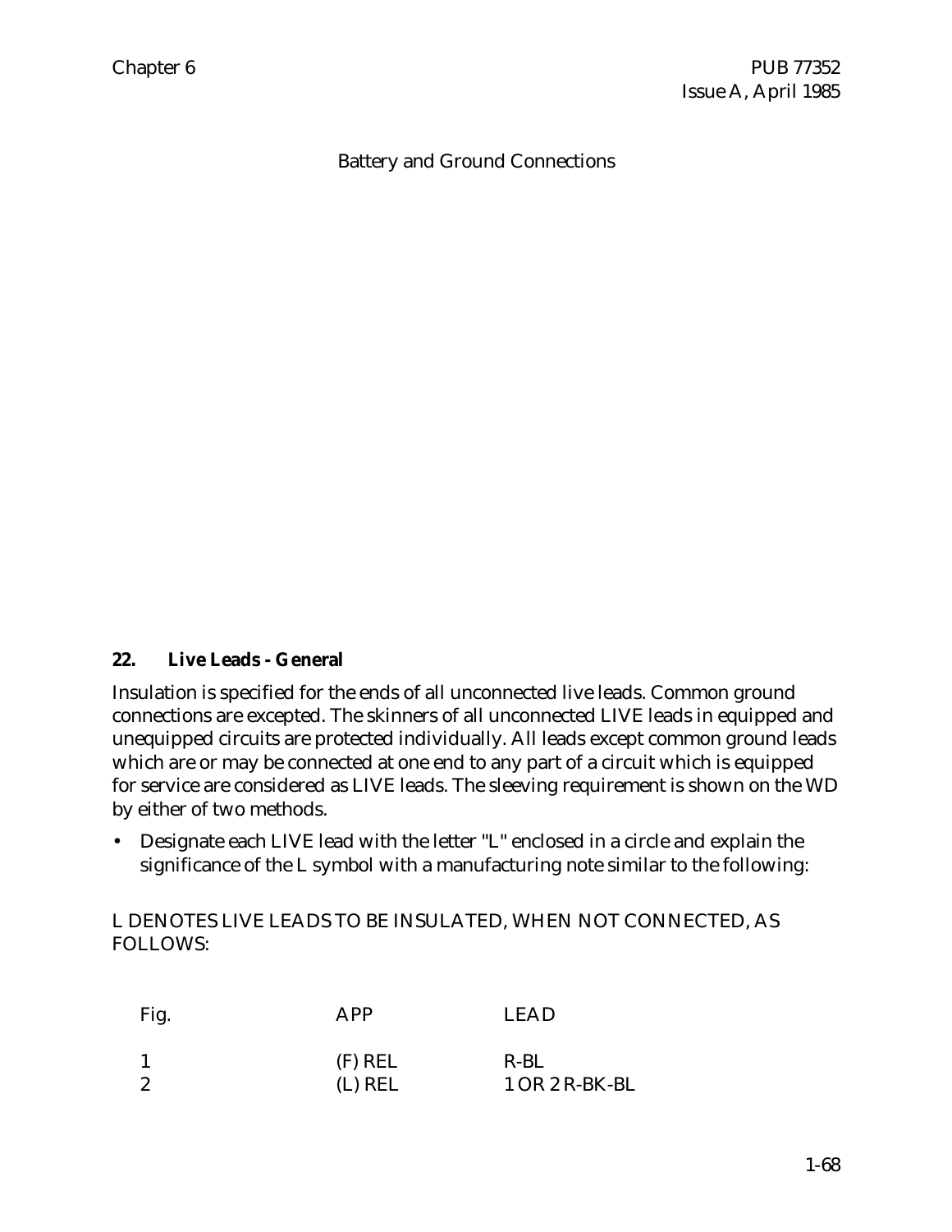Battery and Ground Connections

## 22. Live Leads - General

Insulation is specified for the ends of all unconnected live leads. Common ground connections are excepted. The skinners of all unconnected LIVE leads in equipped and unequipped circuits are protected individually. All leads except common ground leads which are or may be connected at one end to any part of a circuit which is equipped for service are considered as LIVE leads. The sleeving requirement is shown on the WD by either of two methods.

- Designate each LIVE lead with the letter "L" enclosed in a circle and explain the significance of the L symbol with a manufacturing note similar to the following:

L DENOTES LIVE LEADS TO BE INSULATED, WHEN NOT CONNECTED, AS FOLLOWS:

| Fig. | APP | LEAD |
|---|---|---|
| 1 | (F) REL | R-BL |
| 2 | (L) REL | 1 OR 2 R-BK-BL |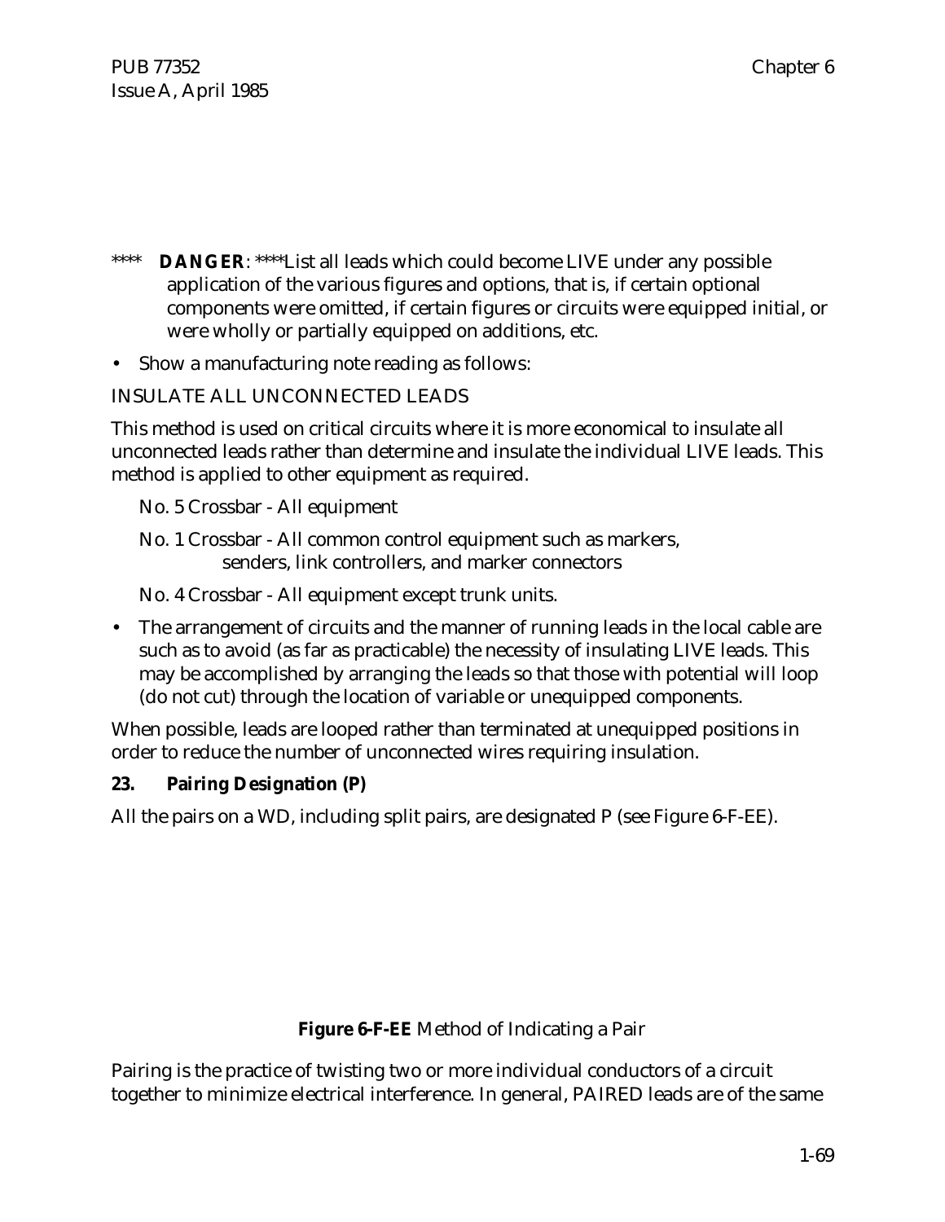**** **DANGER**: ****List all leads which could become LIVE under any possible application of the various figures and options, that is, if certain optional components were omitted, if certain figures or circuits were equipped initial, or were wholly or partially equipped on additions, etc.

- Show a manufacturing note reading as follows:

INSULATE ALL UNCONNECTED LEADS

This method is used on critical circuits where it is more economical to insulate all unconnected leads rather than determine and insulate the individual LIVE leads. This method is applied to other equipment as required.

No. 5 Crossbar - All equipment

No. 1 Crossbar - All common control equipment such as markers, senders, link controllers, and marker connectors

No. 4 Crossbar - All equipment except trunk units.

- The arrangement of circuits and the manner of running leads in the local cable are such as to avoid (as far as practicable) the necessity of insulating LIVE leads. This may be accomplished by arranging the leads so that those with potential will loop (do not cut) through the location of variable or unequipped components.

When possible, leads are looped rather than terminated at unequipped positions in order to reduce the number of unconnected wires requiring insulation.

**23. Pairing Designation (P)**

All the pairs on a WD, including split pairs, are designated P (see Figure 6-F-EE).

**Figure 6-F-EE** Method of Indicating a Pair

Pairing is the practice of twisting two or more individual conductors of a circuit together to minimize electrical interference. In general, PAIRED leads are of the same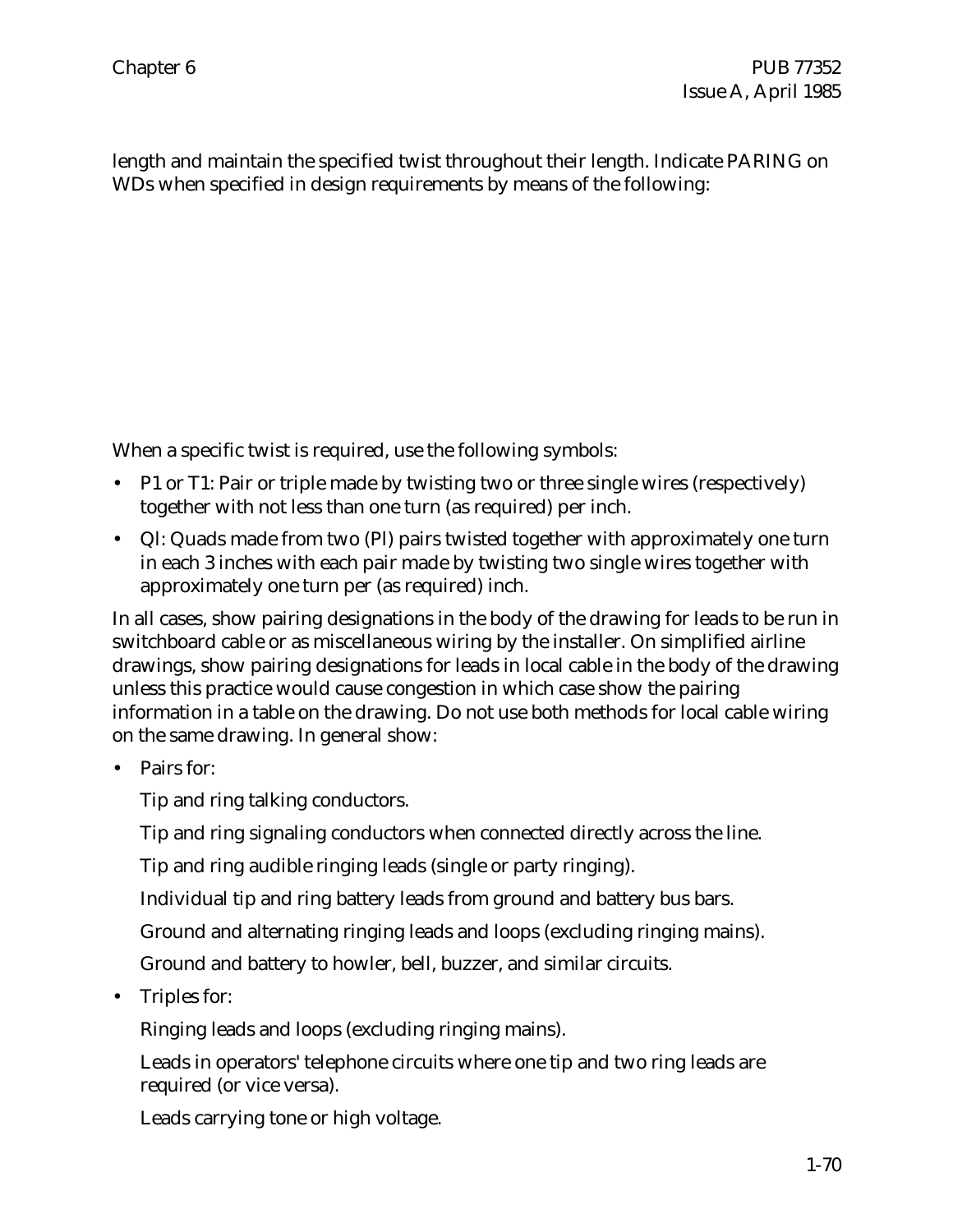length and maintain the specified twist throughout their length. Indicate PARING on WDs when specified in design requirements by means of the following:

When a specific twist is required, use the following symbols:

- P1 or T1: Pair or triple made by twisting two or three single wires (respectively) together with not less than one turn (as required) per inch.
- Ql: Quads made from two (Pl) pairs twisted together with approximately one turn in each 3 inches with each pair made by twisting two single wires together with approximately one turn per (as required) inch.

In all cases, show pairing designations in the body of the drawing for leads to be run in switchboard cable or as miscellaneous wiring by the installer. On simplified airline drawings, show pairing designations for leads in local cable in the body of the drawing unless this practice would cause congestion in which case show the pairing information in a table on the drawing. Do not use both methods for local cable wiring on the same drawing. In general show:

- Pairs for:

  Tip and ring talking conductors.

  Tip and ring signaling conductors when connected directly across the line.

  Tip and ring audible ringing leads (single or party ringing).

  Individual tip and ring battery leads from ground and battery bus bars.

  Ground and alternating ringing leads and loops (excluding ringing mains).

  Ground and battery to howler, bell, buzzer, and similar circuits.

- Triples for:

  Ringing leads and loops (excluding ringing mains).

  Leads in operators' telephone circuits where one tip and two ring leads are required (or vice versa).

  Leads carrying tone or high voltage.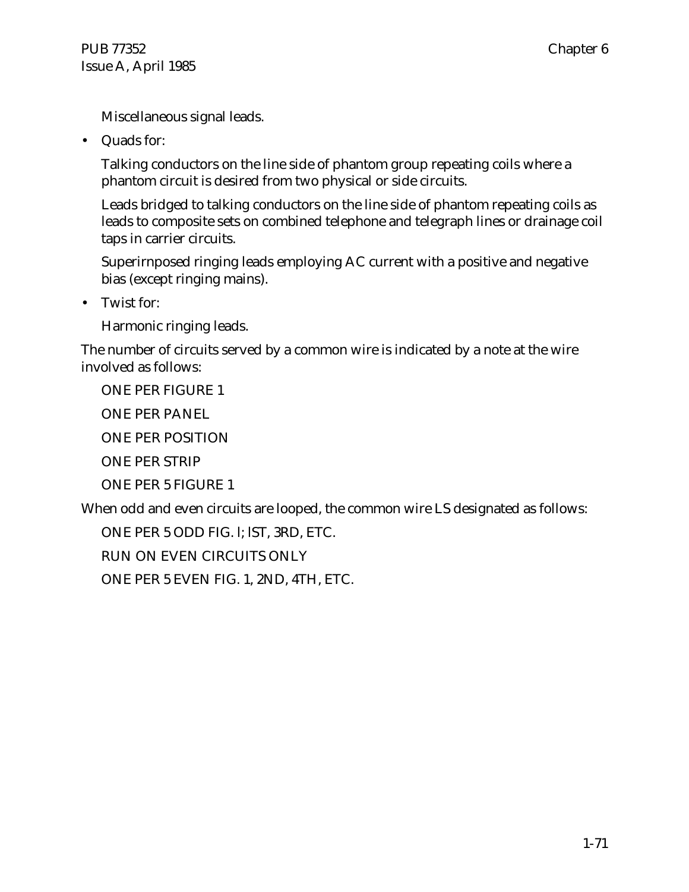Miscellaneous signal leads.

- Quads for:

  Talking conductors on the line side of phantom group repeating coils where a phantom circuit is desired from two physical or side circuits.

  Leads bridged to talking conductors on the line side of phantom repeating coils as leads to composite sets on combined telephone and telegraph lines or drainage coil taps in carrier circuits.

  Superirnposed ringing leads employing AC current with a positive and negative bias (except ringing mains).

- Twist for:

  Harmonic ringing leads.

The number of circuits served by a common wire is indicated by a note at the wire involved as follows:

ONE PER FIGURE 1

ONE PER PANEL

ONE PER POSITION

ONE PER STRIP

ONE PER 5 FIGURE 1

When odd and even circuits are looped, the common wire LS designated as follows:

ONE PER 5 ODD FIG. l; lST, 3RD, ETC.

RUN ON EVEN CIRCUITS ONLY

ONE PER 5 EVEN FIG. 1, 2ND, 4TH, ETC.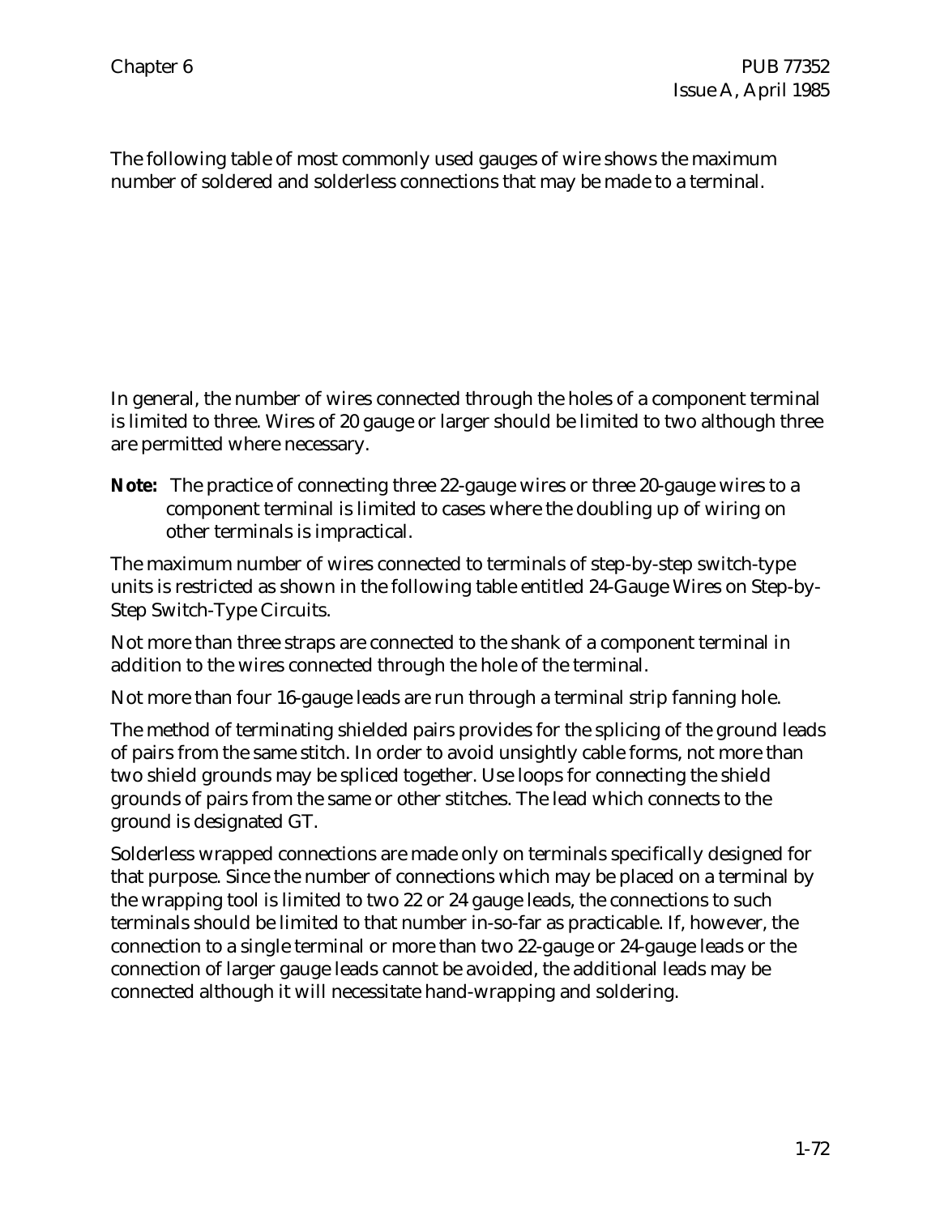The following table of most commonly used gauges of wire shows the maximum number of soldered and solderless connections that may be made to a terminal.

In general, the number of wires connected through the holes of a component terminal is limited to three. Wires of 20 gauge or larger should be limited to two although three are permitted where necessary.

**Note:** The practice of connecting three 22-gauge wires or three 20-gauge wires to a component terminal is limited to cases where the doubling up of wiring on other terminals is impractical.

The maximum number of wires connected to terminals of step-by-step switch-type units is restricted as shown in the following table entitled 24-Gauge Wires on Step-by-Step Switch-Type Circuits.

Not more than three straps are connected to the shank of a component terminal in addition to the wires connected through the hole of the terminal.

Not more than four 16-gauge leads are run through a terminal strip fanning hole.

The method of terminating shielded pairs provides for the splicing of the ground leads of pairs from the same stitch. In order to avoid unsightly cable forms, not more than two shield grounds may be spliced together. Use loops for connecting the shield grounds of pairs from the same or other stitches. The lead which connects to the ground is designated GT.

Solderless wrapped connections are made only on terminals specifically designed for that purpose. Since the number of connections which may be placed on a terminal by the wrapping tool is limited to two 22 or 24 gauge leads, the connections to such terminals should be limited to that number in-so-far as practicable. If, however, the connection to a single terminal or more than two 22-gauge or 24-gauge leads or the connection of larger gauge leads cannot be avoided, the additional leads may be connected although it will necessitate hand-wrapping and soldering.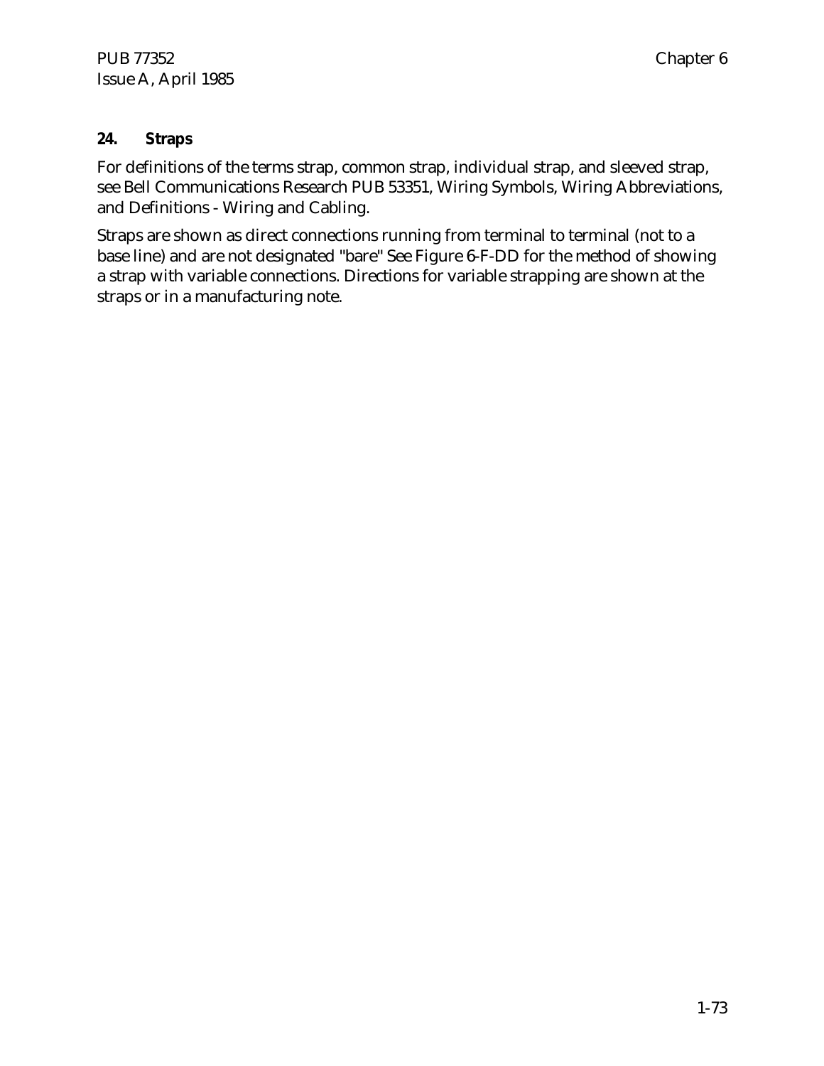## 24. Straps

For definitions of the terms strap, common strap, individual strap, and sleeved strap, see Bell Communications Research PUB 53351, Wiring Symbols, Wiring Abbreviations, and Definitions - Wiring and Cabling.

Straps are shown as direct connections running from terminal to terminal (not to a base line) and are not designated "bare" See Figure 6-F-DD for the method of showing a strap with variable connections. Directions for variable strapping are shown at the straps or in a manufacturing note.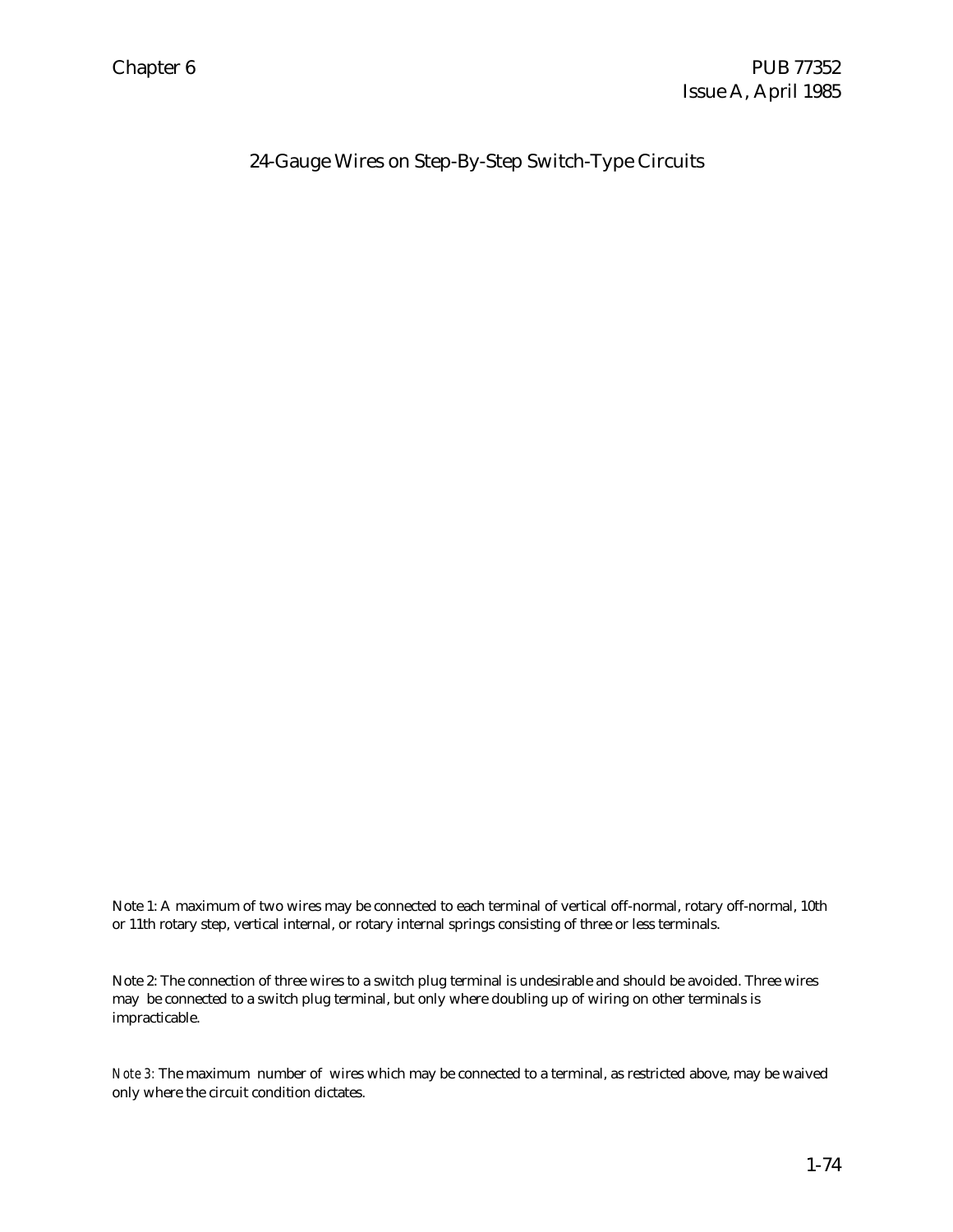## 24-Gauge Wires on Step-By-Step Switch-Type Circuits

Note 1: A maximum of two wires may be connected to each terminal of vertical off-normal, rotary off-normal, 10th or 11th rotary step, vertical internal, or rotary internal springs consisting of three or less terminals.

Note 2: The connection of three wires to a switch plug terminal is undesirable and should be avoided. Three wires may be connected to a switch plug terminal, but only where doubling up of wiring on other terminals is impracticable.

Note 3: The maximum number of wires which may be connected to a terminal, as restricted above, may be waived only where the circuit condition dictates.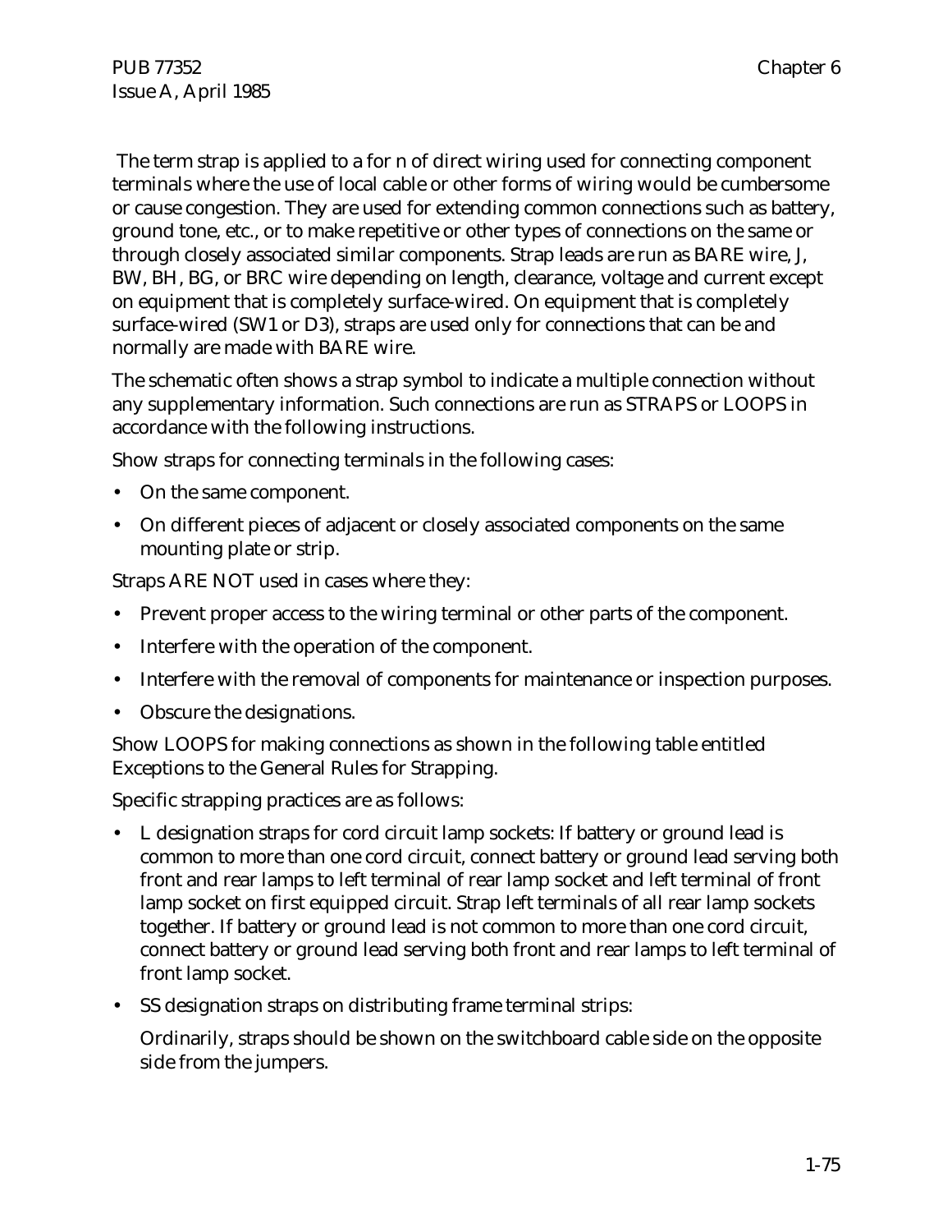The term strap is applied to a for n of direct wiring used for connecting component terminals where the use of local cable or other forms of wiring would be cumbersome or cause congestion. They are used for extending common connections such as battery, ground tone, etc., or to make repetitive or other types of connections on the same or through closely associated similar components. Strap leads are run as BARE wire, J, BW, BH, BG, or BRC wire depending on length, clearance, voltage and current except on equipment that is completely surface-wired. On equipment that is completely surface-wired (SW1 or D3), straps are used only for connections that can be and normally are made with BARE wire.

The schematic often shows a strap symbol to indicate a multiple connection without any supplementary information. Such connections are run as STRAPS or LOOPS in accordance with the following instructions.

Show straps for connecting terminals in the following cases:

- On the same component.
- On different pieces of adjacent or closely associated components on the same mounting plate or strip.

Straps ARE NOT used in cases where they:

- Prevent proper access to the wiring terminal or other parts of the component.
- Interfere with the operation of the component.
- Interfere with the removal of components for maintenance or inspection purposes.
- Obscure the designations.

Show LOOPS for making connections as shown in the following table entitled Exceptions to the General Rules for Strapping.

Specific strapping practices are as follows:

- L designation straps for cord circuit lamp sockets: If battery or ground lead is common to more than one cord circuit, connect battery or ground lead serving both front and rear lamps to left terminal of rear lamp socket and left terminal of front lamp socket on first equipped circuit. Strap left terminals of all rear lamp sockets together. If battery or ground lead is not common to more than one cord circuit, connect battery or ground lead serving both front and rear lamps to left terminal of front lamp socket.
- SS designation straps on distributing frame terminal strips:

  Ordinarily, straps should be shown on the switchboard cable side on the opposite side from the jumpers.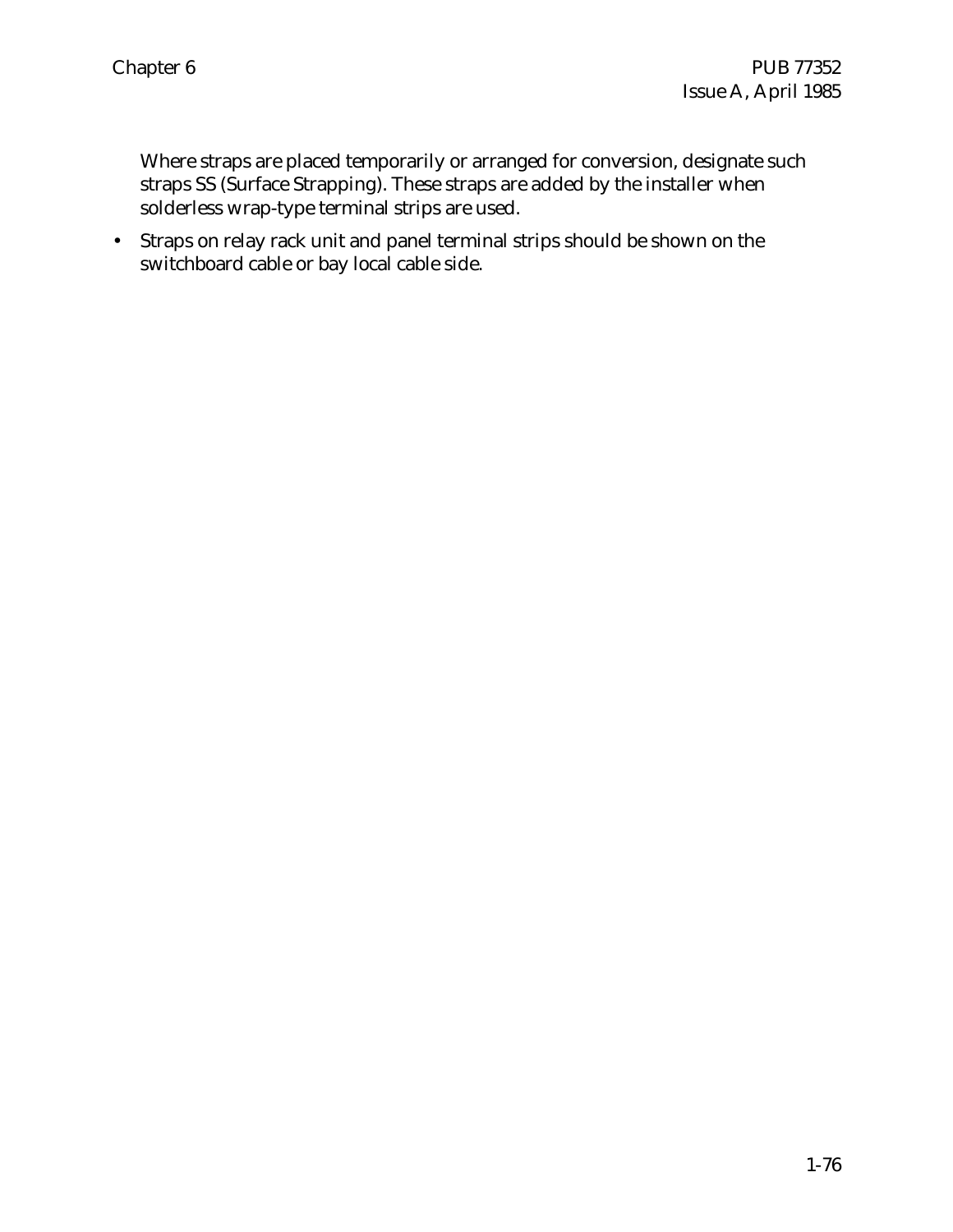Where straps are placed temporarily or arranged for conversion, designate such straps SS (Surface Strapping). These straps are added by the installer when solderless wrap-type terminal strips are used.

- Straps on relay rack unit and panel terminal strips should be shown on the switchboard cable or bay local cable side.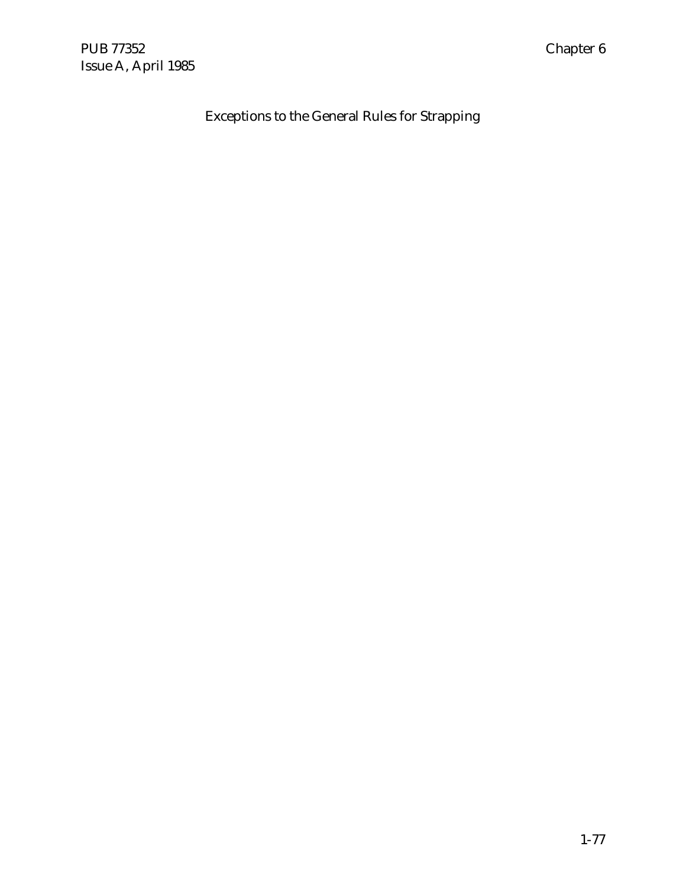Exceptions to the General Rules for Strapping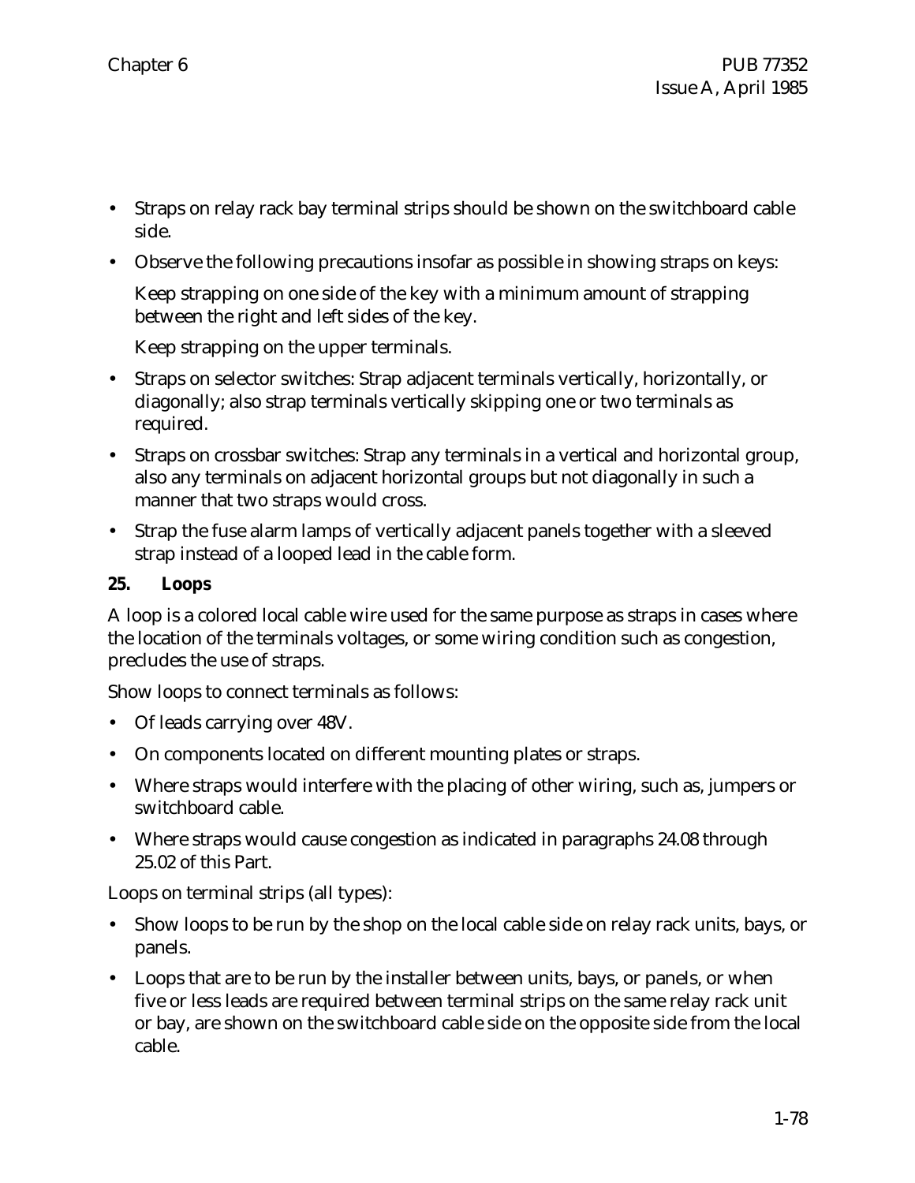- Straps on relay rack bay terminal strips should be shown on the switchboard cable side.
- Observe the following precautions insofar as possible in showing straps on keys:

  Keep strapping on one side of the key with a minimum amount of strapping between the right and left sides of the key.

  Keep strapping on the upper terminals.
- Straps on selector switches: Strap adjacent terminals vertically, horizontally, or diagonally; also strap terminals vertically skipping one or two terminals as required.
- Straps on crossbar switches: Strap any terminals in a vertical and horizontal group, also any terminals on adjacent horizontal groups but not diagonally in such a manner that two straps would cross.
- Strap the fuse alarm lamps of vertically adjacent panels together with a sleeved strap instead of a looped lead in the cable form.

**25. Loops**

A loop is a colored local cable wire used for the same purpose as straps in cases where the location of the terminals voltages, or some wiring condition such as congestion, precludes the use of straps.

Show loops to connect terminals as follows:

- Of leads carrying over 48V.
- On components located on different mounting plates or straps.
- Where straps would interfere with the placing of other wiring, such as, jumpers or switchboard cable.
- Where straps would cause congestion as indicated in paragraphs 24.08 through 25.02 of this Part.

Loops on terminal strips (all types):

- Show loops to be run by the shop on the local cable side on relay rack units, bays, or panels.
- Loops that are to be run by the installer between units, bays, or panels, or when five or less leads are required between terminal strips on the same relay rack unit or bay, are shown on the switchboard cable side on the opposite side from the local cable.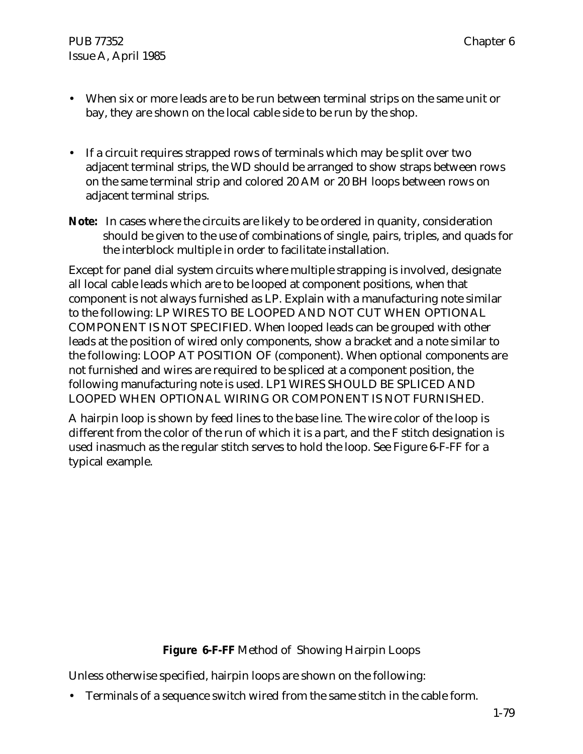- When six or more leads are to be run between terminal strips on the same unit or bay, they are shown on the local cable side to be run by the shop.

- If a circuit requires strapped rows of terminals which may be split over two adjacent terminal strips, the WD should be arranged to show straps between rows on the same terminal strip and colored 20 AM or 20 BH loops between rows on adjacent terminal strips.

**Note:** In cases where the circuits are likely to be ordered in quanity, consideration should be given to the use of combinations of single, pairs, triples, and quads for the interblock multiple in order to facilitate installation.

Except for panel dial system circuits where multiple strapping is involved, designate all local cable leads which are to be looped at component positions, when that component is not always furnished as LP. Explain with a manufacturing note similar to the following: LP WIRES TO BE LOOPED AND NOT CUT WHEN OPTIONAL COMPONENT IS NOT SPECIFIED. When looped leads can be grouped with other leads at the position of wired only components, show a bracket and a note similar to the following: LOOP AT POSITION OF (component). When optional components are not furnished and wires are required to be spliced at a component position, the following manufacturing note is used. LP1 WIRES SHOULD BE SPLICED AND LOOPED WHEN OPTIONAL WIRING OR COMPONENT IS NOT FURNISHED.

A hairpin loop is shown by feed lines to the base line. The wire color of the loop is different from the color of the run of which it is a part, and the F stitch designation is used inasmuch as the regular stitch serves to hold the loop. See Figure 6-F-FF for a typical example.

**Figure 6-F-FF** Method of Showing Hairpin Loops

Unless otherwise specified, hairpin loops are shown on the following:

- Terminals of a sequence switch wired from the same stitch in the cable form.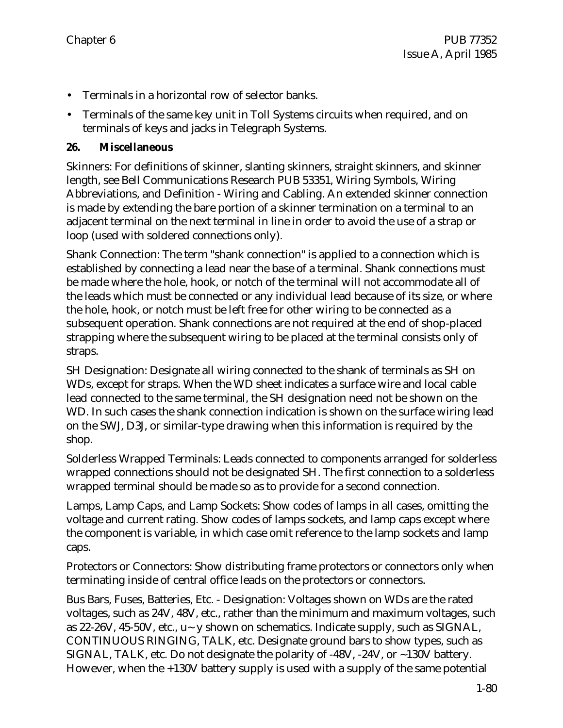- Terminals in a horizontal row of selector banks.
- Terminals of the same key unit in Toll Systems circuits when required, and on terminals of keys and jacks in Telegraph Systems.

**26. Miscellaneous**

Skinners: For definitions of skinner, slanting skinners, straight skinners, and skinner length, see Bell Communications Research PUB 53351, Wiring Symbols, Wiring Abbreviations, and Definition - Wiring and Cabling. An extended skinner connection is made by extending the bare portion of a skinner termination on a terminal to an adjacent terminal on the next terminal in line in order to avoid the use of a strap or loop (used with soldered connections only).

Shank Connection: The term "shank connection" is applied to a connection which is established by connecting a lead near the base of a terminal. Shank connections must be made where the hole, hook, or notch of the terminal will not accommodate all of the leads which must be connected or any individual lead because of its size, or where the hole, hook, or notch must be left free for other wiring to be connected as a subsequent operation. Shank connections are not required at the end of shop-placed strapping where the subsequent wiring to be placed at the terminal consists only of straps.

SH Designation: Designate all wiring connected to the shank of terminals as SH on WDs, except for straps. When the WD sheet indicates a surface wire and local cable lead connected to the same terminal, the SH designation need not be shown on the WD. In such cases the shank connection indication is shown on the surface wiring lead on the SWJ, D3J, or similar-type drawing when this information is required by the shop.

Solderless Wrapped Terminals: Leads connected to components arranged for solderless wrapped connections should not be designated SH. The first connection to a solderless wrapped terminal should be made so as to provide for a second connection.

Lamps, Lamp Caps, and Lamp Sockets: Show codes of lamps in all cases, omitting the voltage and current rating. Show codes of lamps sockets, and lamp caps except where the component is variable, in which case omit reference to the lamp sockets and lamp caps.

Protectors or Connectors: Show distributing frame protectors or connectors only when terminating inside of central office leads on the protectors or connectors.

Bus Bars, Fuses, Batteries, Etc. - Designation: Voltages shown on WDs are the rated voltages, such as 24V, 48V, etc., rather than the minimum and maximum voltages, such as 22-26V, 45-50V, etc., u~ y shown on schematics. Indicate supply, such as SIGNAL, CONTINUOUS RINGING, TALK, etc. Designate ground bars to show types, such as SIGNAL, TALK, etc. Do not designate the polarity of -48V, -24V, or ~130V battery. However, when the +130V battery supply is used with a supply of the same potential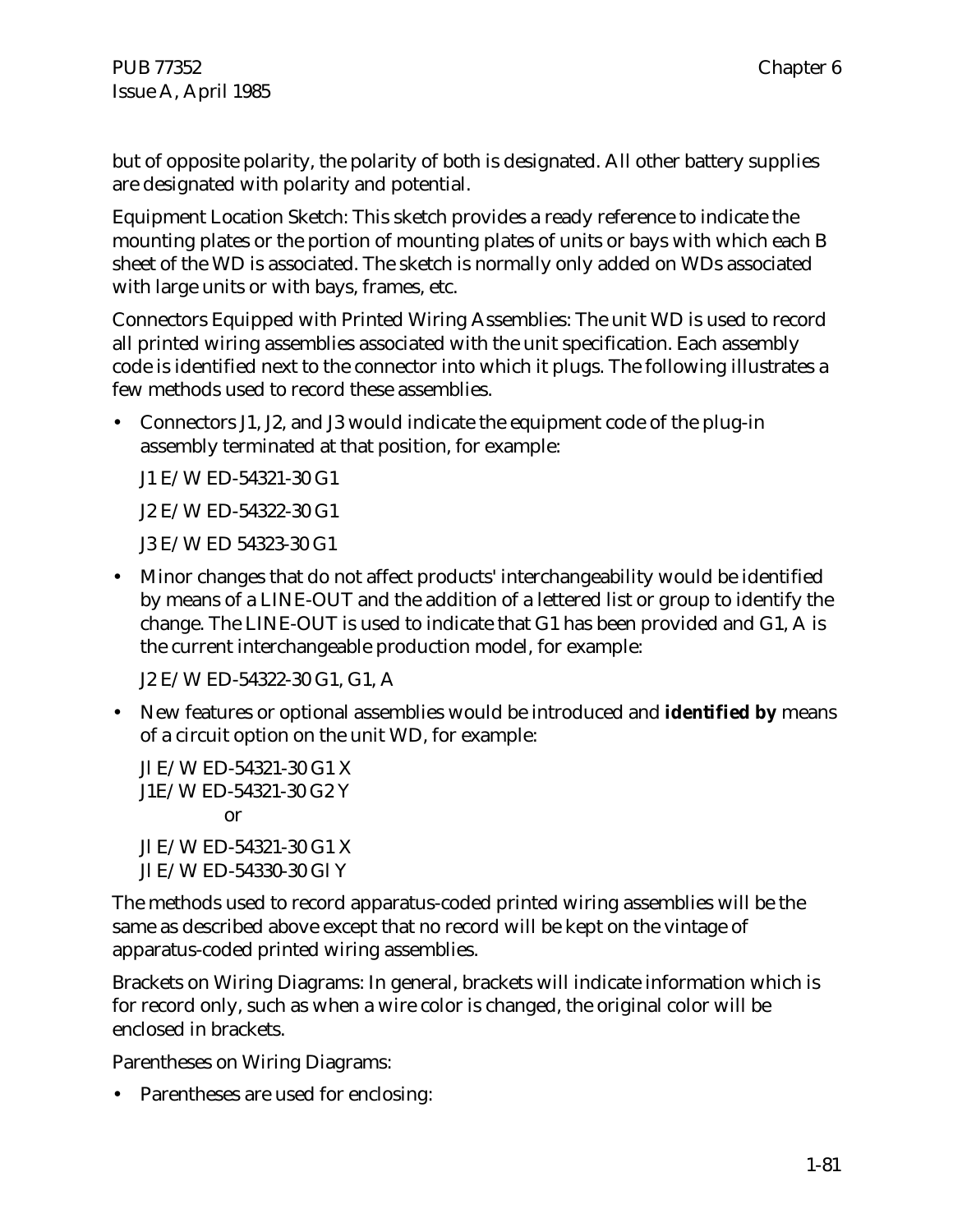but of opposite polarity, the polarity of both is designated. All other battery supplies are designated with polarity and potential.

Equipment Location Sketch: This sketch provides a ready reference to indicate the mounting plates or the portion of mounting plates of units or bays with which each B sheet of the WD is associated. The sketch is normally only added on WDs associated with large units or with bays, frames, etc.

Connectors Equipped with Printed Wiring Assemblies: The unit WD is used to record all printed wiring assemblies associated with the unit specification. Each assembly code is identified next to the connector into which it plugs. The following illustrates a few methods used to record these assemblies.

- Connectors J1, J2, and J3 would indicate the equipment code of the plug-in assembly terminated at that position, for example:

  J1 E/W ED-54321-30 G1

  J2 E/W ED-54322-30 G1

  J3 E/W ED 54323-30 G1

- Minor changes that do not affect products' interchangeability would be identified by means of a LINE-OUT and the addition of a lettered list or group to identify the change. The LINE-OUT is used to indicate that G1 has been provided and G1, A is the current interchangeable production model, for example:

  J2 E/W ED-54322-30 G1, G1, A

- New features or optional assemblies would be introduced and **identified by** means of a circuit option on the unit WD, for example:

  Jl E/W ED-54321-30 G1 X
  J1E/W ED-54321-30 G2 Y
  or
  Jl E/W ED-54321-30 G1 X
  Jl E/W ED-54330-30 Gl Y

The methods used to record apparatus-coded printed wiring assemblies will be the same as described above except that no record will be kept on the vintage of apparatus-coded printed wiring assemblies.

Brackets on Wiring Diagrams: In general, brackets will indicate information which is for record only, such as when a wire color is changed, the original color will be enclosed in brackets.

Parentheses on Wiring Diagrams:

- Parentheses are used for enclosing: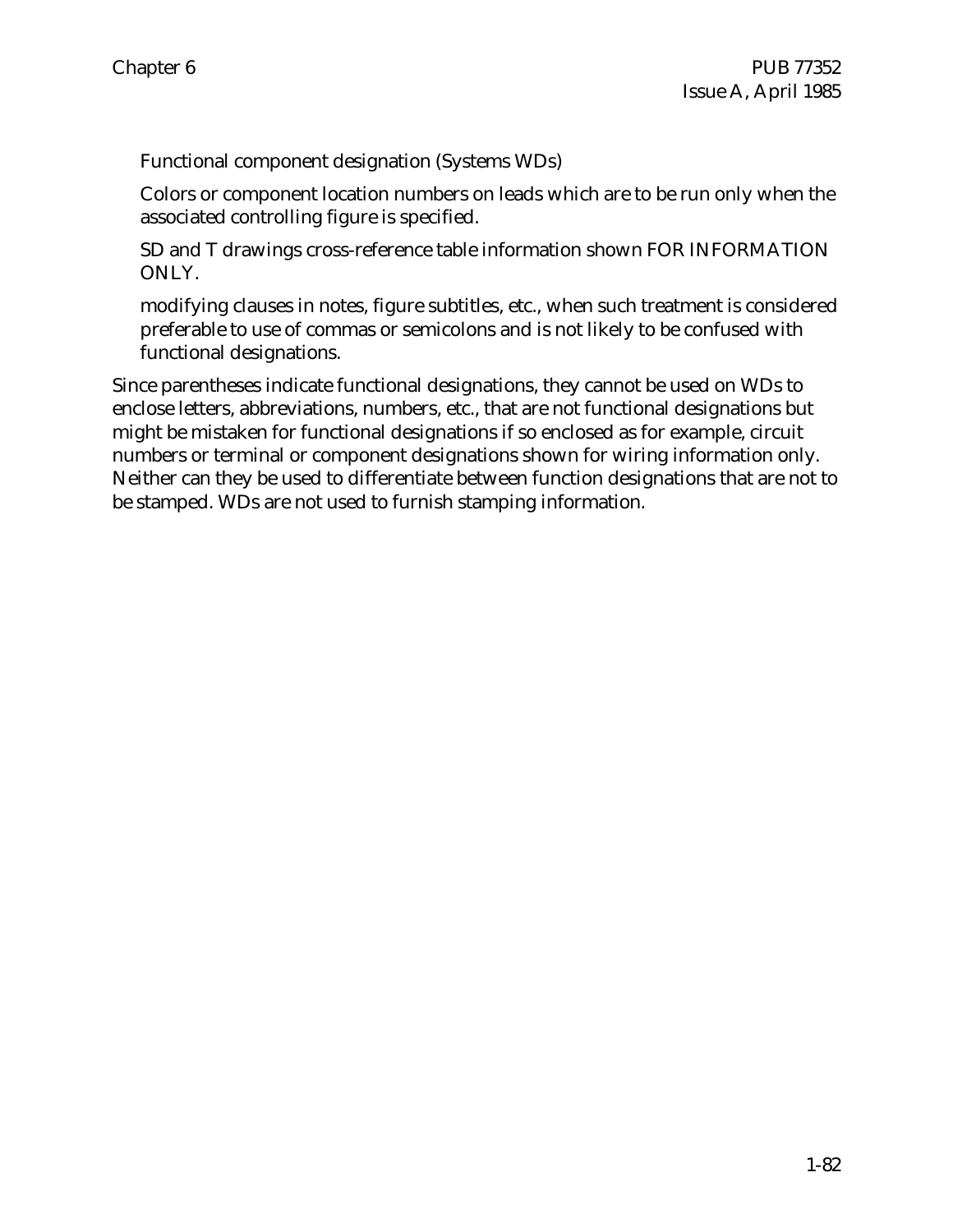Functional component designation (Systems WDs)

Colors or component location numbers on leads which are to be run only when the associated controlling figure is specified.

SD and T drawings cross-reference table information shown FOR INFORMATION ONLY.

modifying clauses in notes, figure subtitles, etc., when such treatment is considered preferable to use of commas or semicolons and is not likely to be confused with functional designations.

Since parentheses indicate functional designations, they cannot be used on WDs to enclose letters, abbreviations, numbers, etc., that are not functional designations but might be mistaken for functional designations if so enclosed as for example, circuit numbers or terminal or component designations shown for wiring information only. Neither can they be used to differentiate between function designations that are not to be stamped. WDs are not used to furnish stamping information.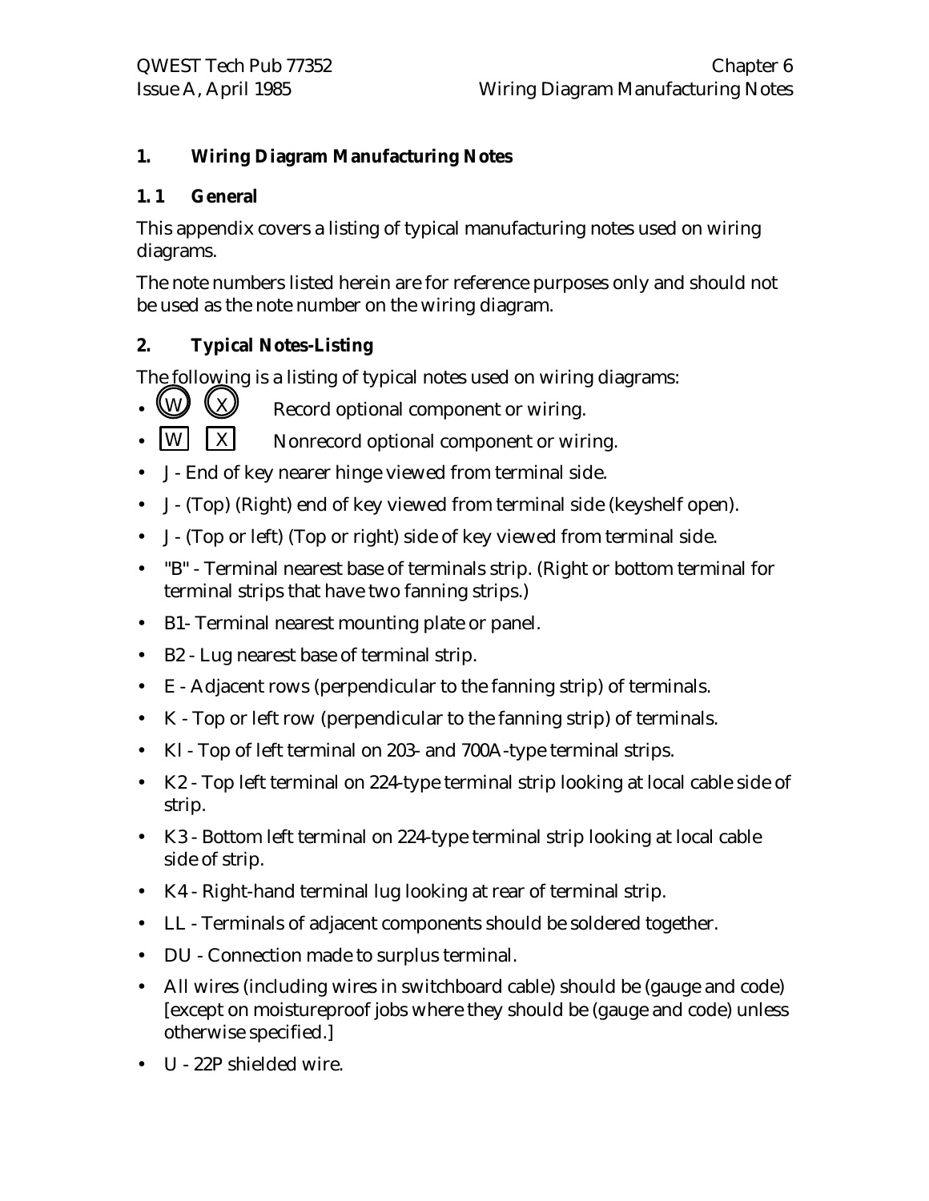## 1. Wiring Diagram Manufacturing Notes

### 1. 1 General

This appendix covers a listing of typical manufacturing notes used on wiring diagrams.

The note numbers listed herein are for reference purposes only and should not be used as the note number on the wiring diagram.

## 2. Typical Notes-Listing

The following is a listing of typical notes used on wiring diagrams:

- (W) (X) Record optional component or wiring.
- [W] [X] Nonrecord optional component or wiring.
- J - End of key nearer hinge viewed from terminal side.
- J - (Top) (Right) end of key viewed from terminal side (keyshelf open).
- J - (Top or left) (Top or right) side of key viewed from terminal side.
- "B" - Terminal nearest base of terminals strip. (Right or bottom terminal for terminal strips that have two fanning strips.)
- B1- Terminal nearest mounting plate or panel.
- B2 - Lug nearest base of terminal strip.
- E - Adjacent rows (perpendicular to the fanning strip) of terminals.
- K - Top or left row (perpendicular to the fanning strip) of terminals.
- Kl - Top of left terminal on 203- and 700A-type terminal strips.
- K2 - Top left terminal on 224-type terminal strip looking at local cable side of strip.
- K3 - Bottom left terminal on 224-type terminal strip looking at local cable side of strip.
- K4 - Right-hand terminal lug looking at rear of terminal strip.
- LL - Terminals of adjacent components should be soldered together.
- DU - Connection made to surplus terminal.
- All wires (including wires in switchboard cable) should be (gauge and code) [except on moistureproof jobs where they should be (gauge and code) unless otherwise specified.]
- U - 22P shielded wire.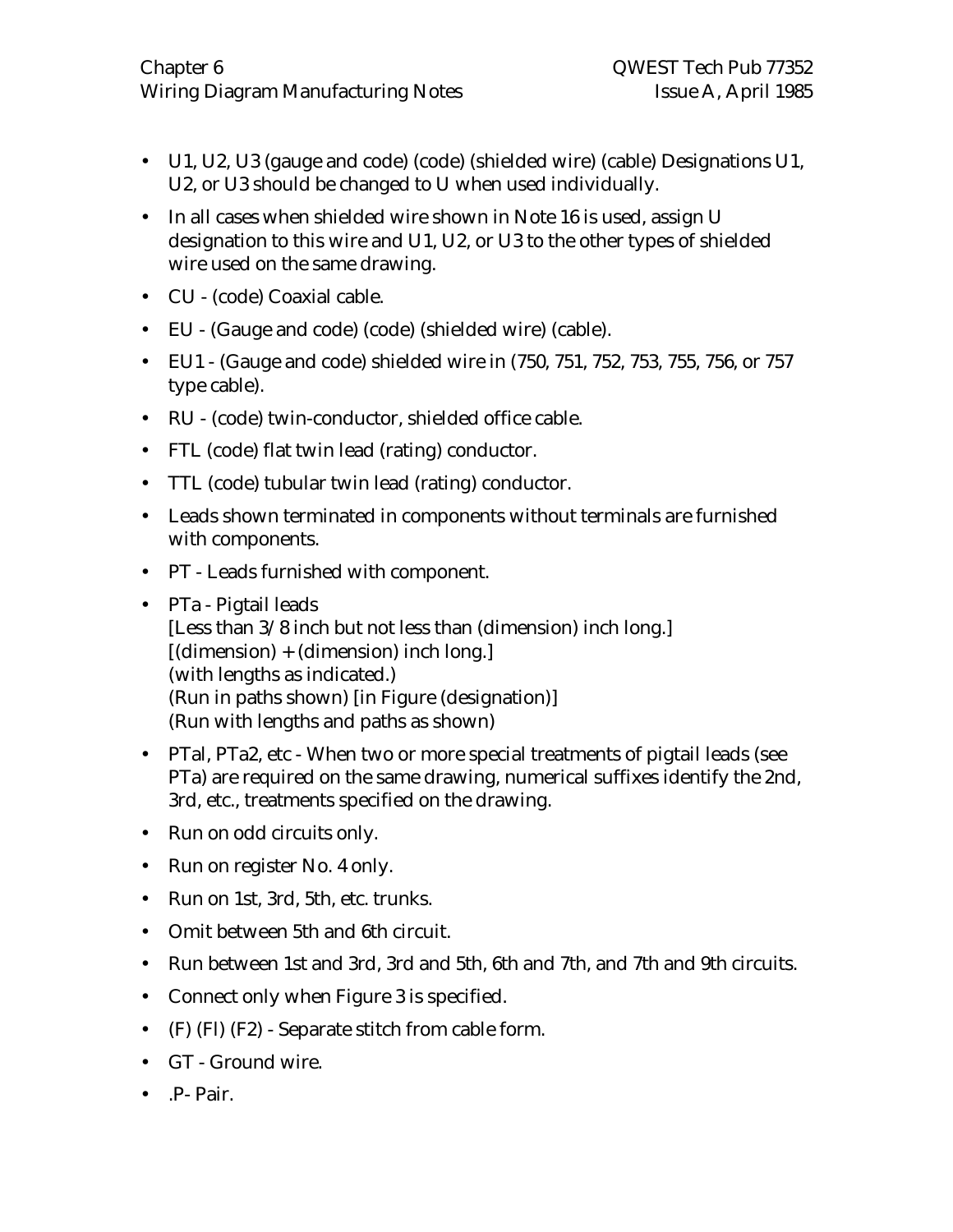- U1, U2, U3 (gauge and code) (code) (shielded wire) (cable) Designations U1, U2, or U3 should be changed to U when used individually.
- In all cases when shielded wire shown in Note 16 is used, assign U designation to this wire and U1, U2, or U3 to the other types of shielded wire used on the same drawing.
- CU - (code) Coaxial cable.
- EU - (Gauge and code) (code) (shielded wire) (cable).
- EU1 - (Gauge and code) shielded wire in (750, 751, 752, 753, 755, 756, or 757 type cable).
- RU - (code) twin-conductor, shielded office cable.
- FTL (code) flat twin lead (rating) conductor.
- TTL (code) tubular twin lead (rating) conductor.
- Leads shown terminated in components without terminals are furnished with components.
- PT - Leads furnished with component.
- PTa - Pigtail leads
  [Less than 3/8 inch but not less than (dimension) inch long.]
  [(dimension) + (dimension) inch long.]
  (with lengths as indicated.)
  (Run in paths shown) [in Figure (designation)]
  (Run with lengths and paths as shown)
- PTal, PTa2, etc - When two or more special treatments of pigtail leads (see PTa) are required on the same drawing, numerical suffixes identify the 2nd, 3rd, etc., treatments specified on the drawing.
- Run on odd circuits only.
- Run on register No. 4 only.
- Run on 1st, 3rd, 5th, etc. trunks.
- Omit between 5th and 6th circuit.
- Run between 1st and 3rd, 3rd and 5th, 6th and 7th, and 7th and 9th circuits.
- Connect only when Figure 3 is specified.
- (F) (Fl) (F2) - Separate stitch from cable form.
- GT - Ground wire.
- .P- Pair.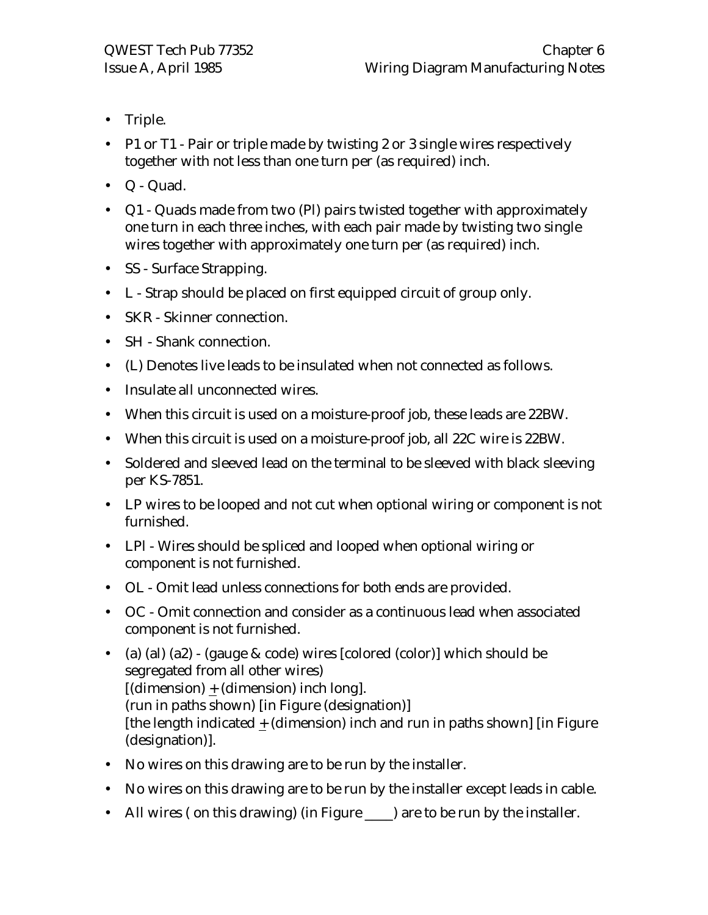- Triple.
- P1 or T1 - Pair or triple made by twisting 2 or 3 single wires respectively together with not less than one turn per (as required) inch.
- Q - Quad.
- Q1 - Quads made from two (Pl) pairs twisted together with approximately one turn in each three inches, with each pair made by twisting two single wires together with approximately one turn per (as required) inch.
- SS - Surface Strapping.
- L - Strap should be placed on first equipped circuit of group only.
- SKR - Skinner connection.
- SH - Shank connection.
- (L) Denotes live leads to be insulated when not connected as follows.
- Insulate all unconnected wires.
- When this circuit is used on a moisture-proof job, these leads are 22BW.
- When this circuit is used on a moisture-proof job, all 22C wire is 22BW.
- Soldered and sleeved lead on the terminal to be sleeved with black sleeving per KS-7851.
- LP wires to be looped and not cut when optional wiring or component is not furnished.
- LPl - Wires should be spliced and looped when optional wiring or component is not furnished.
- OL - Omit lead unless connections for both ends are provided.
- OC - Omit connection and consider as a continuous lead when associated component is not furnished.
- (a) (al) (a2) - (gauge & code) wires [colored (color)] which should be segregated from all other wires)  
  [(dimension) ± (dimension) inch long].  
  (run in paths shown) [in Figure (designation)]  
  [the length indicated ± (dimension) inch and run in paths shown] [in Figure (designation)].
- No wires on this drawing are to be run by the installer.
- No wires on this drawing are to be run by the installer except leads in cable.
- All wires ( on this drawing) (in Figure ____) are to be run by the installer.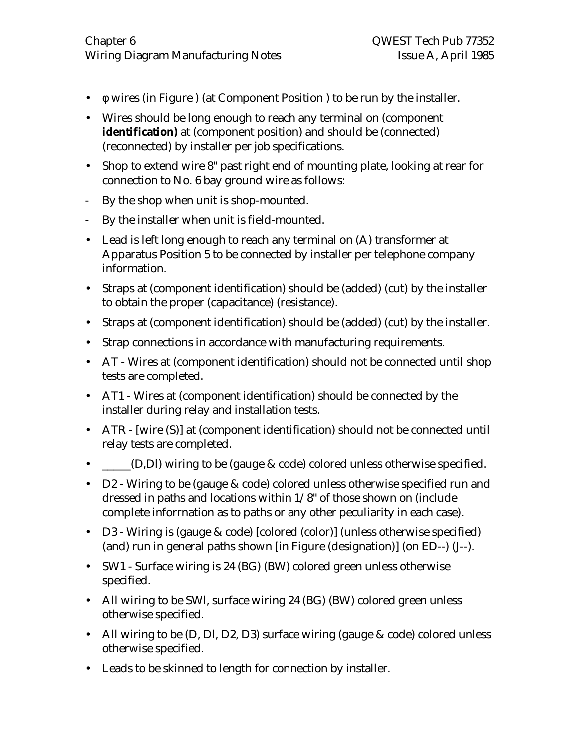- φ wires (in Figure ) (at Component Position ) to be run by the installer.
- Wires should be long enough to reach any terminal on (component **identification)** at (component position) and should be (connected) (reconnected) by installer per job specifications.
- Shop to extend wire 8" past right end of mounting plate, looking at rear for connection to No. 6 bay ground wire as follows:
- By the shop when unit is shop-mounted.
- By the installer when unit is field-mounted.
- Lead is left long enough to reach any terminal on (A) transformer at Apparatus Position 5 to be connected by installer per telephone company information.
- Straps at (component identification) should be (added) (cut) by the installer to obtain the proper (capacitance) (resistance).
- Straps at (component identification) should be (added) (cut) by the installer.
- Strap connections in accordance with manufacturing requirements.
- AT - Wires at (component identification) should not be connected until shop tests are completed.
- AT1 - Wires at (component identification) should be connected by the installer during relay and installation tests.
- ATR - [wire (S)] at (component identification) should not be connected until relay tests are completed.
- _____(D,Dl) wiring to be (gauge & code) colored unless otherwise specified.
- D2 - Wiring to be (gauge & code) colored unless otherwise specified run and dressed in paths and locations within 1/8" of those shown on (include complete inforrnation as to paths or any other peculiarity in each case).
- D3 - Wiring is (gauge & code) [colored (color)] (unless otherwise specified) (and) run in general paths shown [in Figure (designation)] (on ED--) (J--).
- SW1 - Surface wiring is 24 (BG) (BW) colored green unless otherwise specified.
- All wiring to be SWl, surface wiring 24 (BG) (BW) colored green unless otherwise specified.
- All wiring to be (D, Dl, D2, D3) surface wiring (gauge & code) colored unless otherwise specified.
- Leads to be skinned to length for connection by installer.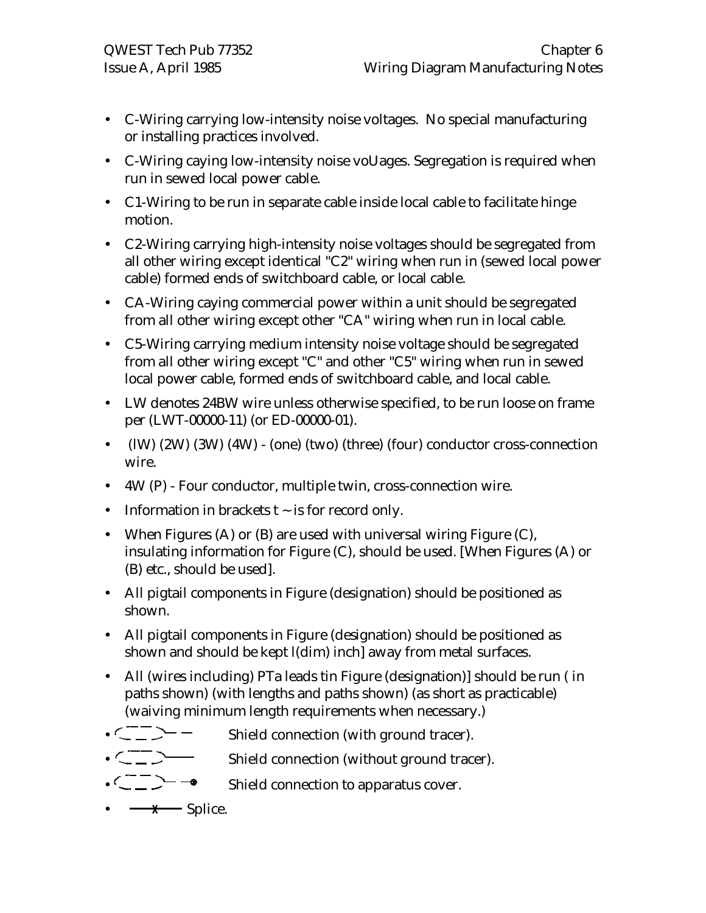- C-Wiring carrying low-intensity noise voltages. No special manufacturing or installing practices involved.
- C-Wiring caying low-intensity noise voUages. Segregation is required when run in sewed local power cable.
- C1-Wiring to be run in separate cable inside local cable to facilitate hinge motion.
- C2-Wiring carrying high-intensity noise voltages should be segregated from all other wiring except identical "C2" wiring when run in (sewed local power cable) formed ends of switchboard cable, or local cable.
- CA-Wiring caying commercial power within a unit should be segregated from all other wiring except other "CA" wiring when run in local cable.
- C5-Wiring carrying medium intensity noise voltage should be segregated from all other wiring except "C" and other "C5" wiring when run in sewed local power cable, formed ends of switchboard cable, and local cable.
- LW denotes 24BW wire unless otherwise specified, to be run loose on frame per (LWT-00000-11) (or ED-00000-01).
- (lW) (2W) (3W) (4W) - (one) (two) (three) (four) conductor cross-connection wire.
- 4W (P) - Four conductor, multiple twin, cross-connection wire.
- Information in brackets t ~ is for record only.
- When Figures (A) or (B) are used with universal wiring Figure (C), insulating information for Figure (C), should be used. [When Figures (A) or (B) etc., should be used].
- All pigtail components in Figure (designation) should be positioned as shown.
- All pigtail components in Figure (designation) should be positioned as shown and should be kept l(dim) inch] away from metal surfaces.
- All (wires including) PTa leads tin Figure (designation)] should be run ( in paths shown) (with lengths and paths shown) (as short as practicable) (waiving minimum length requirements when necessary.)
- Shield connection (with ground tracer).
- Shield connection (without ground tracer).
- Shield connection to apparatus cover.
- Splice.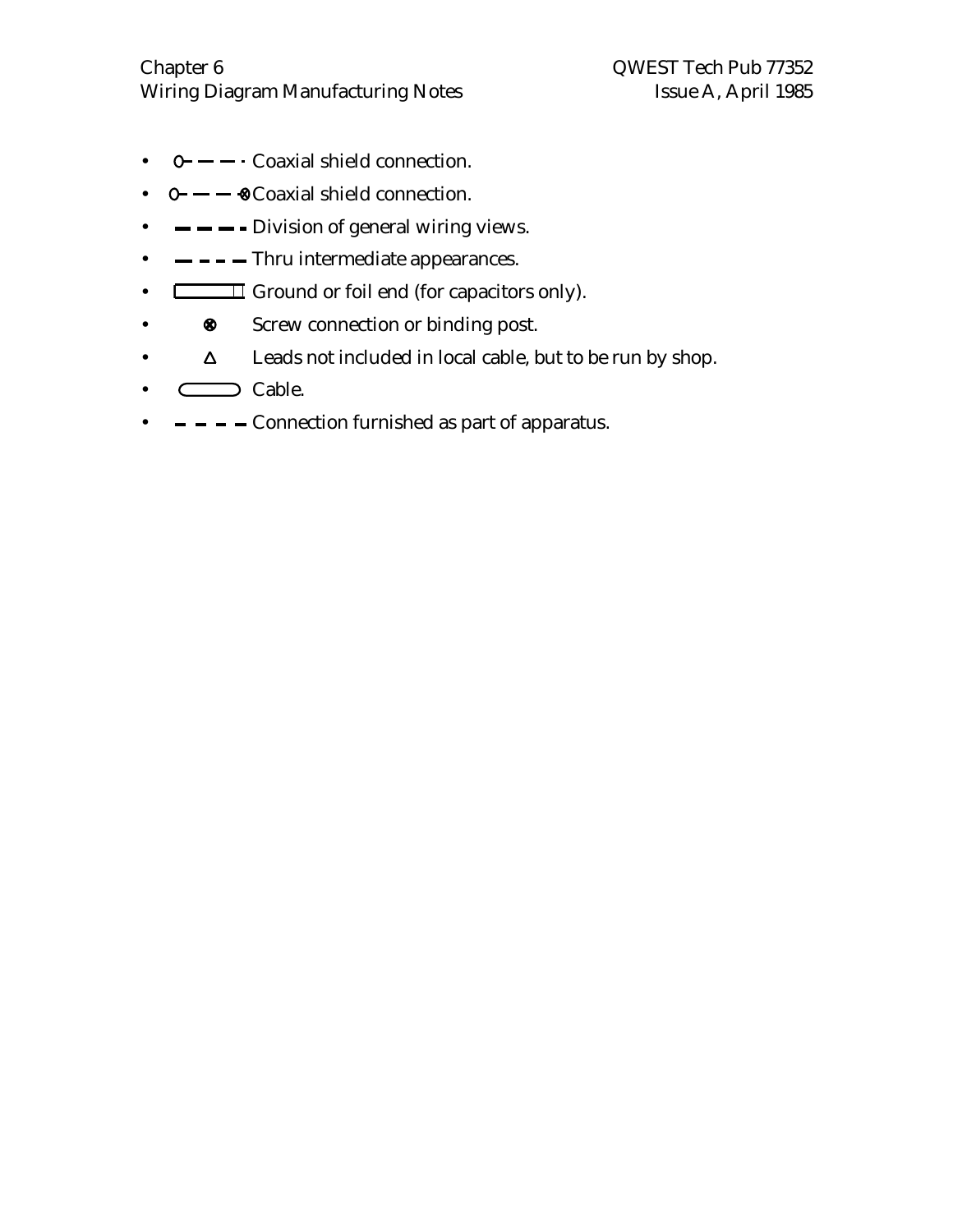- O— — — · Coaxial shield connection.
- O— — —⊗ Coaxial shield connection.
- ▬ ▬ ▬ ▬ Division of general wiring views.
- — — — — Thru intermediate appearances.
- Ground or foil end (for capacitors only).
- ⊗ Screw connection or binding post.
- Δ Leads not included in local cable, but to be run by shop.
- Cable.
- – – – – Connection furnished as part of apparatus.